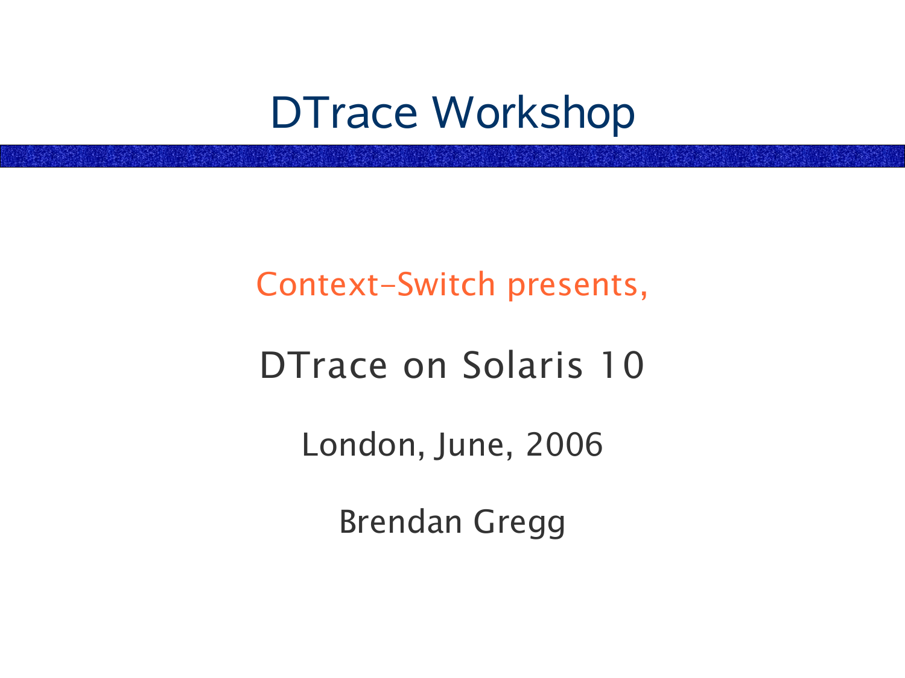# DTrace Workshop

Context-Switch presents,

DTrace on Solaris 10

London, June, 2006

Brendan Gregg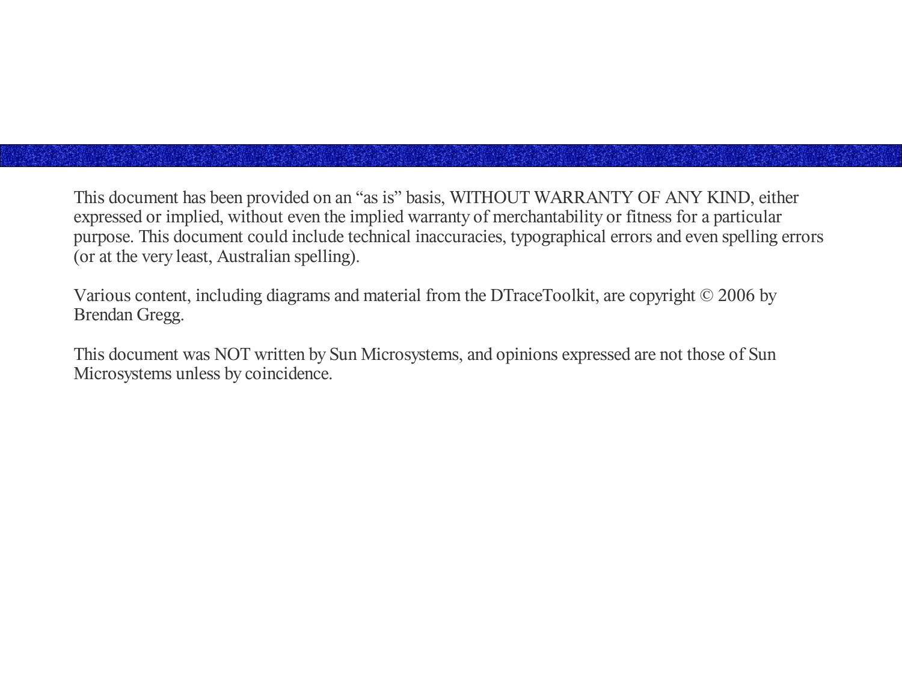This document has been provided on an “as is” basis, WITHOUT WARRANTY OF ANY KIND, either expressed or implied, without even the implied warranty of merchantability or fitness for a particular purpose. This document could include technical inaccuracies, typographical errors and even spelling errors (or at the very least, Australian spelling).

Various content, including diagrams and material from the DTraceToolkit, are copyright © 2006 by Brendan Gregg.

This document was NOT written by Sun Microsystems, and opinions expressed are not those of Sun Microsystems unless by coincidence.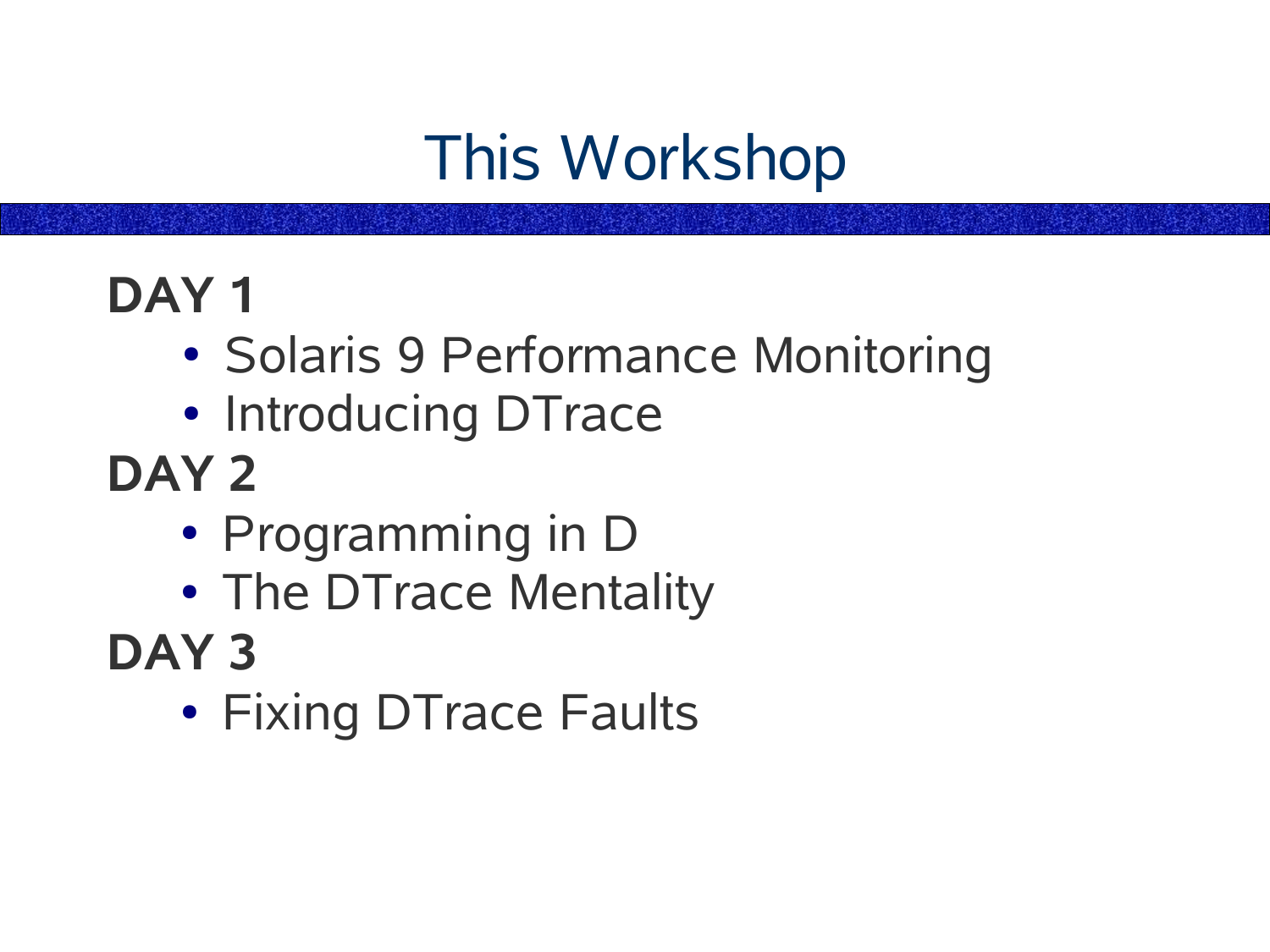# This Workshop

**DAY 1**

- Solaris 9 Performance Monitoring
- Introducing DTrace

**DAY 2**

- Programming in D
- The DTrace Mentality

**DAY 3**

- Fixing DTrace Faults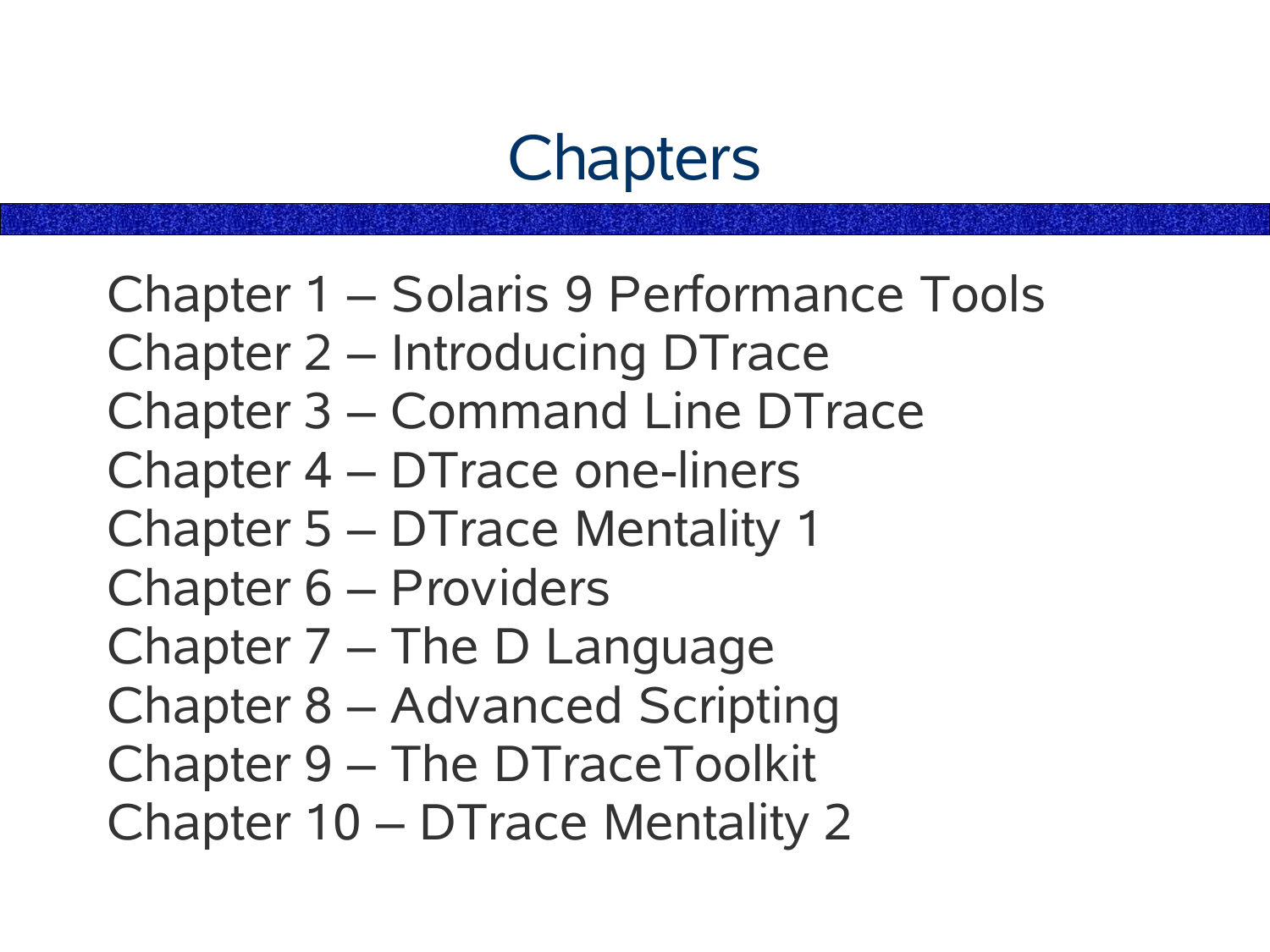# Chapters

Chapter 1 – Solaris 9 Performance Tools
Chapter 2 – Introducing DTrace
Chapter 3 – Command Line DTrace
Chapter 4 – DTrace one-liners
Chapter 5 – DTrace Mentality 1
Chapter 6 – Providers
Chapter 7 – The D Language
Chapter 8 – Advanced Scripting
Chapter 9 – The DTraceToolkit
Chapter 10 – DTrace Mentality 2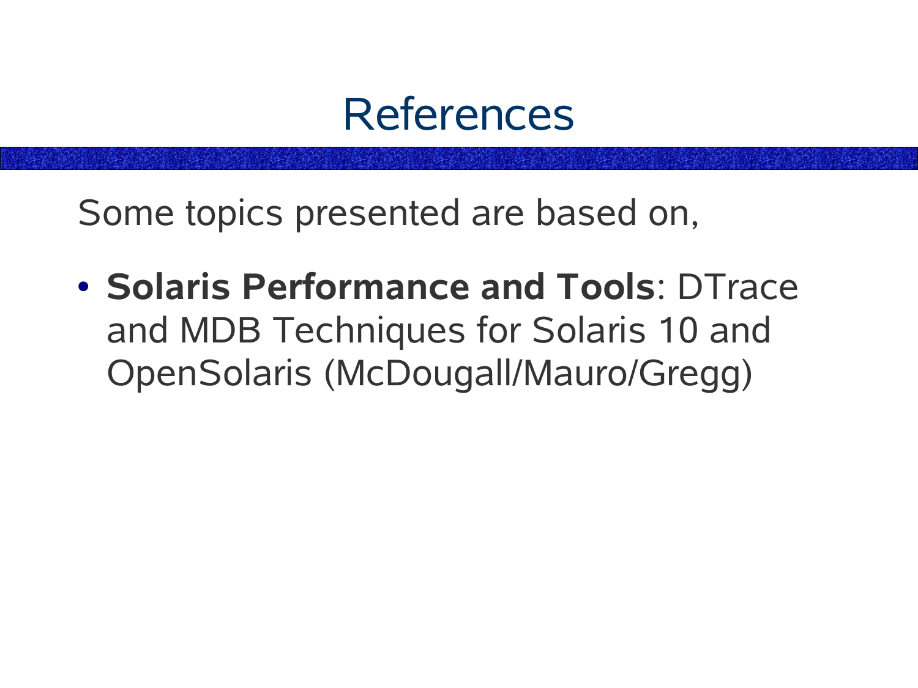# References

Some topics presented are based on,

- **Solaris Performance and Tools**: DTrace and MDB Techniques for Solaris 10 and OpenSolaris (McDougall/Mauro/Gregg)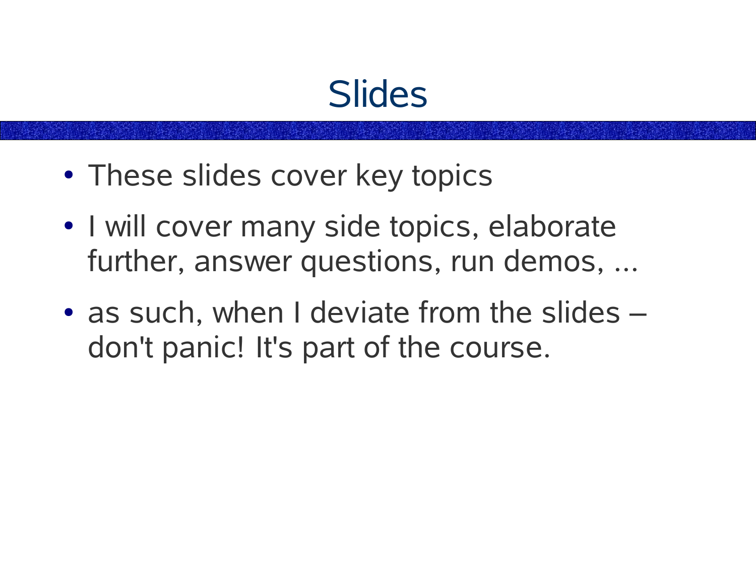# Slides

- These slides cover key topics
- I will cover many side topics, elaborate further, answer questions, run demos, ...
- as such, when I deviate from the slides – don't panic! It's part of the course.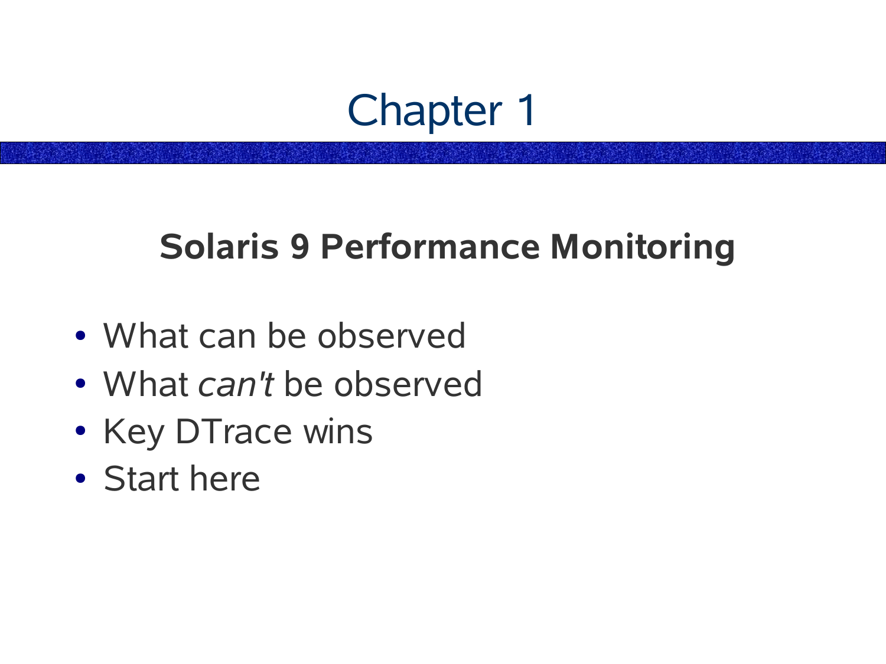# Chapter 1

## Solaris 9 Performance Monitoring

- What can be observed
- What *can't* be observed
- Key DTrace wins
- Start here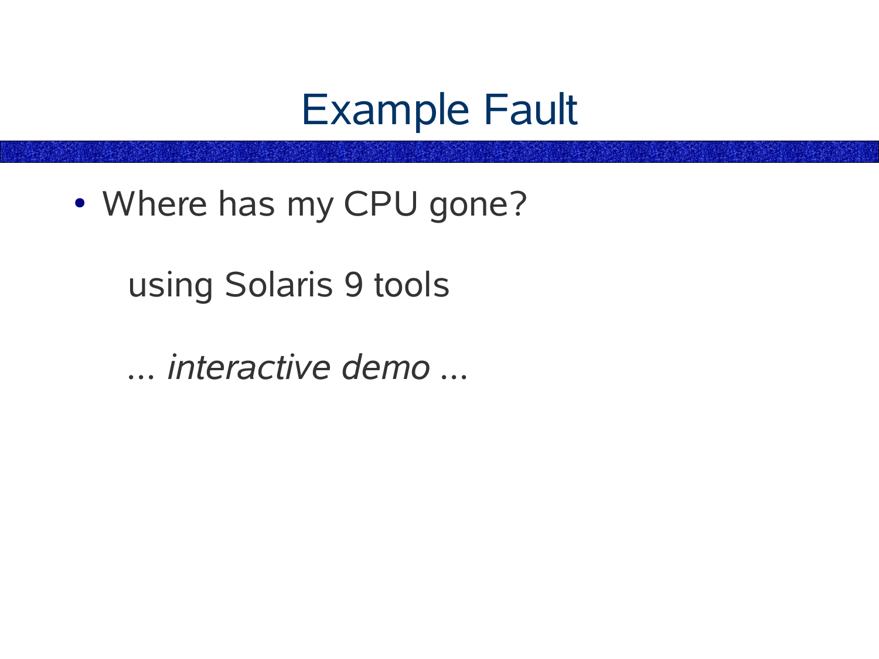# Example Fault

- Where has my CPU gone?

  using Solaris 9 tools

  ... *interactive demo* ...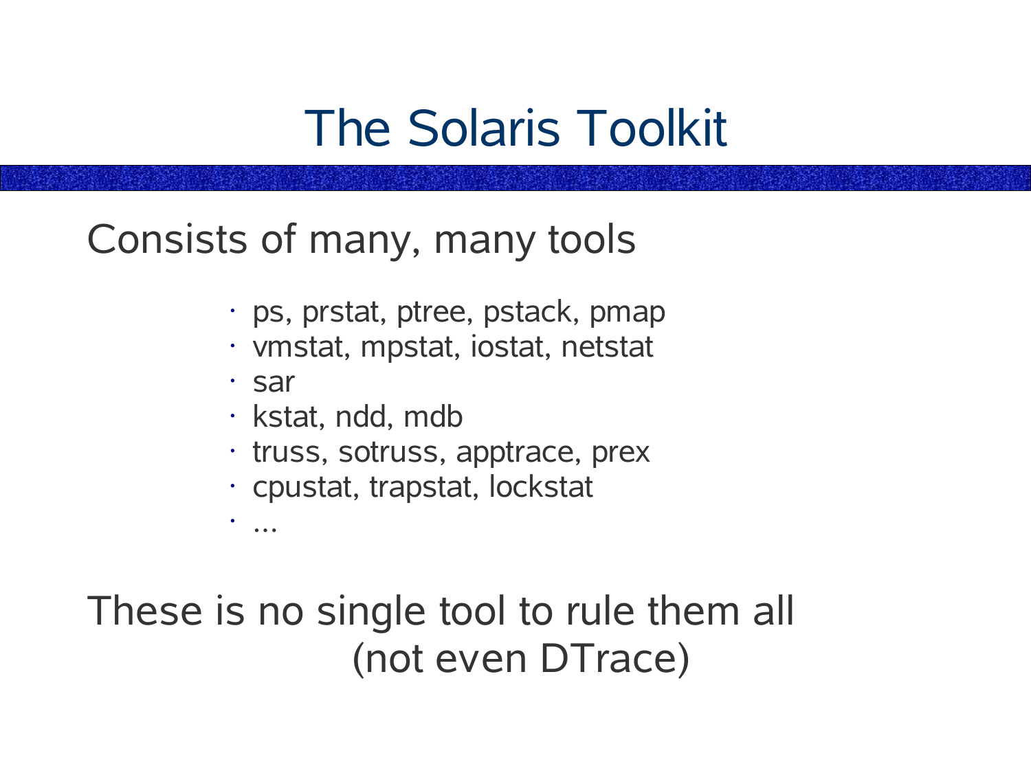# The Solaris Toolkit

Consists of many, many tools

- ps, prstat, ptree, pstack, pmap
- vmstat, mpstat, iostat, netstat
- sar
- kstat, ndd, mdb
- truss, sotruss, apptrace, prex
- cpustat, trapstat, lockstat
- ...

These is no single tool to rule them all
(not even DTrace)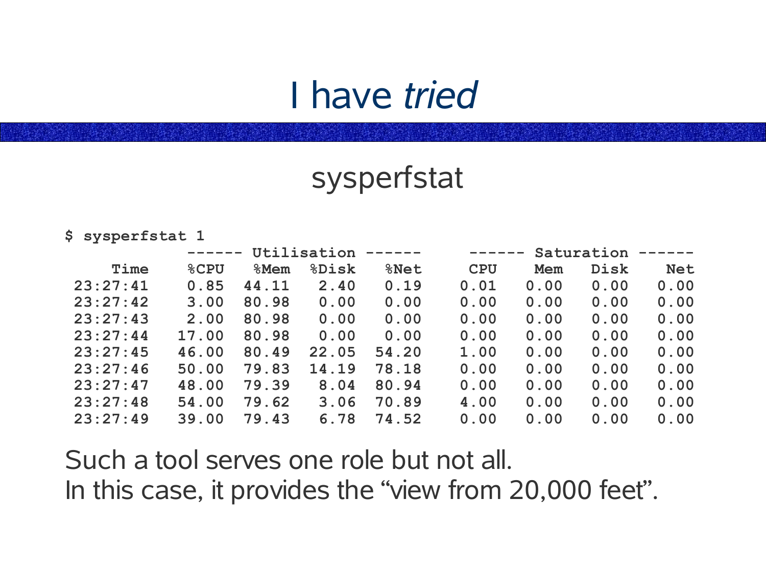# I have *tried*

## sysperfstat

```
$ sysperfstat 1
            ------ Utilisation ------     ------ Saturation ------
    Time    %CPU   %Mem  %Disk   %Net      CPU    Mem   Disk    Net
 23:27:41   0.85  44.11   2.40   0.19     0.01   0.00   0.00   0.00
 23:27:42   3.00  80.98   0.00   0.00     0.00   0.00   0.00   0.00
 23:27:43   2.00  80.98   0.00   0.00     0.00   0.00   0.00   0.00
 23:27:44  17.00  80.98   0.00   0.00     0.00   0.00   0.00   0.00
 23:27:45  46.00  80.49  22.05  54.20     1.00   0.00   0.00   0.00
 23:27:46  50.00  79.83  14.19  78.18     0.00   0.00   0.00   0.00
 23:27:47  48.00  79.39   8.04  80.94     0.00   0.00   0.00   0.00
 23:27:48  54.00  79.62   3.06  70.89     4.00   0.00   0.00   0.00
 23:27:49  39.00  79.43   6.78  74.52     0.00   0.00   0.00   0.00
```

Such a tool serves one role but not all.
In this case, it provides the "view from 20,000 feet".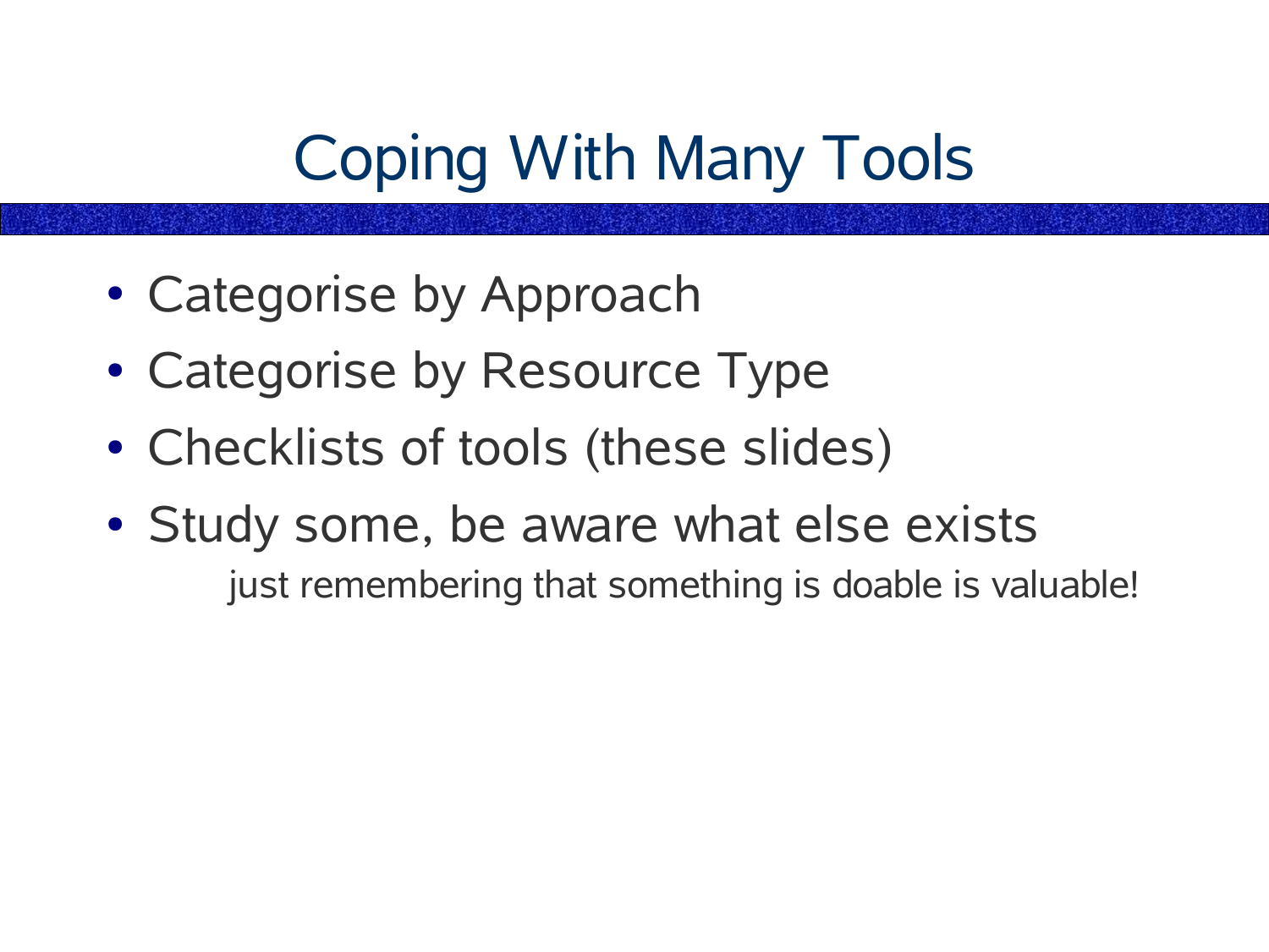# Coping With Many Tools

- Categorise by Approach
- Categorise by Resource Type
- Checklists of tools (these slides)
- Study some, be aware what else exists
  
  just remembering that something is doable is valuable!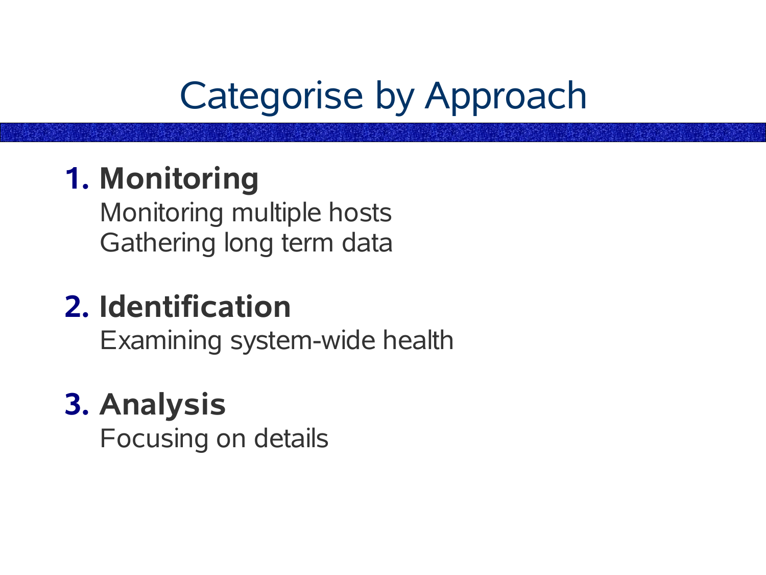# Categorise by Approach

1. **Monitoring**

   Monitoring multiple hosts
   Gathering long term data

2. **Identification**

   Examining system-wide health

3. **Analysis**

   Focusing on details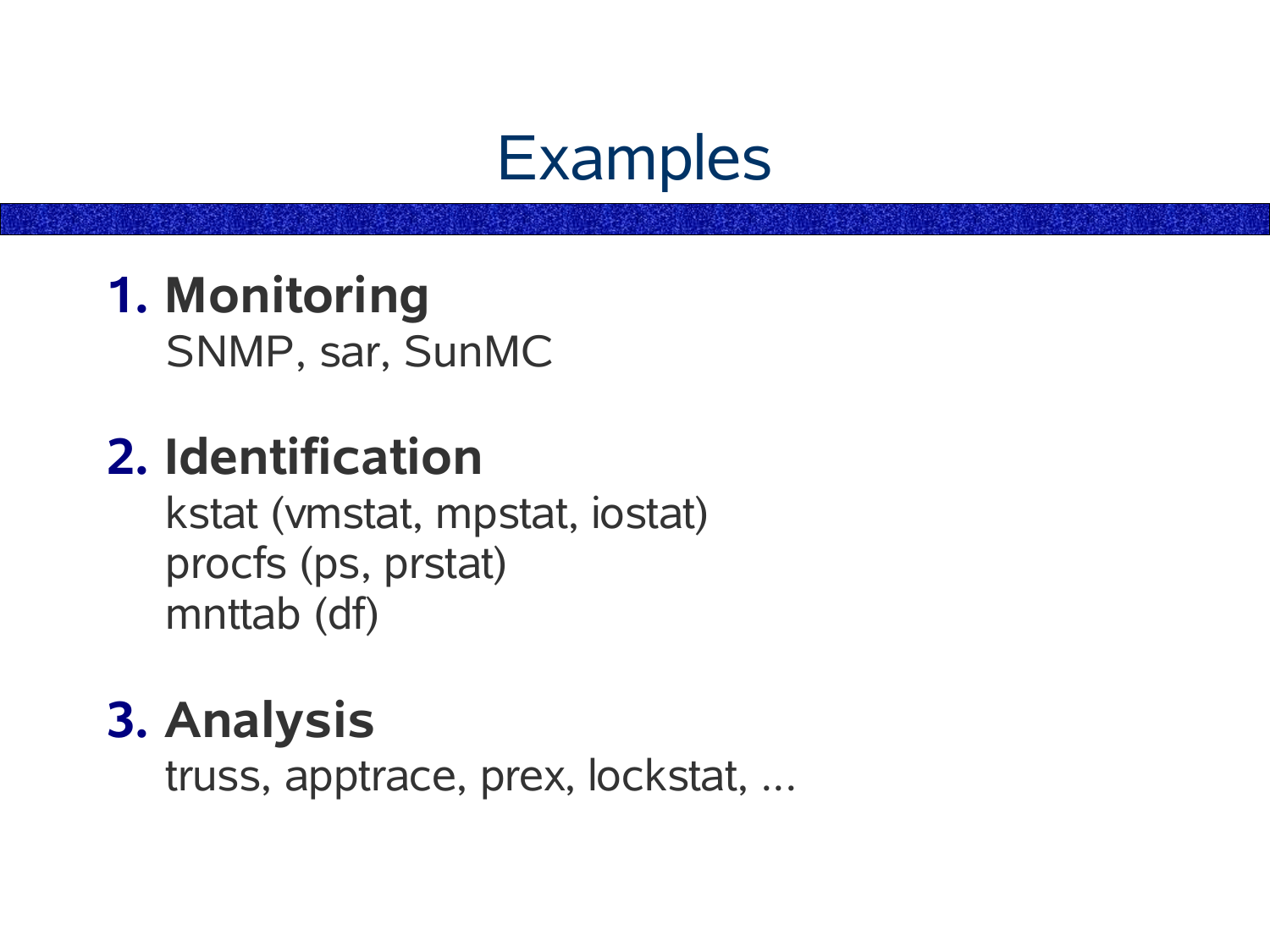# Examples

1. **Monitoring**
   SNMP, sar, SunMC

2. **Identification**
   kstat (vmstat, mpstat, iostat)
   procfs (ps, prstat)
   mnttab (df)

3. **Analysis**
   truss, apptrace, prex, lockstat, ...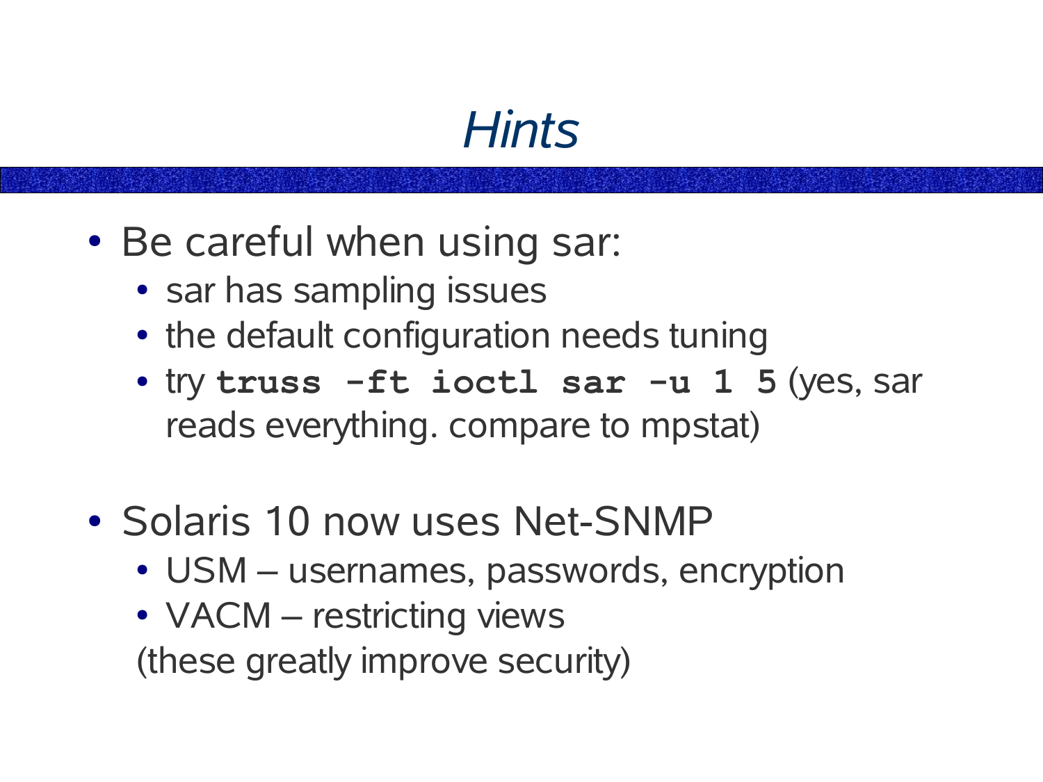# *Hints*

- Be careful when using sar:
  - sar has sampling issues
  - the default configuration needs tuning
  - try **`truss -ft ioctl sar -u 1 5`** (yes, sar reads everything. compare to mpstat)

- Solaris 10 now uses Net-SNMP
  - USM – usernames, passwords, encryption
  - VACM – restricting views

  (these greatly improve security)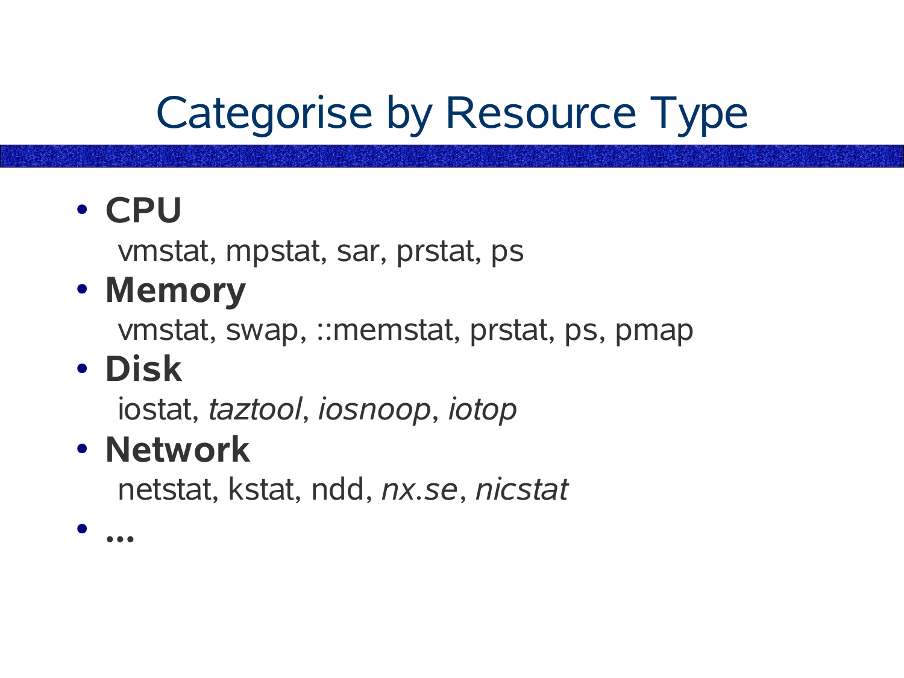# Categorise by Resource Type

- **CPU**

  vmstat, mpstat, sar, prstat, ps

- **Memory**

  vmstat, swap, ::memstat, prstat, ps, pmap

- **Disk**

  iostat, *taztool*, *iosnoop*, *iotop*

- **Network**

  netstat, kstat, ndd, *nx.se*, *nicstat*

- **...**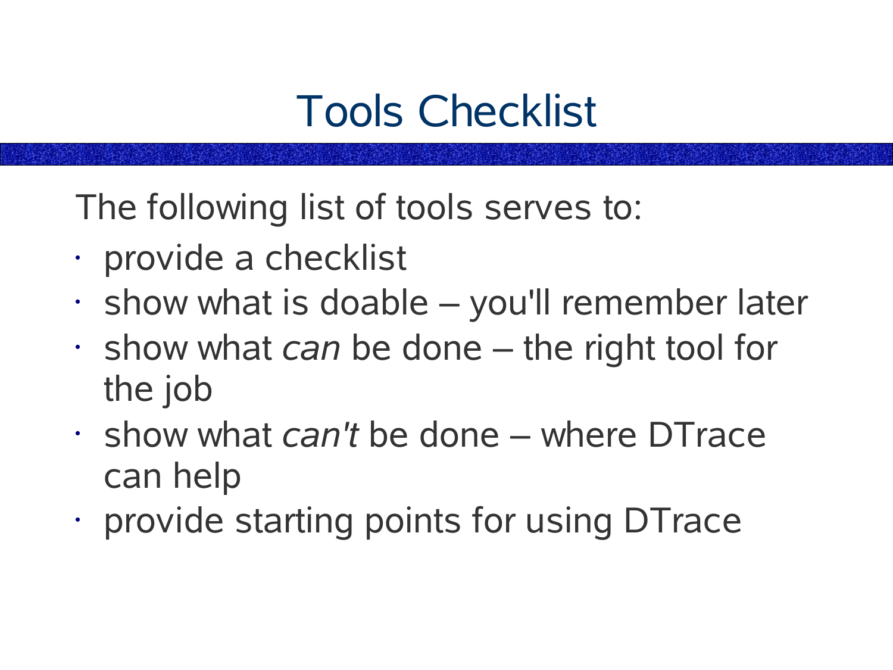# Tools Checklist

The following list of tools serves to:

- provide a checklist
- show what is doable – you'll remember later
- show what *can* be done – the right tool for the job
- show what *can't* be done – where DTrace can help
- provide starting points for using DTrace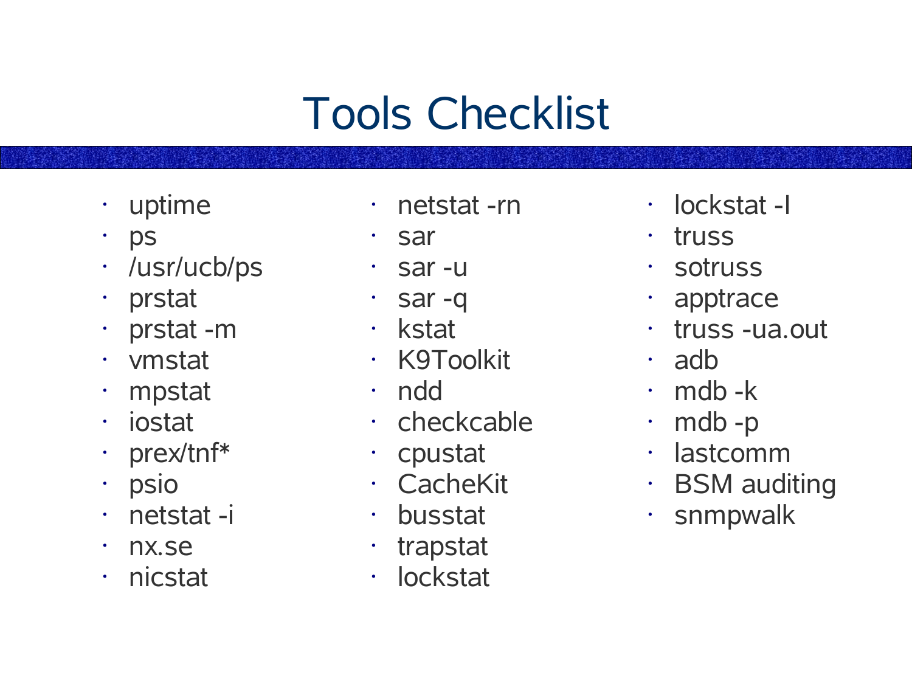# Tools Checklist

- uptime
- ps
- /usr/ucb/ps
- prstat
- prstat -m
- vmstat
- mpstat
- iostat
- prex/tnf*
- psio
- netstat -i
- nx.se
- nicstat
- netstat -rn
- sar
- sar -u
- sar -q
- kstat
- K9Toolkit
- ndd
- checkcable
- cpustat
- CacheKit
- busstat
- trapstat
- lockstat
- lockstat -I
- truss
- sotruss
- apptrace
- truss -ua.out
- adb
- mdb -k
- mdb -p
- lastcomm
- BSM auditing
- snmpwalk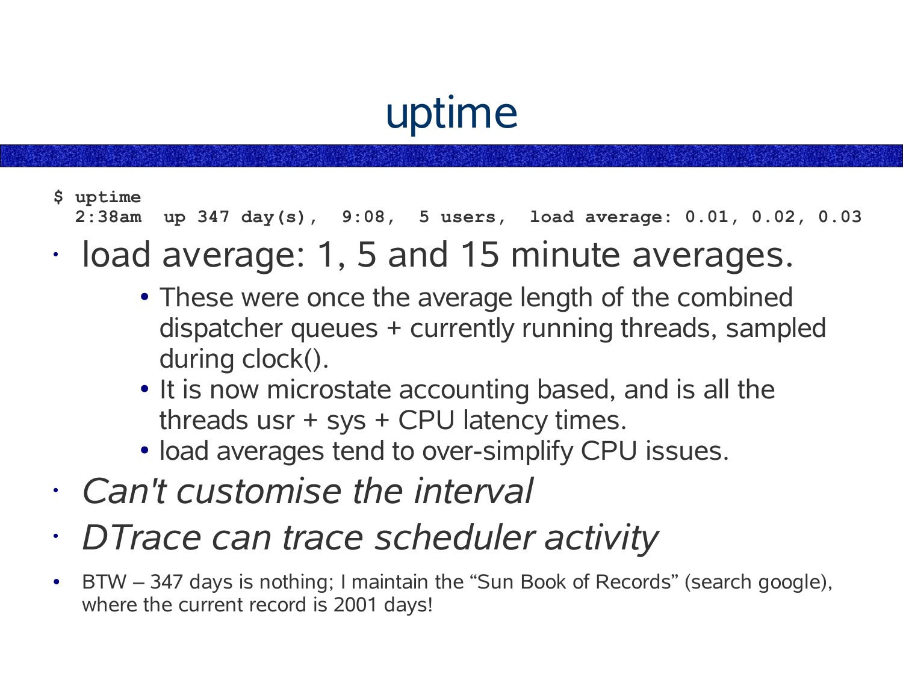# uptime

```
$ uptime
  2:38am  up 347 day(s),  9:08,  5 users,  load average: 0.01, 0.02, 0.03
```

- load average: 1, 5 and 15 minute averages.
  - These were once the average length of the combined dispatcher queues + currently running threads, sampled during clock().
  - It is now microstate accounting based, and is all the threads usr + sys + CPU latency times.
  - load averages tend to over-simplify CPU issues.
- *Can't customise the interval*
- *DTrace can trace scheduler activity*
- BTW – 347 days is nothing; I maintain the “Sun Book of Records” (search google), where the current record is 2001 days!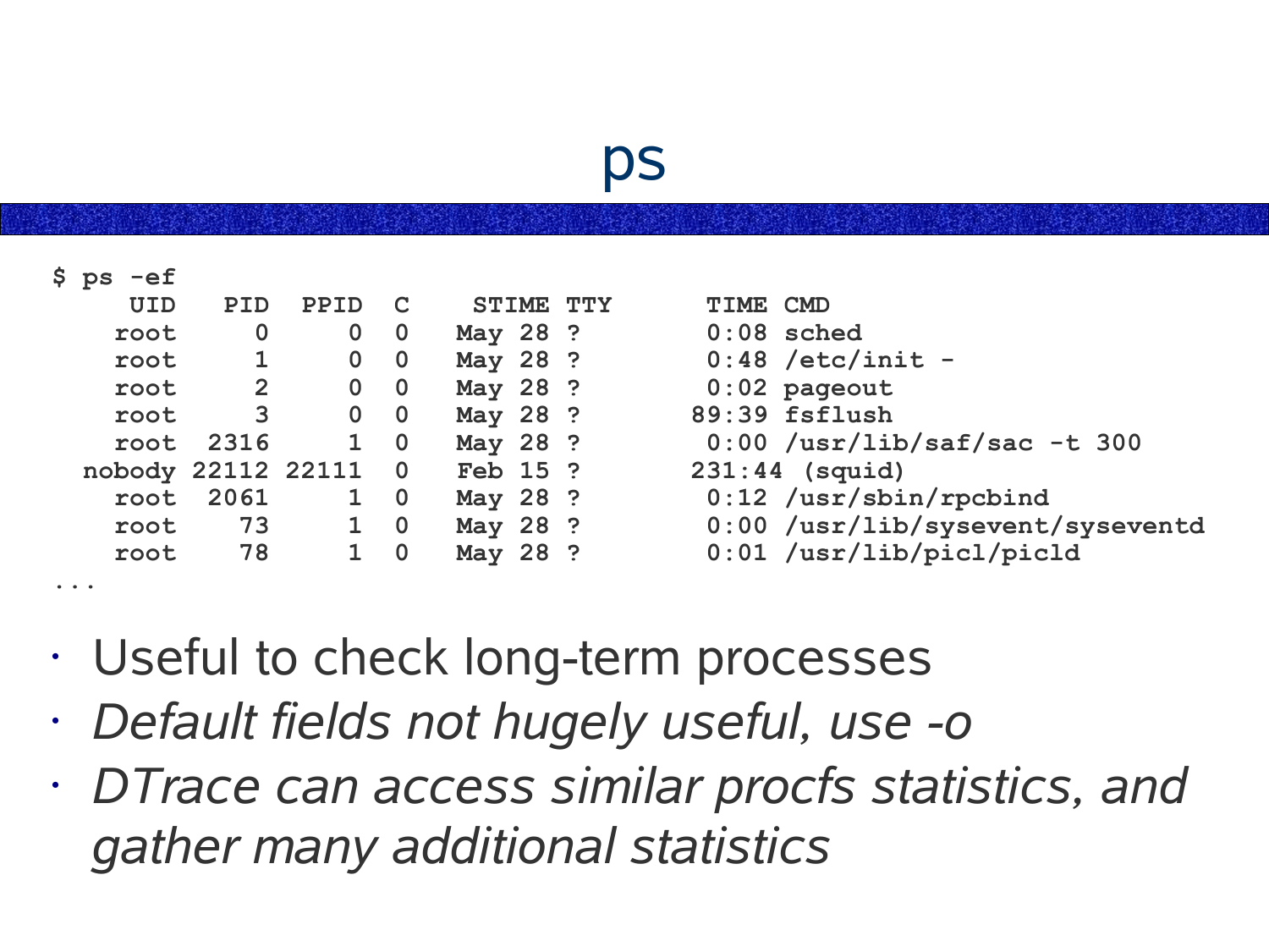# ps

```
$ ps -ef
     UID   PID  PPID  C    STIME TTY        TIME CMD
    root     0     0  0   May 28 ?          0:08 sched
    root     1     0  0   May 28 ?          0:48 /etc/init -
    root     2     0  0   May 28 ?          0:02 pageout
    root     3     0  0   May 28 ?         89:39 fsflush
    root  2316     1  0   May 28 ?          0:00 /usr/lib/saf/sac -t 300
  nobody 22112 22111  0   Feb 15 ?        231:44 (squid)
    root  2061     1  0   May 28 ?          0:12 /usr/sbin/rpcbind
    root    73     1  0   May 28 ?          0:00 /usr/lib/sysevent/syseventd
    root    78     1  0   May 28 ?          0:01 /usr/lib/picl/picld
...
```

- Useful to check long-term processes
- *Default fields not hugely useful, use -o*
- *DTrace can access similar procfs statistics, and gather many additional statistics*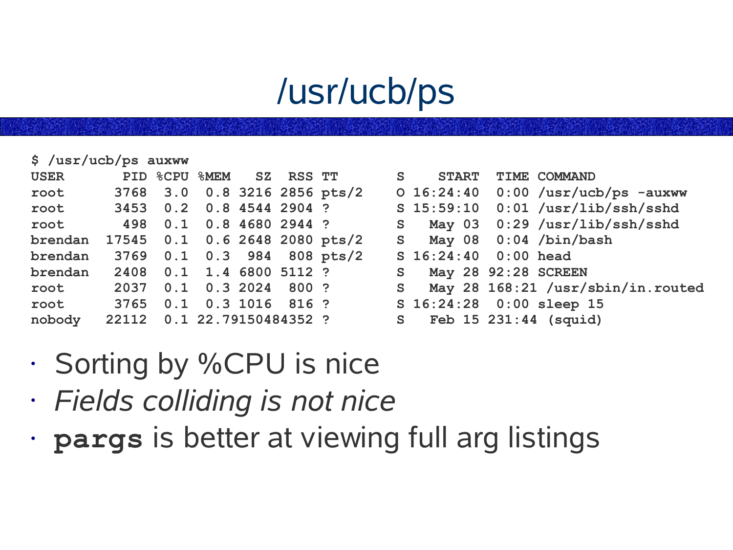# /usr/ucb/ps

```
$ /usr/ucb/ps auxww
USER       PID %CPU %MEM   SZ  RSS TT       S    START  TIME COMMAND
root      3768  3.0  0.8 3216 2856 pts/2    O 16:24:40  0:00 /usr/ucb/ps -auxww
root      3453  0.2  0.8 4544 2904 ?        S 15:59:10  0:01 /usr/lib/ssh/sshd
root       498  0.1  0.8 4680 2944 ?        S   May 03  0:29 /usr/lib/ssh/sshd
brendan  17545  0.1  0.6 2648 2080 pts/2    S   May 08  0:04 /bin/bash
brendan   3769  0.1  0.3  984  808 pts/2    S 16:24:40  0:00 head
brendan   2408  0.1  1.4 6800 5112 ?        S   May 28 92:28 SCREEN
root      2037  0.1  0.3 2024  800 ?        S   May 28 168:21 /usr/sbin/in.routed
root      3765  0.1  0.3 1016  816 ?        S 16:24:28  0:00 sleep 15
nobody   22112  0.1 22.79150484352 ?        S   Feb 15 231:44 (squid)
```

- Sorting by %CPU is nice
- *Fields colliding is not nice*
- **`pargs`** is better at viewing full arg listings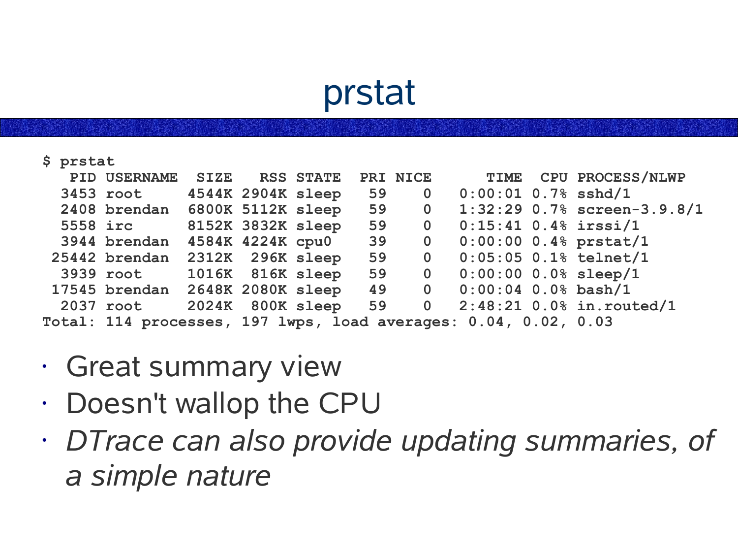# prstat

```
$ prstat
   PID USERNAME  SIZE   RSS STATE  PRI NICE      TIME  CPU PROCESS/NLWP
  3453 root     4544K 2904K sleep   59    0   0:00:01 0.7% sshd/1
  2408 brendan  6800K 5112K sleep   59    0   1:32:29 0.7% screen-3.9.8/1
  5558 irc      8152K 3832K sleep   59    0   0:15:41 0.4% irssi/1
  3944 brendan  4584K 4224K cpu0    39    0   0:00:00 0.4% prstat/1
 25442 brendan  2312K  296K sleep   59    0   0:05:05 0.1% telnet/1
  3939 root     1016K  816K sleep   59    0   0:00:00 0.0% sleep/1
 17545 brendan  2648K 2080K sleep   49    0   0:00:04 0.0% bash/1
  2037 root     2024K  800K sleep   59    0   2:48:21 0.0% in.routed/1
Total: 114 processes, 197 lwps, load averages: 0.04, 0.02, 0.03
```

- Great summary view
- Doesn't wallop the CPU
- *DTrace can also provide updating summaries, of a simple nature*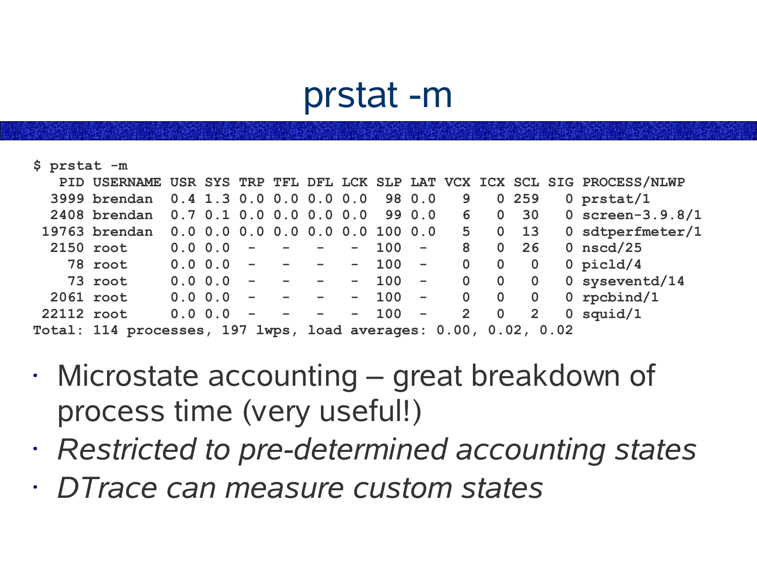# prstat -m

```
$ prstat -m
   PID USERNAME USR SYS TRP TFL DFL LCK SLP LAT VCX ICX SCL SIG PROCESS/NLWP
  3999 brendan  0.4 1.3 0.0 0.0 0.0 0.0  98 0.0   9   0 259   0 prstat/1
  2408 brendan  0.7 0.1 0.0 0.0 0.0 0.0  99 0.0   6   0  30   0 screen-3.9.8/1
 19763 brendan  0.0 0.0 0.0 0.0 0.0 0.0 100 0.0   5   0  13   0 sdtperfmeter/1
  2150 root     0.0 0.0   -   -   -   - 100   -   8   0  26   0 nscd/25
    78 root     0.0 0.0   -   -   -   - 100   -   0   0   0   0 picld/4
    73 root     0.0 0.0   -   -   -   - 100   -   0   0   0   0 syseventd/14
  2061 root     0.0 0.0   -   -   -   - 100   -   0   0   0   0 rpcbind/1
 22112 root     0.0 0.0   -   -   -   - 100   -   2   0   2   0 squid/1
Total: 114 processes, 197 lwps, load averages: 0.00, 0.02, 0.02
```

- Microstate accounting – great breakdown of process time (very useful!)
- *Restricted to pre-determined accounting states*
- *DTrace can measure custom states*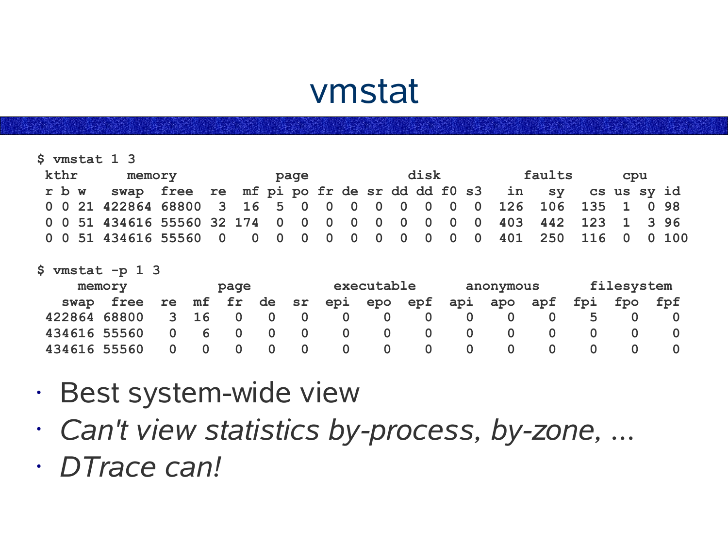# vmstat

```
$ vmstat 1 3
 kthr      memory            page            disk          faults      cpu
 r b w   swap  free  re  mf pi po fr de sr dd dd f0 s3   in   sy   cs us sy id
 0 0 21 422864 68800  3  16  5  0  0  0  0  0  0  0  0  126  106  135  1  0 98
 0 0 51 434616 55560 32 174  0  0  0  0  0  0  0  0  0  403  442  123  1  3 96
 0 0 51 434616 55560  0   0  0  0  0  0  0  0  0  0  0  401  250  116  0  0 100

$ vmstat -p 1 3
     memory           page          executable      anonymous      filesystem
   swap  free  re  mf  fr  de  sr  epi  epo  epf  api  apo  apf  fpi  fpo  fpf
 422864 68800   3  16   0   0   0    0    0    0    0    0    0    5    0    0
 434616 55560   0   6   0   0   0    0    0    0    0    0    0    0    0    0
 434616 55560   0   0   0   0   0    0    0    0    0    0    0    0    0    0
```

- Best system-wide view
- *Can't view statistics by-process, by-zone, ...*
- *DTrace can!*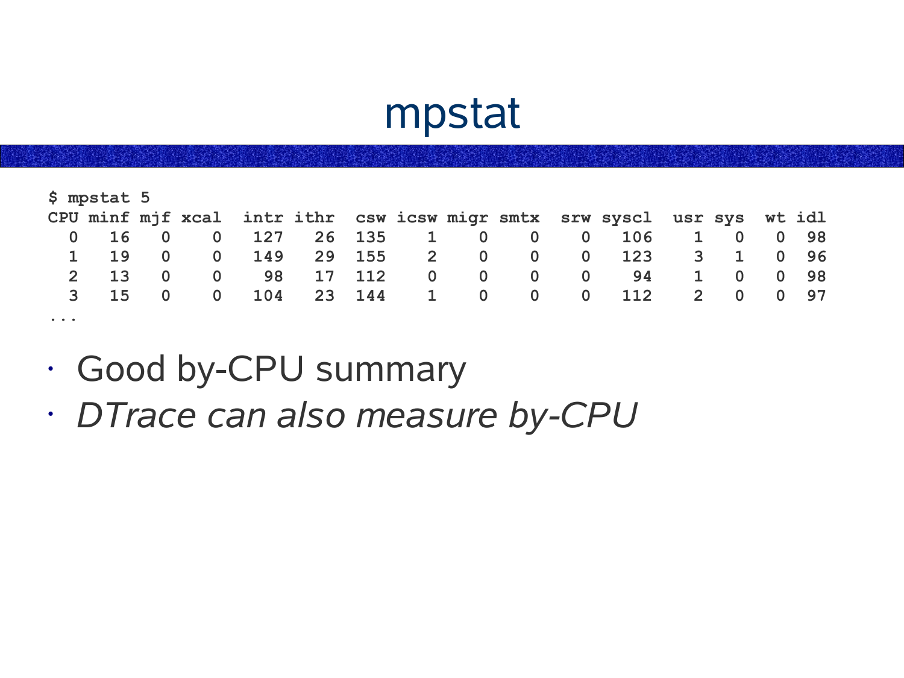# mpstat

```
$ mpstat 5
CPU minf mjf xcal  intr ithr  csw icsw migr smtx  srw syscl  usr sys  wt idl
  0   16   0    0   127   26  135    1    0    0    0   106    1   0   0  98
  1   19   0    0   149   29  155    2    0    0    0   123    3   1   0  96
  2   13   0    0    98   17  112    0    0    0    0    94    1   0   0  98
  3   15   0    0   104   23  144    1    0    0    0   112    2   0   0  97
...
```

- Good by-CPU summary
- *DTrace can also measure by-CPU*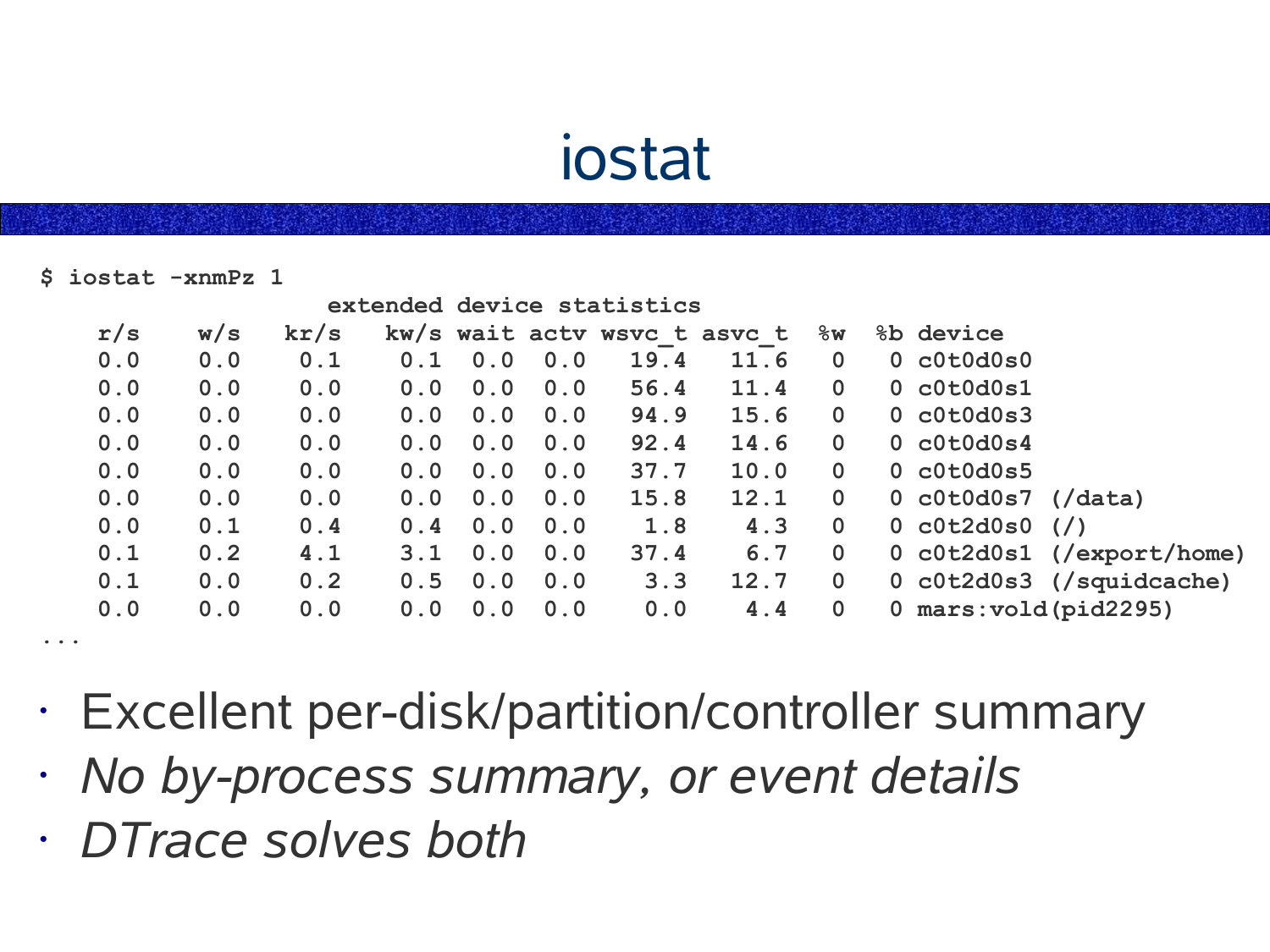# iostat

```
$ iostat -xnmPz 1
                    extended device statistics
    r/s    w/s   kr/s   kw/s wait actv wsvc_t asvc_t  %w  %b device
    0.0    0.0    0.1    0.1  0.0  0.0   19.4   11.6   0   0 c0t0d0s0
    0.0    0.0    0.0    0.0  0.0  0.0   56.4   11.4   0   0 c0t0d0s1
    0.0    0.0    0.0    0.0  0.0  0.0   94.9   15.6   0   0 c0t0d0s3
    0.0    0.0    0.0    0.0  0.0  0.0   92.4   14.6   0   0 c0t0d0s4
    0.0    0.0    0.0    0.0  0.0  0.0   37.7   10.0   0   0 c0t0d0s5
    0.0    0.0    0.0    0.0  0.0  0.0   15.8   12.1   0   0 c0t0d0s7 (/data)
    0.0    0.1    0.4    0.4  0.0  0.0    1.8    4.3   0   0 c0t2d0s0 (/)
    0.1    0.2    4.1    3.1  0.0  0.0   37.4    6.7   0   0 c0t2d0s1 (/export/home)
    0.1    0.0    0.2    0.5  0.0  0.0    3.3   12.7   0   0 c0t2d0s3 (/squidcache)
    0.0    0.0    0.0    0.0  0.0  0.0    0.0    4.4   0   0 mars:vold(pid2295)
...
```

- Excellent per-disk/partition/controller summary
- *No by-process summary, or event details*
- *DTrace solves both*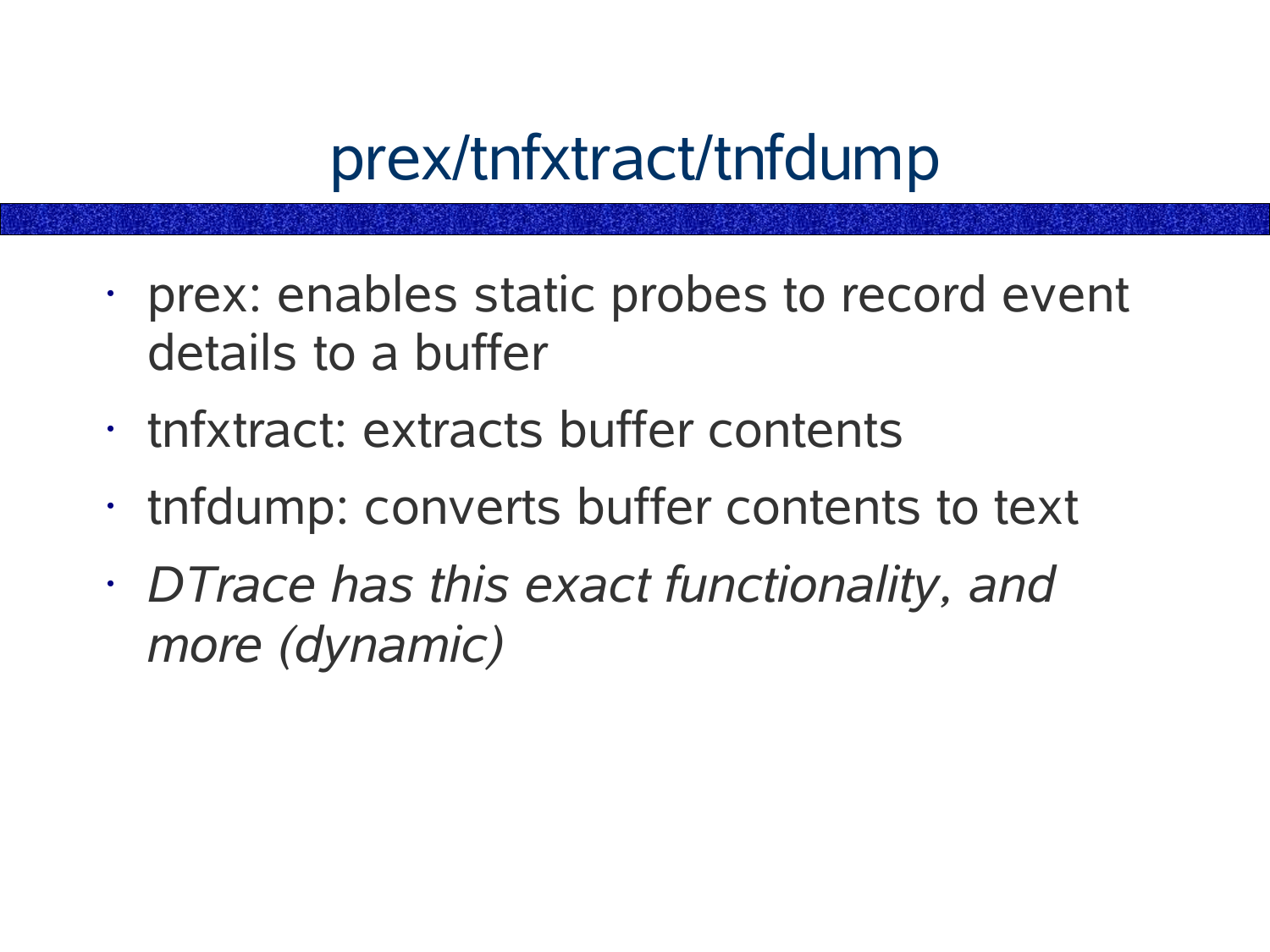# prex/tnfxtract/tnfdump

- prex: enables static probes to record event details to a buffer
- tnfxtract: extracts buffer contents
- tnfdump: converts buffer contents to text
- *DTrace has this exact functionality, and more (dynamic)*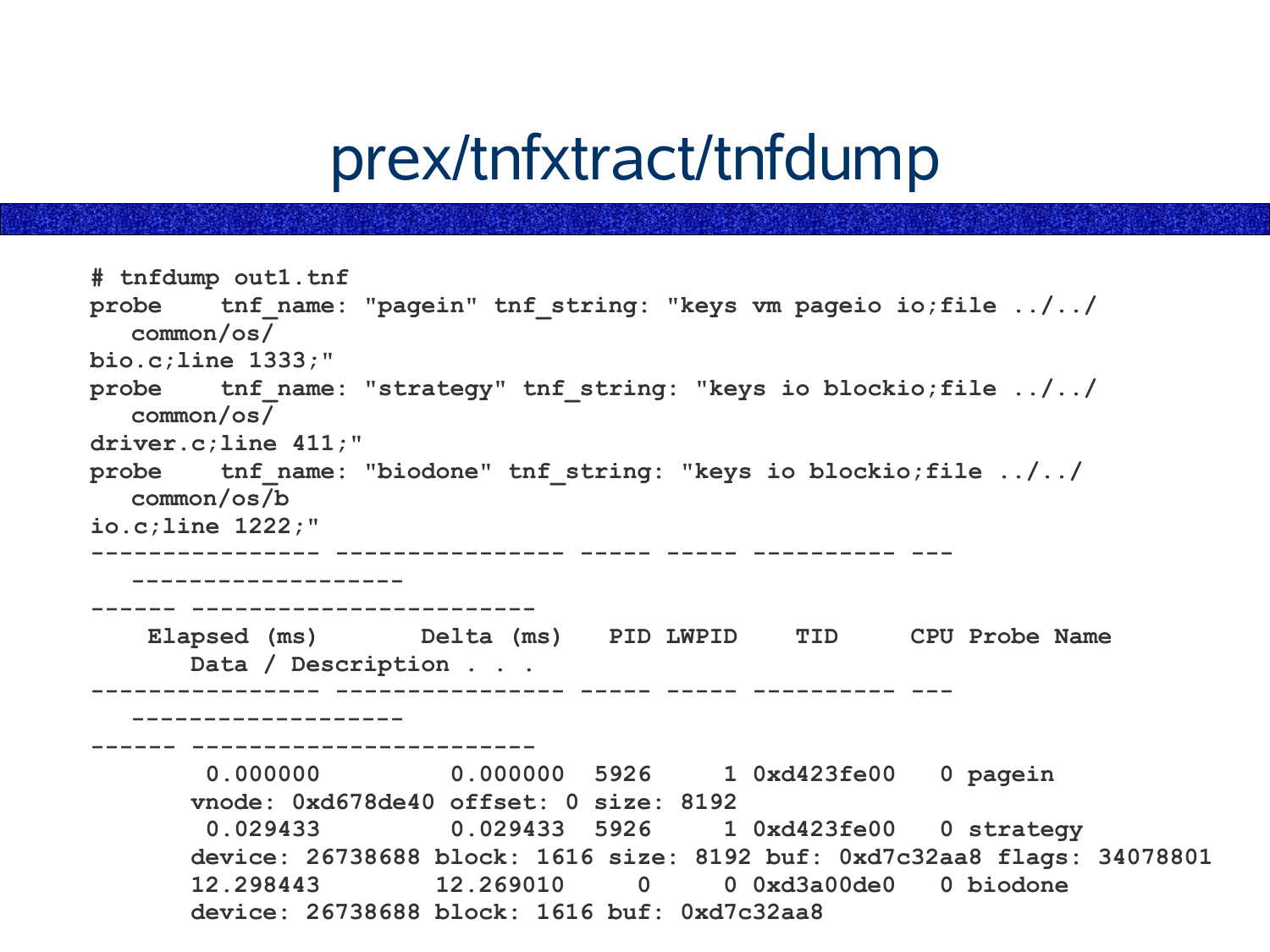# prex/tnfxtract/tnfdump

```
# tnfdump out1.tnf
probe    tnf_name: "pagein" tnf_string: "keys vm pageio io;file ../../
   common/os/
bio.c;line 1333;"
probe    tnf_name: "strategy" tnf_string: "keys io blockio;file ../../
   common/os/
driver.c;line 411;"
probe    tnf_name: "biodone" tnf_string: "keys io blockio;file ../../
   common/os/b
io.c;line 1222;"
---------------- ---------------- ----- ----- ---------- ---
   -------------------
------ ------------------------
    Elapsed (ms)       Delta (ms)   PID LWPID    TID     CPU Probe Name
       Data / Description . . .
---------------- ---------------- ----- ----- ---------- ---
   -------------------
------ ------------------------
        0.000000         0.000000  5926     1 0xd423fe00   0 pagein
       vnode: 0xd678de40 offset: 0 size: 8192
        0.029433         0.029433  5926     1 0xd423fe00   0 strategy
       device: 26738688 block: 1616 size: 8192 buf: 0xd7c32aa8 flags: 34078801
       12.298443        12.269010     0     0 0xd3a00de0   0 biodone
       device: 26738688 block: 1616 buf: 0xd7c32aa8
```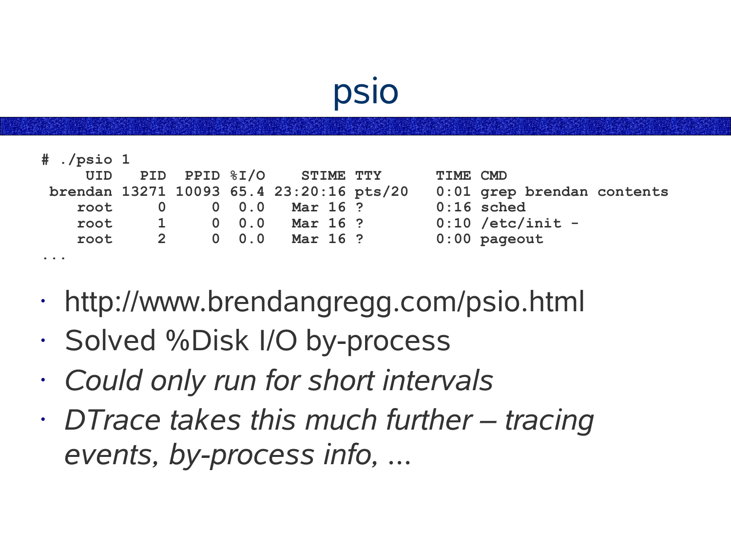# psio

```
# ./psio 1
     UID   PID  PPID %I/O    STIME TTY      TIME CMD
 brendan 13271 10093 65.4 23:20:16 pts/20   0:01 grep brendan contents
    root     0     0  0.0   Mar 16 ?        0:16 sched
    root     1     0  0.0   Mar 16 ?        0:10 /etc/init -
    root     2     0  0.0   Mar 16 ?        0:00 pageout
...
```

- http://www.brendangregg.com/psio.html
- Solved %Disk I/O by-process
- *Could only run for short intervals*
- *DTrace takes this much further – tracing events, by-process info, ...*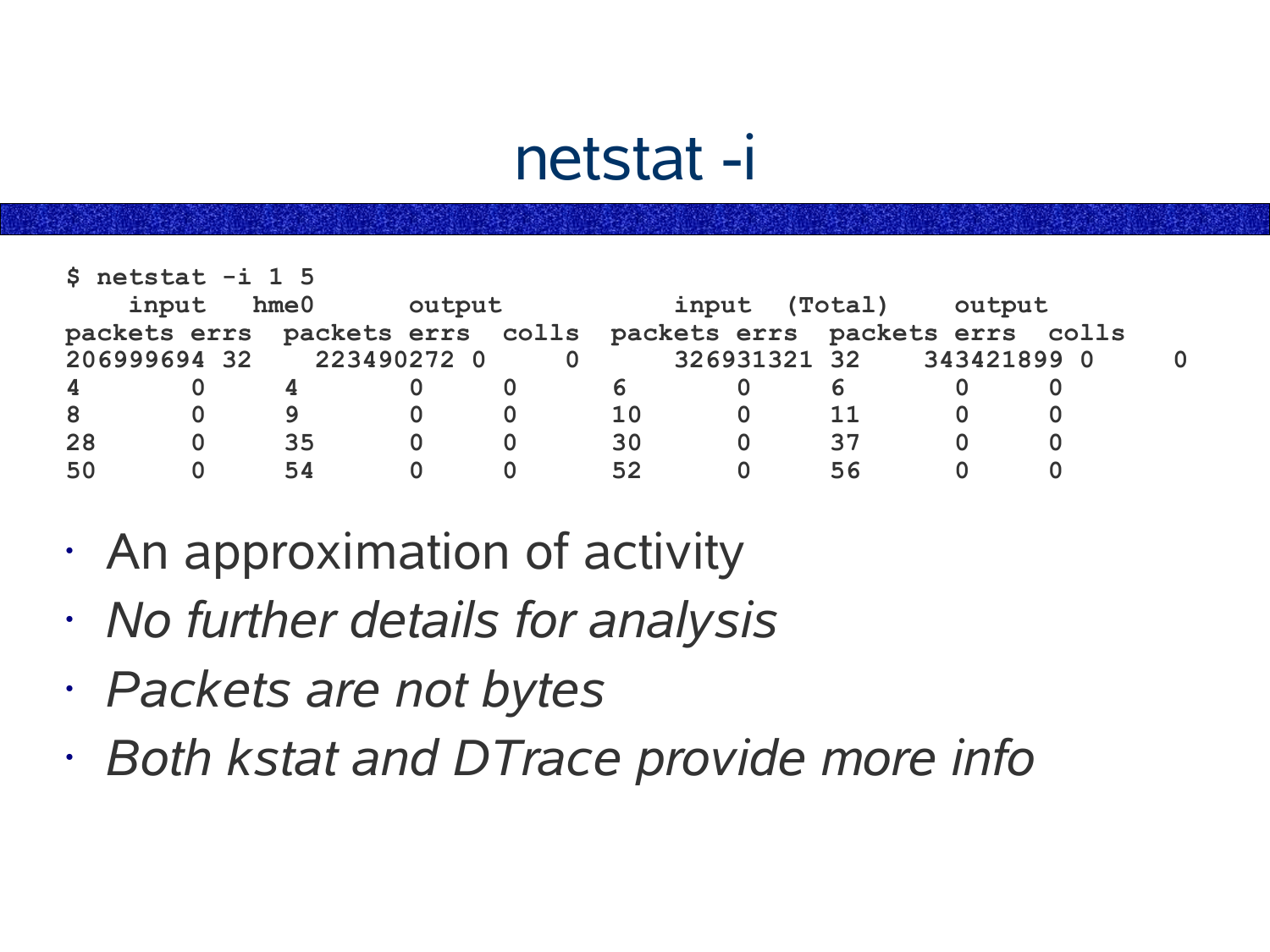# netstat -i

```
$ netstat -i 1 5
    input   hme0      output           input  (Total)    output
packets errs  packets errs  colls  packets errs  packets errs  colls
206999694 32    223490272 0     0        326931321 32    343421899 0     0
4        0      4        0     0      6        0      6        0      0
8        0      9        0     0      10       0      11       0      0
28       0      35       0     0      30       0      37       0      0
50       0      54       0     0      52       0      56       0      0
```

- An approximation of activity
- *No further details for analysis*
- *Packets are not bytes*
- *Both kstat and DTrace provide more info*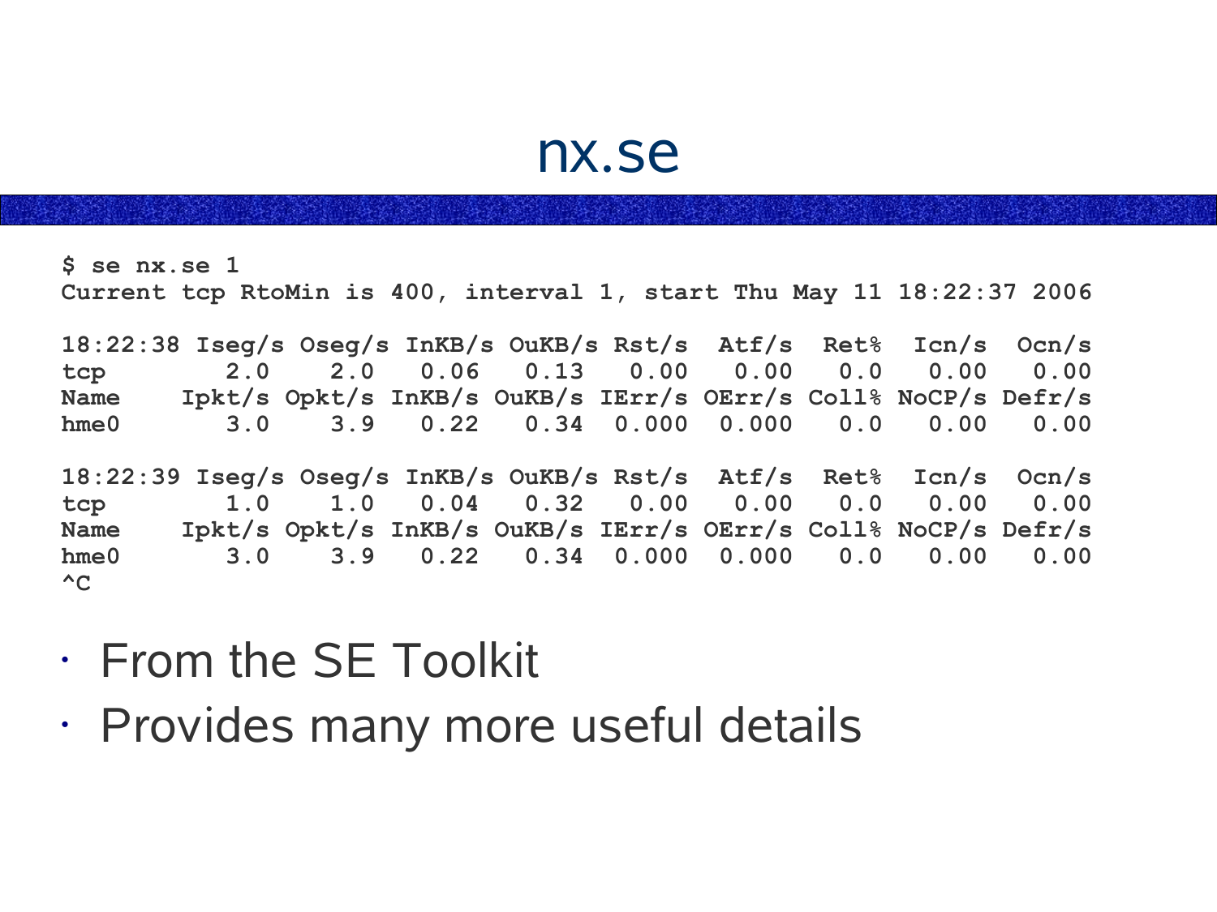# nx.se

```
$ se nx.se 1
Current tcp RtoMin is 400, interval 1, start Thu May 11 18:22:37 2006

18:22:38 Iseg/s Oseg/s InKB/s OuKB/s Rst/s  Atf/s  Ret%  Icn/s  Ocn/s
tcp        2.0    2.0   0.06   0.13   0.00   0.00   0.0   0.00   0.00
Name    Ipkt/s Opkt/s InKB/s OuKB/s IErr/s OErr/s Coll% NoCP/s Defr/s
hme0       3.0    3.9   0.22   0.34  0.000  0.000   0.0   0.00   0.00

18:22:39 Iseg/s Oseg/s InKB/s OuKB/s Rst/s  Atf/s  Ret%  Icn/s  Ocn/s
tcp        1.0    1.0   0.04   0.32   0.00   0.00   0.0   0.00   0.00
Name    Ipkt/s Opkt/s InKB/s OuKB/s IErr/s OErr/s Coll% NoCP/s Defr/s
hme0       3.0    3.9   0.22   0.34  0.000  0.000   0.0   0.00   0.00
^C
```

- From the SE Toolkit
- Provides many more useful details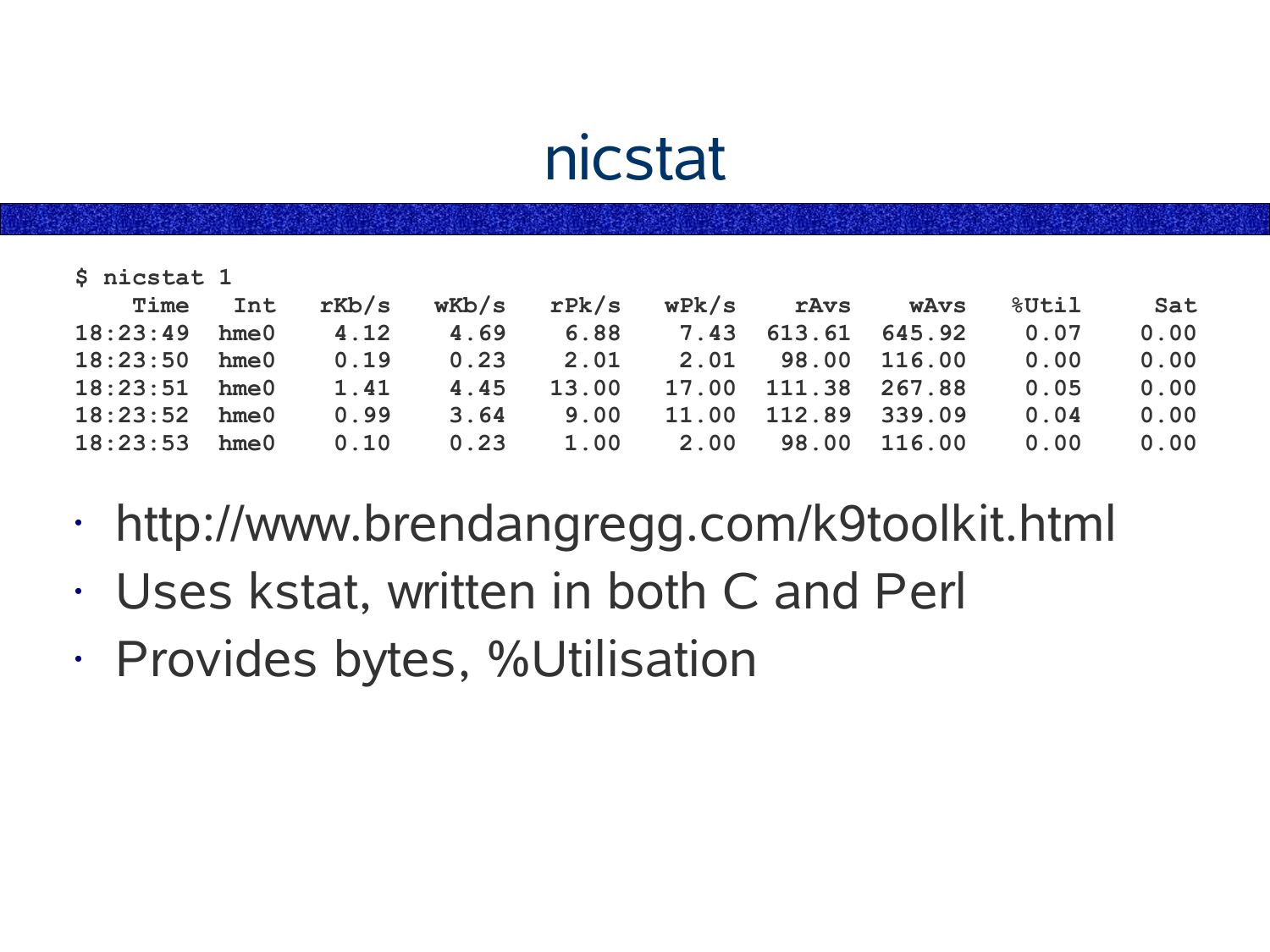# nicstat

```
$ nicstat 1
    Time   Int   rKb/s   wKb/s   rPk/s   wPk/s    rAvs    wAvs  %Util    Sat
18:23:49  hme0    4.12    4.69    6.88    7.43  613.61  645.92   0.07   0.00
18:23:50  hme0    0.19    0.23    2.01    2.01   98.00  116.00   0.00   0.00
18:23:51  hme0    1.41    4.45   13.00   17.00  111.38  267.88   0.05   0.00
18:23:52  hme0    0.99    3.64    9.00   11.00  112.89  339.09   0.04   0.00
18:23:53  hme0    0.10    0.23    1.00    2.00   98.00  116.00   0.00   0.00
```

- http://www.brendangregg.com/k9toolkit.html
- Uses kstat, written in both C and Perl
- Provides bytes, %Utilisation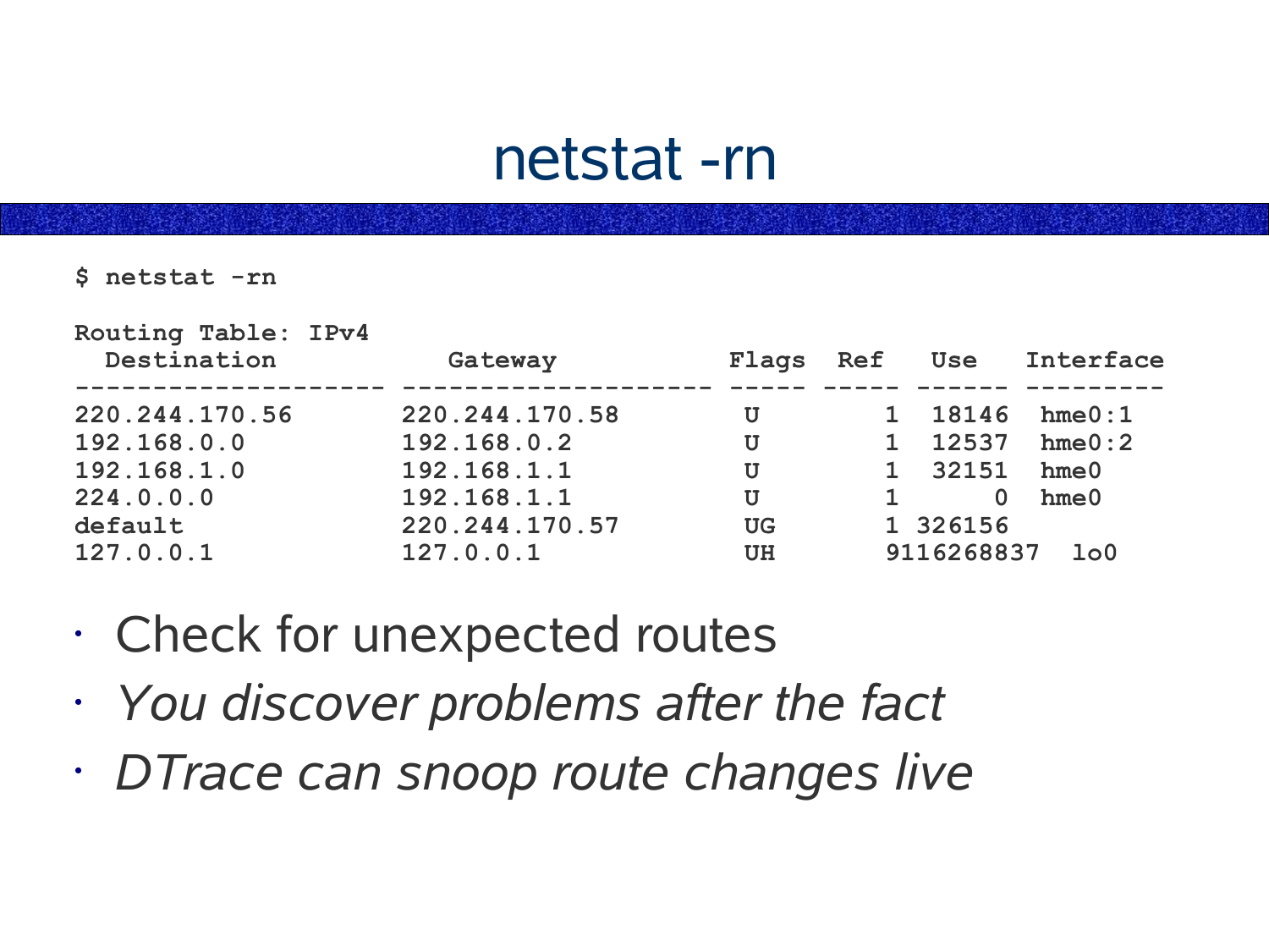# netstat -rn

```
$ netstat -rn

Routing Table: IPv4
  Destination           Gateway           Flags  Ref   Use   Interface
-------------------- -------------------- ----- ----- ------ ---------
220.244.170.56       220.244.170.58        U        1  18146  hme0:1
192.168.0.0          192.168.0.2           U        1  12537  hme0:2
192.168.1.0          192.168.1.1           U        1  32151  hme0
224.0.0.0            192.168.1.1           U        1      0  hme0
default              220.244.170.57        UG       1 326156
127.0.0.1            127.0.0.1             UH       9116268837  lo0
```

- Check for unexpected routes
- *You discover problems after the fact*
- *DTrace can snoop route changes live*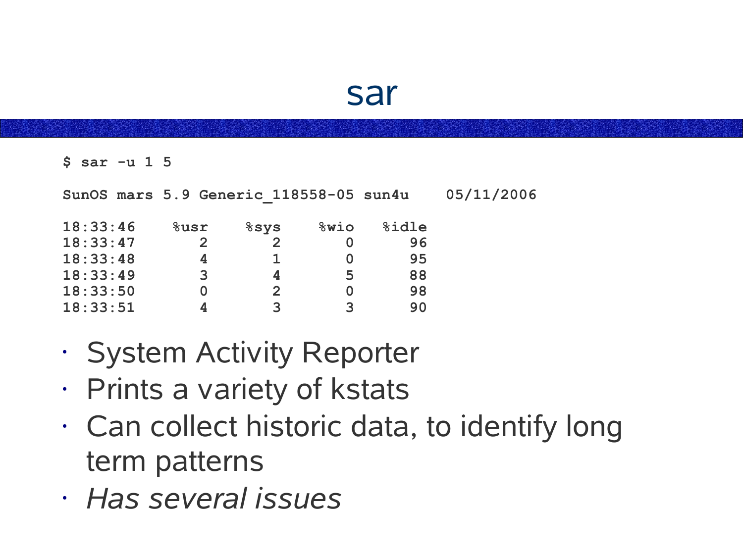# sar

```
$ sar -u 1 5

SunOS mars 5.9 Generic_118558-05 sun4u    05/11/2006

18:33:46    %usr    %sys    %wio   %idle
18:33:47       2       2       0      96
18:33:48       4       1       0      95
18:33:49       3       4       5      88
18:33:50       0       2       0      98
18:33:51       4       3       3      90
```

- System Activity Reporter
- Prints a variety of kstats
- Can collect historic data, to identify long term patterns
- *Has several issues*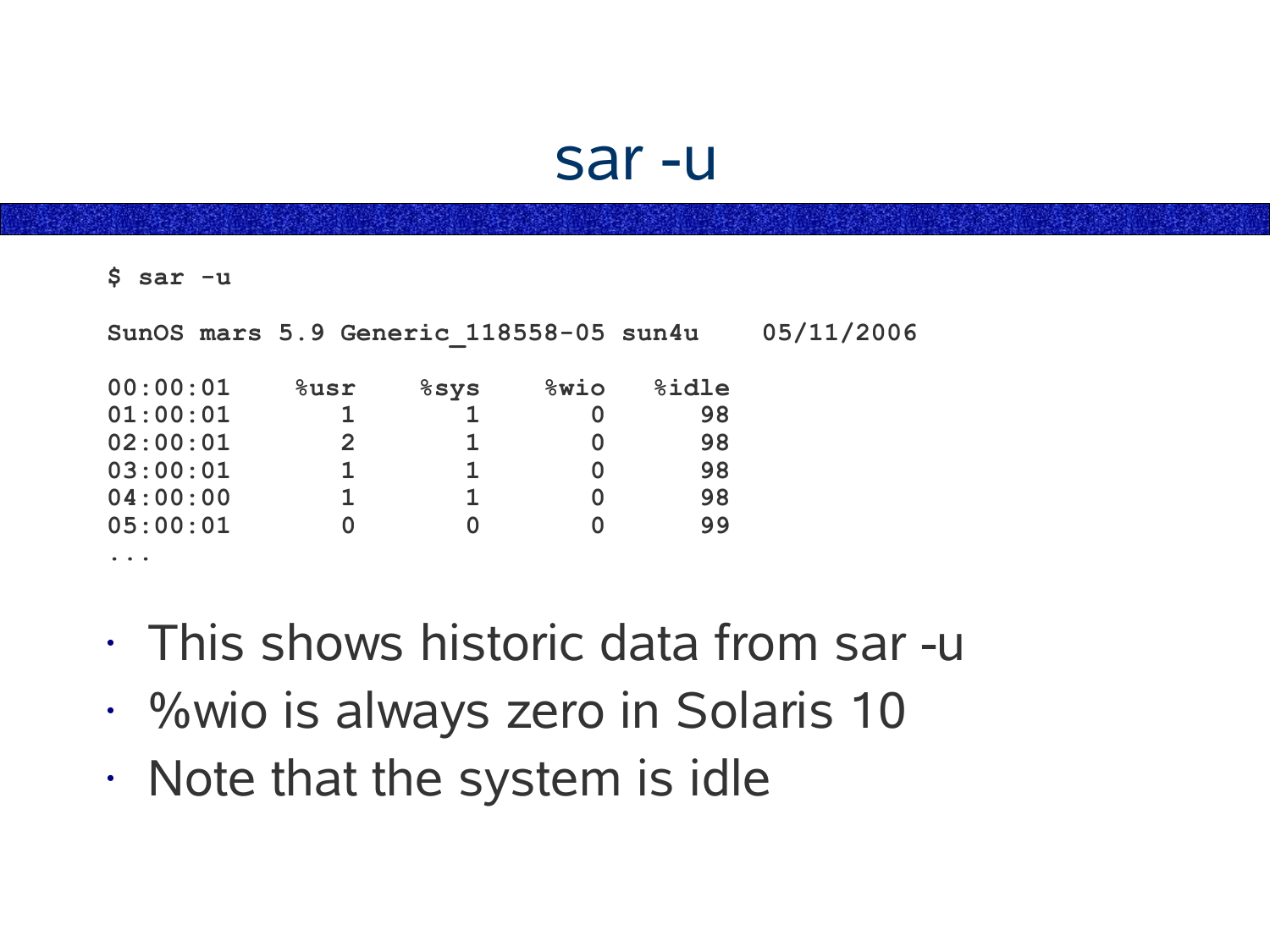# sar -u

```
$ sar -u

SunOS mars 5.9 Generic_118558-05 sun4u    05/11/2006

00:00:01    %usr    %sys    %wio   %idle
01:00:01       1       1       0      98
02:00:01       2       1       0      98
03:00:01       1       1       0      98
04:00:00       1       1       0      98
05:00:01       0       0       0      99
...
```

- This shows historic data from sar -u
- %wio is always zero in Solaris 10
- Note that the system is idle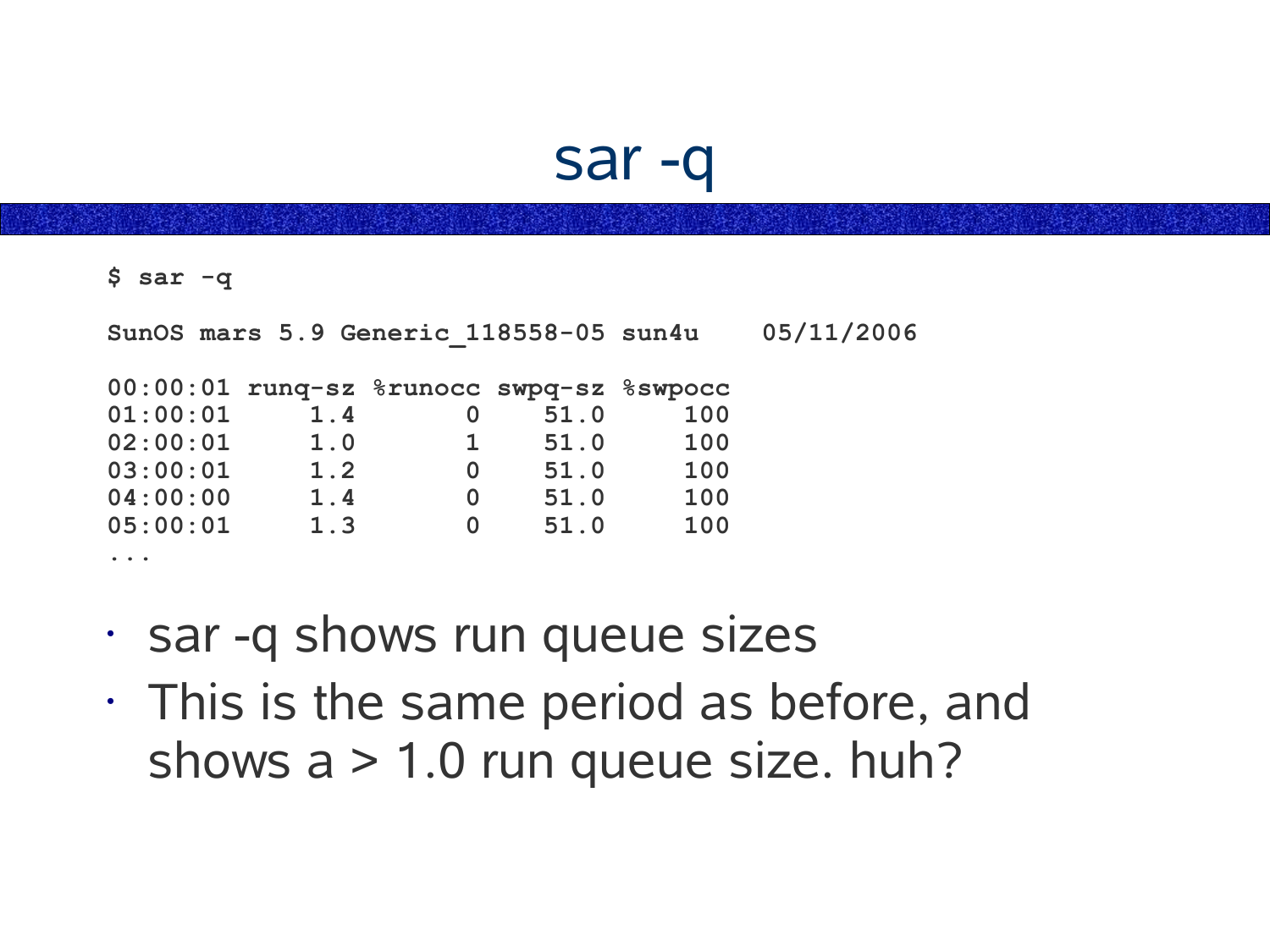# sar -q

```
$ sar -q

SunOS mars 5.9 Generic_118558-05 sun4u    05/11/2006

00:00:01 runq-sz %runocc swpq-sz %swpocc
01:00:01     1.4       0    51.0     100
02:00:01     1.0       1    51.0     100
03:00:01     1.2       0    51.0     100
04:00:00     1.4       0    51.0     100
05:00:01     1.3       0    51.0     100
...
```

- sar -q shows run queue sizes
- This is the same period as before, and shows a > 1.0 run queue size. huh?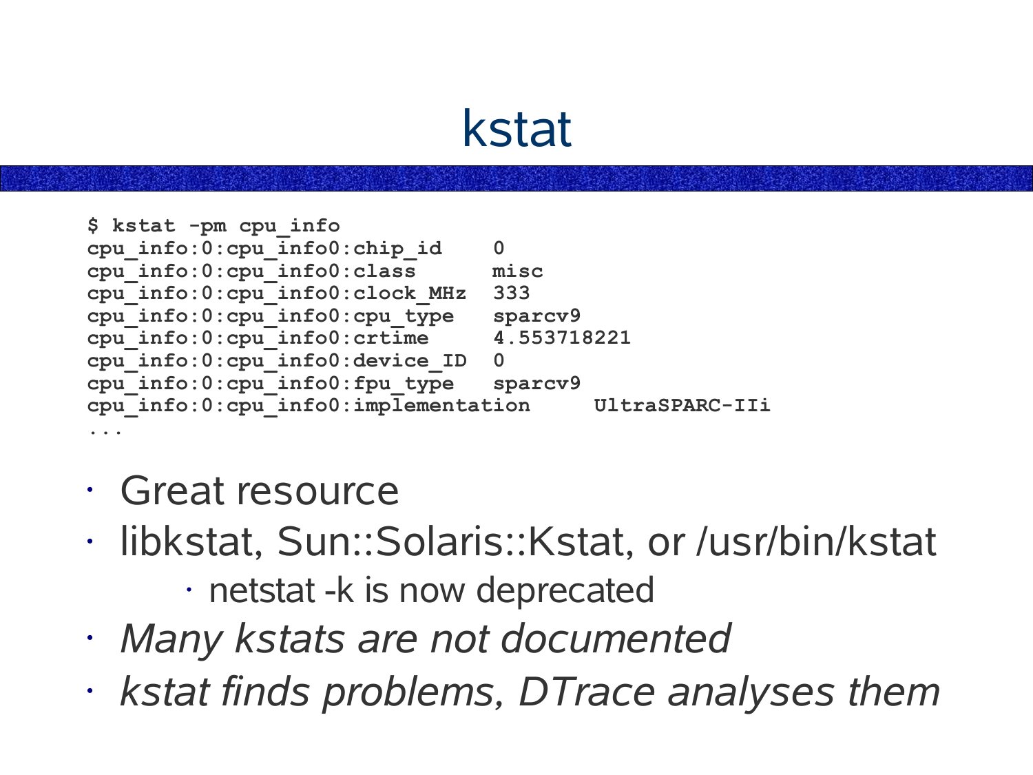# kstat

```
$ kstat -pm cpu_info
cpu_info:0:cpu_info0:chip_id    0
cpu_info:0:cpu_info0:class      misc
cpu_info:0:cpu_info0:clock_MHz  333
cpu_info:0:cpu_info0:cpu_type   sparcv9
cpu_info:0:cpu_info0:crtime     4.553718221
cpu_info:0:cpu_info0:device_ID  0
cpu_info:0:cpu_info0:fpu_type   sparcv9
cpu_info:0:cpu_info0:implementation     UltraSPARC-IIi
...
```

- Great resource
- libkstat, Sun::Solaris::Kstat, or /usr/bin/kstat
  - netstat -k is now deprecated
- *Many kstats are not documented*
- *kstat finds problems, DTrace analyses them*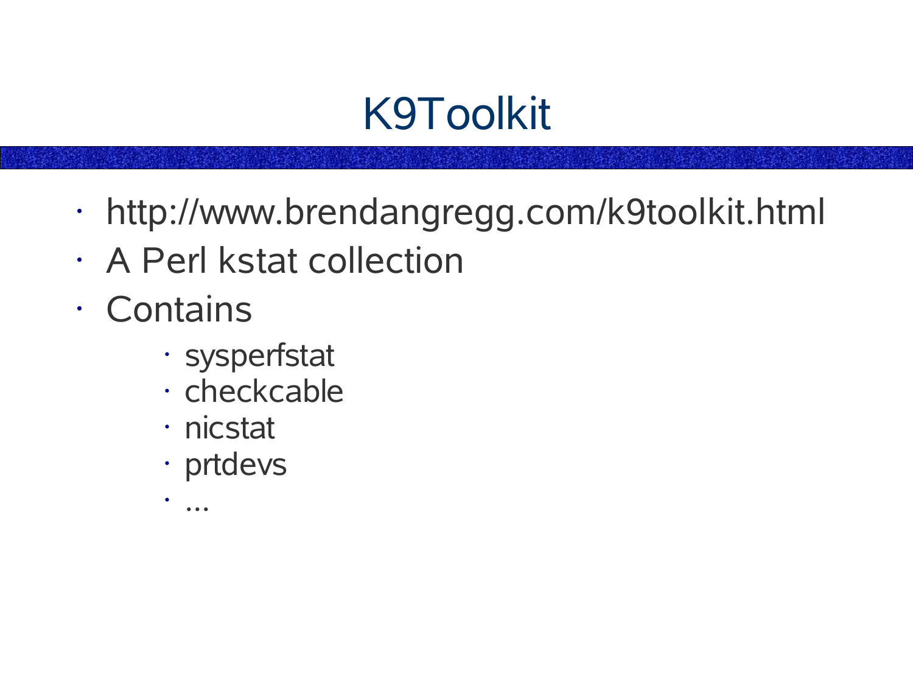# K9Toolkit

- http://www.brendangregg.com/k9toolkit.html
- A Perl kstat collection
- Contains
  - sysperfstat
  - checkcable
  - nicstat
  - prtdevs
  - ...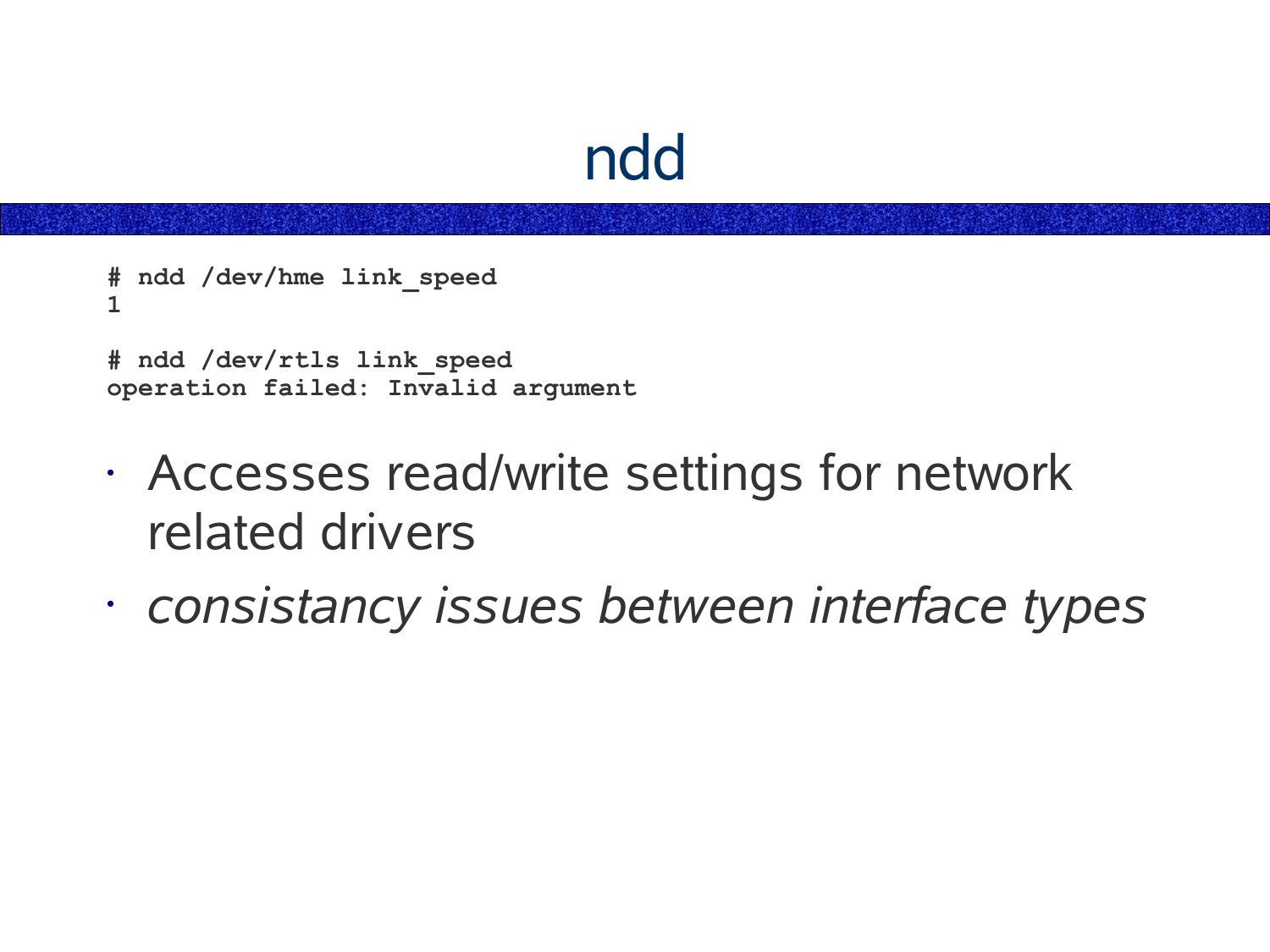# ndd

```
# ndd /dev/hme link_speed
1

# ndd /dev/rtls link_speed
operation failed: Invalid argument
```

- Accesses read/write settings for network related drivers
- *consistancy issues between interface types*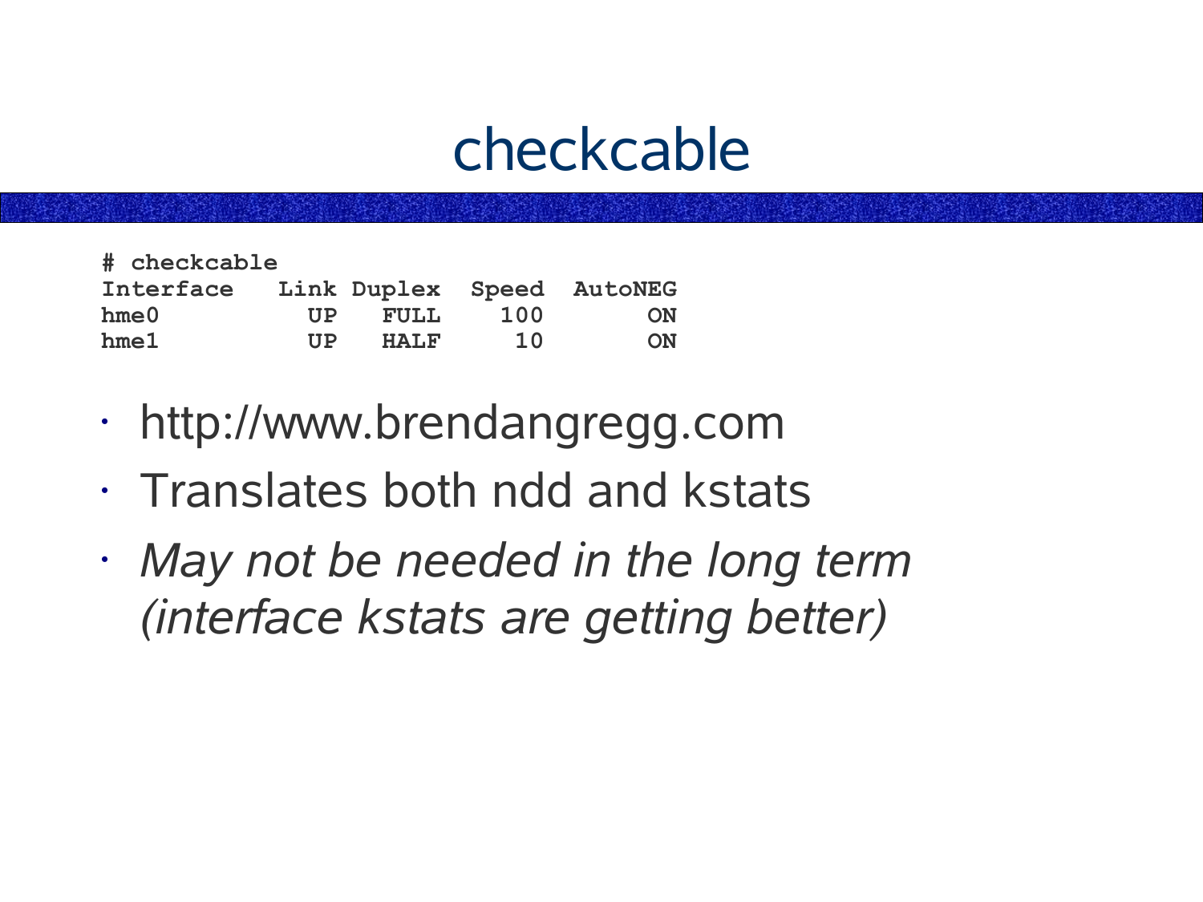# checkcable

```
# checkcable
Interface    Link Duplex  Speed  AutoNEG
hme0           UP   FULL    100       ON
hme1           UP   HALF     10       ON
```

- http://www.brendangregg.com
- Translates both ndd and kstats
- *May not be needed in the long term (interface kstats are getting better)*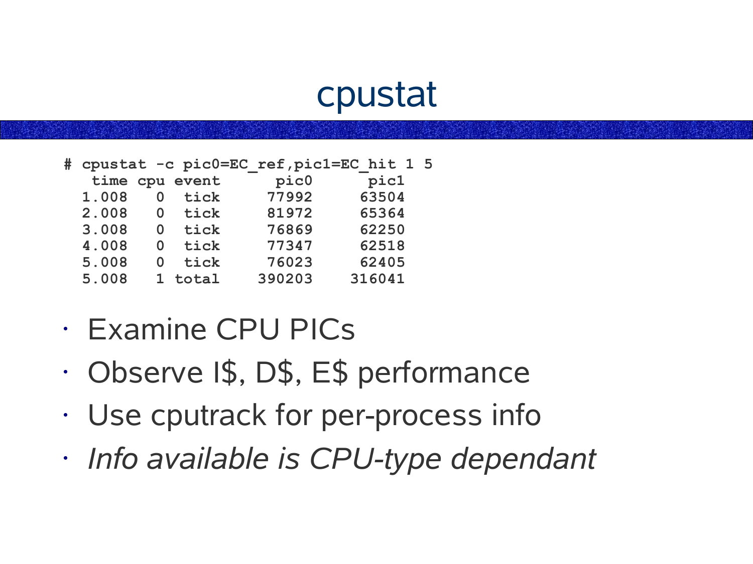# cpustat

```
# cpustat -c pic0=EC_ref,pic1=EC_hit 1 5
   time cpu event      pic0      pic1
  1.008   0  tick     77992     63504
  2.008   0  tick     81972     65364
  3.008   0  tick     76869     62250
  4.008   0  tick     77347     62518
  5.008   0  tick     76023     62405
  5.008   1 total    390203    316041
```

- Examine CPU PICs
- Observe I$, D$, E$ performance
- Use cputrack for per-process info
- *Info available is CPU-type dependant*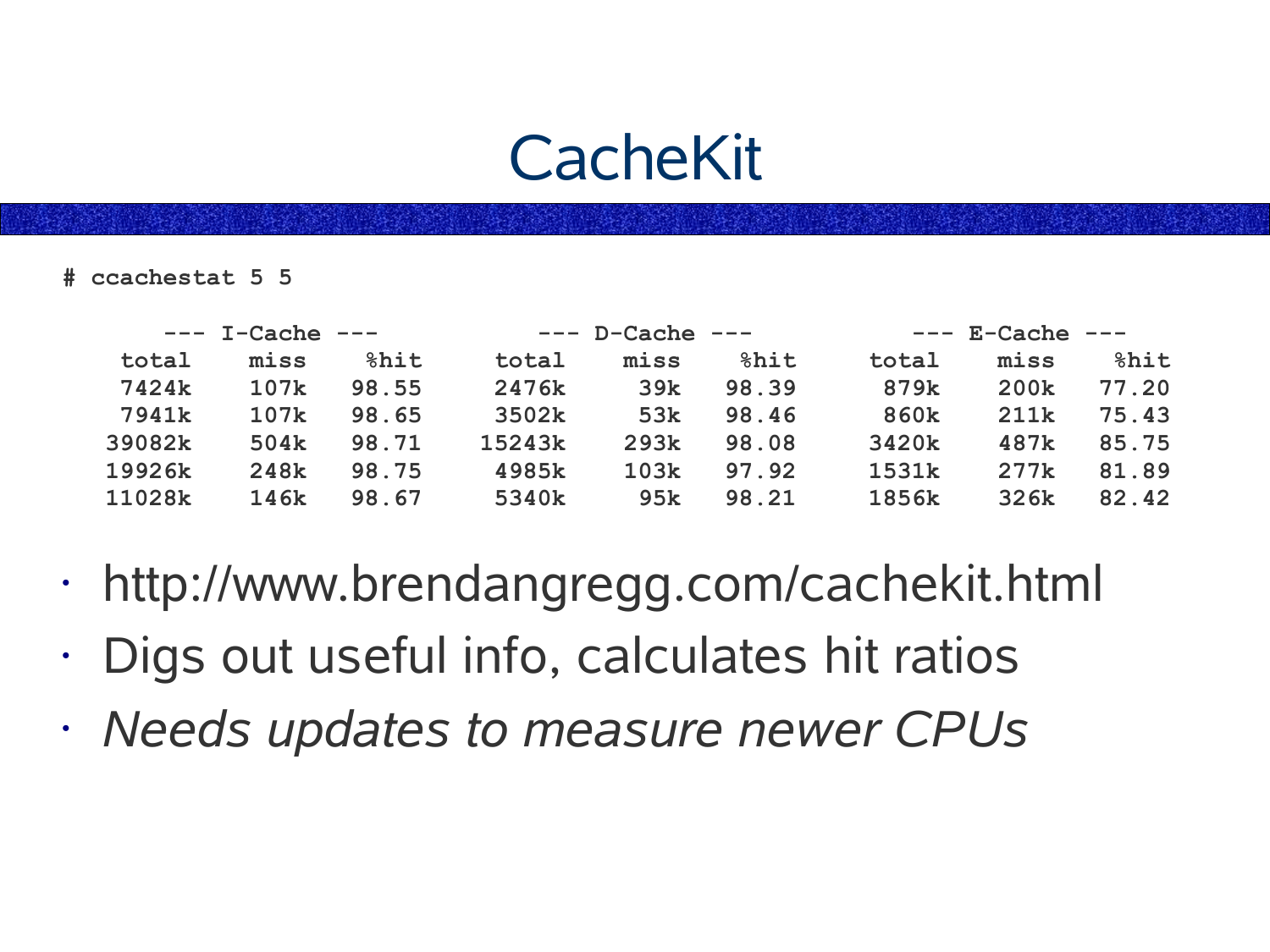# CacheKit

```
# ccachestat 5 5

    --- I-Cache ---          --- D-Cache ---          --- E-Cache ---
   total    miss   %hit     total    miss   %hit     total    miss   %hit
   7424k    107k  98.55     2476k     39k  98.39      879k    200k  77.20
   7941k    107k  98.65     3502k     53k  98.46      860k    211k  75.43
  39082k    504k  98.71    15243k    293k  98.08     3420k    487k  85.75
  19926k    248k  98.75     4985k    103k  97.92     1531k    277k  81.89
  11028k    146k  98.67     5340k     95k  98.21     1856k    326k  82.42
```

- http://www.brendangregg.com/cachekit.html
- Digs out useful info, calculates hit ratios
- *Needs updates to measure newer CPUs*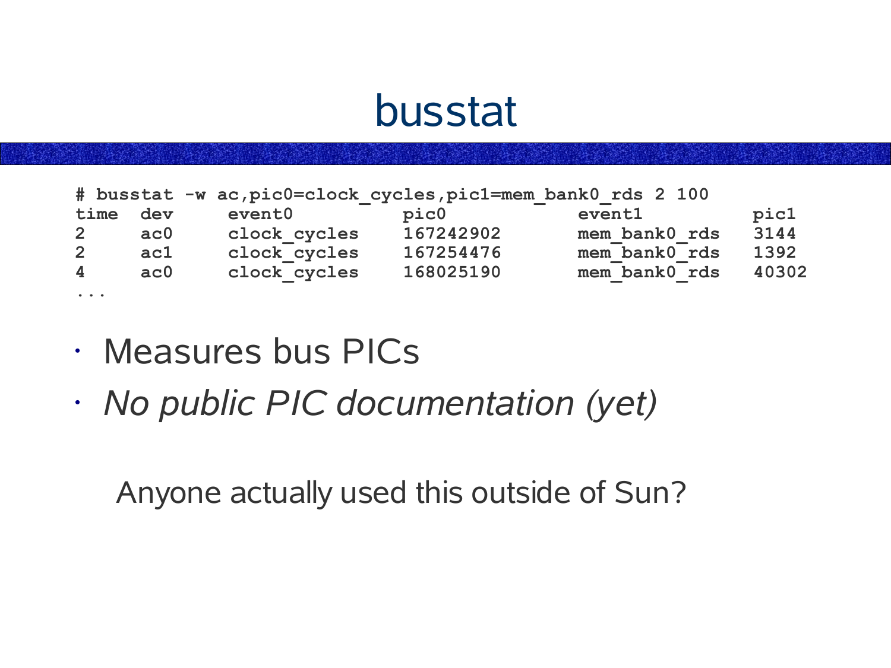# busstat

```
# busstat -w ac,pic0=clock_cycles,pic1=mem_bank0_rds 2 100
time  dev     event0          pic0            event1          pic1
2     ac0     clock_cycles    167242902       mem_bank0_rds   3144
2     ac1     clock_cycles    167254476       mem_bank0_rds   1392
4     ac0     clock_cycles    168025190       mem_bank0_rds   40302
...
```

- Measures bus PICs
- *No public PIC documentation (yet)*

Anyone actually used this outside of Sun?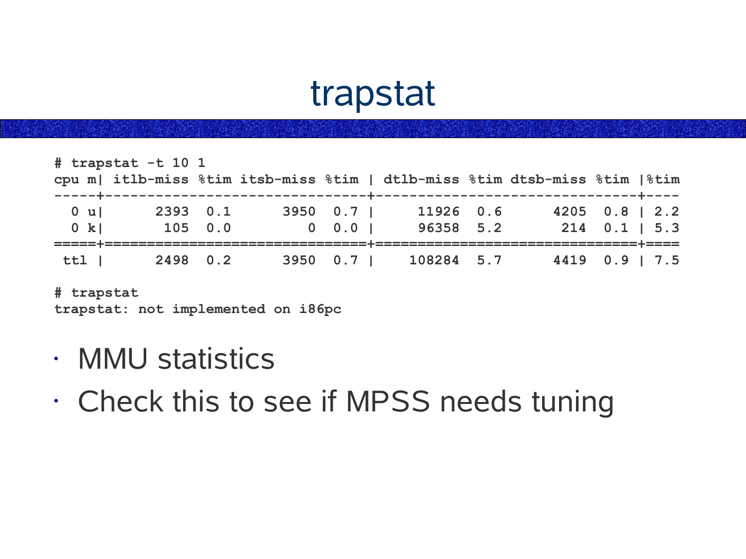# trapstat

```
# trapstat -t 10 1
cpu m| itlb-miss %tim itsb-miss %tim | dtlb-miss %tim dtsb-miss %tim |%tim
-----+-------------------------------+-------------------------------+----
  0 u|      2393  0.1      3950  0.7 |     11926  0.6      4205  0.8 | 2.2
  0 k|       105  0.0         0  0.0 |     96358  5.2       214  0.1 | 5.3
=====+===============================+===============================+====
 ttl |      2498  0.2      3950  0.7 |    108284  5.7      4419  0.9 | 7.5

# trapstat
trapstat: not implemented on i86pc
```

- MMU statistics
- Check this to see if MPSS needs tuning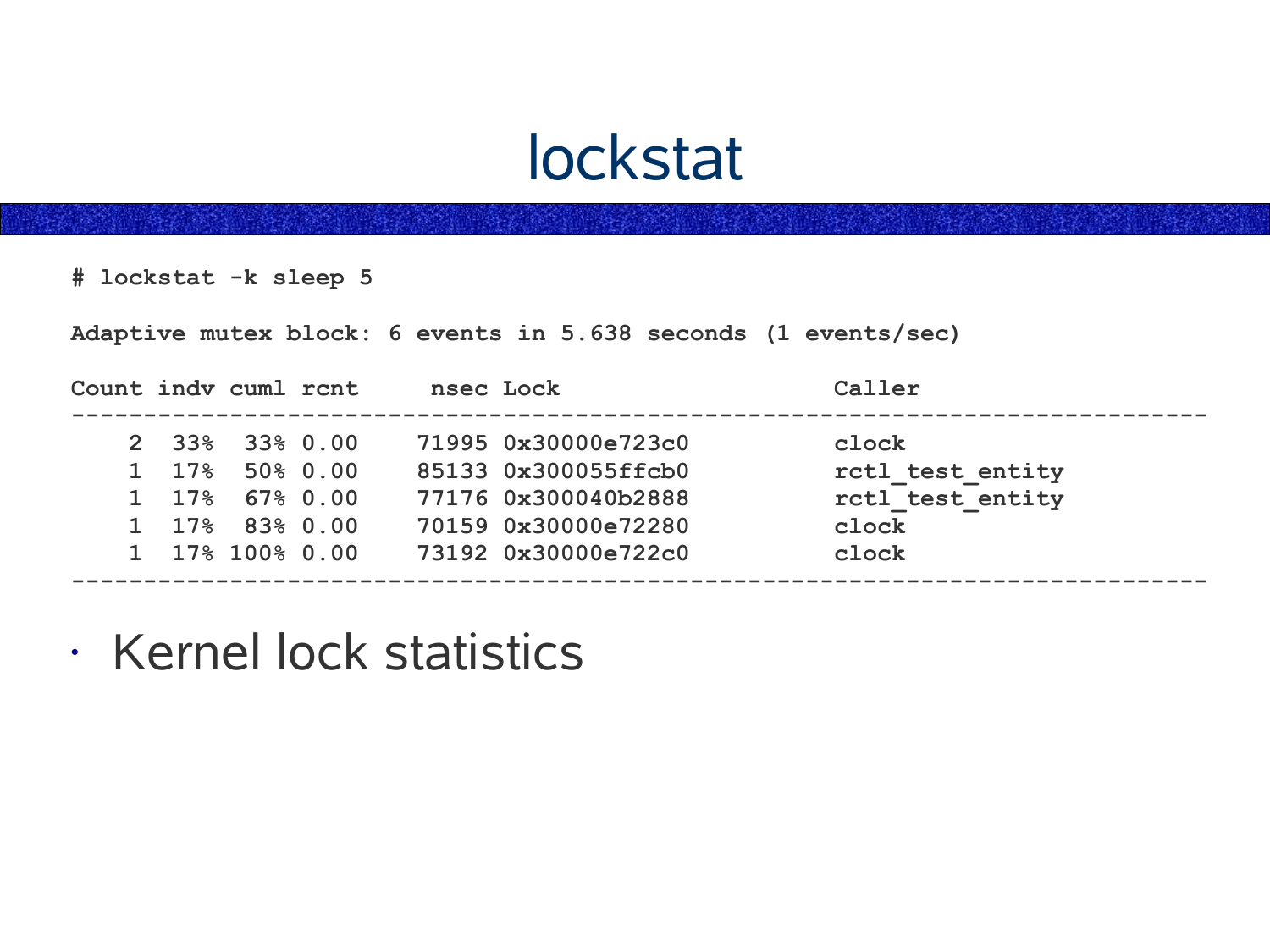# lockstat

```
# lockstat -k sleep 5

Adaptive mutex block: 6 events in 5.638 seconds (1 events/sec)

Count indv cuml rcnt     nsec Lock                   Caller
-------------------------------------------------------------------------------
    2  33%  33% 0.00    71995 0x30000e723c0          clock
    1  17%  50% 0.00    85133 0x300055ffcb0          rctl_test_entity
    1  17%  67% 0.00    77176 0x300040b2888          rctl_test_entity
    1  17%  83% 0.00    70159 0x30000e72280          clock
    1  17% 100% 0.00    73192 0x30000e722c0          clock
-------------------------------------------------------------------------------
```

- Kernel lock statistics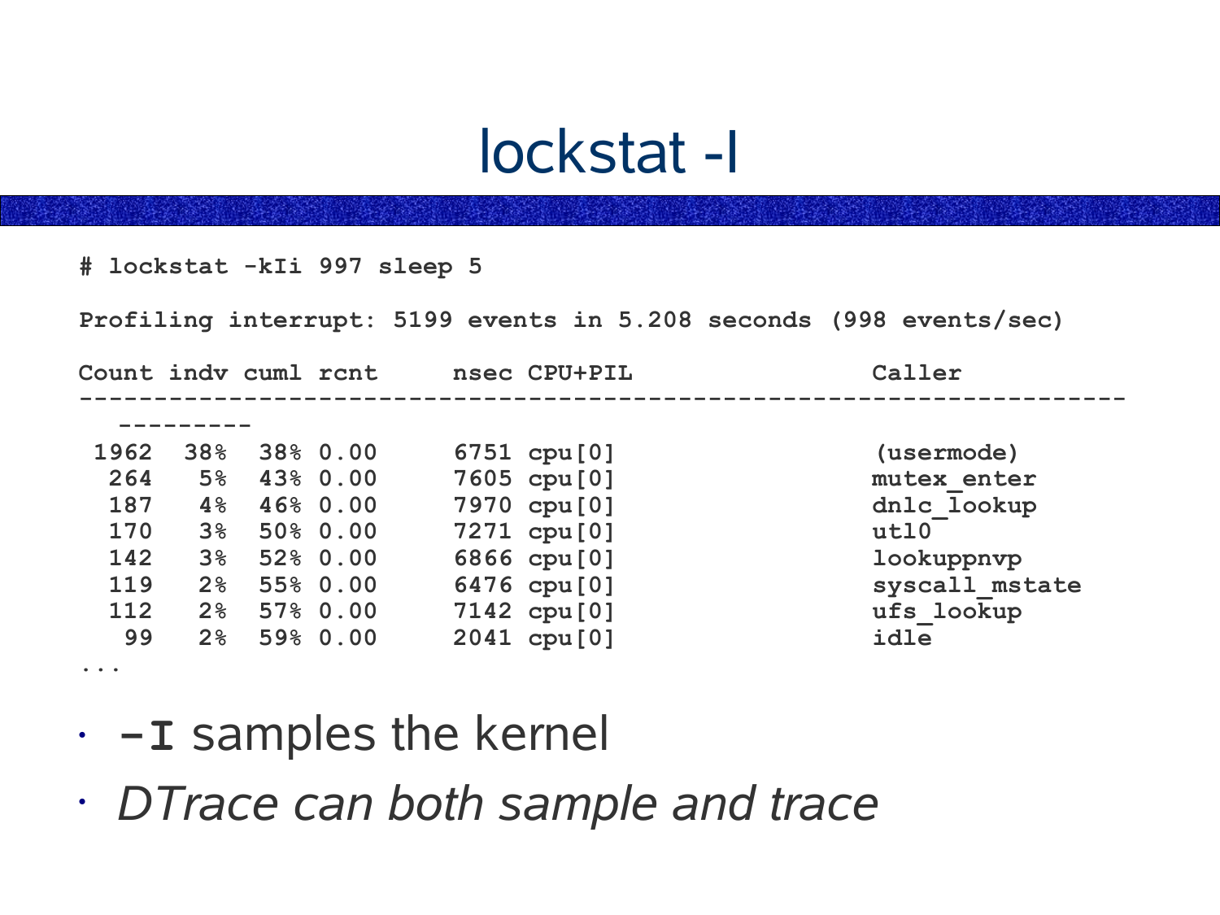# lockstat -I

```
# lockstat -kIi 997 sleep 5

Profiling interrupt: 5199 events in 5.208 seconds (998 events/sec)

Count indv cuml rcnt     nsec CPU+PIL                 Caller
-----------------------------------------------------------------------
   ---------
 1962  38%  38% 0.00     6751 cpu[0]                  (usermode)
  264   5%  43% 0.00     7605 cpu[0]                  mutex_enter
  187   4%  46% 0.00     7970 cpu[0]                  dnlc_lookup
  170   3%  50% 0.00     7271 cpu[0]                  utl0
  142   3%  52% 0.00     6866 cpu[0]                  lookuppnvp
  119   2%  55% 0.00     6476 cpu[0]                  syscall_mstate
  112   2%  57% 0.00     7142 cpu[0]                  ufs_lookup
   99   2%  59% 0.00     2041 cpu[0]                  idle
...
```

- **`-I`** samples the kernel
- *DTrace can both sample and trace*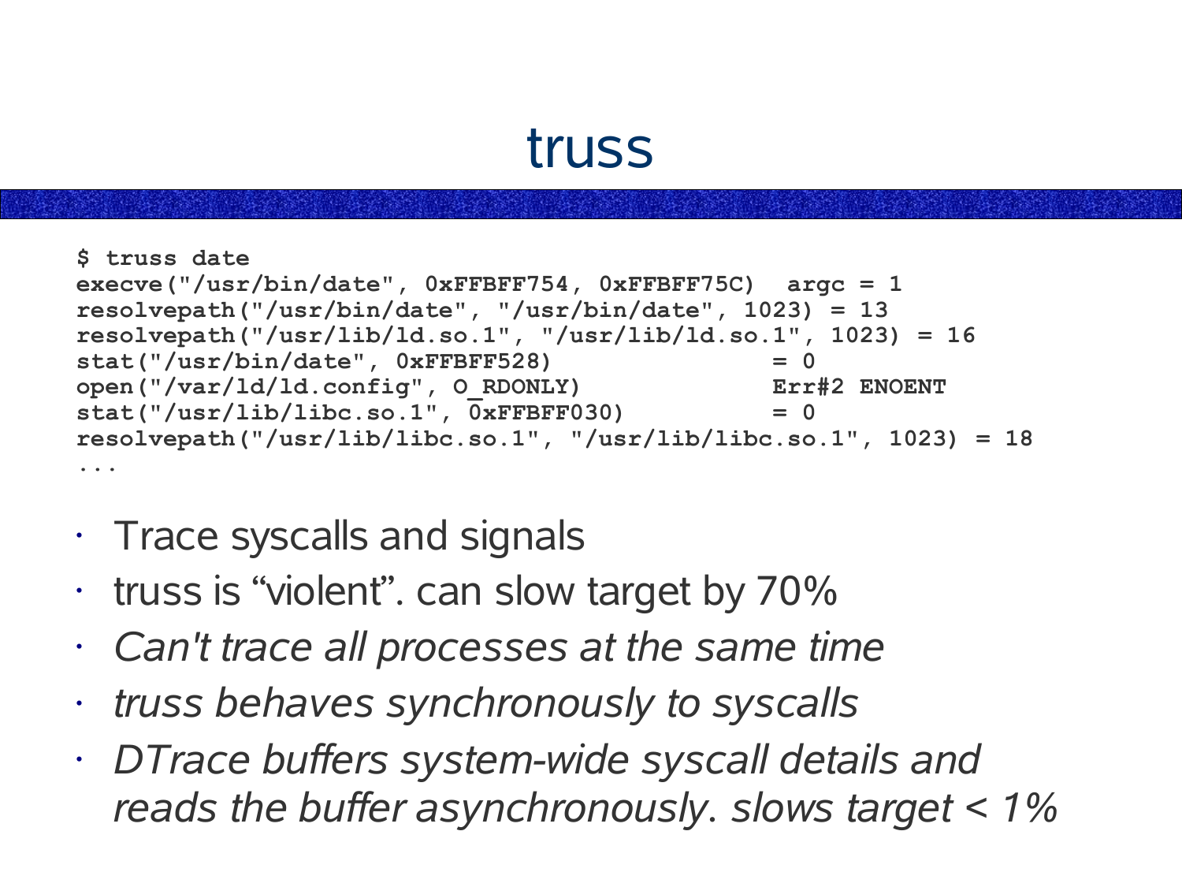# truss

```
$ truss date
execve("/usr/bin/date", 0xFFBFF754, 0xFFBFF75C)  argc = 1
resolvepath("/usr/bin/date", "/usr/bin/date", 1023) = 13
resolvepath("/usr/lib/ld.so.1", "/usr/lib/ld.so.1", 1023) = 16
stat("/usr/bin/date", 0xFFBFF528)                = 0
open("/var/ld/ld.config", O_RDONLY)              Err#2 ENOENT
stat("/usr/lib/libc.so.1", 0xFFBFF030)           = 0
resolvepath("/usr/lib/libc.so.1", "/usr/lib/libc.so.1", 1023) = 18
...
```

- Trace syscalls and signals
- truss is “violent”. can slow target by 70%
- *Can't trace all processes at the same time*
- *truss behaves synchronously to syscalls*
- *DTrace buffers system-wide syscall details and reads the buffer asynchronously. slows target < 1%*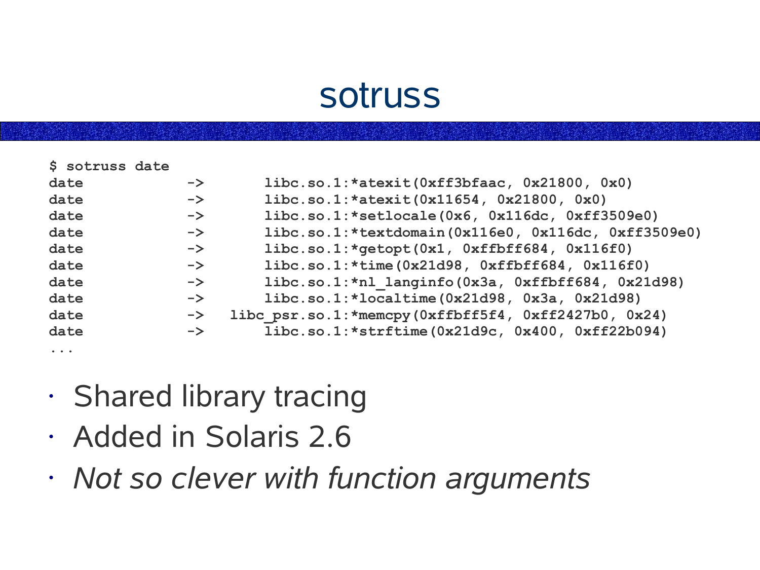# sotruss

```
$ sotruss date
date            ->        libc.so.1:*atexit(0xff3bfaac, 0x21800, 0x0)
date            ->        libc.so.1:*atexit(0x11654, 0x21800, 0x0)
date            ->        libc.so.1:*setlocale(0x6, 0x116dc, 0xff3509e0)
date            ->        libc.so.1:*textdomain(0x116e0, 0x116dc, 0xff3509e0)
date            ->        libc.so.1:*getopt(0x1, 0xffbff684, 0x116f0)
date            ->        libc.so.1:*time(0x21d98, 0xffbff684, 0x116f0)
date            ->        libc.so.1:*nl_langinfo(0x3a, 0xffbff684, 0x21d98)
date            ->        libc.so.1:*localtime(0x21d98, 0x3a, 0x21d98)
date            ->    libc_psr.so.1:*memcpy(0xffbff5f4, 0xff2427b0, 0x24)
date            ->        libc.so.1:*strftime(0x21d9c, 0x400, 0xff22b094)
...
```

- Shared library tracing
- Added in Solaris 2.6
- *Not so clever with function arguments*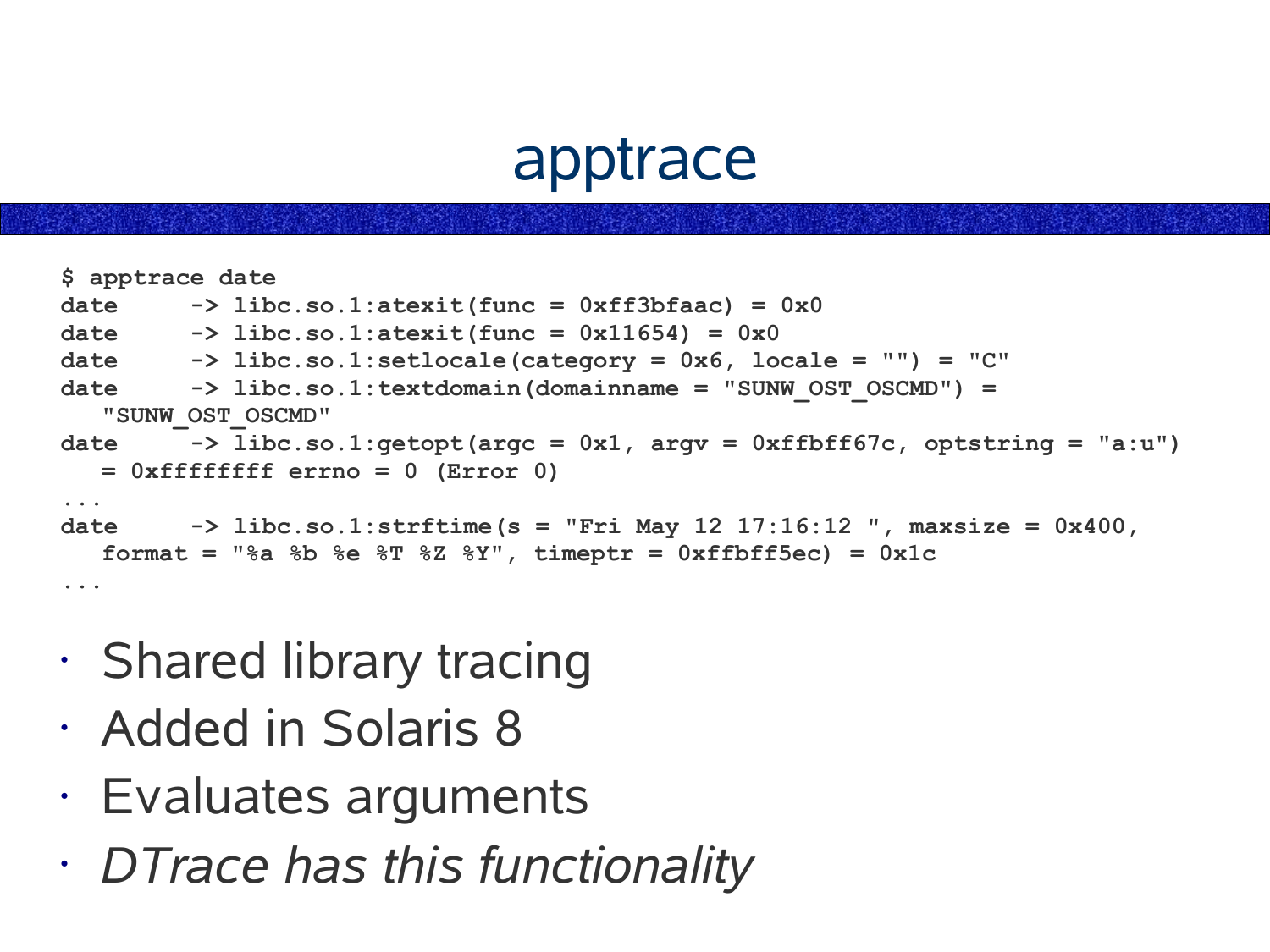# apptrace

```
$ apptrace date
date     -> libc.so.1:atexit(func = 0xff3bfaac) = 0x0
date     -> libc.so.1:atexit(func = 0x11654) = 0x0
date     -> libc.so.1:setlocale(category = 0x6, locale = "") = "C"
date     -> libc.so.1:textdomain(domainname = "SUNW_OST_OSCMD") =
   "SUNW_OST_OSCMD"
date     -> libc.so.1:getopt(argc = 0x1, argv = 0xffbff67c, optstring = "a:u")
   = 0xffffffff errno = 0 (Error 0)
...
date     -> libc.so.1:strftime(s = "Fri May 12 17:16:12 ", maxsize = 0x400,
   format = "%a %b %e %T %Z %Y", timeptr = 0xffbff5ec) = 0x1c
...
```

- Shared library tracing
- Added in Solaris 8
- Evaluates arguments
- *DTrace has this functionality*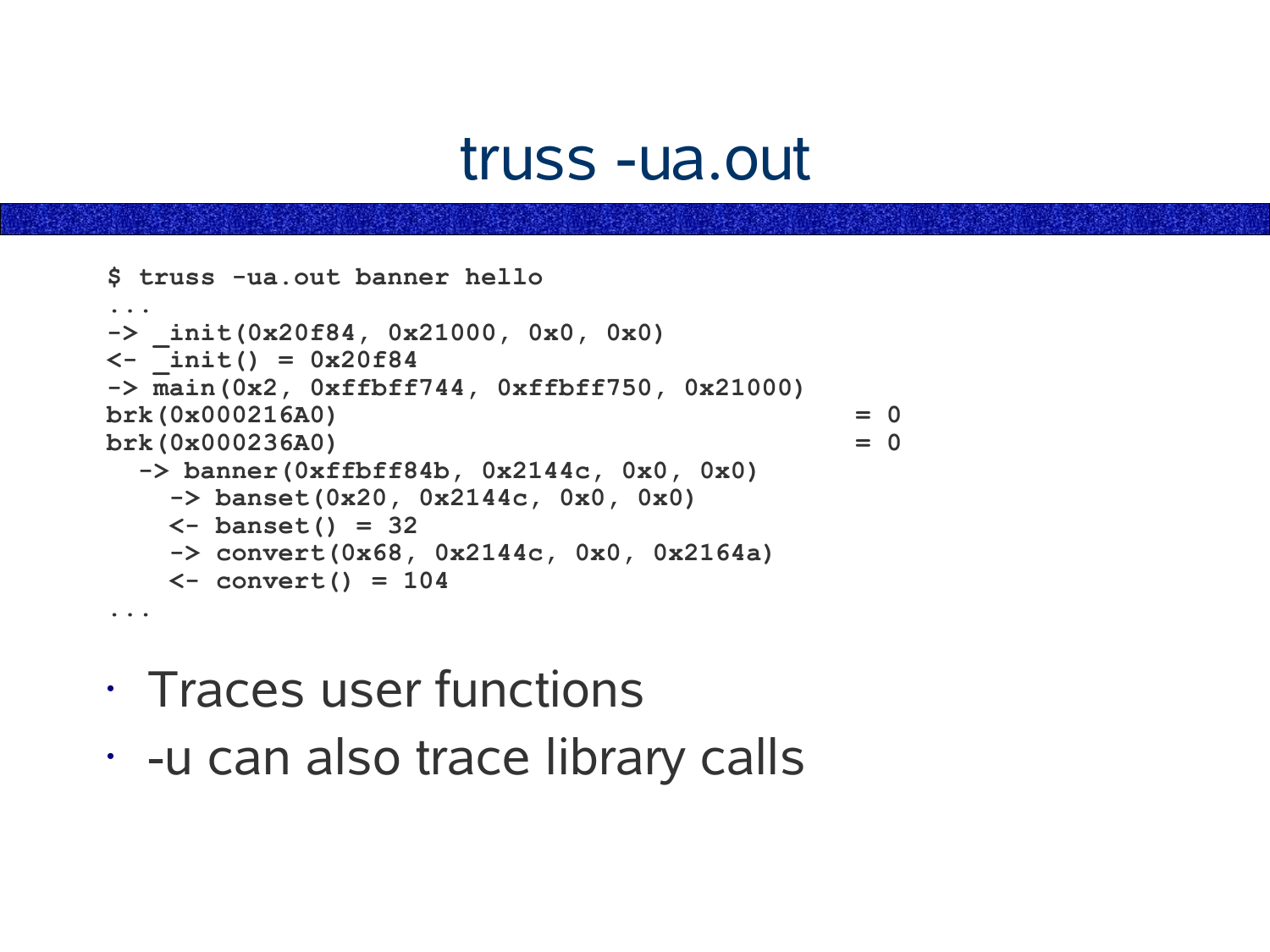# truss -ua.out

```
$ truss -ua.out banner hello
...
-> _init(0x20f84, 0x21000, 0x0, 0x0)
<- _init() = 0x20f84
-> main(0x2, 0xffbff744, 0xffbff750, 0x21000)
brk(0x000216A0)                                        = 0
brk(0x000236A0)                                        = 0
  -> banner(0xffbff84b, 0x2144c, 0x0, 0x0)
    -> banset(0x20, 0x2144c, 0x0, 0x0)
    <- banset() = 32
    -> convert(0x68, 0x2144c, 0x0, 0x2164a)
    <- convert() = 104
...
```

- Traces user functions
- -u can also trace library calls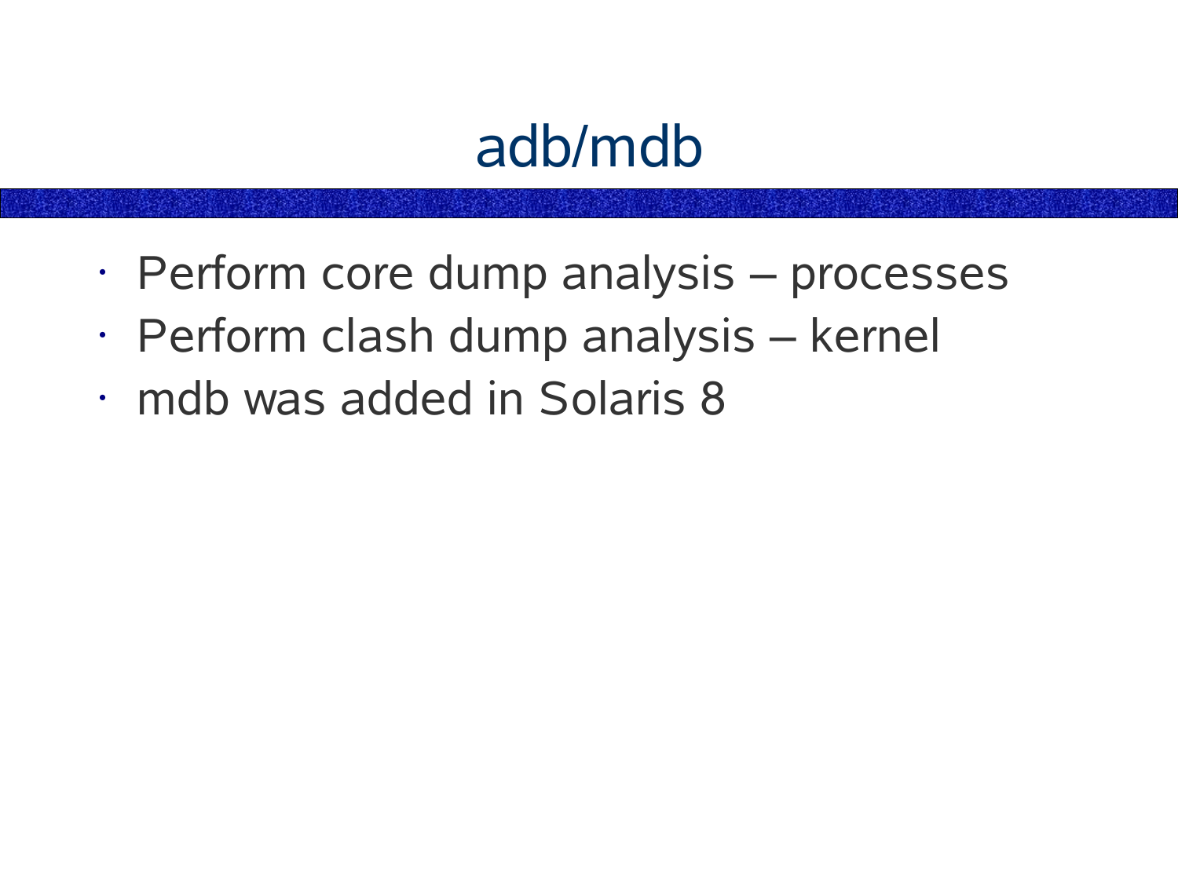# adb/mdb

- Perform core dump analysis – processes
- Perform clash dump analysis – kernel
- mdb was added in Solaris 8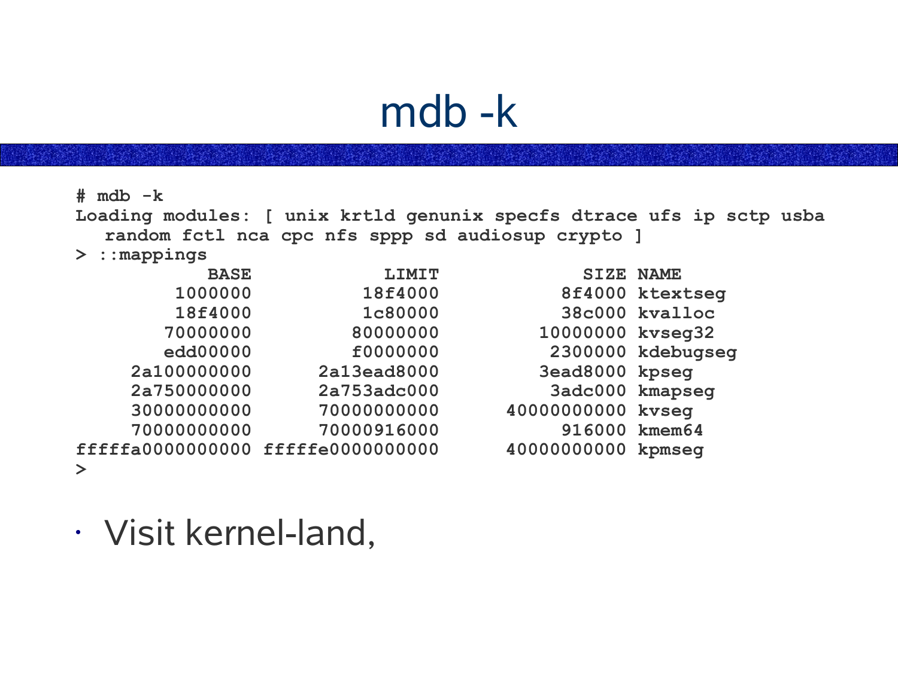# mdb -k

```
# mdb -k
Loading modules: [ unix krtld genunix specfs dtrace ufs ip sctp usba
   random fctl nca cpc nfs sppp sd audiosup crypto ]
> ::mappings
            BASE            LIMIT             SIZE NAME
         1000000          18f4000           8f4000 ktextseg
         18f4000          1c80000           38c000 kvalloc
        70000000         80000000         10000000 kvseg32
        edd00000         f0000000          2300000 kdebugseg
       2a100000000      2a13ead8000         3ead8000 kpseg
       2a750000000      2a753adc000          3adc000 kmapseg
       30000000000      70000000000      40000000000 kvseg
       70000000000      70000916000           916000 kmem64
fffffa0000000000 fffffe0000000000      40000000000 kpmseg
>
```

- Visit kernel-land,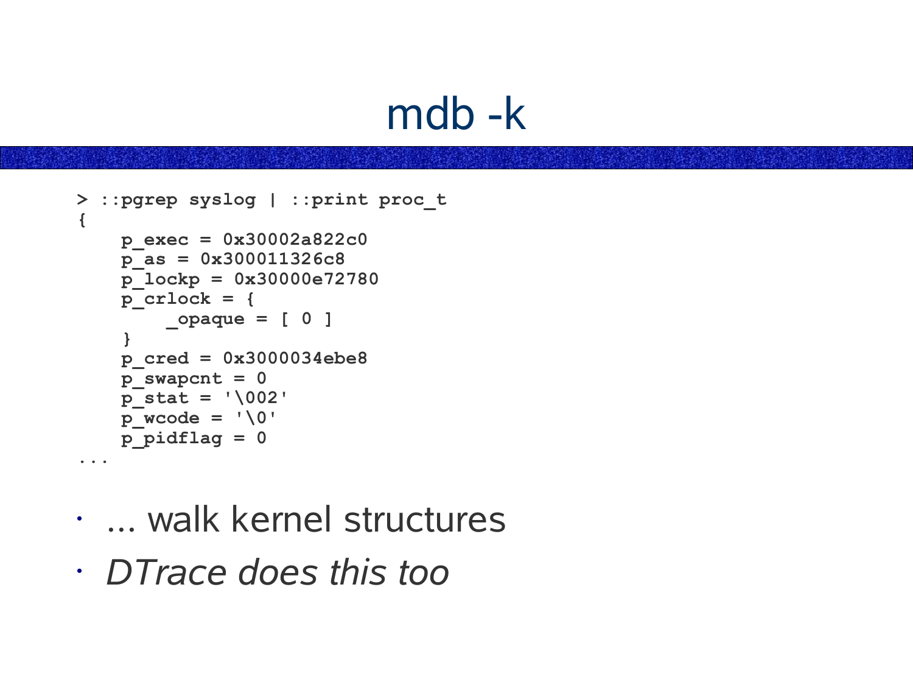# mdb -k

```
> ::pgrep syslog | ::print proc_t
{
    p_exec = 0x30002a822c0
    p_as = 0x300011326c8
    p_lockp = 0x30000e72780
    p_crlock = {
        _opaque = [ 0 ]
    }
    p_cred = 0x3000034ebe8
    p_swapcnt = 0
    p_stat = '\002'
    p_wcode = '\0'
    p_pidflag = 0
...
```

- ... walk kernel structures
- *DTrace does this too*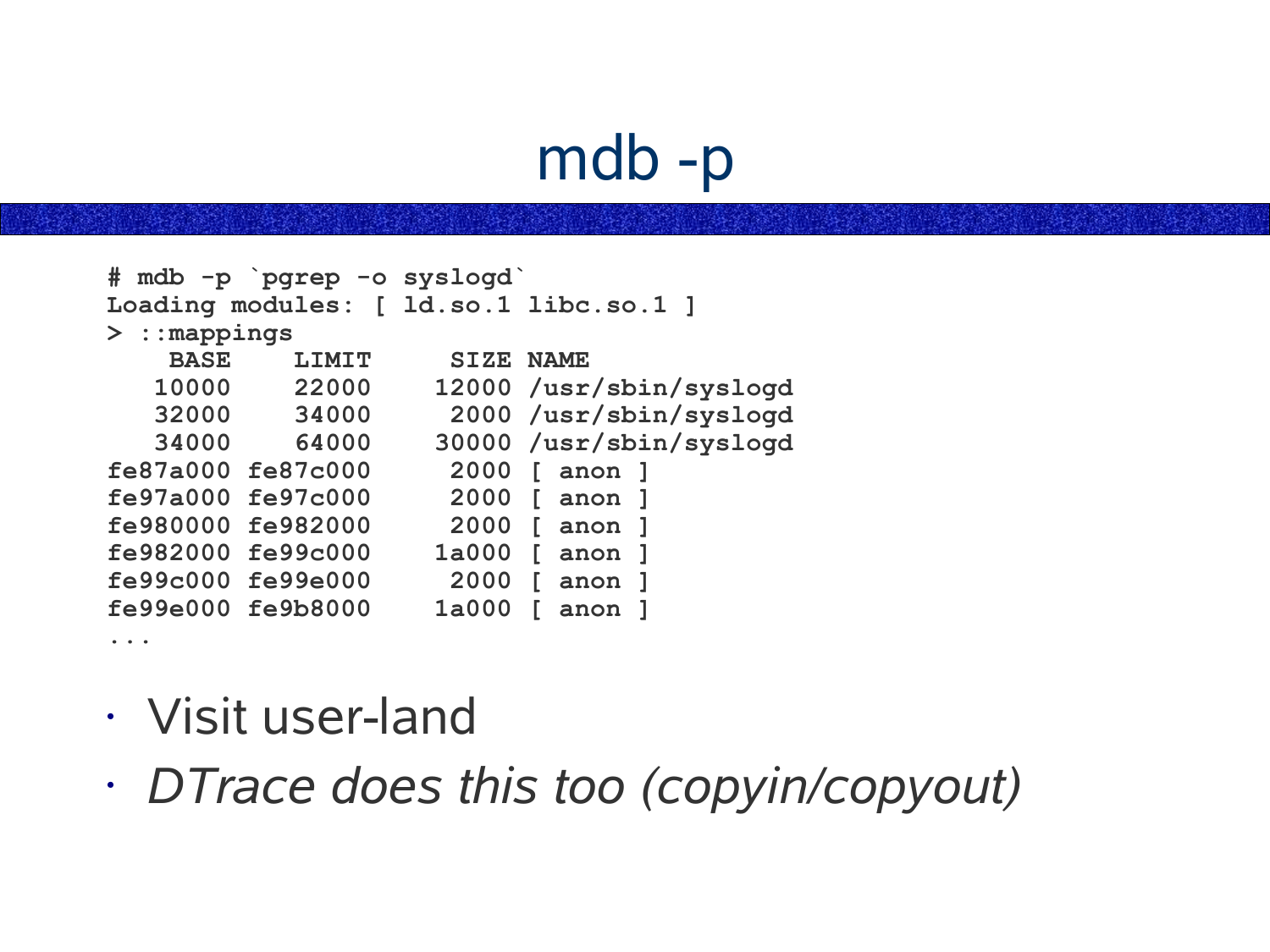# mdb -p

```
# mdb -p `pgrep -o syslogd`
Loading modules: [ ld.so.1 libc.so.1 ]
> ::mappings
    BASE    LIMIT     SIZE NAME
   10000    22000    12000 /usr/sbin/syslogd
   32000    34000     2000 /usr/sbin/syslogd
   34000    64000    30000 /usr/sbin/syslogd
fe87a000 fe87c000     2000 [ anon ]
fe97a000 fe97c000     2000 [ anon ]
fe980000 fe982000     2000 [ anon ]
fe982000 fe99c000    1a000 [ anon ]
fe99c000 fe99e000     2000 [ anon ]
fe99e000 fe9b8000    1a000 [ anon ]
...
```

- Visit user-land
- *DTrace does this too (copyin/copyout)*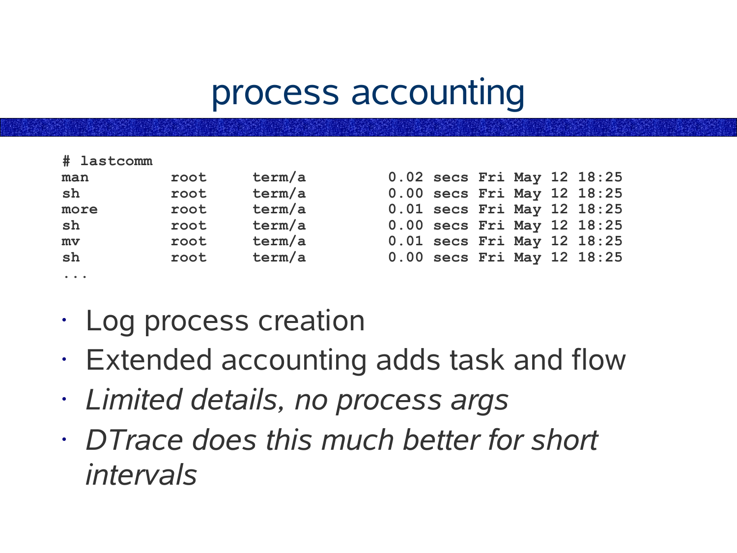# process accounting

```
# lastcomm
man          root      term/a          0.02 secs Fri May 12 18:25
sh           root      term/a          0.00 secs Fri May 12 18:25
more         root      term/a          0.01 secs Fri May 12 18:25
sh           root      term/a          0.00 secs Fri May 12 18:25
mv           root      term/a          0.01 secs Fri May 12 18:25
sh           root      term/a          0.00 secs Fri May 12 18:25
...
```

- Log process creation
- Extended accounting adds task and flow
- *Limited details, no process args*
- *DTrace does this much better for short intervals*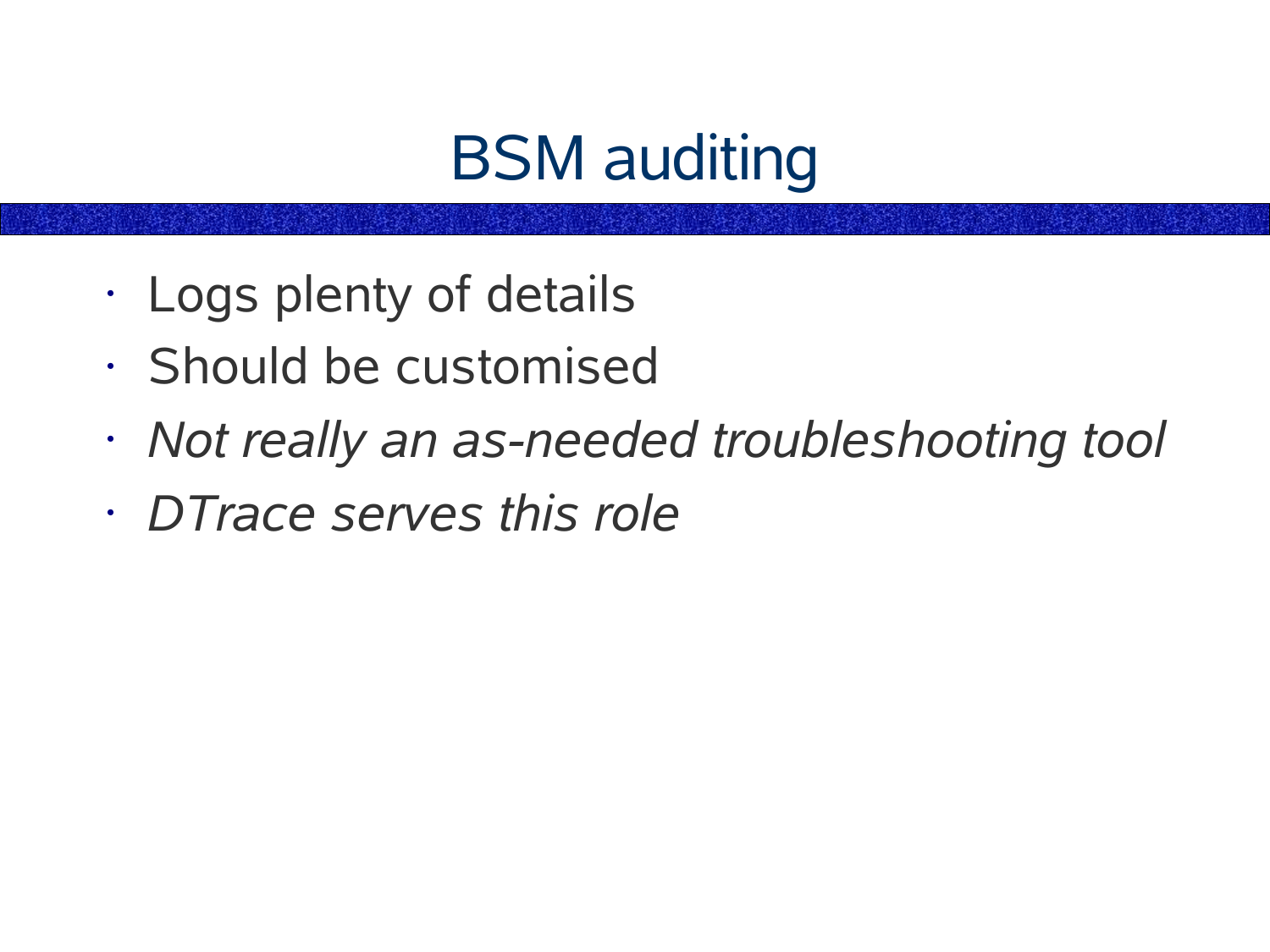# BSM auditing

- Logs plenty of details
- Should be customised
- *Not really an as-needed troubleshooting tool*
- *DTrace serves this role*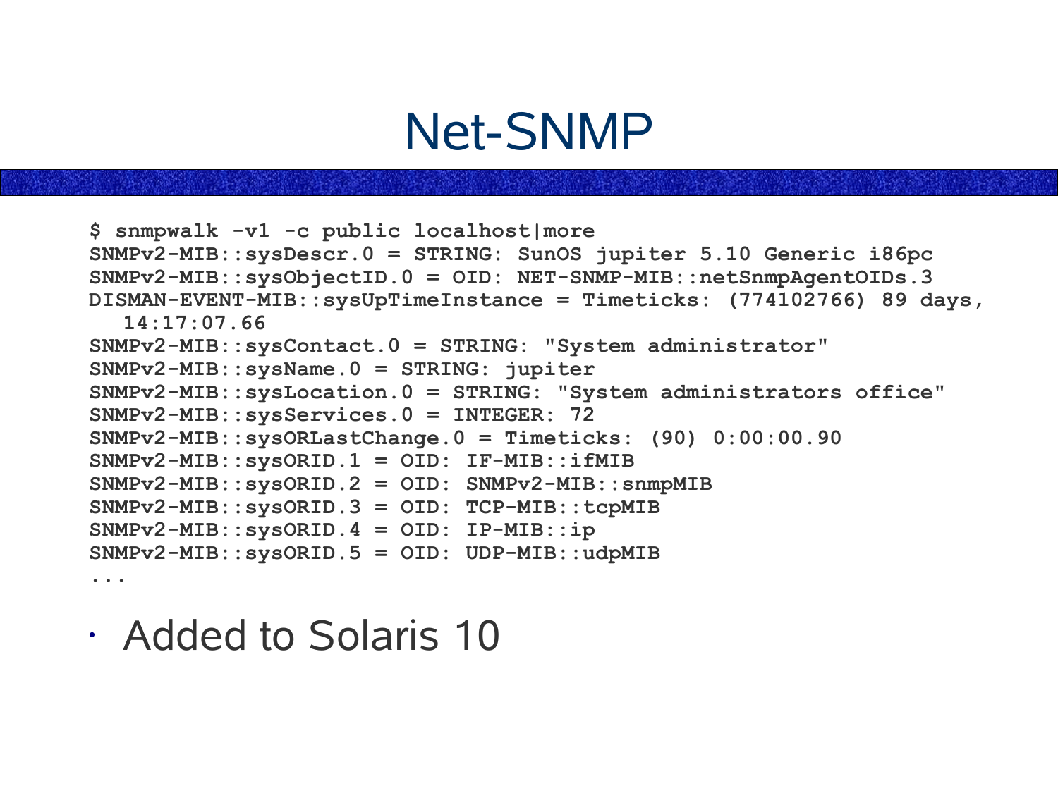# Net-SNMP

```
$ snmpwalk -v1 -c public localhost|more
SNMPv2-MIB::sysDescr.0 = STRING: SunOS jupiter 5.10 Generic i86pc
SNMPv2-MIB::sysObjectID.0 = OID: NET-SNMP-MIB::netSnmpAgentOIDs.3
DISMAN-EVENT-MIB::sysUpTimeInstance = Timeticks: (774102766) 89 days,
   14:17:07.66
SNMPv2-MIB::sysContact.0 = STRING: "System administrator"
SNMPv2-MIB::sysName.0 = STRING: jupiter
SNMPv2-MIB::sysLocation.0 = STRING: "System administrators office"
SNMPv2-MIB::sysServices.0 = INTEGER: 72
SNMPv2-MIB::sysORLastChange.0 = Timeticks: (90) 0:00:00.90
SNMPv2-MIB::sysORID.1 = OID: IF-MIB::ifMIB
SNMPv2-MIB::sysORID.2 = OID: SNMPv2-MIB::snmpMIB
SNMPv2-MIB::sysORID.3 = OID: TCP-MIB::tcpMIB
SNMPv2-MIB::sysORID.4 = OID: IP-MIB::ip
SNMPv2-MIB::sysORID.5 = OID: UDP-MIB::udpMIB
...
```

- Added to Solaris 10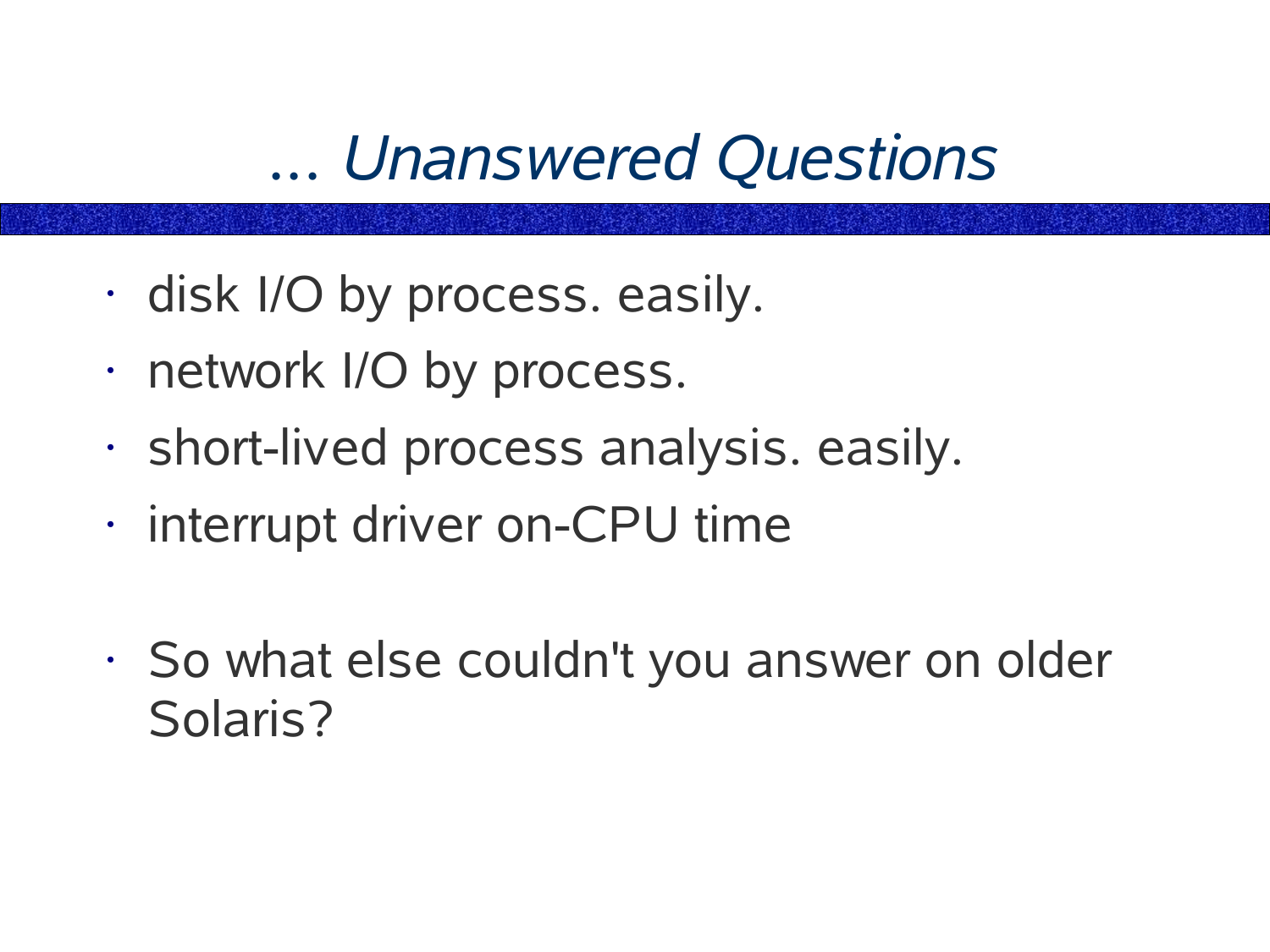# ... *Unanswered Questions*

- disk I/O by process. easily.
- network I/O by process.
- short-lived process analysis. easily.
- interrupt driver on-CPU time

- So what else couldn't you answer on older Solaris?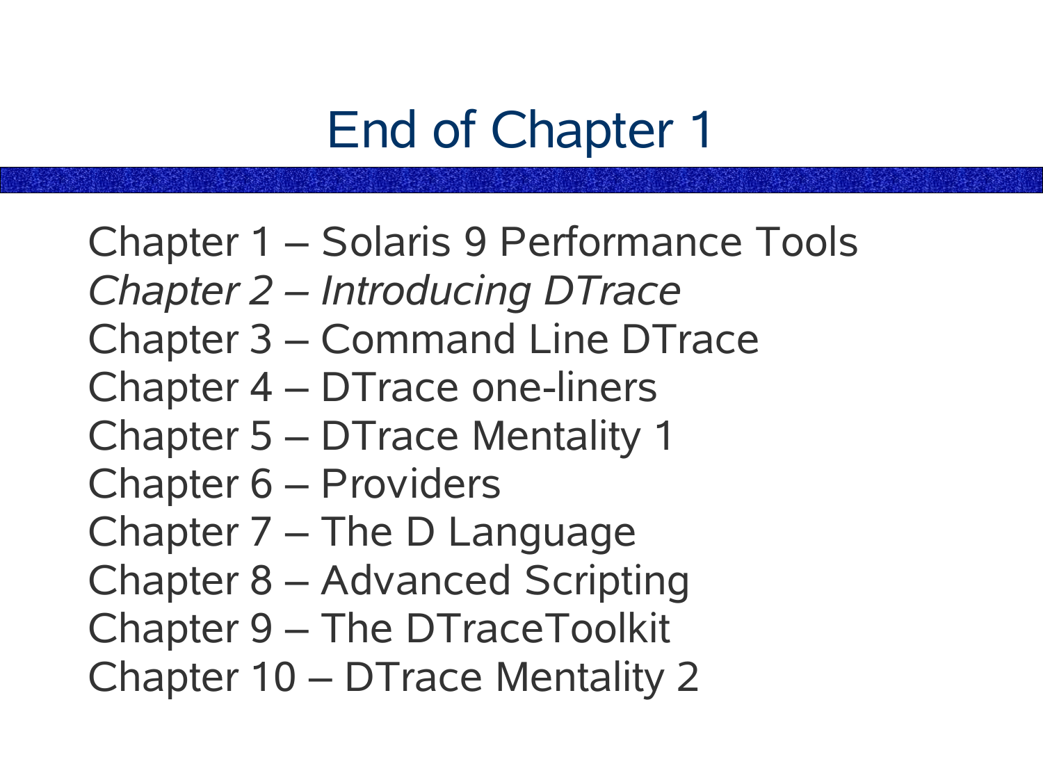# End of Chapter 1

Chapter 1 – Solaris 9 Performance Tools
*Chapter 2 – Introducing DTrace*
Chapter 3 – Command Line DTrace
Chapter 4 – DTrace one-liners
Chapter 5 – DTrace Mentality 1
Chapter 6 – Providers
Chapter 7 – The D Language
Chapter 8 – Advanced Scripting
Chapter 9 – The DTraceToolkit
Chapter 10 – DTrace Mentality 2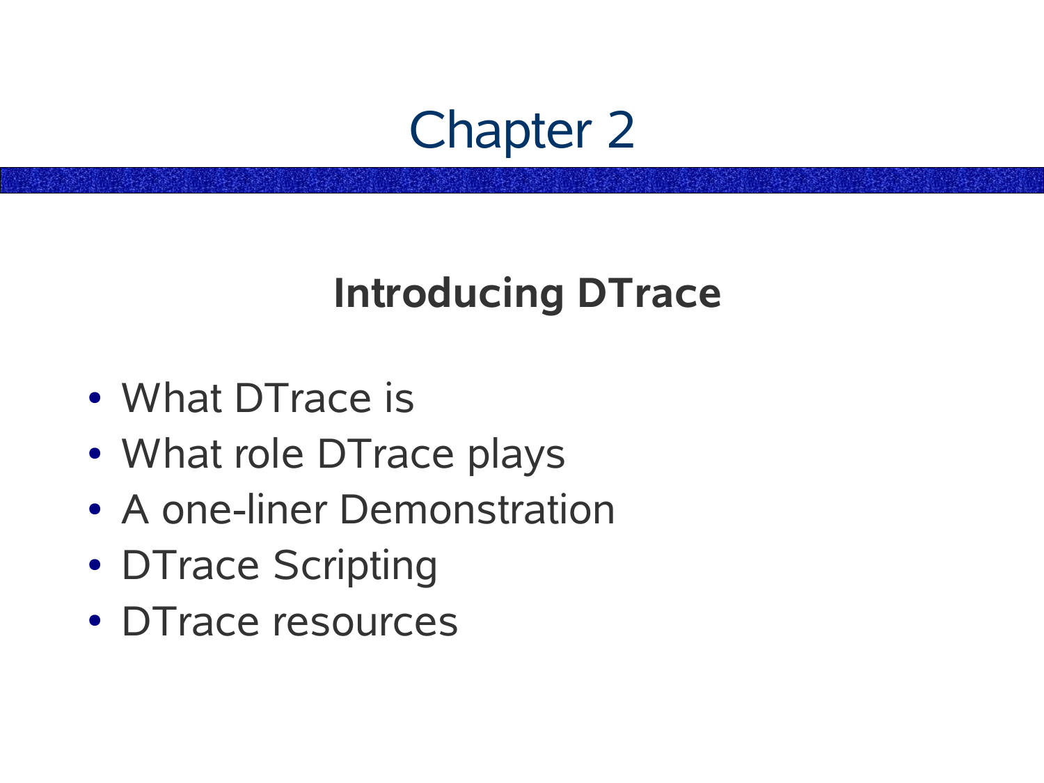# Chapter 2

## Introducing DTrace

- What DTrace is
- What role DTrace plays
- A one-liner Demonstration
- DTrace Scripting
- DTrace resources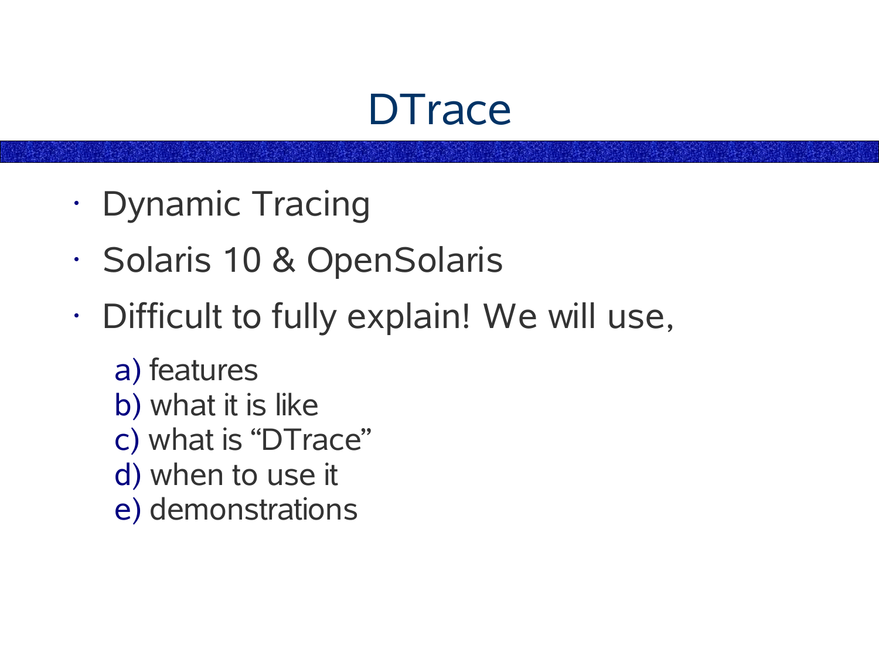# DTrace

- Dynamic Tracing
- Solaris 10 & OpenSolaris
- Difficult to fully explain! We will use,

  a) features
  b) what it is like
  c) what is “DTrace”
  d) when to use it
  e) demonstrations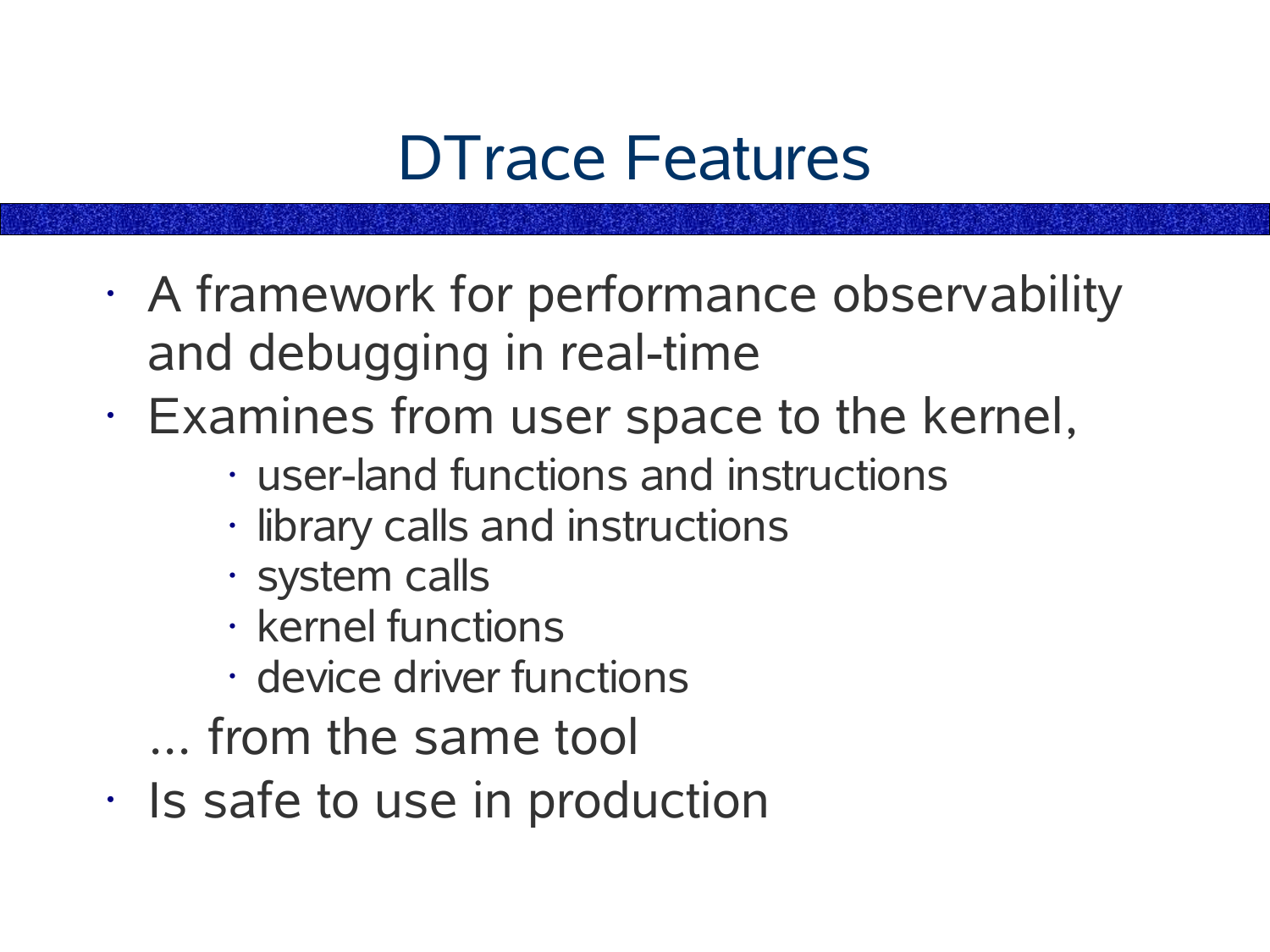# DTrace Features

- A framework for performance observability and debugging in real-time
- Examines from user space to the kernel,
  - user-land functions and instructions
  - library calls and instructions
  - system calls
  - kernel functions
  - device driver functions

  ... from the same tool
- Is safe to use in production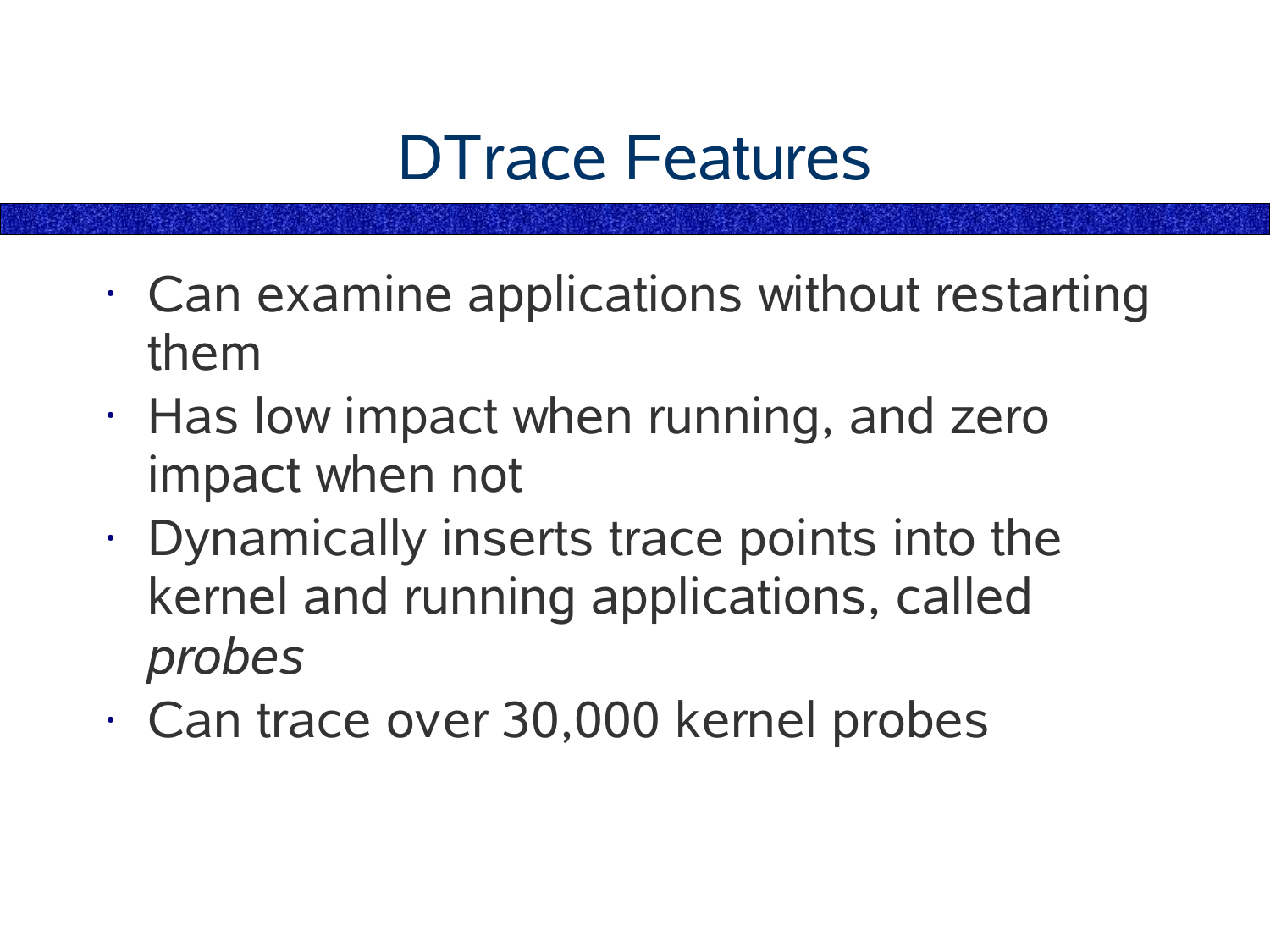# DTrace Features

- Can examine applications without restarting them
- Has low impact when running, and zero impact when not
- Dynamically inserts trace points into the kernel and running applications, called *probes*
- Can trace over 30,000 kernel probes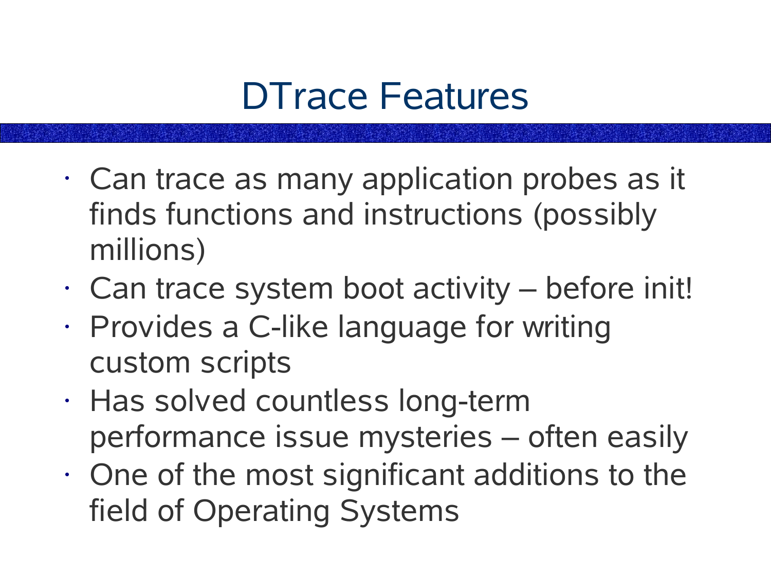# DTrace Features

- Can trace as many application probes as it finds functions and instructions (possibly millions)
- Can trace system boot activity – before init!
- Provides a C-like language for writing custom scripts
- Has solved countless long-term performance issue mysteries – often easily
- One of the most significant additions to the field of Operating Systems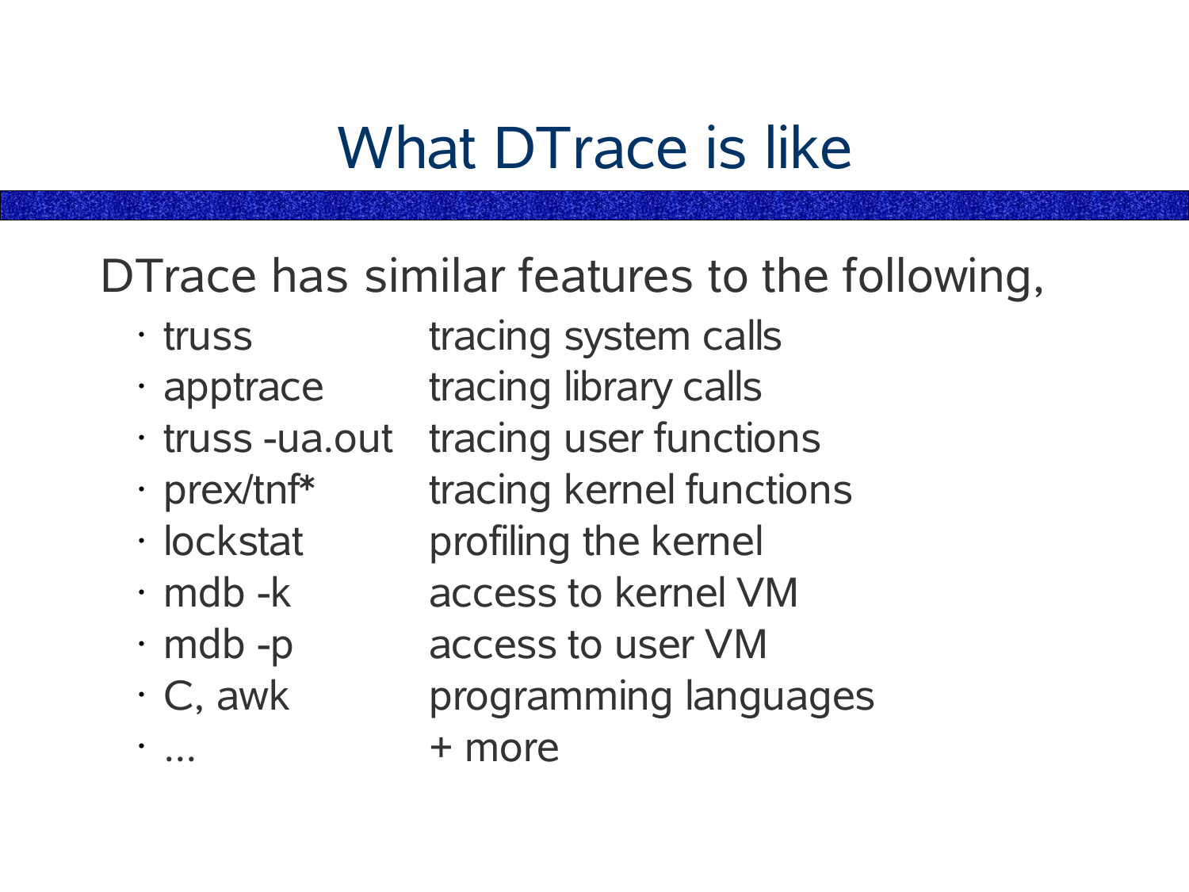# What DTrace is like

DTrace has similar features to the following,

| | |
|---|---|
| truss | tracing system calls |
| apptrace | tracing library calls |
| truss -ua.out | tracing user functions |
| prex/tnf* | tracing kernel functions |
| lockstat | profiling the kernel |
| mdb -k | access to kernel VM |
| mdb -p | access to user VM |
| C, awk | programming languages |
| ... | + more |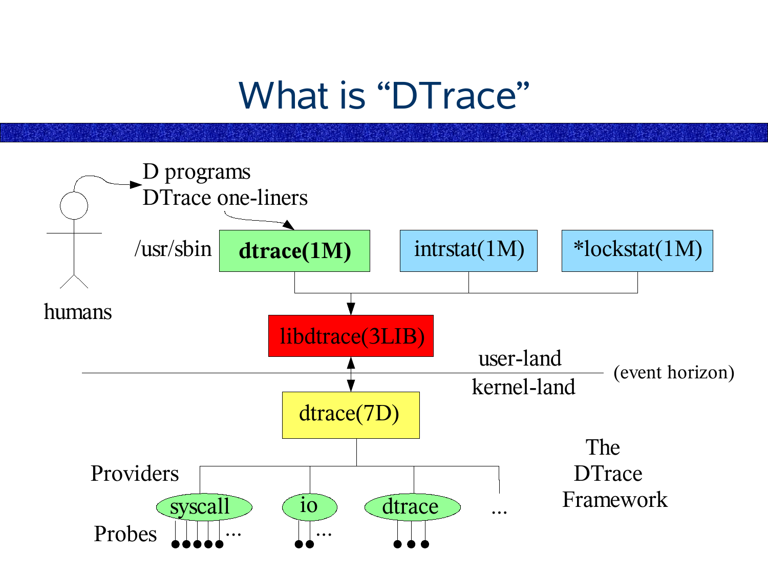# What is “DTrace”

humans

D programs
DTrace one-liners

/usr/sbin

**dtrace(1M)**

intrstat(1M)

*lockstat(1M)

libdtrace(3LIB)

user-land

(event horizon)

kernel-land

dtrace(7D)

Providers

syscall

io

dtrace

...

Probes

The DTrace Framework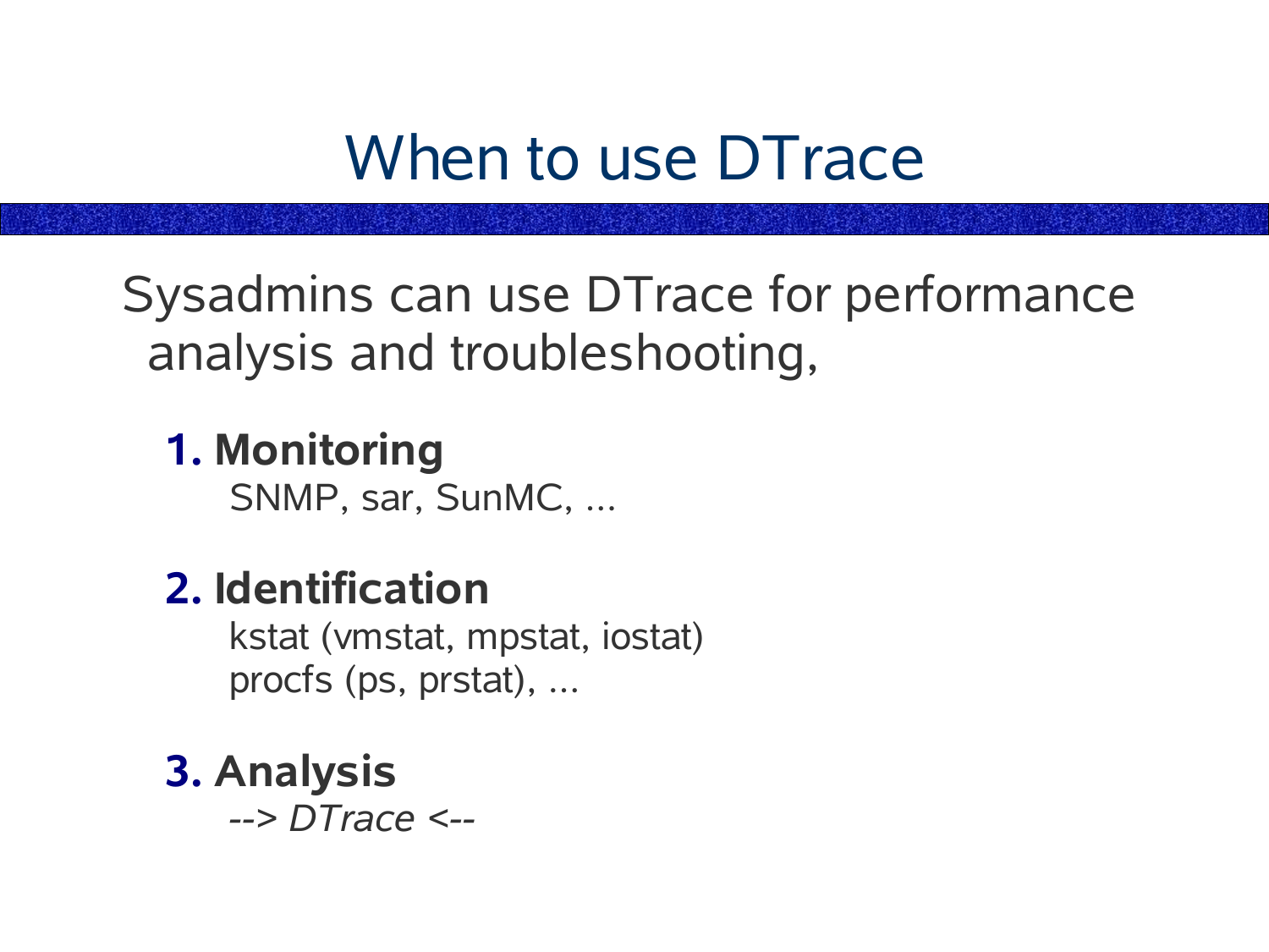# When to use DTrace

Sysadmins can use DTrace for performance analysis and troubleshooting,

**1. Monitoring**
SNMP, sar, SunMC, ...

**2. Identification**
kstat (vmstat, mpstat, iostat)
procfs (ps, prstat), ...

**3. Analysis**
*--> DTrace <--*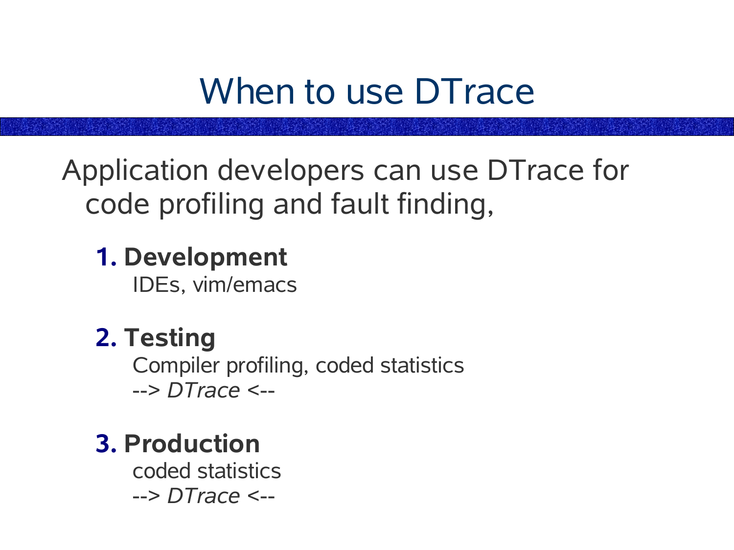# When to use DTrace

Application developers can use DTrace for code profiling and fault finding,

1. **Development**
   
   IDEs, vim/emacs

2. **Testing**
   
   Compiler profiling, coded statistics
   
   --> *DTrace* <--

3. **Production**
   
   coded statistics
   
   --> *DTrace* <--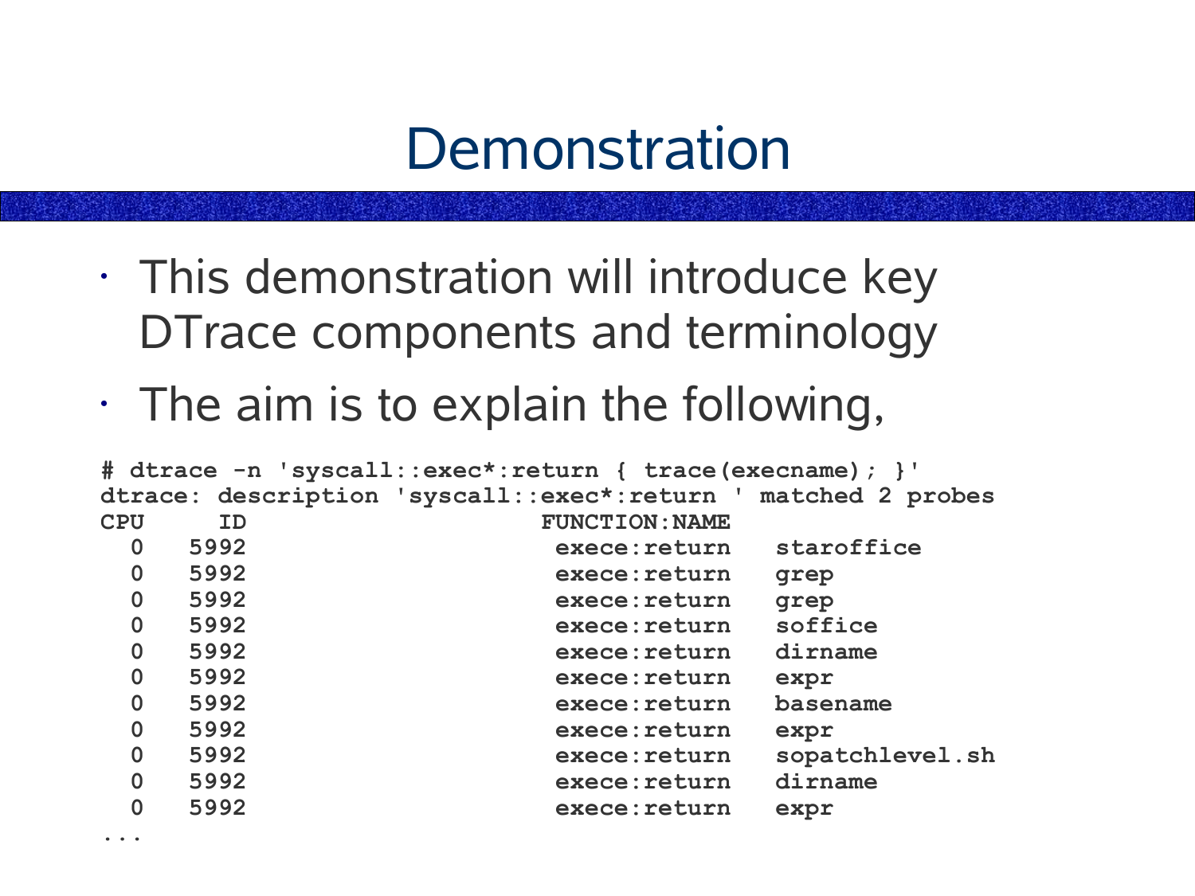# Demonstration

- This demonstration will introduce key DTrace components and terminology
- The aim is to explain the following,

```
# dtrace -n 'syscall::exec*:return { trace(execname); }'
dtrace: description 'syscall::exec*:return ' matched 2 probes
CPU     ID                    FUNCTION:NAME
  0   5992                     exece:return   staroffice
  0   5992                     exece:return   grep
  0   5992                     exece:return   grep
  0   5992                     exece:return   soffice
  0   5992                     exece:return   dirname
  0   5992                     exece:return   expr
  0   5992                     exece:return   basename
  0   5992                     exece:return   expr
  0   5992                     exece:return   sopatchlevel.sh
  0   5992                     exece:return   dirname
  0   5992                     exece:return   expr
...
```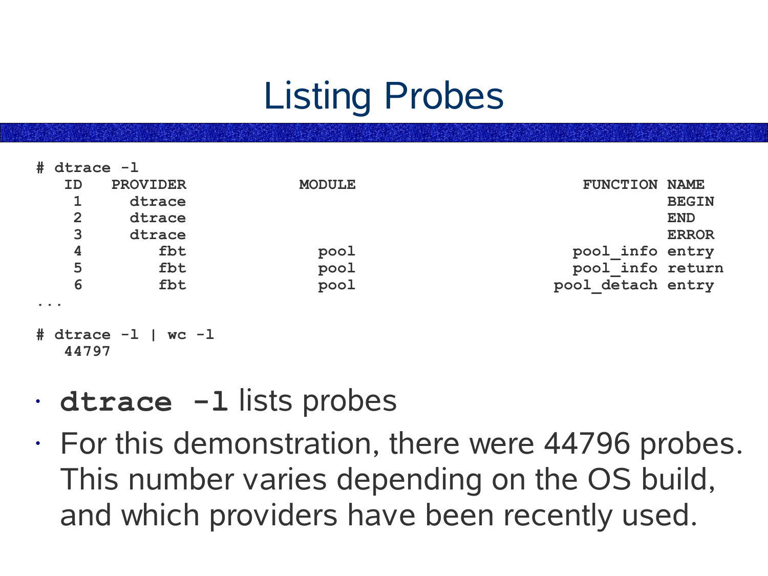# Listing Probes

```
# dtrace -l
   ID   PROVIDER            MODULE                          FUNCTION NAME
    1     dtrace                                                     BEGIN
    2     dtrace                                                     END
    3     dtrace                                                     ERROR
    4        fbt              pool                         pool_info entry
    5        fbt              pool                         pool_info return
    6        fbt              pool                       pool_detach entry
...

# dtrace -l | wc -l
   44797
```

- **`dtrace -l`** lists probes
- For this demonstration, there were 44796 probes. This number varies depending on the OS build, and which providers have been recently used.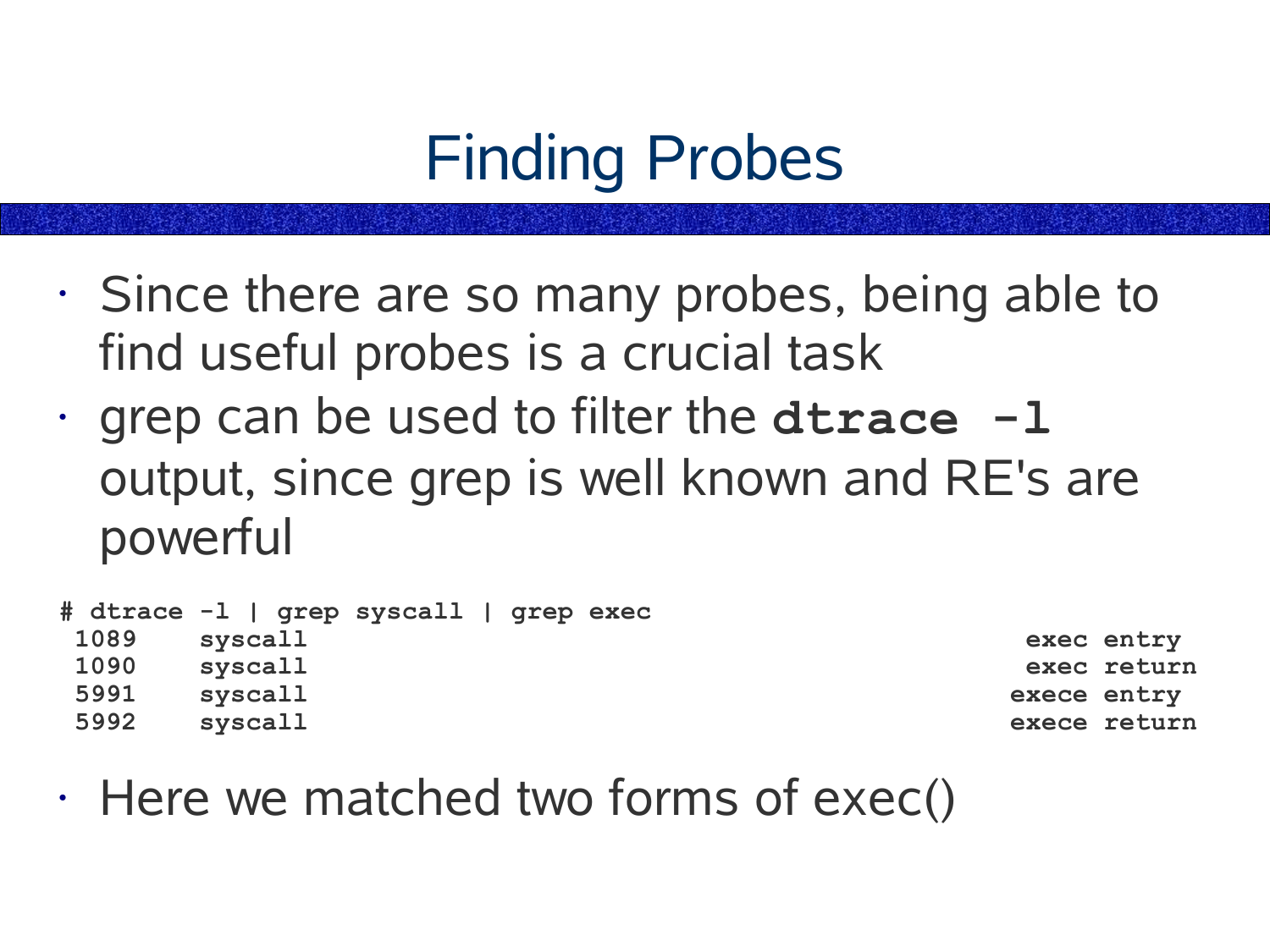# Finding Probes

- Since there are so many probes, being able to find useful probes is a crucial task
- grep can be used to filter the **`dtrace -l`** output, since grep is well known and RE's are powerful

```
# dtrace -l | grep syscall | grep exec
 1089    syscall                                                     exec entry
 1090    syscall                                                     exec return
 5991    syscall                                                    exece entry
 5992    syscall                                                    exece return
```

- Here we matched two forms of exec()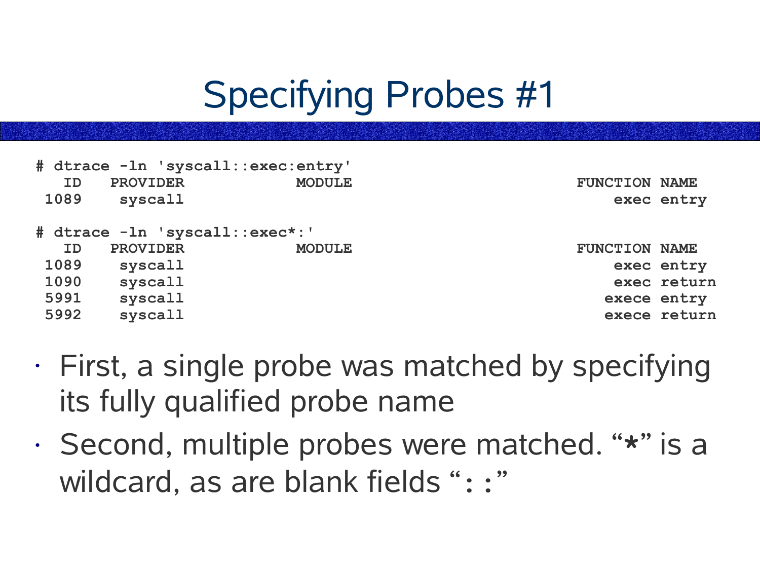# Specifying Probes #1

```
# dtrace -ln 'syscall::exec:entry'
   ID   PROVIDER            MODULE                          FUNCTION NAME
 1089    syscall                                                exec entry

# dtrace -ln 'syscall::exec*:'
   ID   PROVIDER            MODULE                          FUNCTION NAME
 1089    syscall                                                exec entry
 1090    syscall                                                exec return
 5991    syscall                                               exece entry
 5992    syscall                                               exece return
```

- First, a single probe was matched by specifying its fully qualified probe name
- Second, multiple probes were matched. "**\***" is a wildcard, as are blank fields "`::`"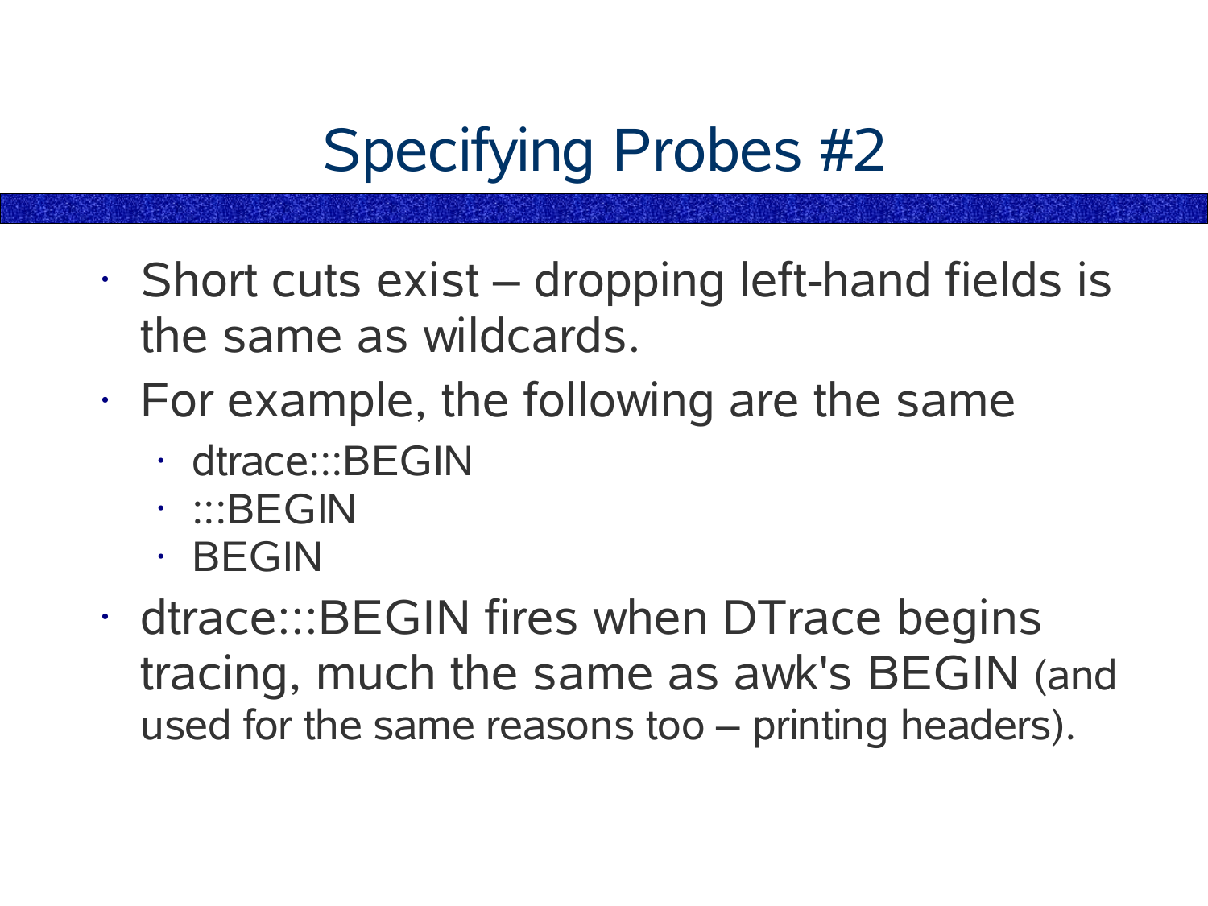# Specifying Probes #2

- Short cuts exist – dropping left-hand fields is the same as wildcards.
- For example, the following are the same
  - dtrace:::BEGIN
  - :::BEGIN
  - BEGIN
- dtrace:::BEGIN fires when DTrace begins tracing, much the same as awk's BEGIN (and used for the same reasons too – printing headers).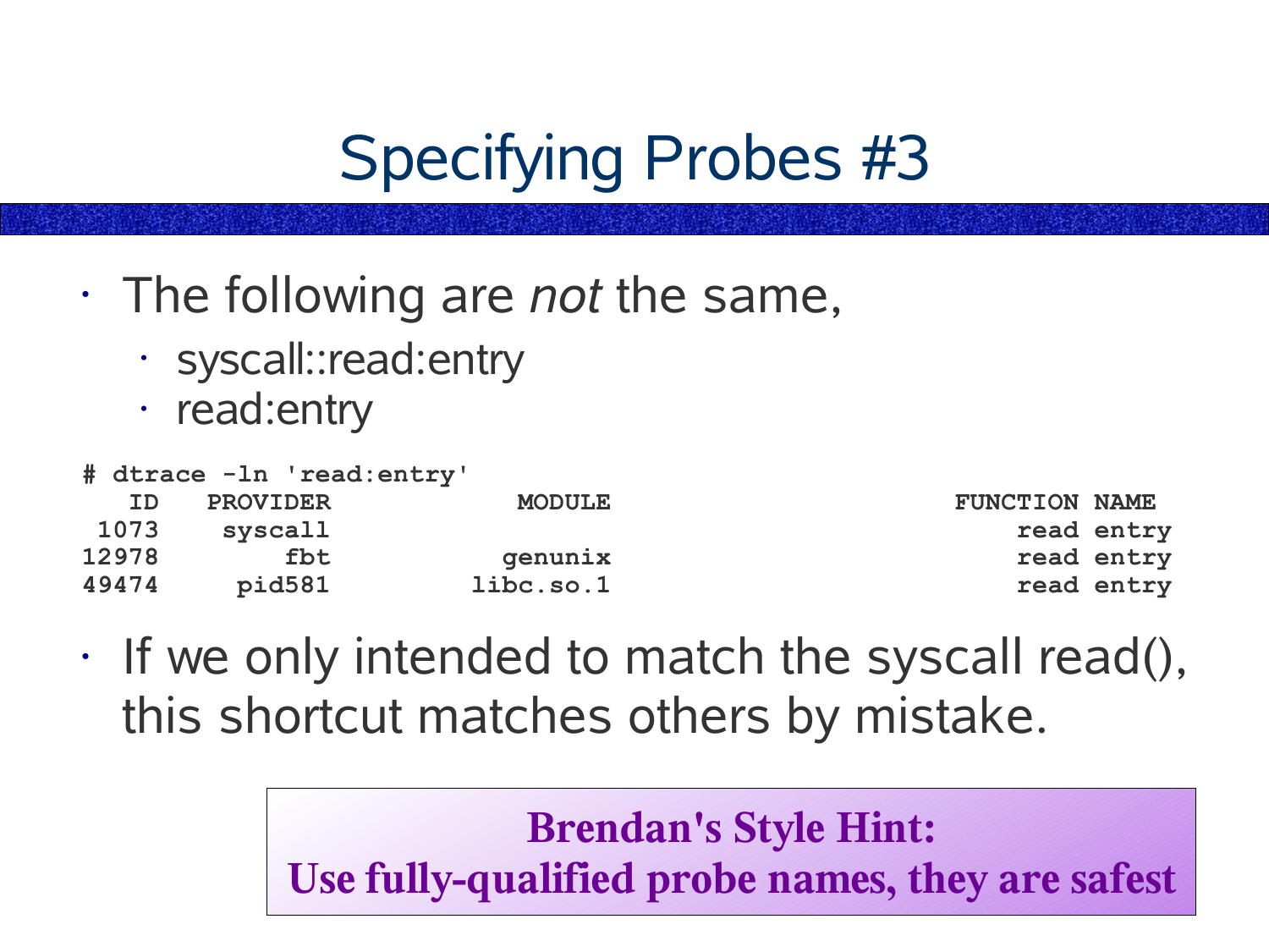# Specifying Probes #3

- The following are *not* the same,
  - syscall::read:entry
  - read:entry

```
# dtrace -ln 'read:entry'
   ID   PROVIDER            MODULE                          FUNCTION NAME
 1073    syscall                                                read entry
12978        fbt           genunix                              read entry
49474     pid581         libc.so.1                              read entry
```

- If we only intended to match the syscall read(), this shortcut matches others by mistake.

**Brendan's Style Hint:**
**Use fully-qualified probe names, they are safest**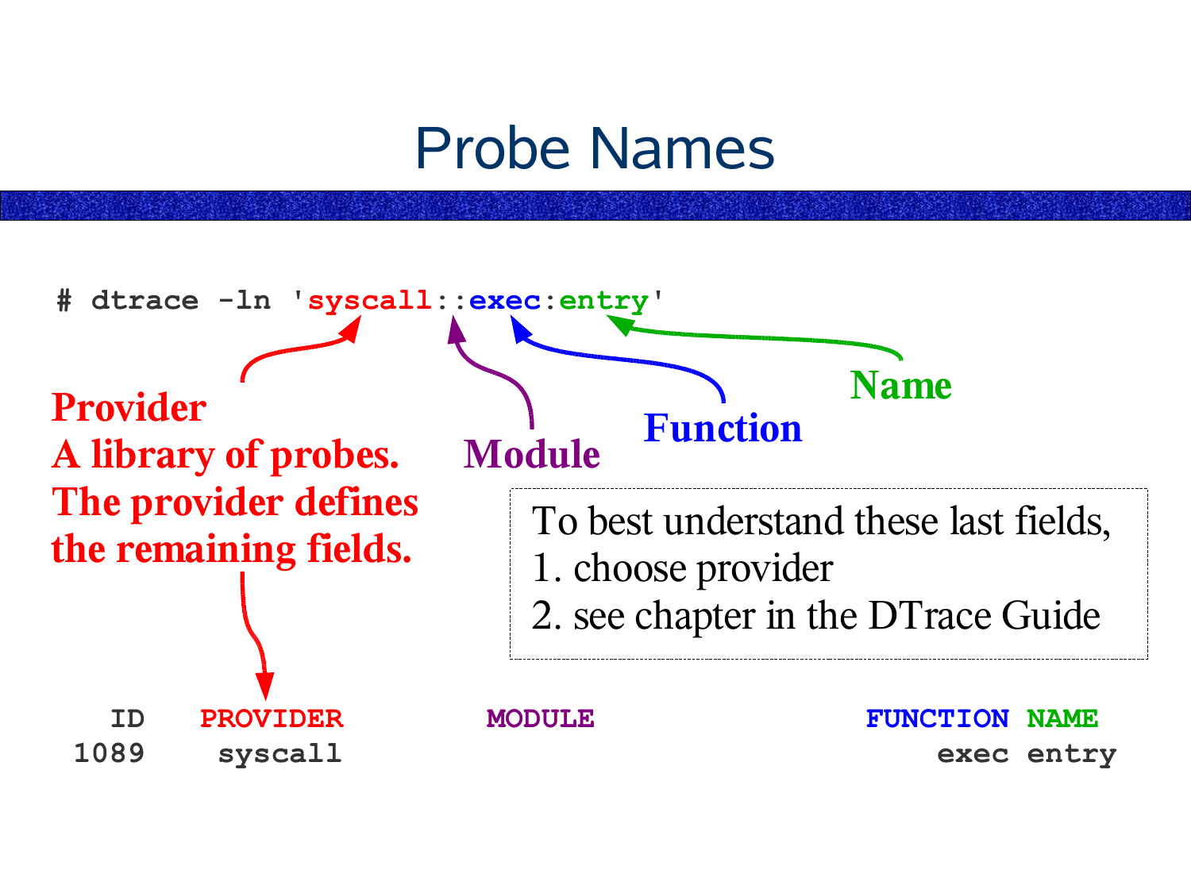# Probe Names

```
# dtrace -ln 'syscall::exec:entry'
```

**Provider**
**A library of probes.**
**The provider defines the remaining fields.**

**Module**

**Function**

**Name**

To best understand these last fields,
1. choose provider
2. see chapter in the DTrace Guide

```
  ID   PROVIDER            MODULE                          FUNCTION NAME
1089    syscall                                                exec entry
```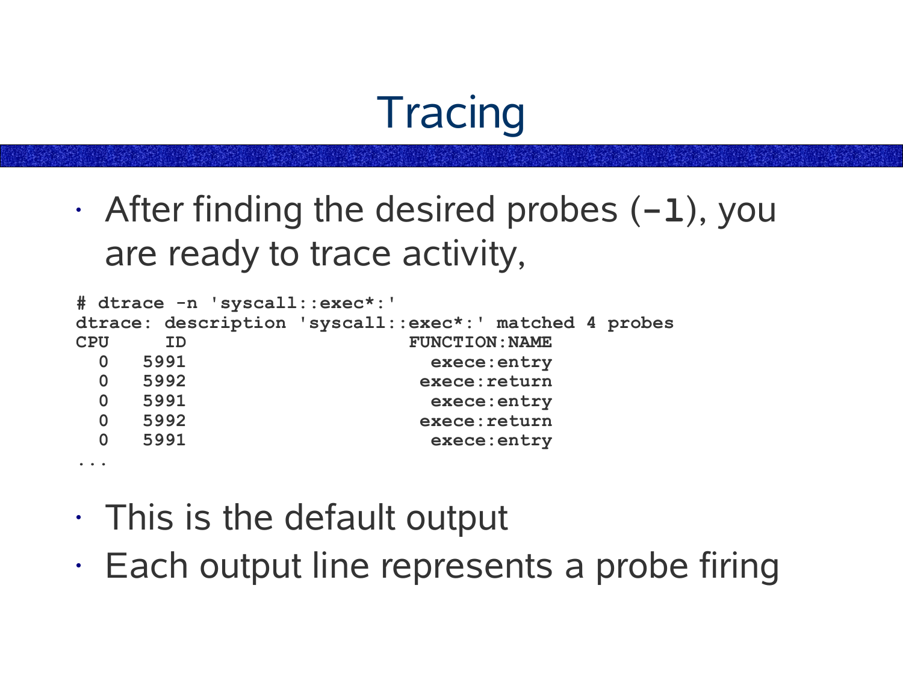# Tracing

- After finding the desired probes (**-l**), you are ready to trace activity,

```
# dtrace -n 'syscall::exec*:'
dtrace: description 'syscall::exec*:' matched 4 probes
CPU     ID                    FUNCTION:NAME
  0   5991                     exece:entry
  0   5992                    exece:return
  0   5991                     exece:entry
  0   5992                    exece:return
  0   5991                     exece:entry
...
```

- This is the default output
- Each output line represents a probe firing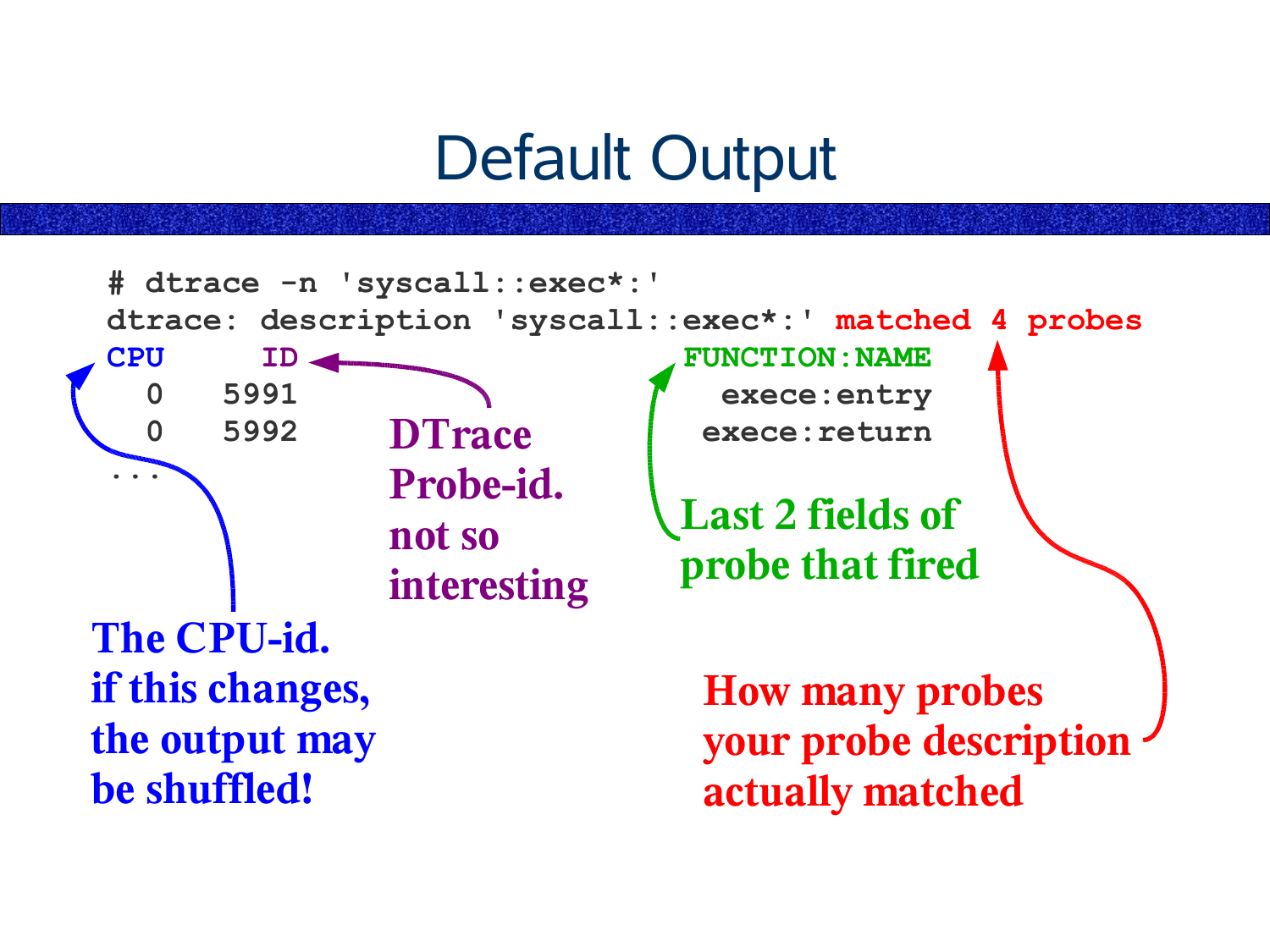# Default Output

```
# dtrace -n 'syscall::exec*:'
dtrace: description 'syscall::exec*:' matched 4 probes
CPU     ID                    FUNCTION:NAME
  0   5991                      exece:entry
  0   5992                     exece:return
...
```

**DTrace Probe-id. not so interesting**

**Last 2 fields of probe that fired**

**The CPU-id. if this changes, the output may be shuffled!**

**How many probes your probe description actually matched**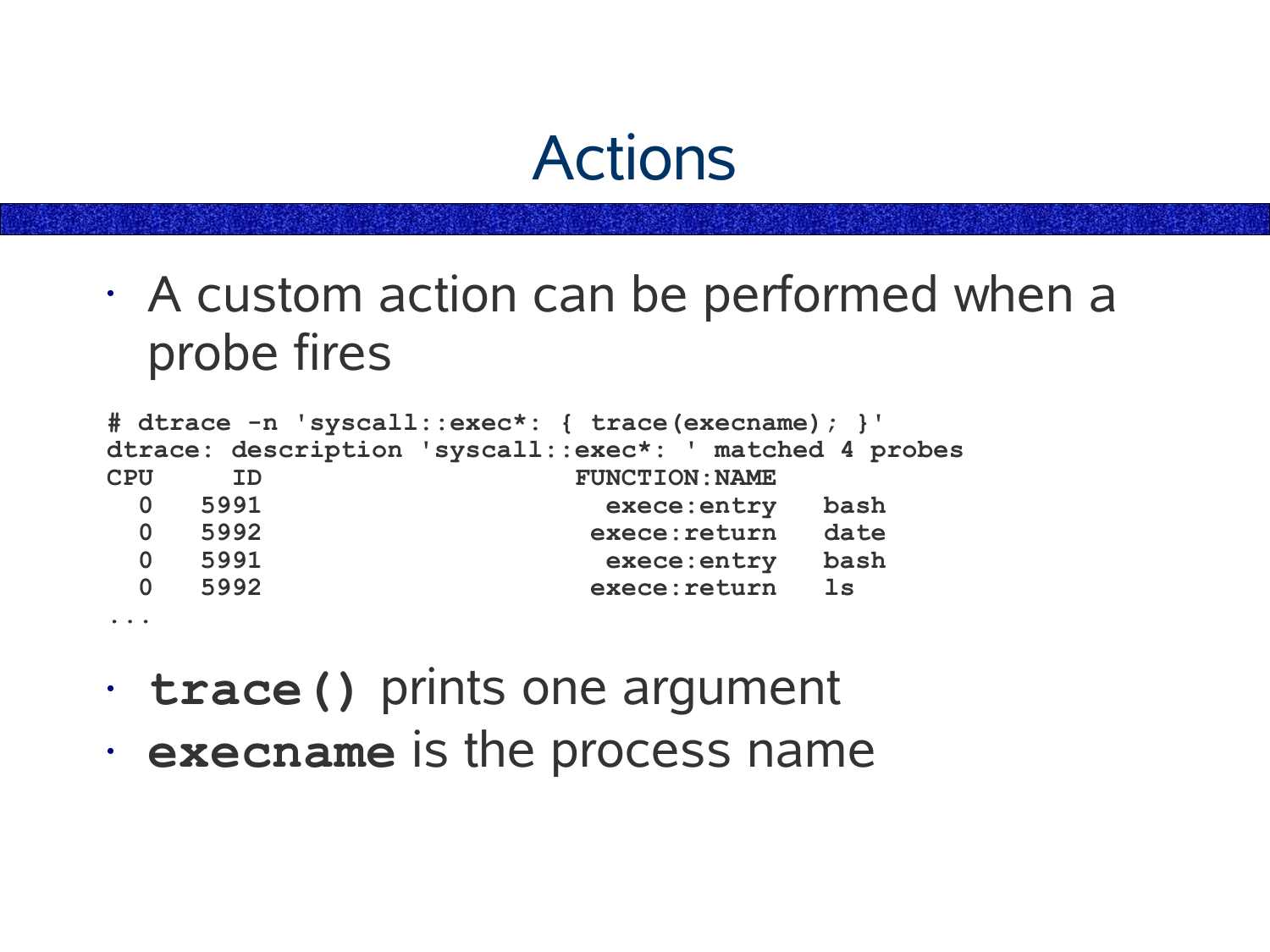# Actions

- A custom action can be performed when a probe fires

```
# dtrace -n 'syscall::exec*: { trace(execname); }'
dtrace: description 'syscall::exec*: ' matched 4 probes
CPU     ID                    FUNCTION:NAME
  0   5991                      exece:entry   bash
  0   5992                     exece:return   date
  0   5991                      exece:entry   bash
  0   5992                     exece:return   ls
...
```

- **`trace()`** prints one argument
- **`execname`** is the process name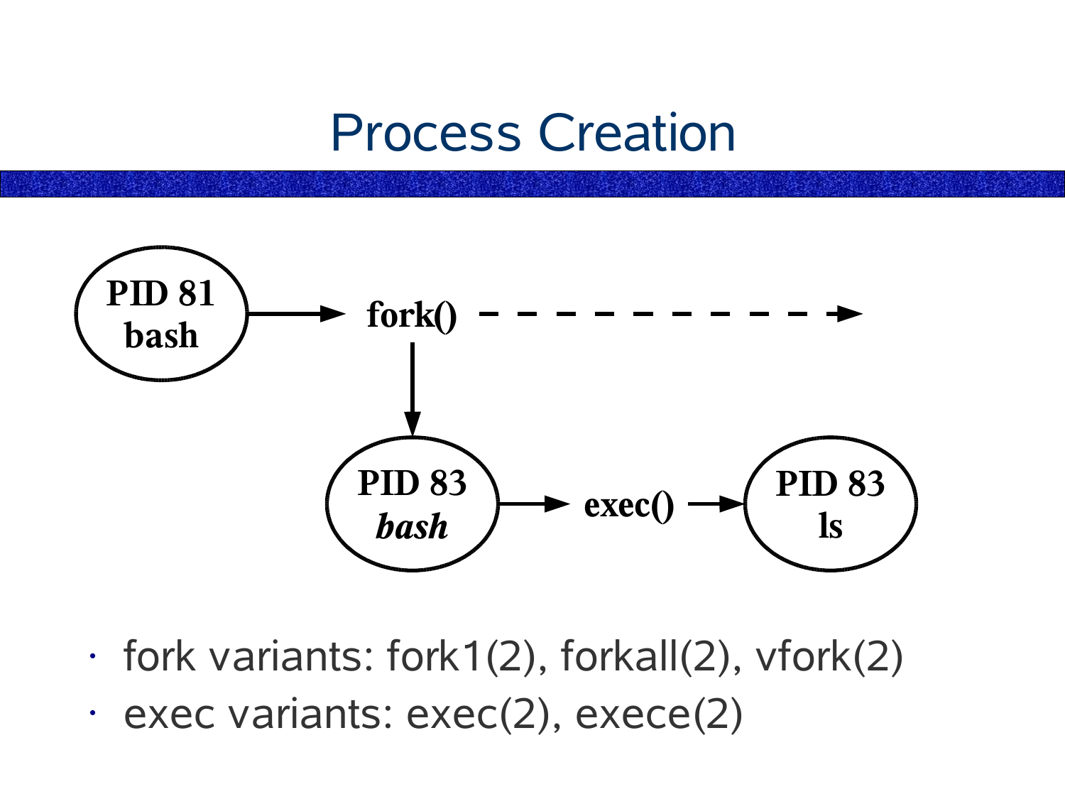# Process Creation

PID 81
bash

fork()

PID 83
*bash*

exec()

PID 83
ls

- fork variants: fork1(2), forkall(2), vfork(2)
- exec variants: exec(2), exece(2)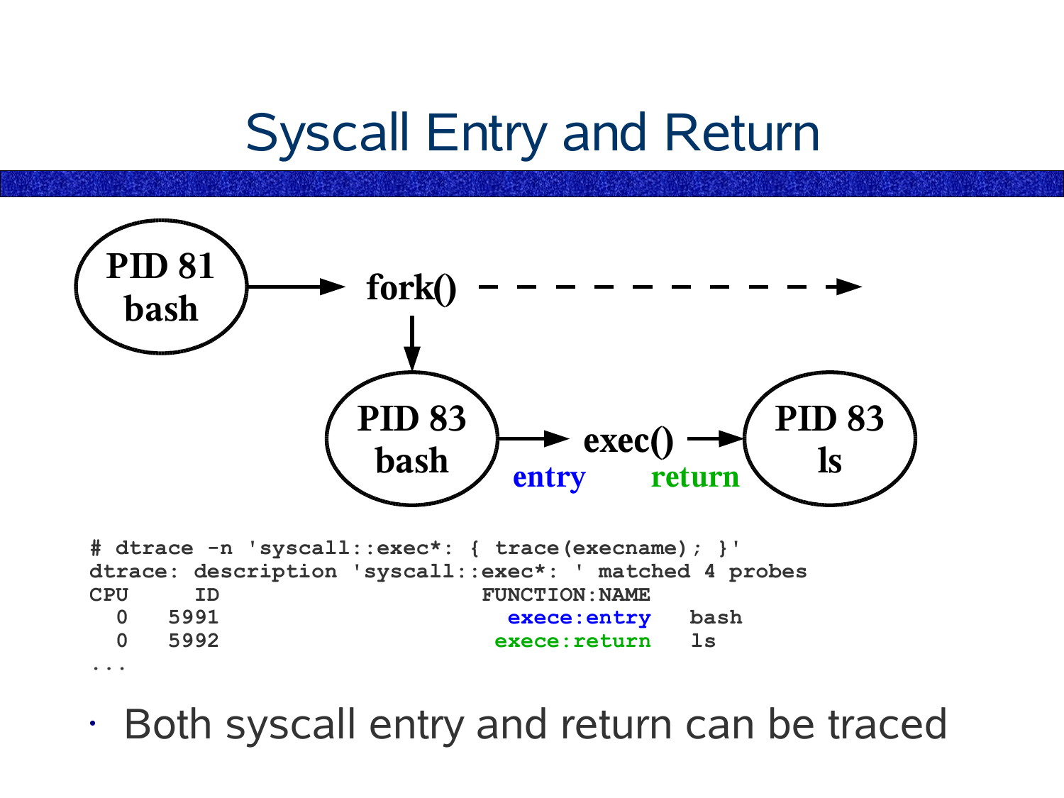# Syscall Entry and Return

PID 81 bash → fork() - - - - - - - →

fork() ↓ PID 83 bash → exec() → PID 83 ls

entry return

```
# dtrace -n 'syscall::exec*: { trace(execname); }'
dtrace: description 'syscall::exec*: ' matched 4 probes
CPU     ID                    FUNCTION:NAME
  0   5991                     exece:entry   bash
  0   5992                    exece:return   ls
...
```

- Both syscall entry and return can be traced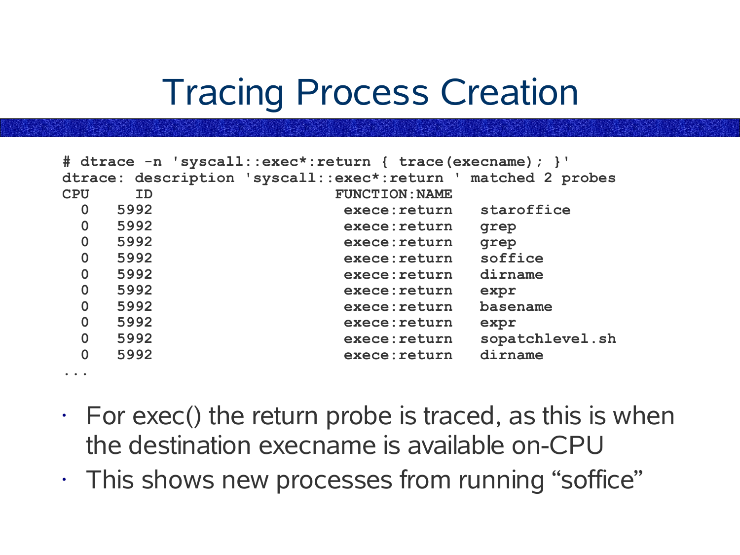# Tracing Process Creation

```
# dtrace -n 'syscall::exec*:return { trace(execname); }'
dtrace: description 'syscall::exec*:return ' matched 2 probes
CPU     ID                    FUNCTION:NAME
  0   5992                     exece:return   staroffice
  0   5992                     exece:return   grep
  0   5992                     exece:return   grep
  0   5992                     exece:return   soffice
  0   5992                     exece:return   dirname
  0   5992                     exece:return   expr
  0   5992                     exece:return   basename
  0   5992                     exece:return   expr
  0   5992                     exece:return   sopatchlevel.sh
  0   5992                     exece:return   dirname
...
```

- For exec() the return probe is traced, as this is when the destination execname is available on-CPU
- This shows new processes from running "soffice"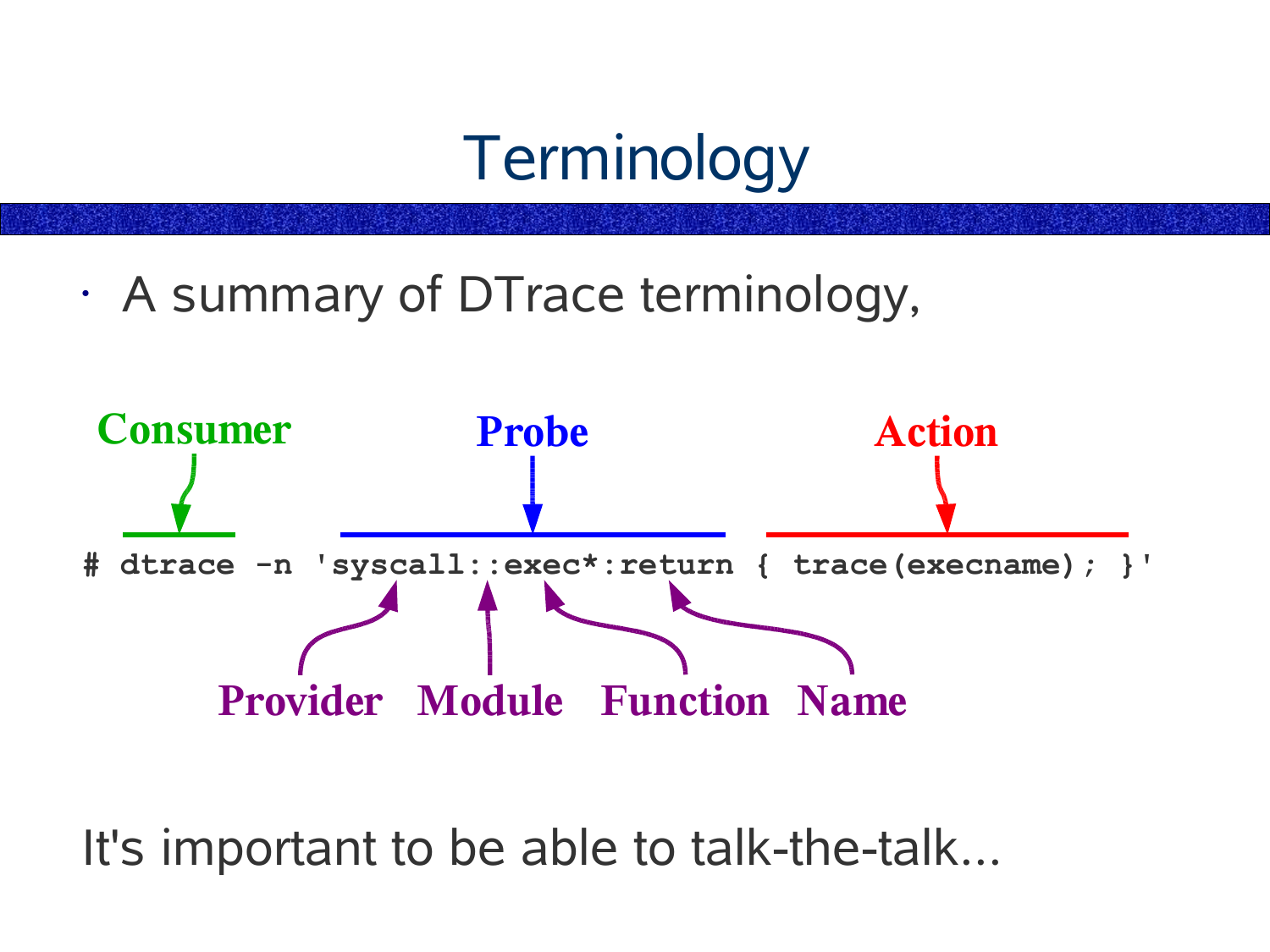# Terminology

- A summary of DTrace terminology,

Consumer — Probe — Action

```
# dtrace -n 'syscall::exec*:return { trace(execname); }'
```

Provider — Module — Function — Name

It's important to be able to talk-the-talk...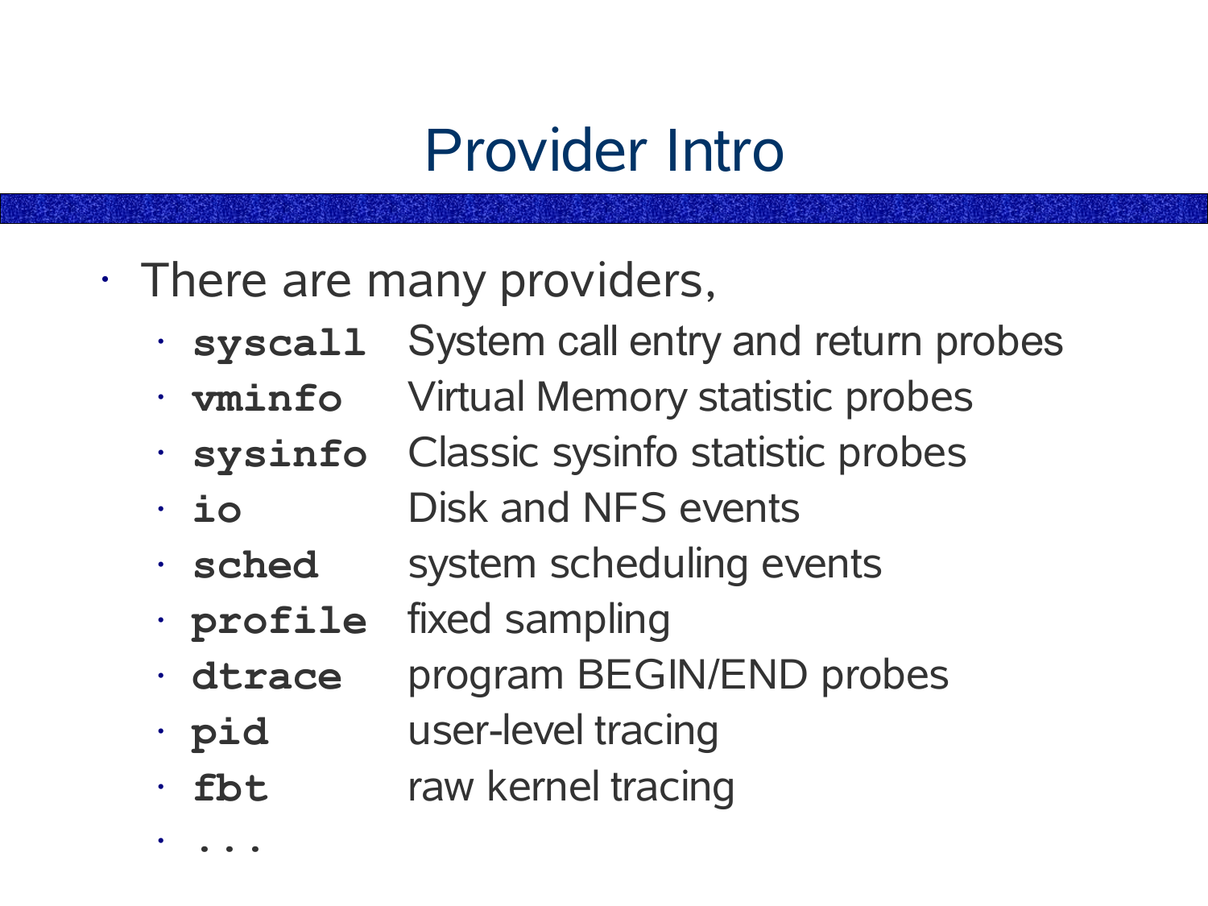# Provider Intro

- There are many providers,
  - **`syscall`** System call entry and return probes
  - **`vminfo`** Virtual Memory statistic probes
  - **`sysinfo`** Classic sysinfo statistic probes
  - **`io`** Disk and NFS events
  - **`sched`** system scheduling events
  - **`profile`** fixed sampling
  - **`dtrace`** program BEGIN/END probes
  - **`pid`** user-level tracing
  - **`fbt`** raw kernel tracing
  - **`...`**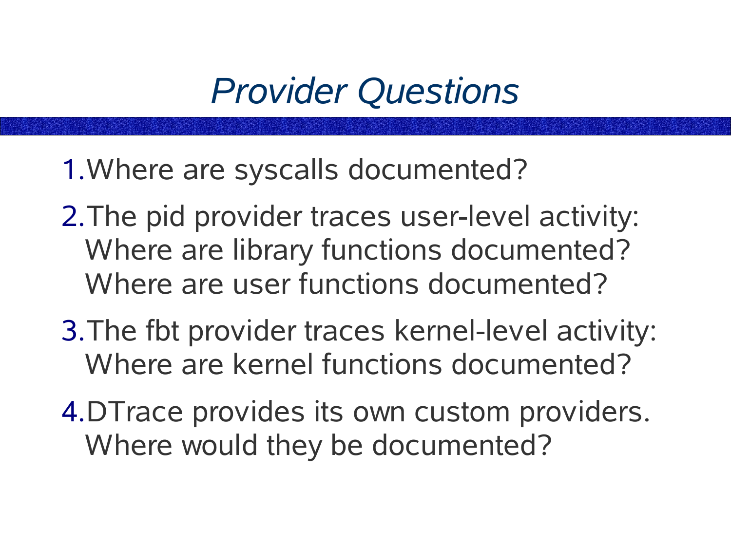# *Provider Questions*

1. Where are syscalls documented?
2. The pid provider traces user-level activity:
   Where are library functions documented?
   Where are user functions documented?
3. The fbt provider traces kernel-level activity:
   Where are kernel functions documented?
4. DTrace provides its own custom providers.
   Where would they be documented?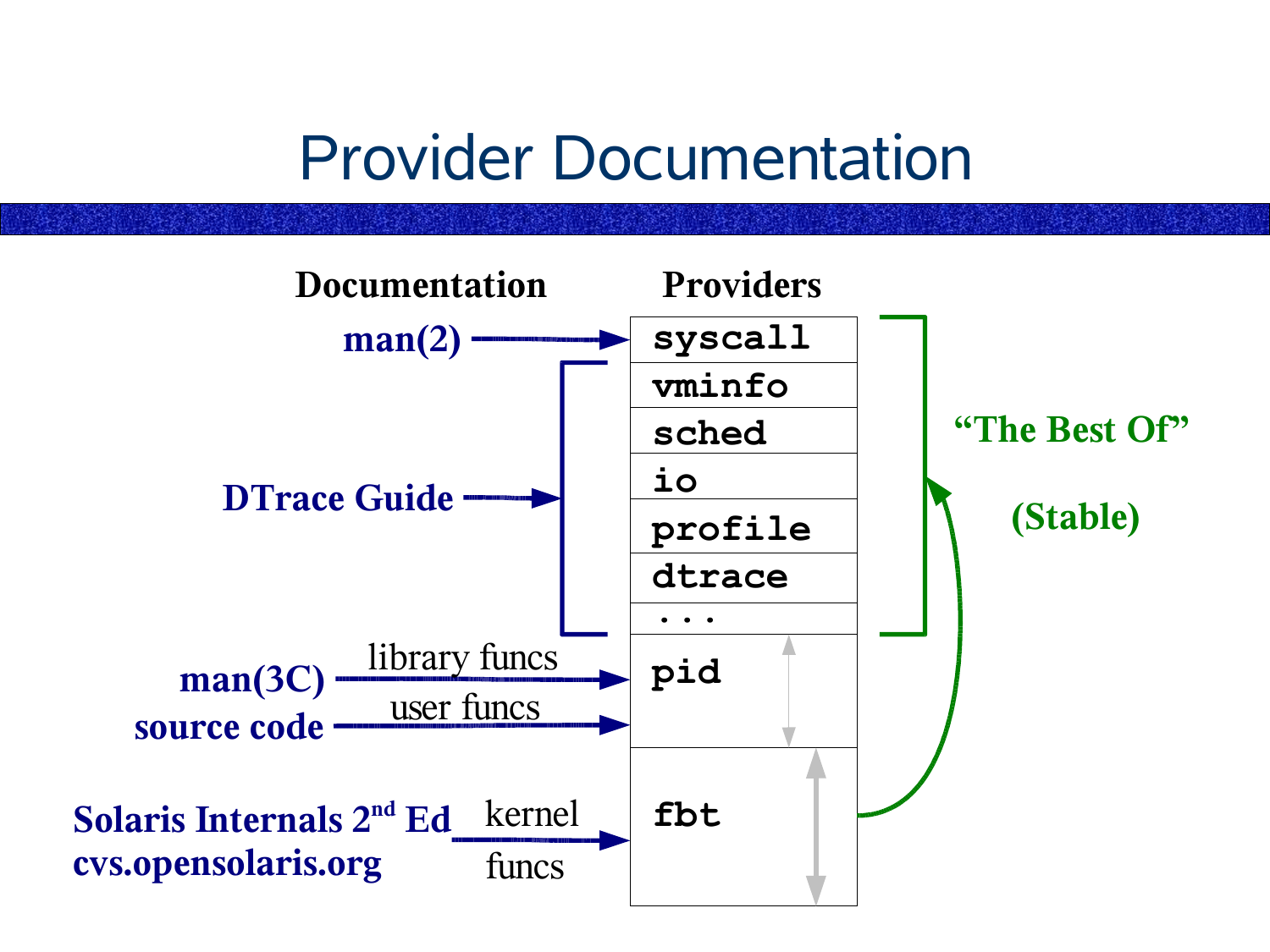# Provider Documentation

| Documentation | Providers |
| --- | --- |
| man(2) | syscall |
| DTrace Guide | vminfo |
| | sched |
| | io |
| | profile |
| | dtrace |
| | ... |
| man(3C) — library funcs; source code — user funcs | pid |
| Solaris Internals 2nd Ed, cvs.opensolaris.org — kernel funcs | fbt |

syscall through "..." (with fbt feeding into them): "The Best Of" (Stable)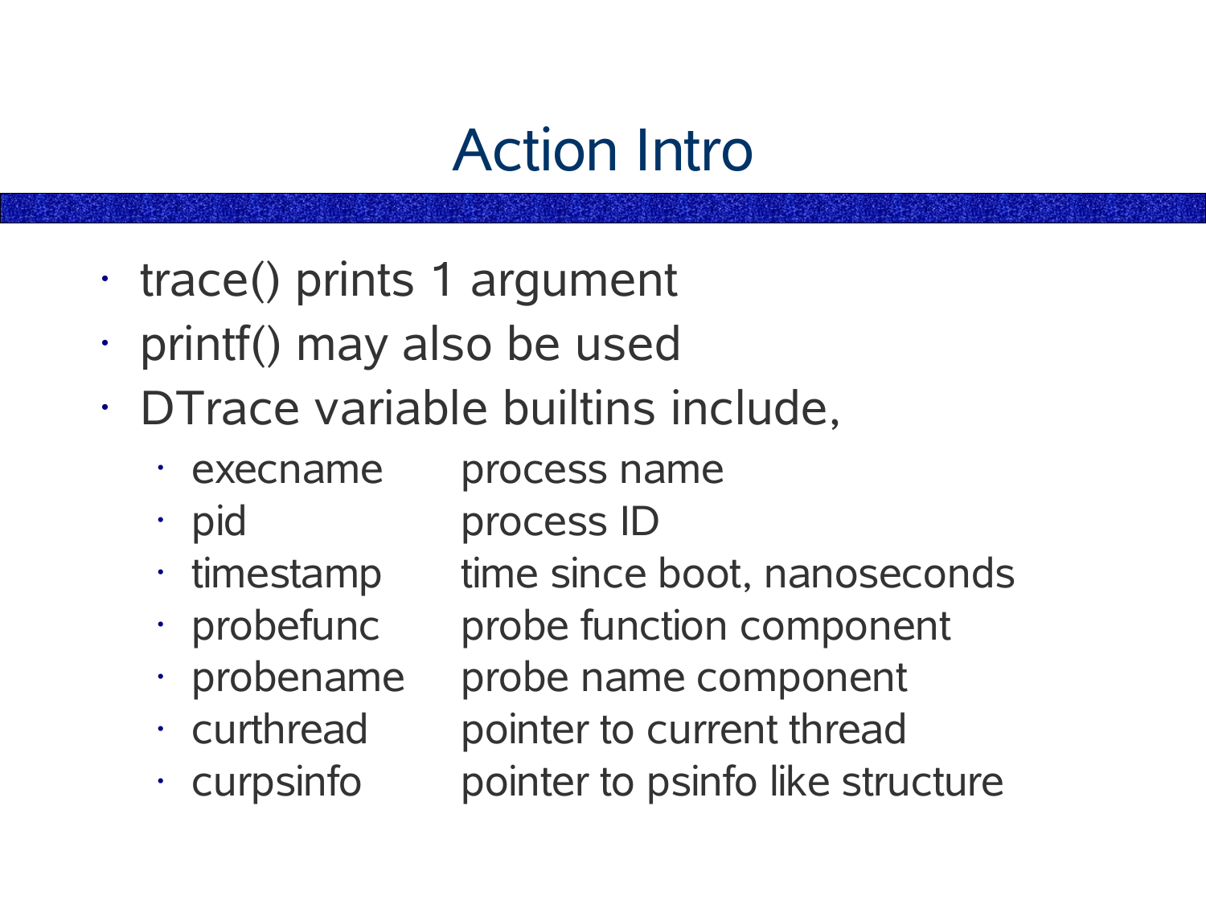# Action Intro

- trace() prints 1 argument
- printf() may also be used
- DTrace variable builtins include,
  - execname   process name
  - pid   process ID
  - timestamp   time since boot, nanoseconds
  - probefunc   probe function component
  - probename   probe name component
  - curthread   pointer to current thread
  - curpsinfo   pointer to psinfo like structure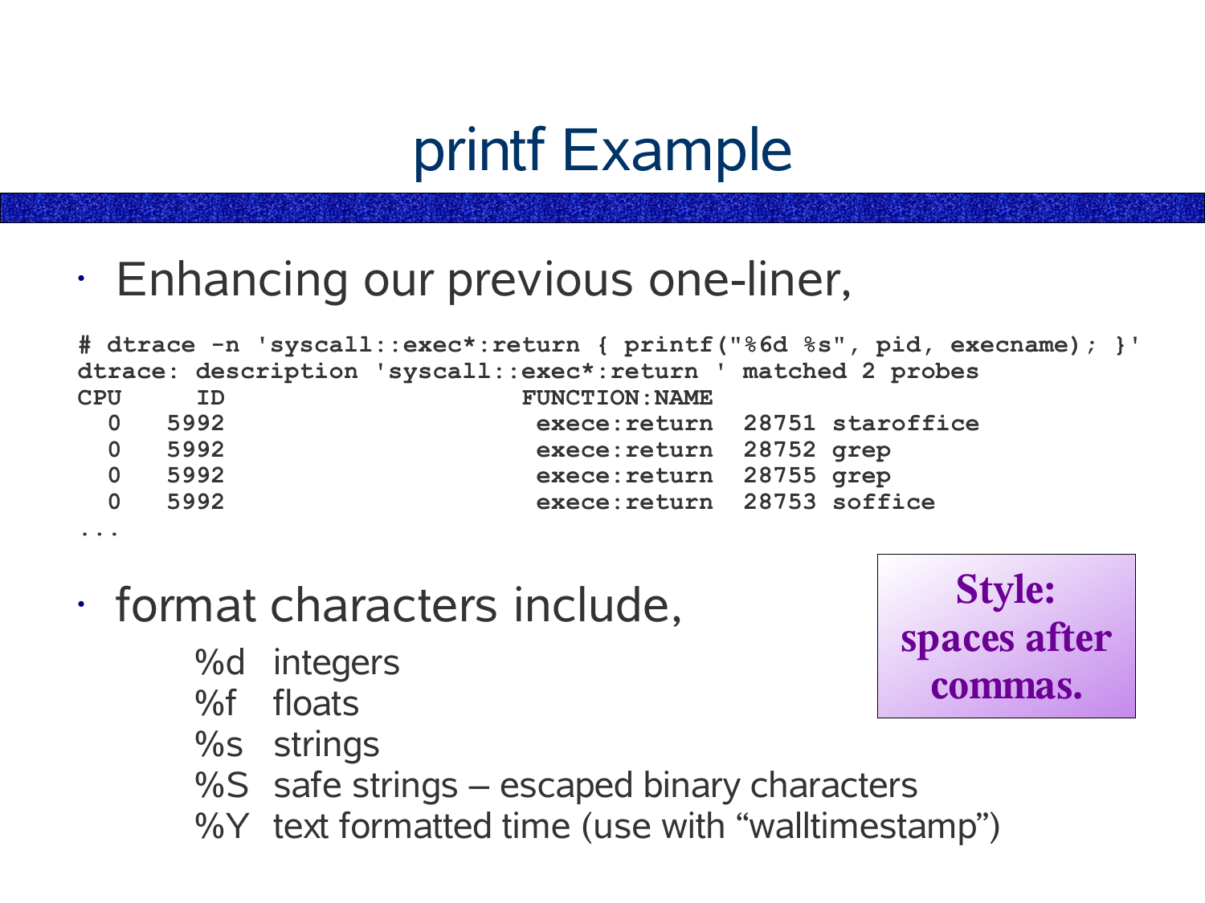# printf Example

- Enhancing our previous one-liner,

```
# dtrace -n 'syscall::exec*:return { printf("%6d %s", pid, execname); }'
dtrace: description 'syscall::exec*:return ' matched 2 probes
CPU     ID                    FUNCTION:NAME
  0   5992                     exece:return  28751 staroffice
  0   5992                     exece:return  28752 grep
  0   5992                     exece:return  28755 grep
  0   5992                     exece:return  28753 soffice
...
```

- format characters include,
  - %d integers
  - %f floats
  - %s strings
  - %S safe strings – escaped binary characters
  - %Y text formatted time (use with “walltimestamp”)

**Style: spaces after commas.**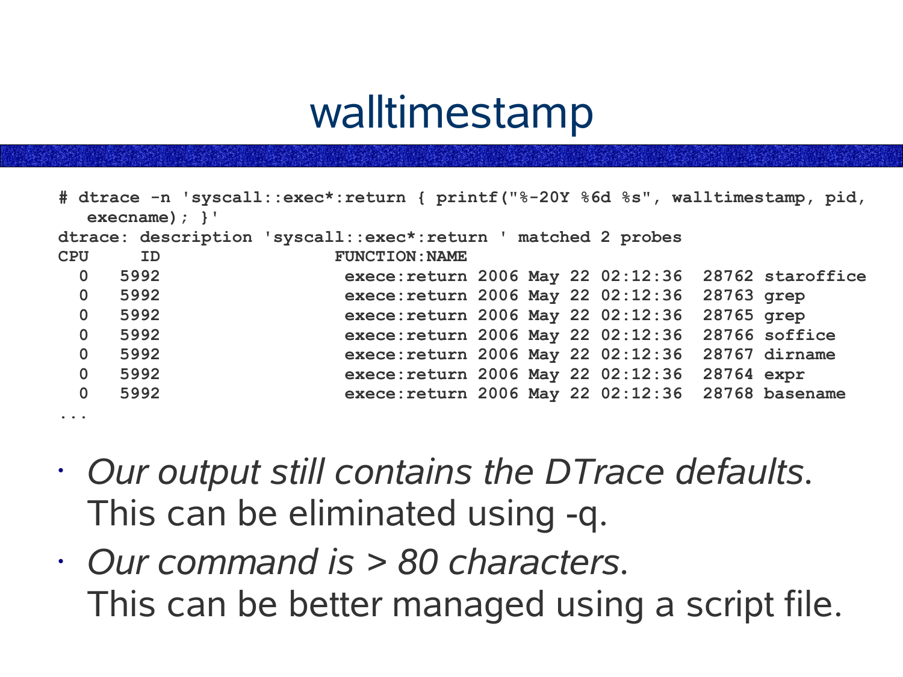# walltimestamp

```
# dtrace -n 'syscall::exec*:return { printf("%-20Y %6d %s", walltimestamp, pid,
   execname); }'
dtrace: description 'syscall::exec*:return ' matched 2 probes
CPU     ID                    FUNCTION:NAME
  0   5992                     exece:return 2006 May 22 02:12:36  28762 staroffice
  0   5992                     exece:return 2006 May 22 02:12:36  28763 grep
  0   5992                     exece:return 2006 May 22 02:12:36  28765 grep
  0   5992                     exece:return 2006 May 22 02:12:36  28766 soffice
  0   5992                     exece:return 2006 May 22 02:12:36  28767 dirname
  0   5992                     exece:return 2006 May 22 02:12:36  28764 expr
  0   5992                     exece:return 2006 May 22 02:12:36  28768 basename
...
```

- *Our output still contains the DTrace defaults*. This can be eliminated using -q.
- *Our command is > 80 characters*. This can be better managed using a script file.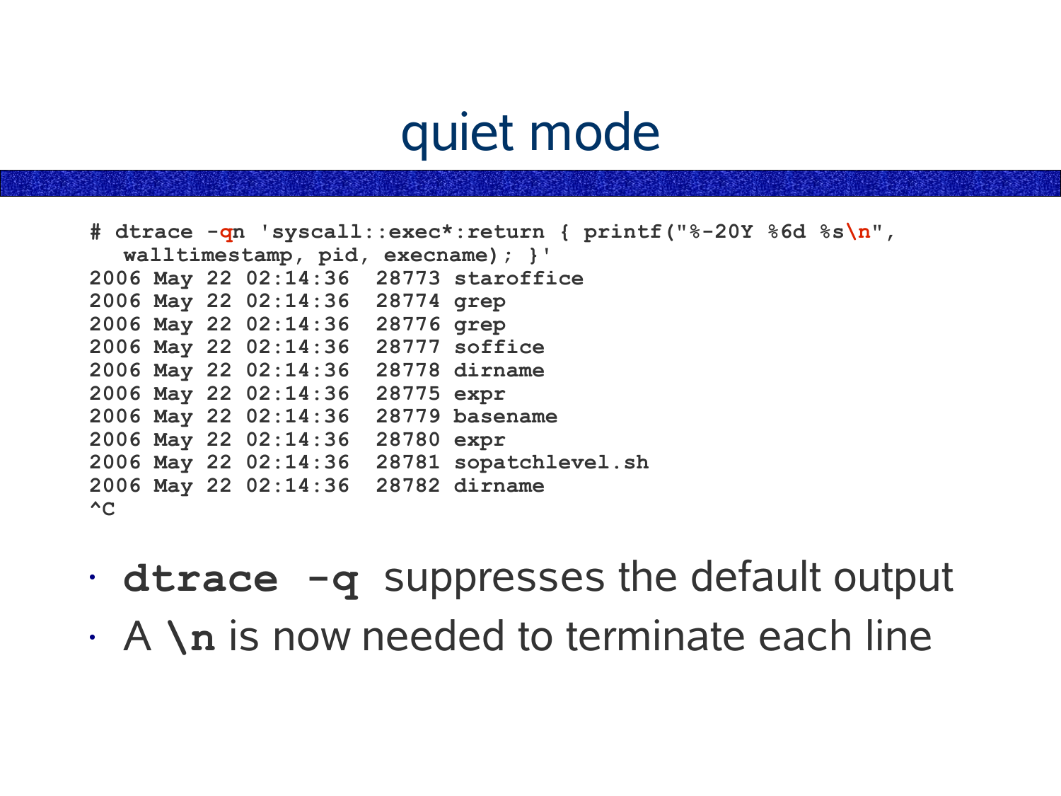# quiet mode

```
# dtrace -qn 'syscall::exec*:return { printf("%-20Y %6d %s\n",
  walltimestamp, pid, execname); }'
2006 May 22 02:14:36  28773 staroffice
2006 May 22 02:14:36  28774 grep
2006 May 22 02:14:36  28776 grep
2006 May 22 02:14:36  28777 soffice
2006 May 22 02:14:36  28778 dirname
2006 May 22 02:14:36  28775 expr
2006 May 22 02:14:36  28779 basename
2006 May 22 02:14:36  28780 expr
2006 May 22 02:14:36  28781 sopatchlevel.sh
2006 May 22 02:14:36  28782 dirname
^C
```

- **`dtrace -q`** suppresses the default output
- A **`\n`** is now needed to terminate each line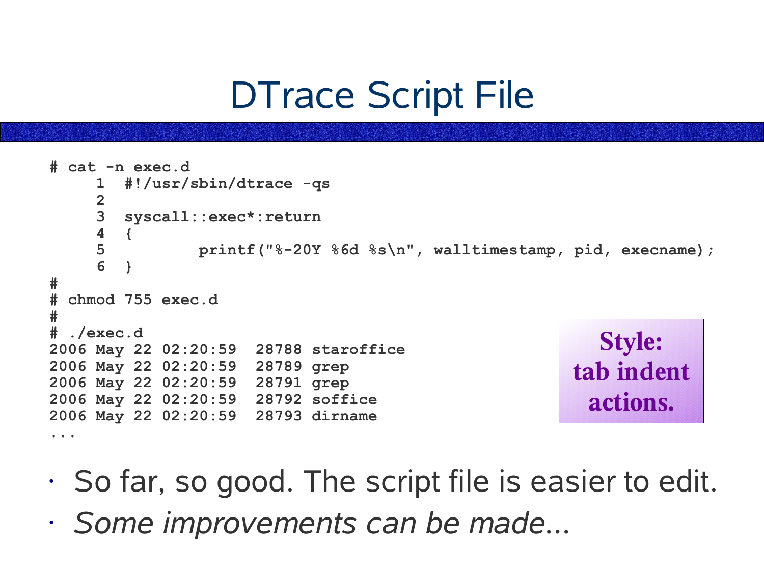# DTrace Script File

```
# cat -n exec.d
     1  #!/usr/sbin/dtrace -qs
     2
     3  syscall::exec*:return
     4  {
     5          printf("%-20Y %6d %s\n", walltimestamp, pid, execname);
     6  }
#
# chmod 755 exec.d
#
# ./exec.d
2006 May 22 02:20:59  28788 staroffice
2006 May 22 02:20:59  28789 grep
2006 May 22 02:20:59  28791 grep
2006 May 22 02:20:59  28792 soffice
2006 May 22 02:20:59  28793 dirname
...
```

**Style: tab indent actions.**

- So far, so good. The script file is easier to edit.
- *Some improvements can be made...*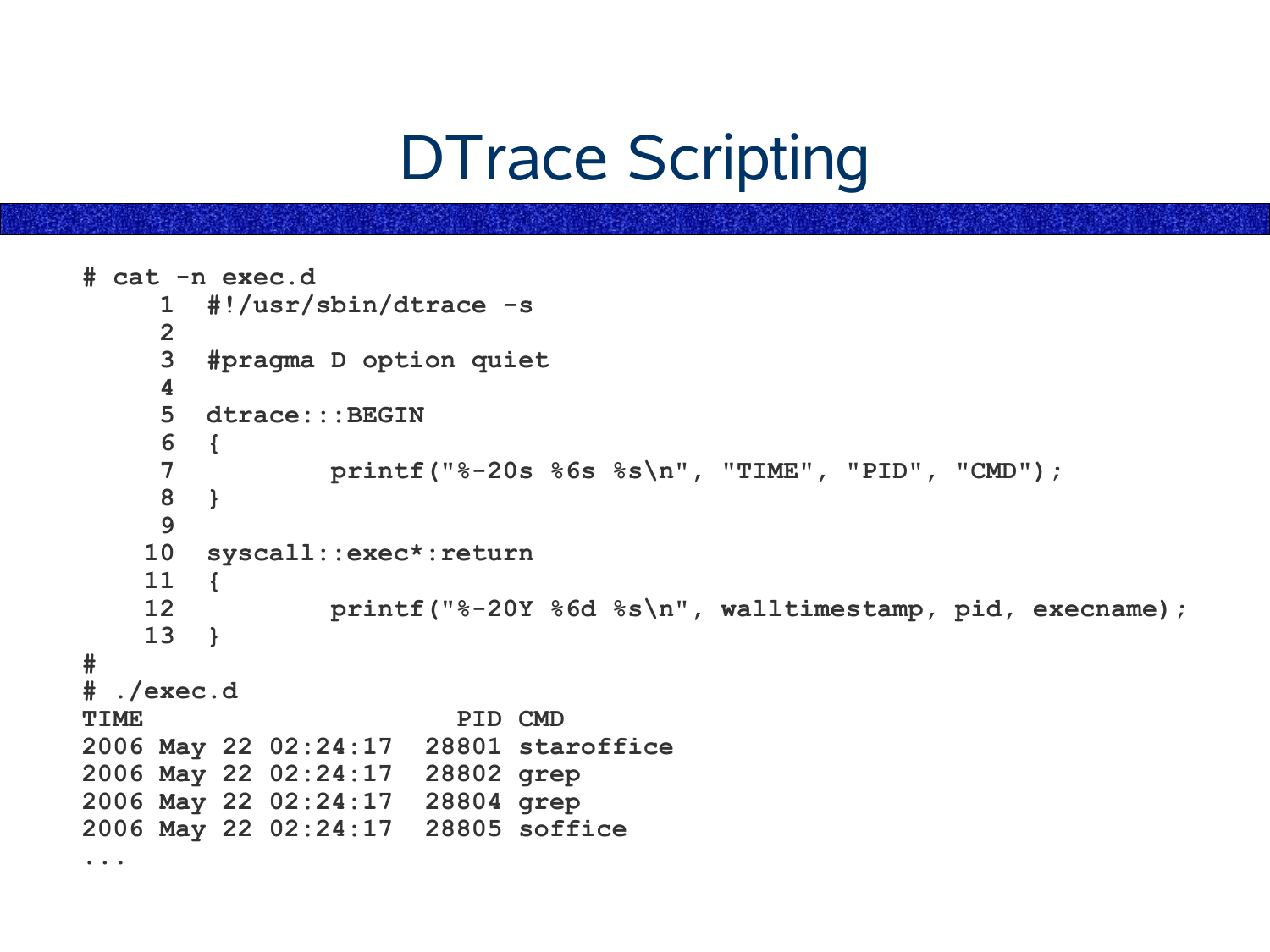# DTrace Scripting

```
# cat -n exec.d
     1  #!/usr/sbin/dtrace -s
     2
     3  #pragma D option quiet
     4
     5  dtrace:::BEGIN
     6  {
     7          printf("%-20s %6s %s\n", "TIME", "PID", "CMD");
     8  }
     9
    10  syscall::exec*:return
    11  {
    12          printf("%-20Y %6d %s\n", walltimestamp, pid, execname);
    13  }
#
# ./exec.d
TIME                    PID CMD
2006 May 22 02:24:17  28801 staroffice
2006 May 22 02:24:17  28802 grep
2006 May 22 02:24:17  28804 grep
2006 May 22 02:24:17  28805 soffice
...
```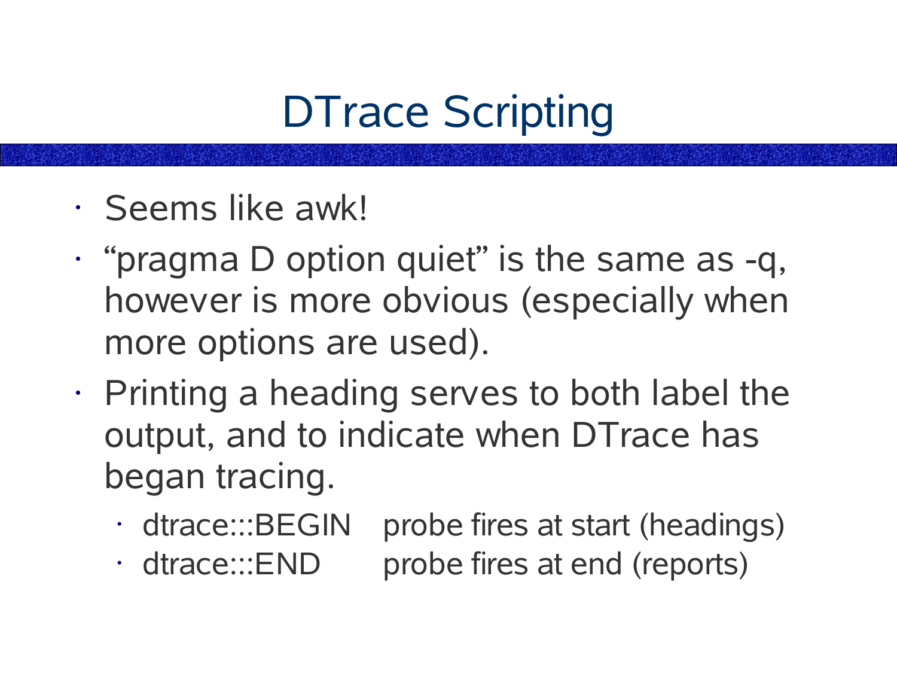# DTrace Scripting

- Seems like awk!
- "pragma D option quiet" is the same as -q, however is more obvious (especially when more options are used).
- Printing a heading serves to both label the output, and to indicate when DTrace has began tracing.
  - dtrace:::BEGIN    probe fires at start (headings)
  - dtrace:::END    probe fires at end (reports)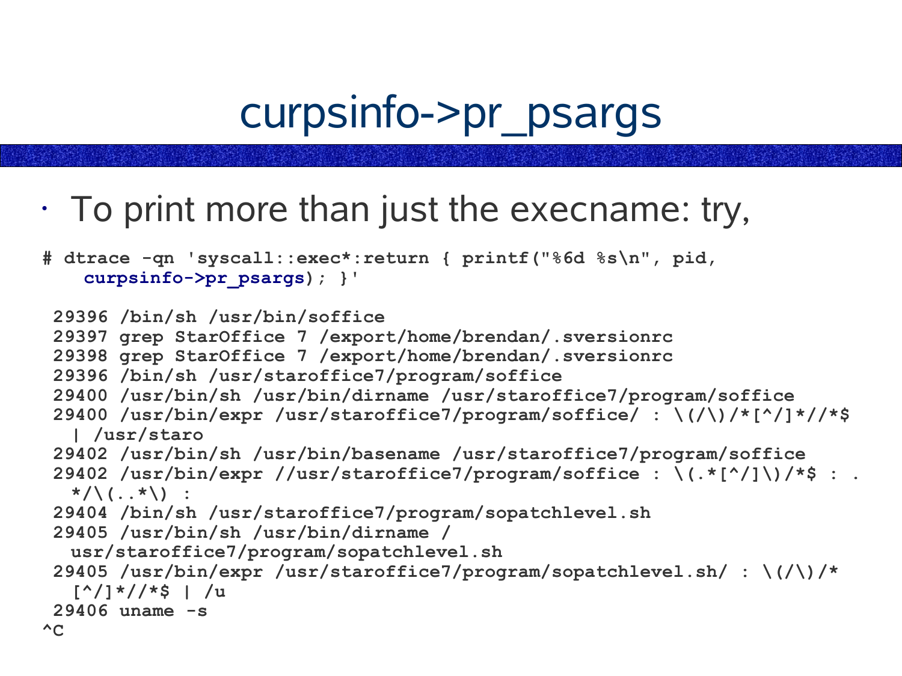# curpsinfo->pr_psargs

- To print more than just the execname: try,

```
# dtrace -qn 'syscall::exec*:return { printf("%6d %s\n", pid,
    curpsinfo->pr_psargs); }'

 29396 /bin/sh /usr/bin/soffice
 29397 grep StarOffice 7 /export/home/brendan/.sversionrc
 29398 grep StarOffice 7 /export/home/brendan/.sversionrc
 29396 /bin/sh /usr/staroffice7/program/soffice
 29400 /usr/bin/sh /usr/bin/dirname /usr/staroffice7/program/soffice
 29400 /usr/bin/expr /usr/staroffice7/program/soffice/ : \(/\)/*[^/]*//*$
   | /usr/staro
 29402 /usr/bin/sh /usr/bin/basename /usr/staroffice7/program/soffice
 29402 /usr/bin/expr //usr/staroffice7/program/soffice : \(.*[^/]\)/*$ : .
   */\(..*\) :
 29404 /bin/sh /usr/staroffice7/program/sopatchlevel.sh
 29405 /usr/bin/sh /usr/bin/dirname /
   usr/staroffice7/program/sopatchlevel.sh
 29405 /usr/bin/expr /usr/staroffice7/program/sopatchlevel.sh/ : \(/\)/*
   [^/]*//*$ | /u
 29406 uname -s
^C
```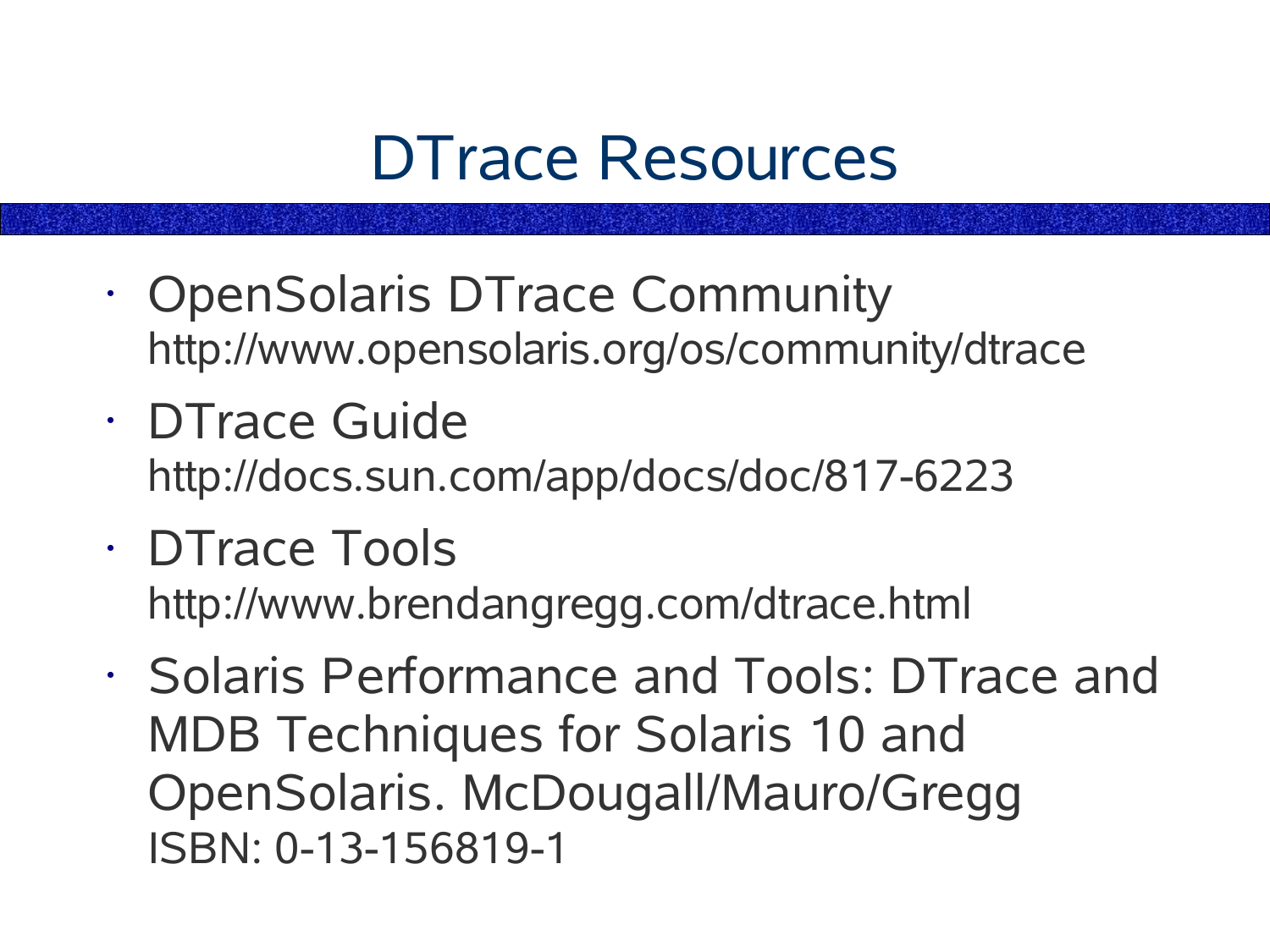# DTrace Resources

- OpenSolaris DTrace Community
  http://www.opensolaris.org/os/community/dtrace
- DTrace Guide
  http://docs.sun.com/app/docs/doc/817-6223
- DTrace Tools
  http://www.brendangregg.com/dtrace.html
- Solaris Performance and Tools: DTrace and MDB Techniques for Solaris 10 and OpenSolaris. McDougall/Mauro/Gregg
  ISBN: 0-13-156819-1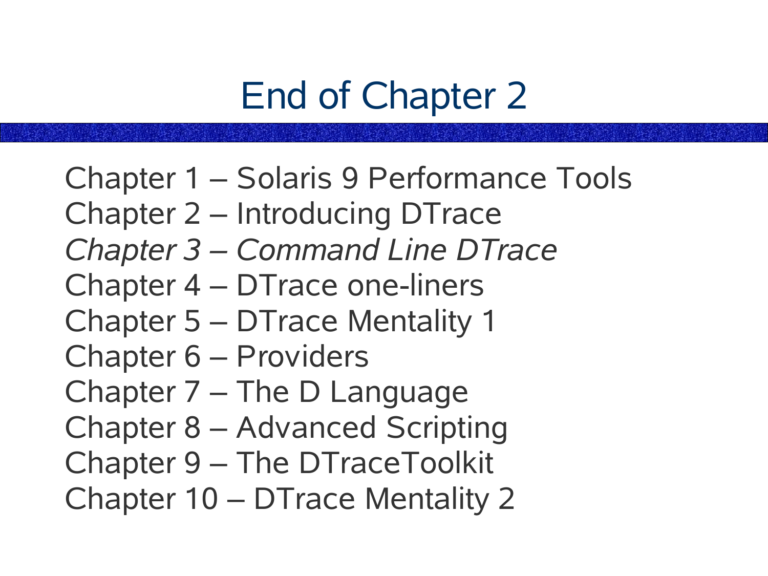# End of Chapter 2

Chapter 1 – Solaris 9 Performance Tools
Chapter 2 – Introducing DTrace
*Chapter 3 – Command Line DTrace*
Chapter 4 – DTrace one-liners
Chapter 5 – DTrace Mentality 1
Chapter 6 – Providers
Chapter 7 – The D Language
Chapter 8 – Advanced Scripting
Chapter 9 – The DTraceToolkit
Chapter 10 – DTrace Mentality 2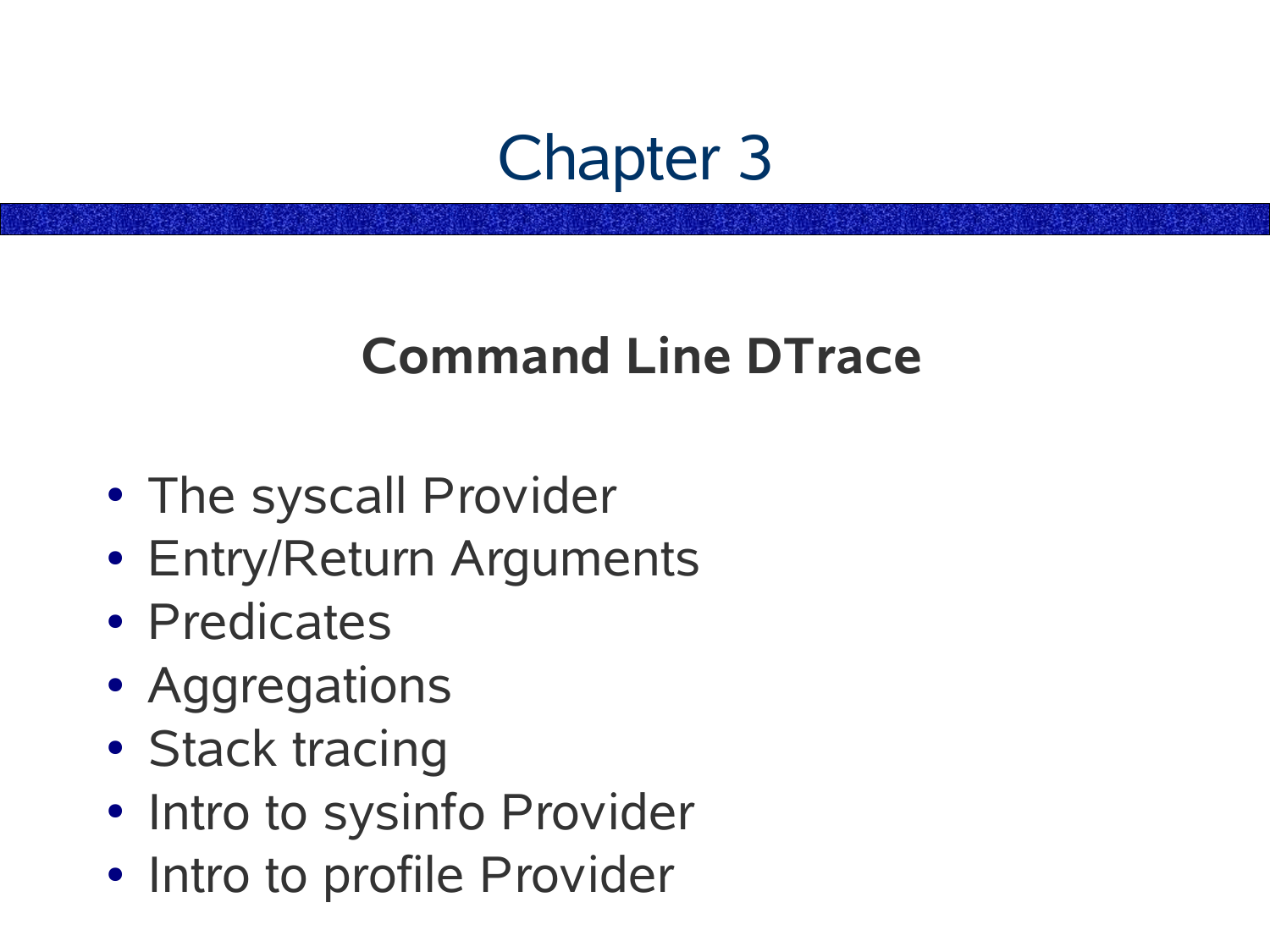# Chapter 3

## Command Line DTrace

- The syscall Provider
- Entry/Return Arguments
- Predicates
- Aggregations
- Stack tracing
- Intro to sysinfo Provider
- Intro to profile Provider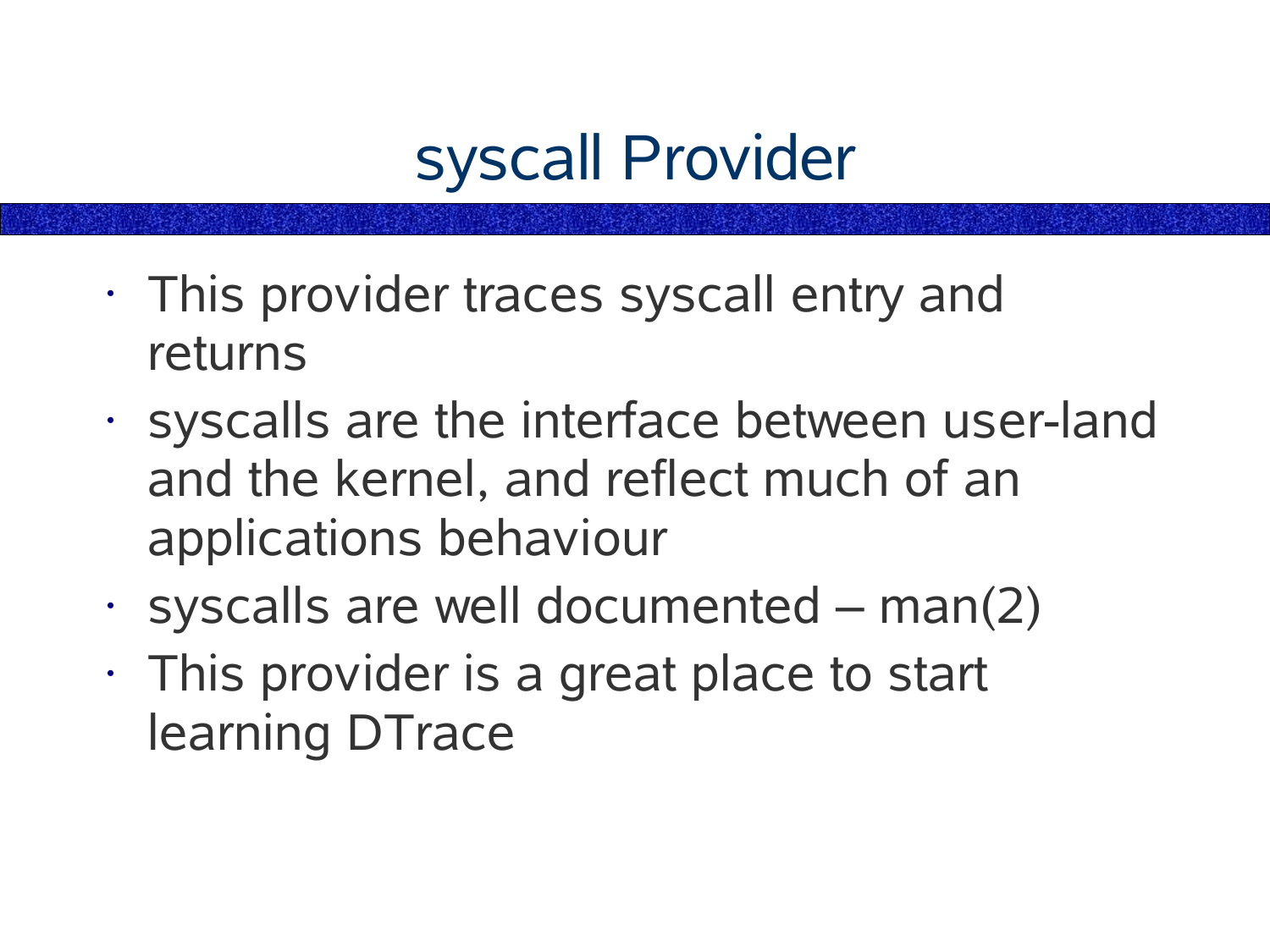# syscall Provider

- This provider traces syscall entry and returns
- syscalls are the interface between user-land and the kernel, and reflect much of an applications behaviour
- syscalls are well documented – man(2)
- This provider is a great place to start learning DTrace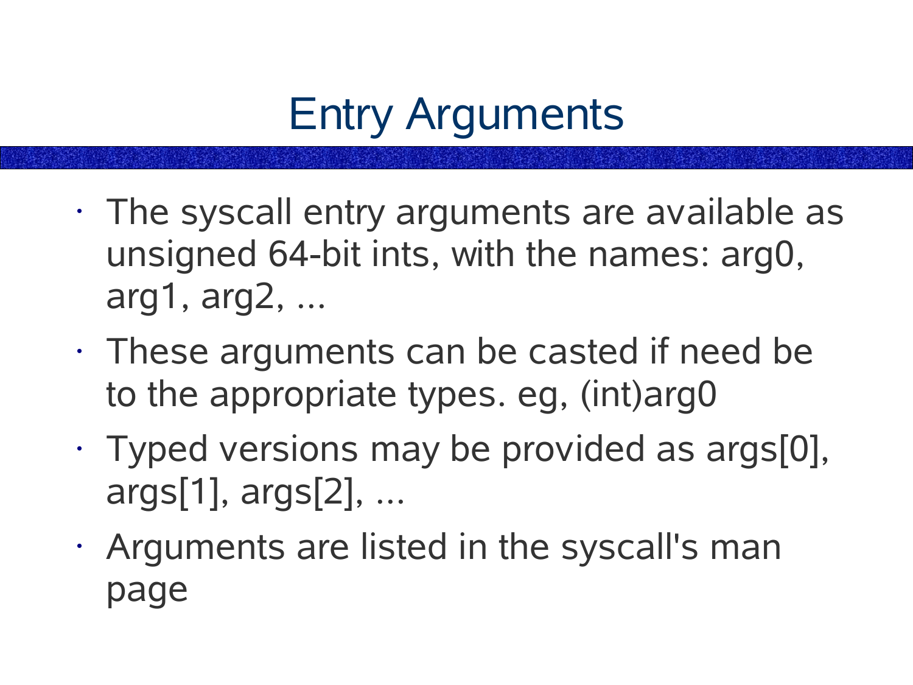# Entry Arguments

- The syscall entry arguments are available as unsigned 64-bit ints, with the names: arg0, arg1, arg2, ...
- These arguments can be casted if need be to the appropriate types. eg, (int)arg0
- Typed versions may be provided as args[0], args[1], args[2], ...
- Arguments are listed in the syscall's man page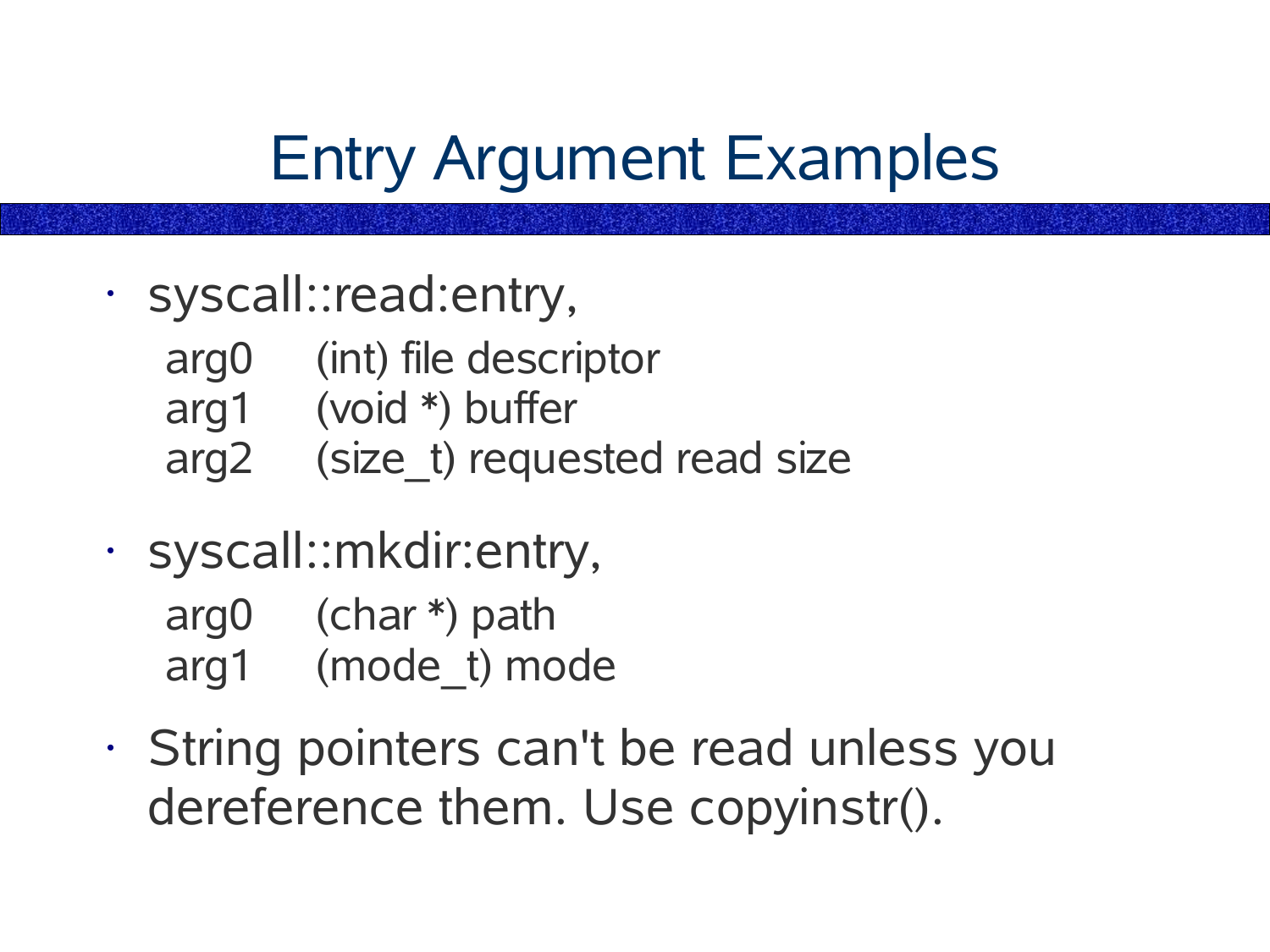# Entry Argument Examples

- syscall::read:entry,

  arg0 (int) file descriptor
  arg1 (void *) buffer
  arg2 (size_t) requested read size

- syscall::mkdir:entry,

  arg0 (char *) path
  arg1 (mode_t) mode

- String pointers can't be read unless you dereference them. Use copyinstr().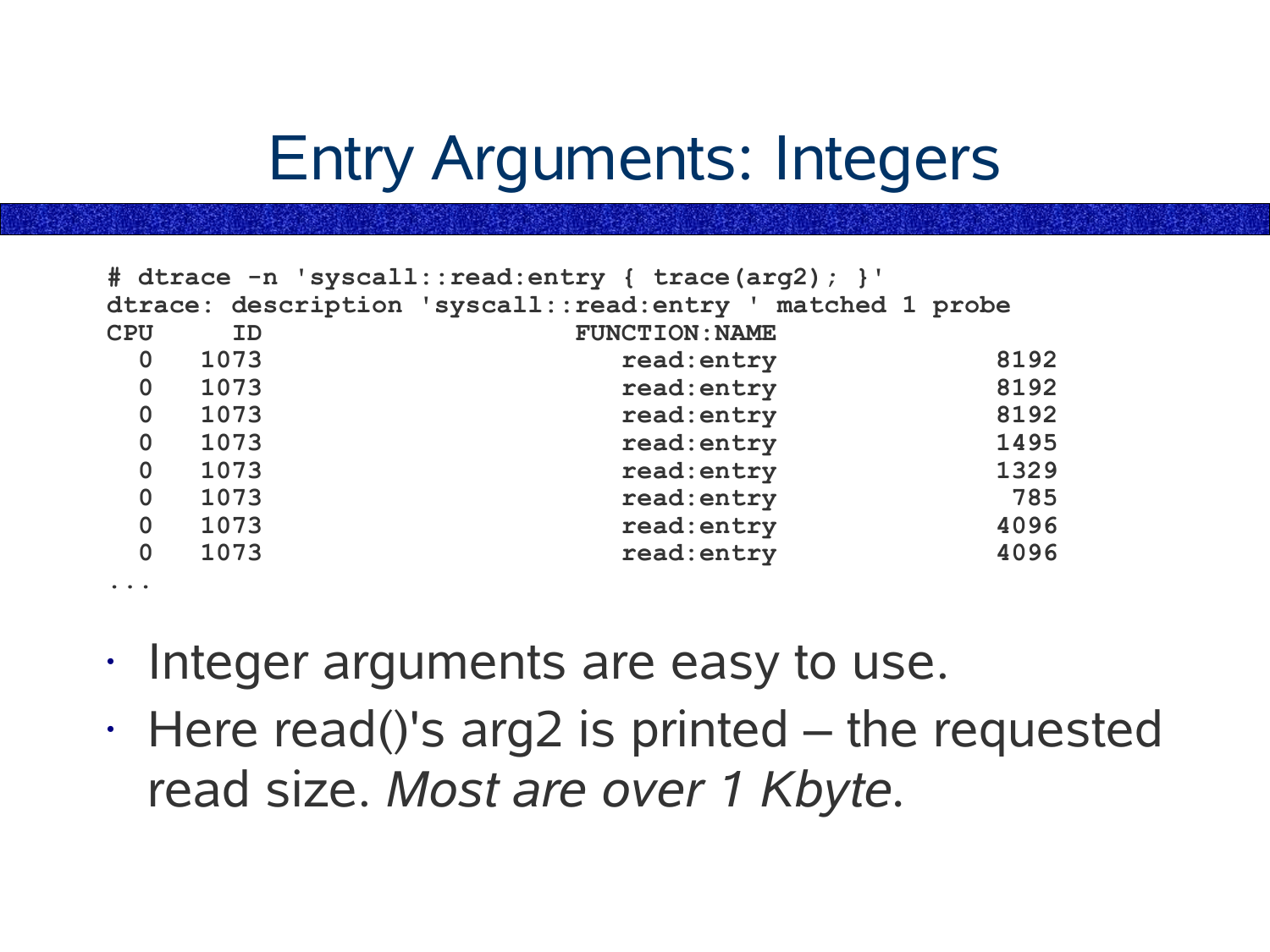# Entry Arguments: Integers

```
# dtrace -n 'syscall::read:entry { trace(arg2); }'
dtrace: description 'syscall::read:entry ' matched 1 probe
CPU     ID                    FUNCTION:NAME
  0   1073                     read:entry              8192
  0   1073                     read:entry              8192
  0   1073                     read:entry              8192
  0   1073                     read:entry              1495
  0   1073                     read:entry              1329
  0   1073                     read:entry               785
  0   1073                     read:entry              4096
  0   1073                     read:entry              4096
...
```

- Integer arguments are easy to use.
- Here read()'s arg2 is printed – the requested read size. *Most are over 1 Kbyte*.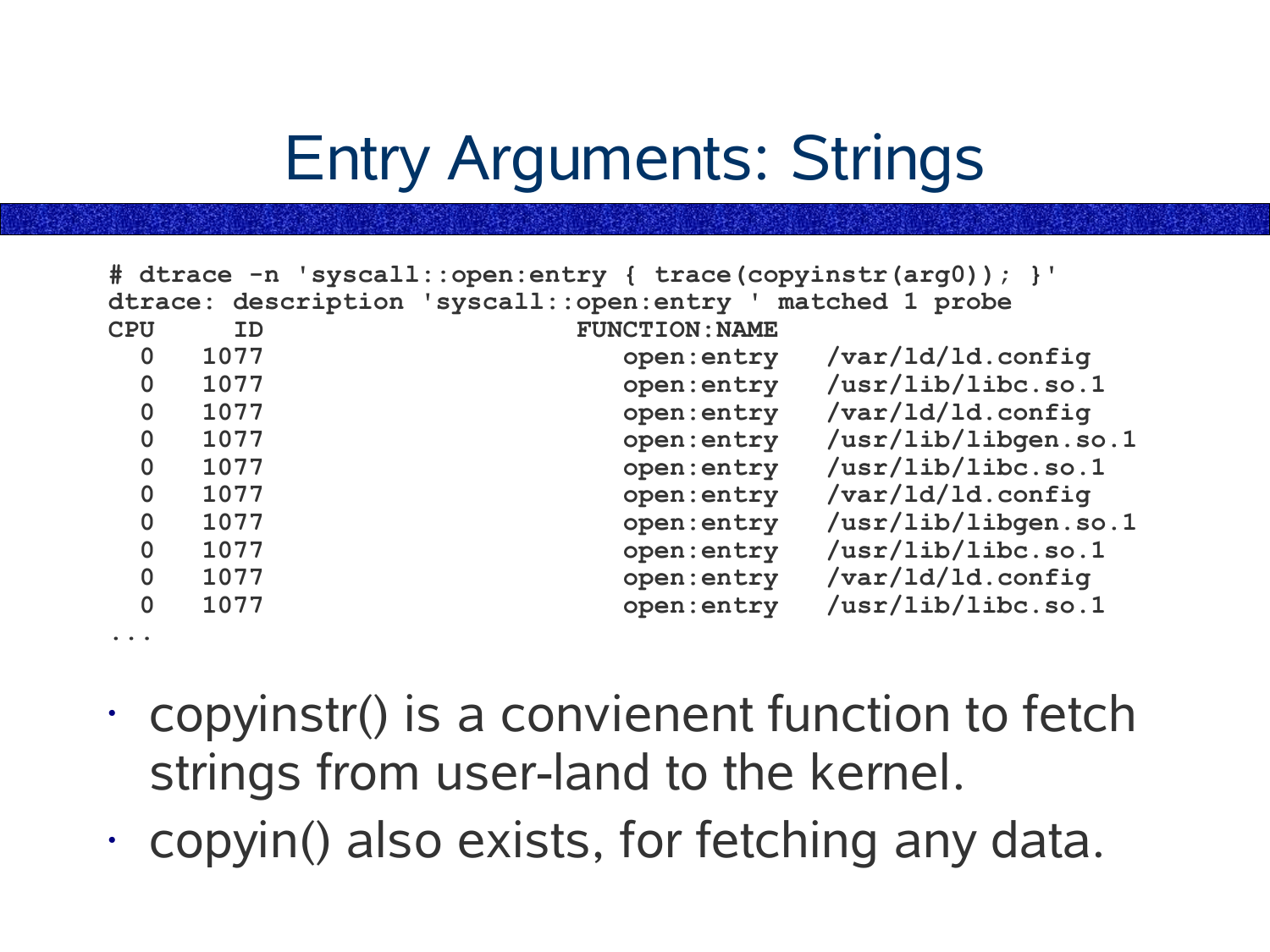# Entry Arguments: Strings

```
# dtrace -n 'syscall::open:entry { trace(copyinstr(arg0)); }'
dtrace: description 'syscall::open:entry ' matched 1 probe
CPU     ID                    FUNCTION:NAME
  0   1077                       open:entry   /var/ld/ld.config
  0   1077                       open:entry   /usr/lib/libc.so.1
  0   1077                       open:entry   /var/ld/ld.config
  0   1077                       open:entry   /usr/lib/libgen.so.1
  0   1077                       open:entry   /usr/lib/libc.so.1
  0   1077                       open:entry   /var/ld/ld.config
  0   1077                       open:entry   /usr/lib/libgen.so.1
  0   1077                       open:entry   /usr/lib/libc.so.1
  0   1077                       open:entry   /var/ld/ld.config
  0   1077                       open:entry   /usr/lib/libc.so.1
...
```

- copyinstr() is a convienent function to fetch strings from user-land to the kernel.
- copyin() also exists, for fetching any data.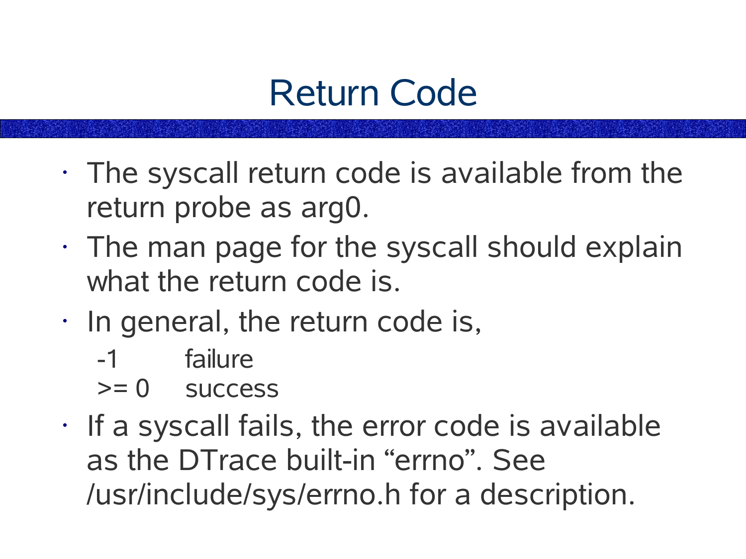# Return Code

- The syscall return code is available from the return probe as arg0.
- The man page for the syscall should explain what the return code is.
- In general, the return code is,

  | | |
  |---|---|
  | -1 | failure |
  | >= 0 | success |

- If a syscall fails, the error code is available as the DTrace built-in “errno”. See /usr/include/sys/errno.h for a description.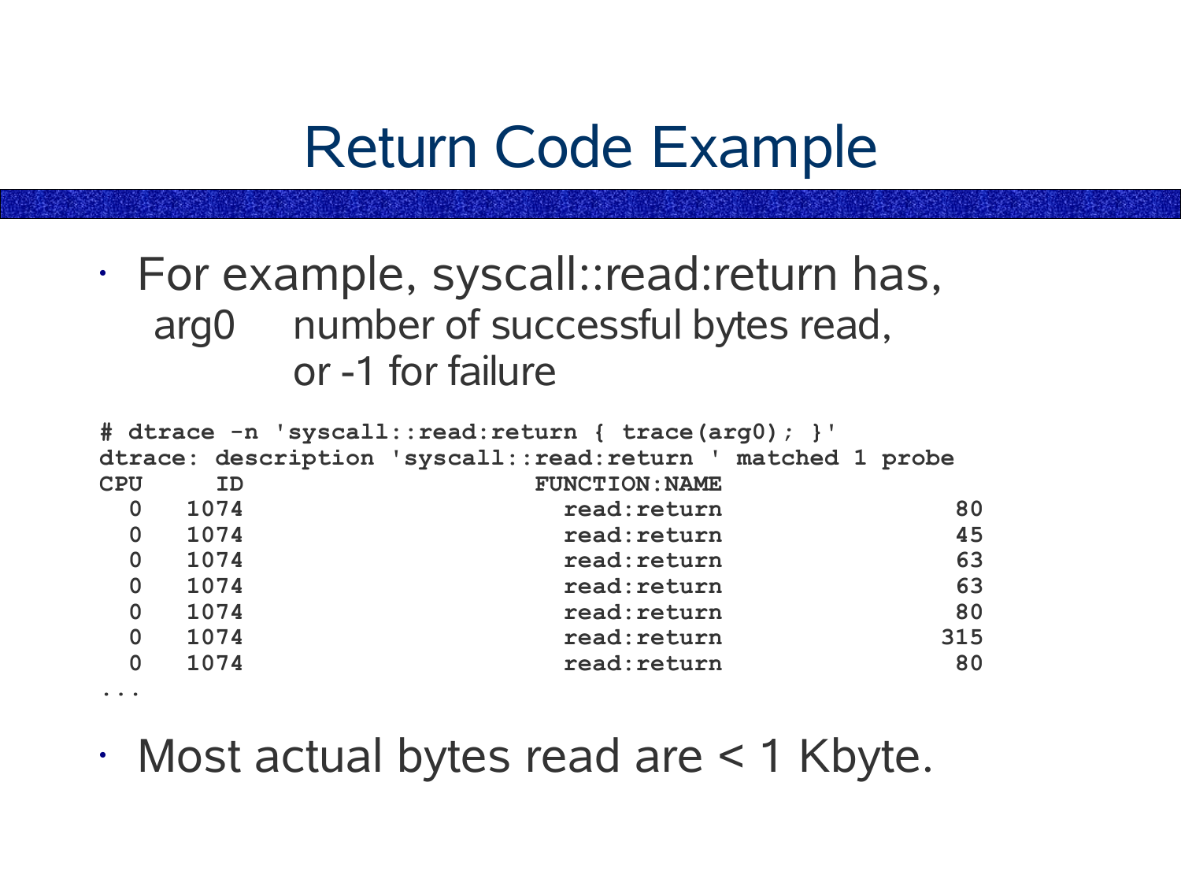# Return Code Example

- For example, syscall::read:return has,
  - arg0 number of successful bytes read, or -1 for failure

```
# dtrace -n 'syscall::read:return { trace(arg0); }'
dtrace: description 'syscall::read:return ' matched 1 probe
CPU     ID                    FUNCTION:NAME
  0   1074                     read:return                    80
  0   1074                     read:return                    45
  0   1074                     read:return                    63
  0   1074                     read:return                    63
  0   1074                     read:return                    80
  0   1074                     read:return                   315
  0   1074                     read:return                    80
...
```

- Most actual bytes read are < 1 Kbyte.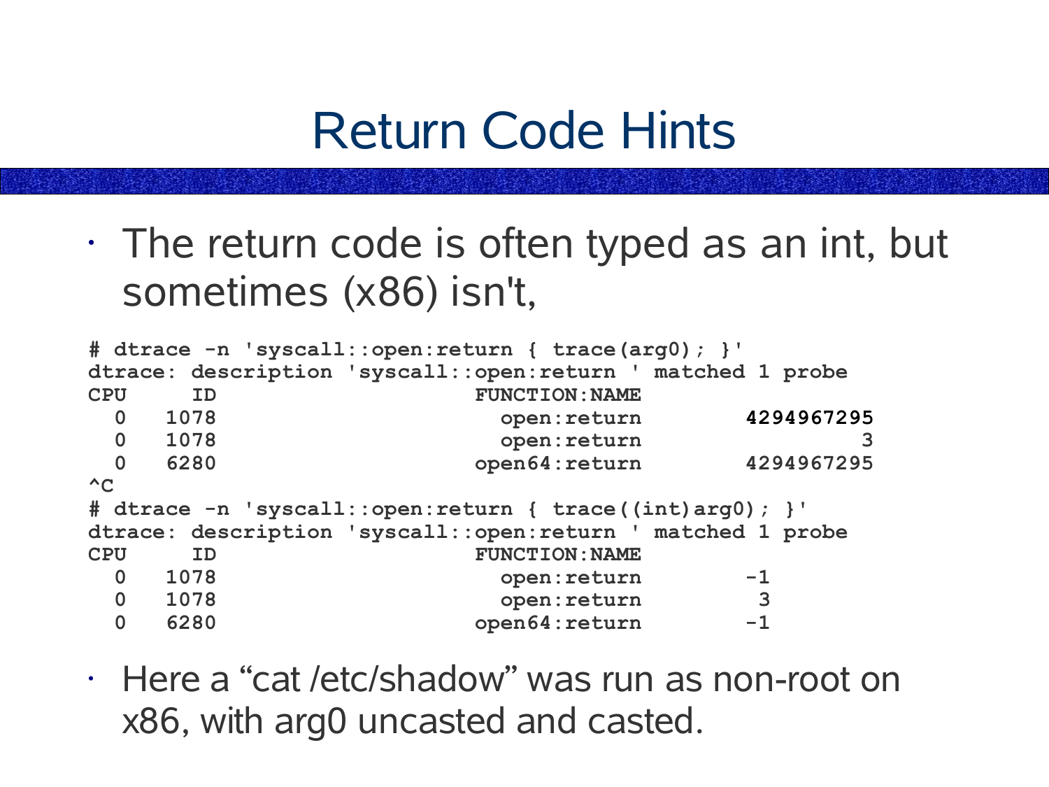# Return Code Hints

- The return code is often typed as an int, but sometimes (x86) isn't,

```
# dtrace -n 'syscall::open:return { trace(arg0); }'
dtrace: description 'syscall::open:return ' matched 1 probe
CPU     ID                    FUNCTION:NAME
  0   1078                      open:return        4294967295
  0   1078                      open:return                 3
  0   6280                    open64:return        4294967295
^C
# dtrace -n 'syscall::open:return { trace((int)arg0); }'
dtrace: description 'syscall::open:return ' matched 1 probe
CPU     ID                    FUNCTION:NAME
  0   1078                      open:return        -1
  0   1078                      open:return         3
  0   6280                    open64:return        -1
```

- Here a “cat /etc/shadow” was run as non-root on x86, with arg0 uncasted and casted.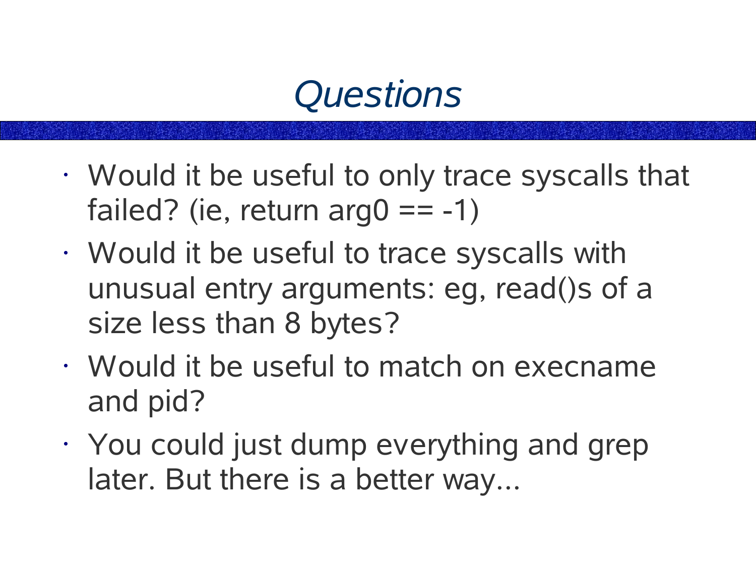# *Questions*

- Would it be useful to only trace syscalls that failed? (ie, return arg0 == -1)
- Would it be useful to trace syscalls with unusual entry arguments: eg, read()s of a size less than 8 bytes?
- Would it be useful to match on execname and pid?
- You could just dump everything and grep later. But there is a better way...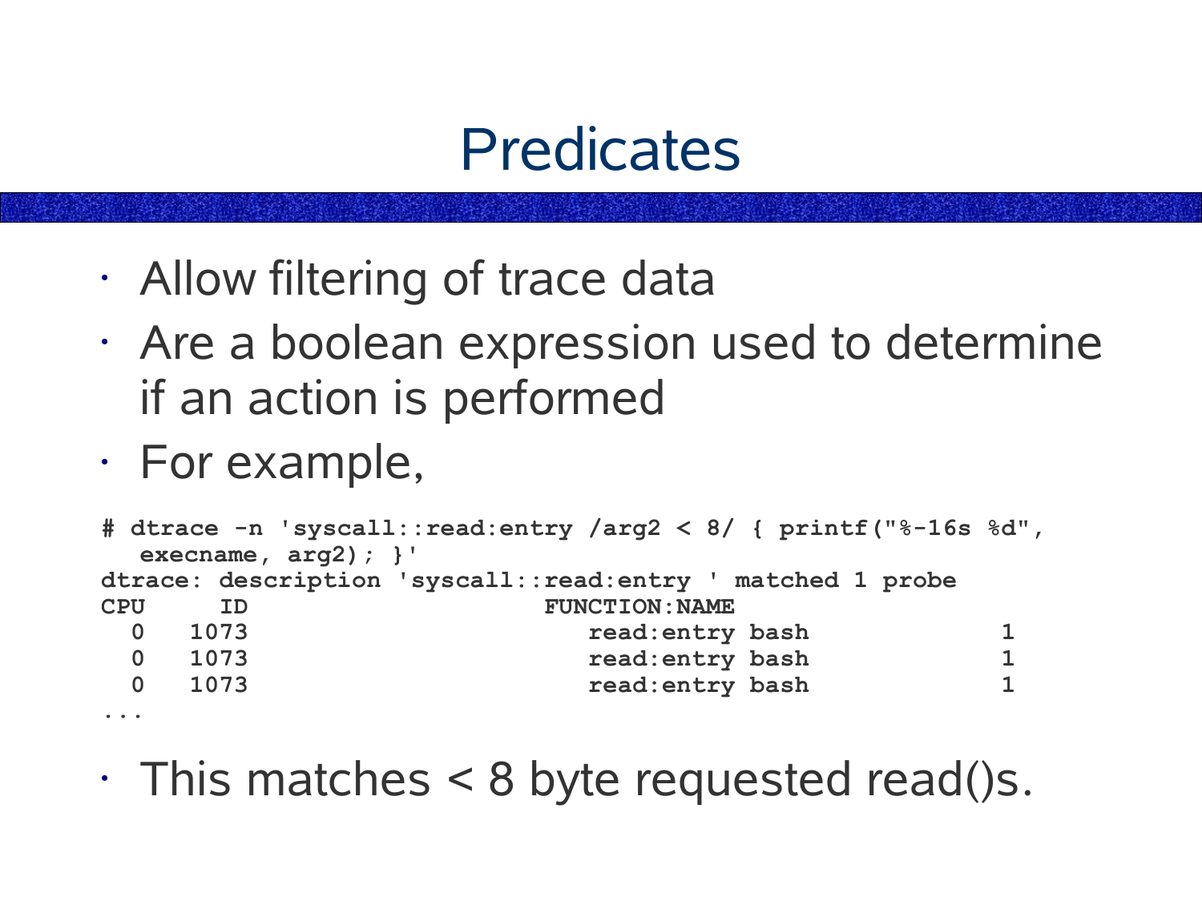# Predicates

- Allow filtering of trace data
- Are a boolean expression used to determine if an action is performed
- For example,

```
# dtrace -n 'syscall::read:entry /arg2 < 8/ { printf("%-16s %d",
   execname, arg2); }'
dtrace: description 'syscall::read:entry ' matched 1 probe
CPU     ID                    FUNCTION:NAME
  0   1073                      read:entry bash             1
  0   1073                      read:entry bash             1
  0   1073                      read:entry bash             1
...
```

- This matches < 8 byte requested read()s.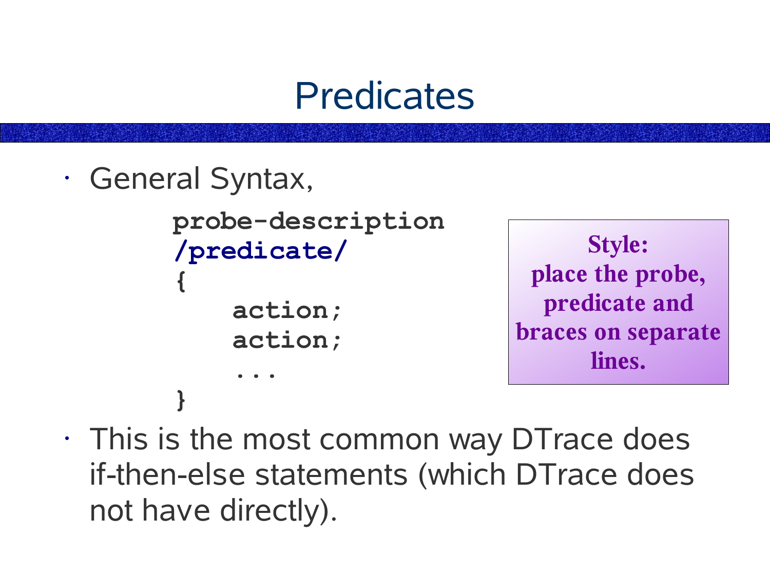# Predicates

- General Syntax,

```
probe-description
/predicate/
{
    action;
    action;
    ...
}
```

**Style: place the probe, predicate and braces on separate lines.**

- This is the most common way DTrace does if-then-else statements (which DTrace does not have directly).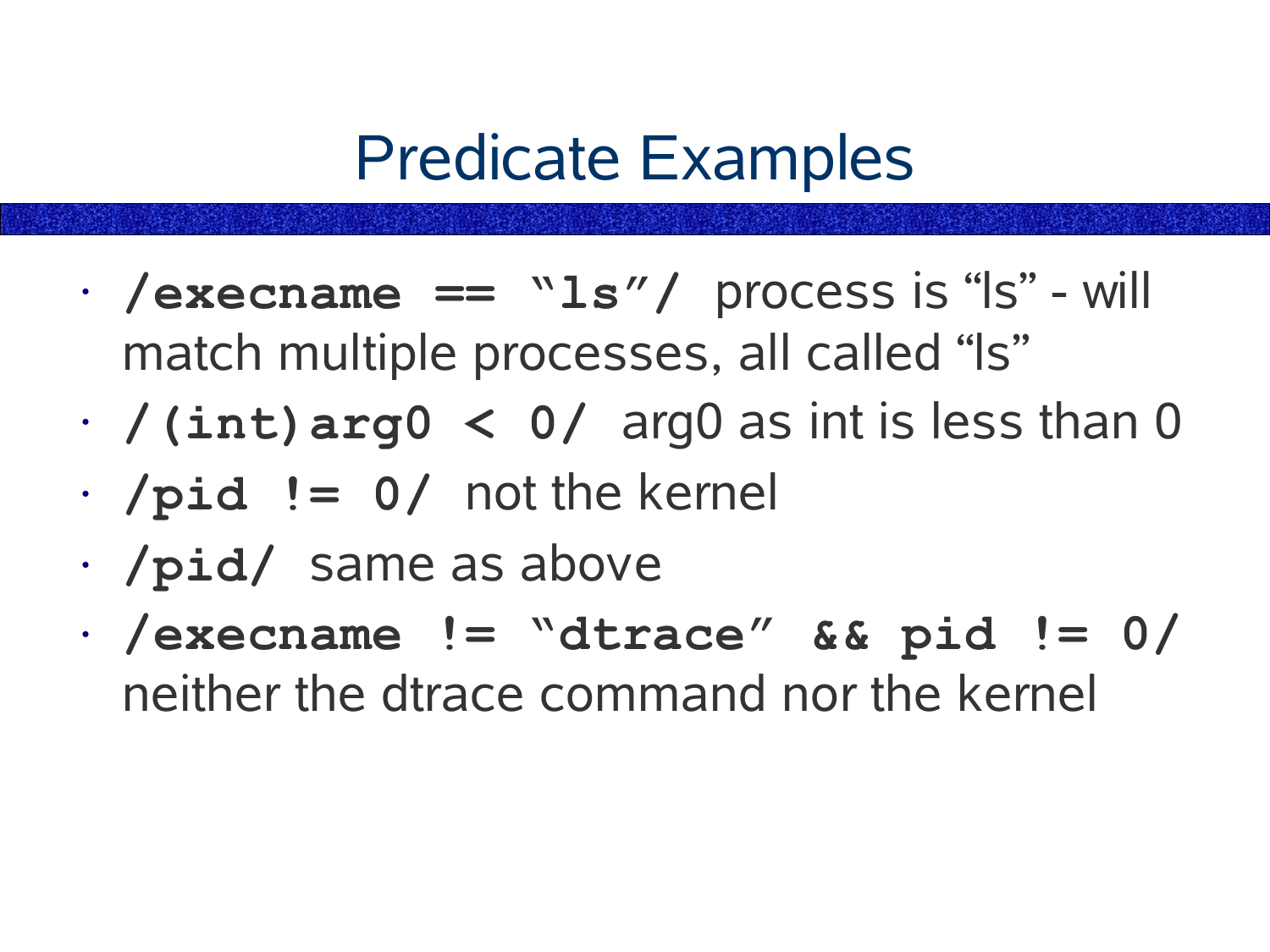# Predicate Examples

- **`/execname == "ls"/`** process is "ls" - will match multiple processes, all called "ls"
- **`/(int)arg0 < 0/`** arg0 as int is less than 0
- **`/pid != 0/`** not the kernel
- **`/pid/`** same as above
- **`/execname != "dtrace" && pid != 0/`** neither the dtrace command nor the kernel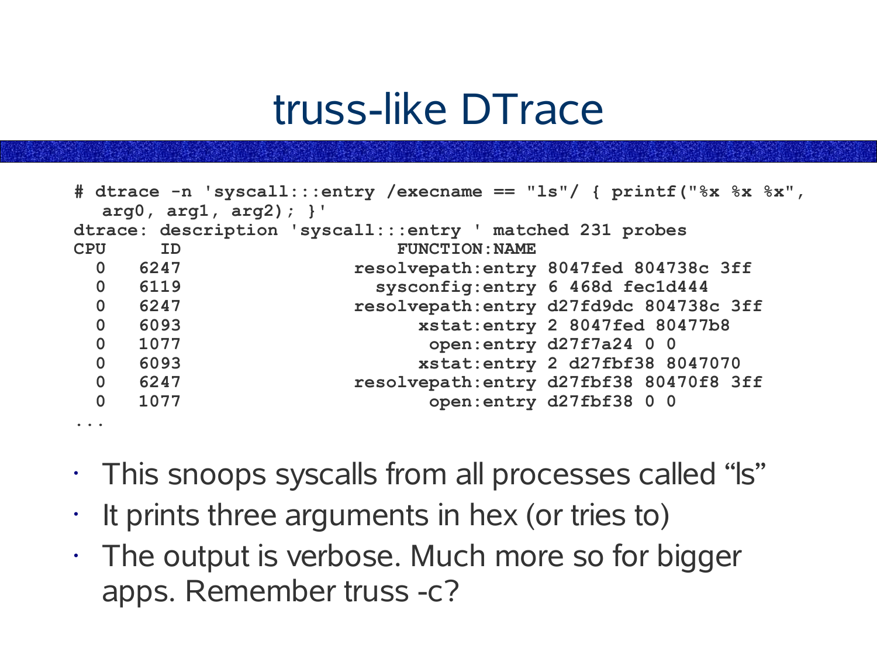# truss-like DTrace

```
# dtrace -n 'syscall:::entry /execname == "ls"/ { printf("%x %x %x",
   arg0, arg1, arg2); }'
dtrace: description 'syscall:::entry ' matched 231 probes
CPU     ID                    FUNCTION:NAME
  0   6247                resolvepath:entry 8047fed 804738c 3ff
  0   6119                  sysconfig:entry 6 468d fec1d444
  0   6247                resolvepath:entry d27fd9dc 804738c 3ff
  0   6093                      xstat:entry 2 8047fed 80477b8
  0   1077                       open:entry d27f7a24 0 0
  0   6093                      xstat:entry 2 d27fbf38 8047070
  0   6247                resolvepath:entry d27fbf38 80470f8 3ff
  0   1077                       open:entry d27fbf38 0 0
...
```

- This snoops syscalls from all processes called “ls”
- It prints three arguments in hex (or tries to)
- The output is verbose. Much more so for bigger apps. Remember truss -c?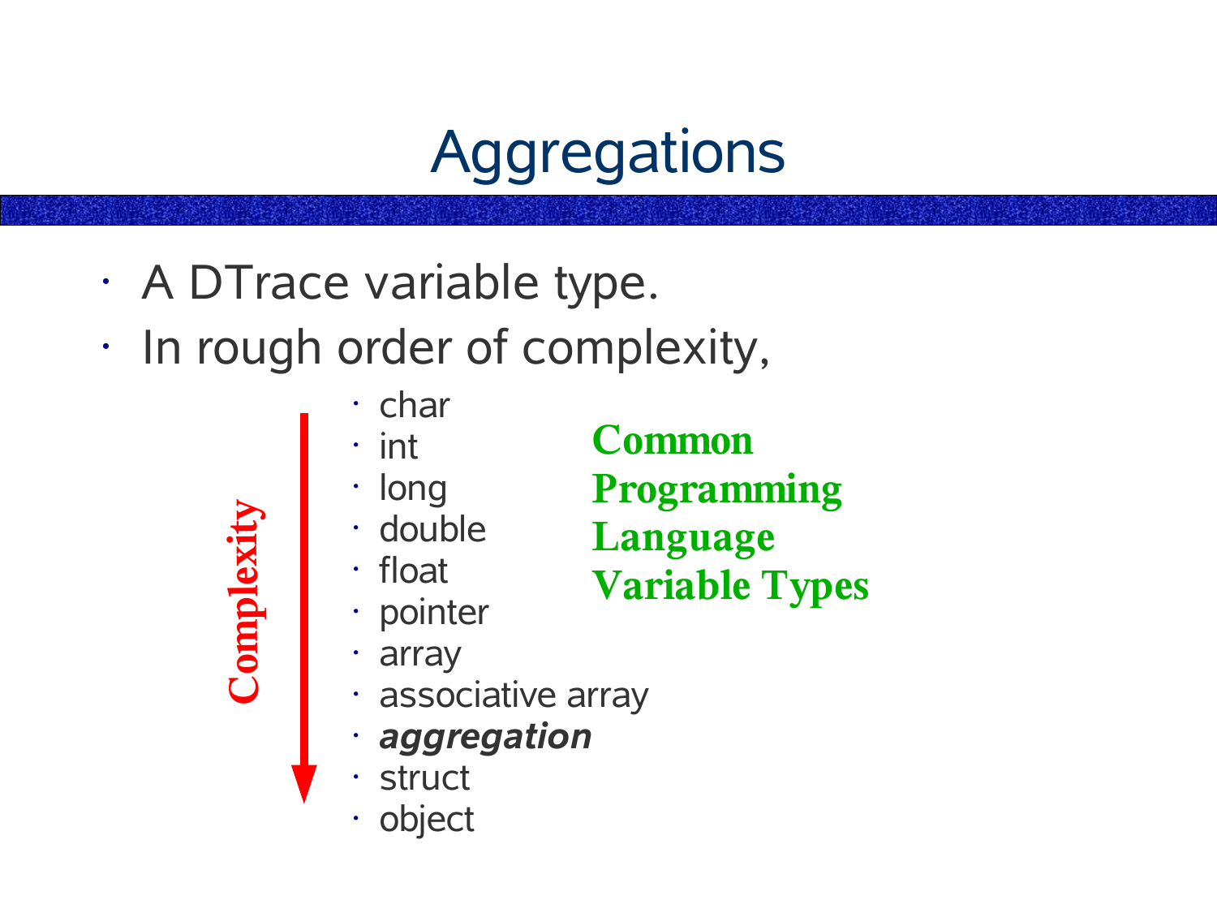# Aggregations

- A DTrace variable type.
- In rough order of complexity,
  - char
  - int
  - long
  - double
  - float
  - pointer
  - array
  - associative array
  - ***aggregation***
  - struct
  - object

**Common Programming Language Variable Types**

**Complexity**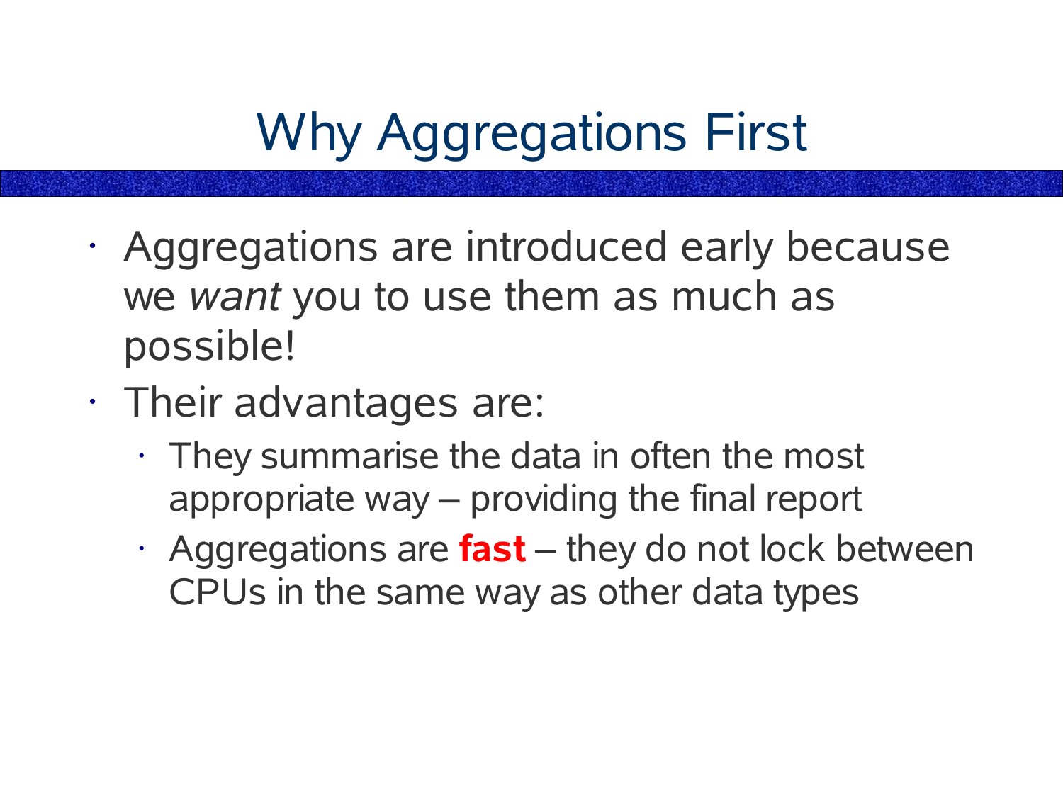# Why Aggregations First

- Aggregations are introduced early because we *want* you to use them as much as possible!
- Their advantages are:
  - They summarise the data in often the most appropriate way – providing the final report
  - Aggregations are **fast** – they do not lock between CPUs in the same way as other data types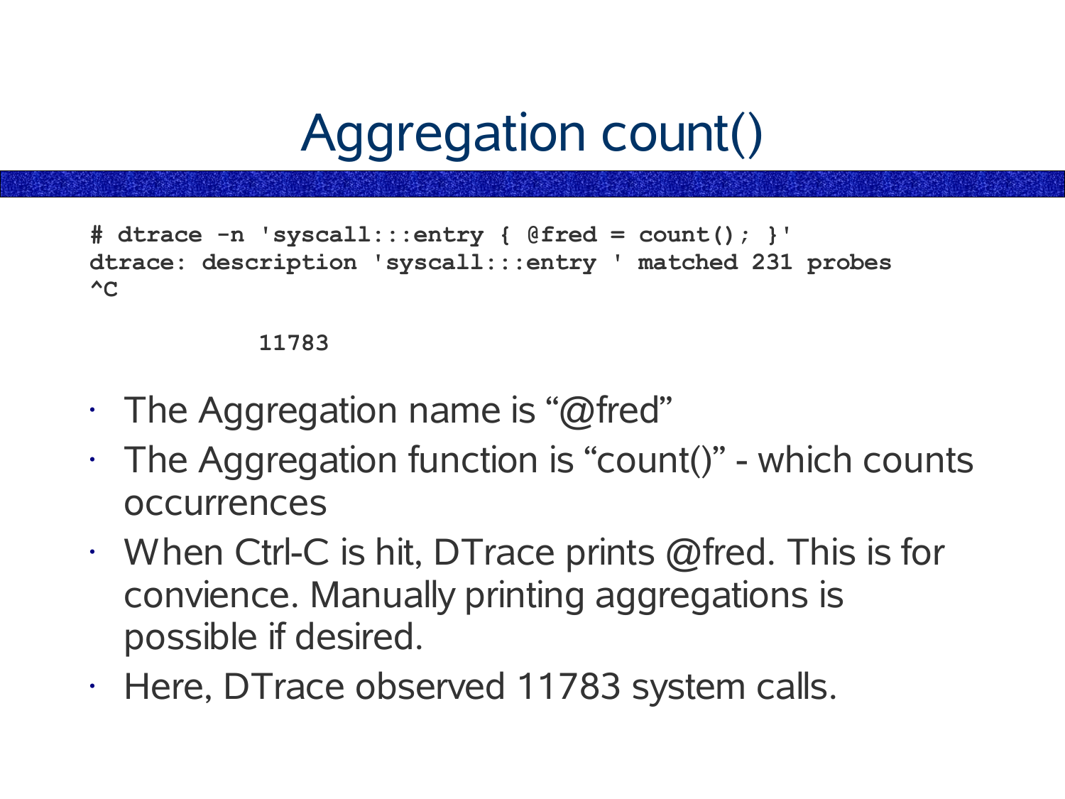# Aggregation count()

```
# dtrace -n 'syscall:::entry { @fred = count(); }'
dtrace: description 'syscall:::entry ' matched 231 probes
^C

            11783
```

- The Aggregation name is “@fred”
- The Aggregation function is “count()” - which counts occurrences
- When Ctrl-C is hit, DTrace prints @fred. This is for convience. Manually printing aggregations is possible if desired.
- Here, DTrace observed 11783 system calls.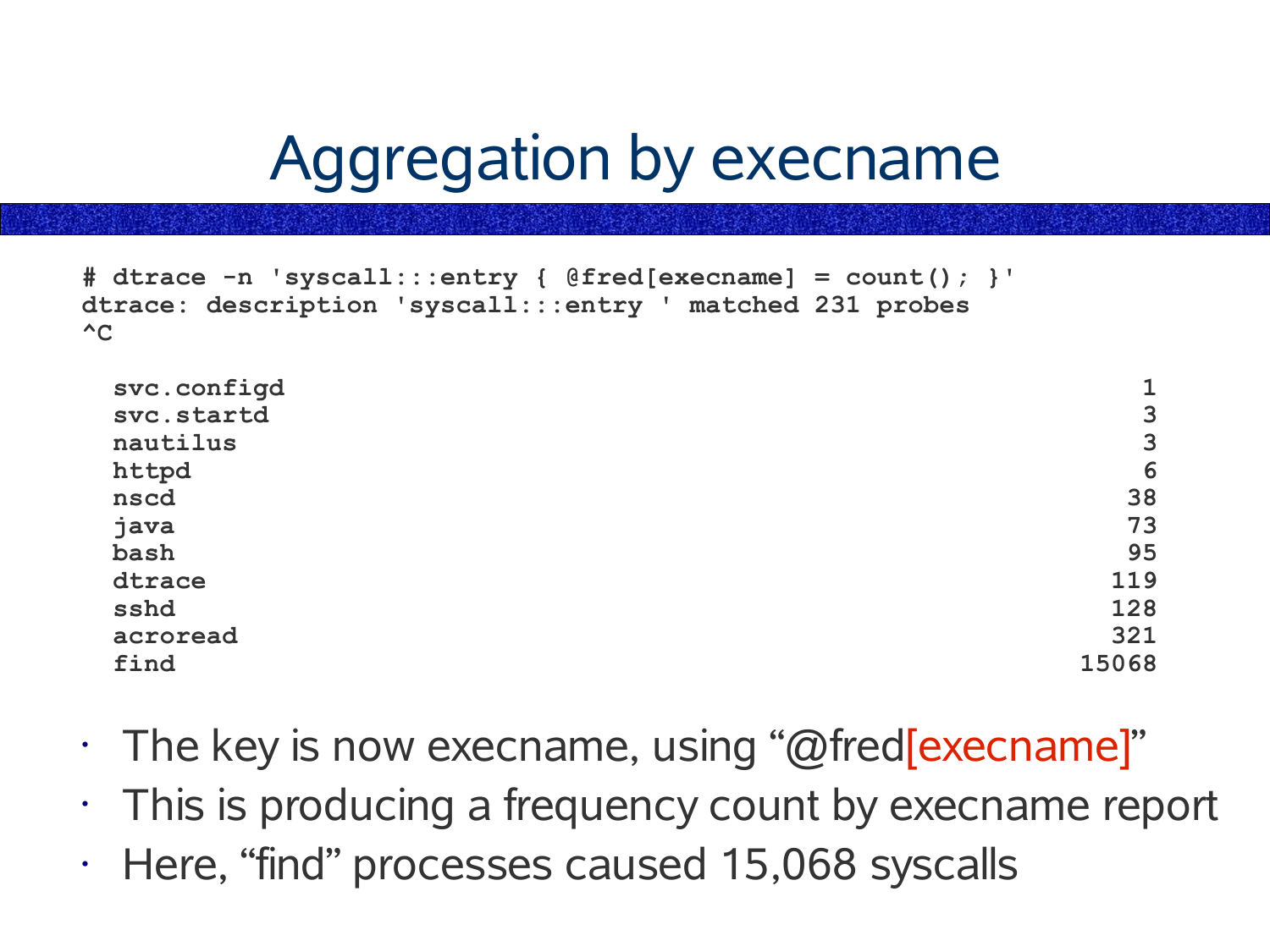# Aggregation by execname

```
# dtrace -n 'syscall:::entry { @fred[execname] = count(); }'
dtrace: description 'syscall:::entry ' matched 231 probes
^C

  svc.configd                                                       1
  svc.startd                                                        3
  nautilus                                                          3
  httpd                                                             6
  nscd                                                             38
  java                                                             73
  bash                                                             95
  dtrace                                                          119
  sshd                                                            128
  acroread                                                        321
  find                                                          15068
```

- The key is now execname, using “@fred[execname]”
- This is producing a frequency count by execname report
- Here, “find” processes caused 15,068 syscalls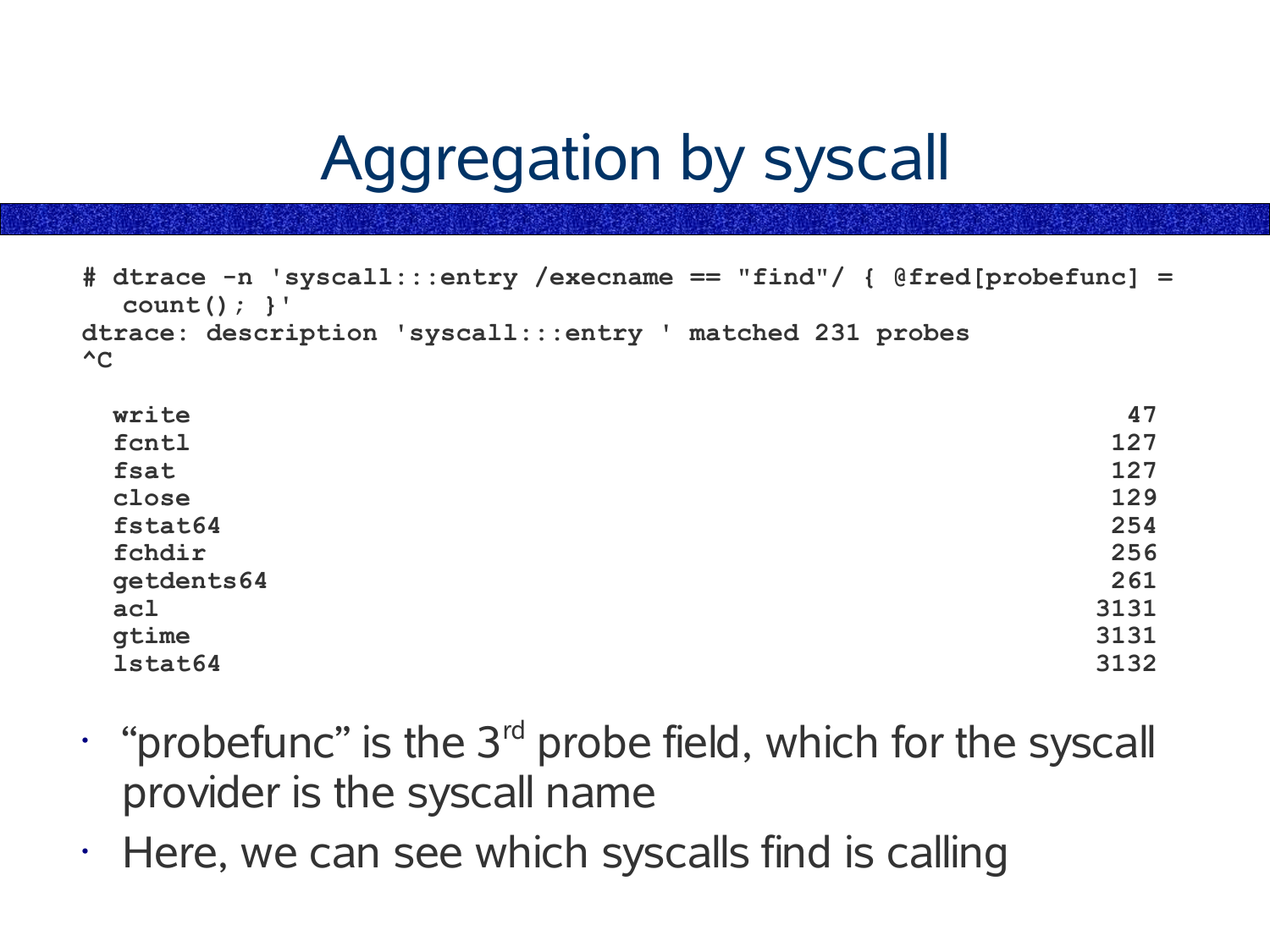# Aggregation by syscall

```
# dtrace -n 'syscall:::entry /execname == "find"/ { @fred[probefunc] =
   count(); }'
dtrace: description 'syscall:::entry ' matched 231 probes
^C

  write                                                          47
  fcntl                                                         127
  fsat                                                          127
  close                                                         129
  fstat64                                                       254
  fchdir                                                        256
  getdents64                                                    261
  acl                                                          3131
  gtime                                                        3131
  lstat64                                                      3132
```

- “probefunc” is the 3rd probe field, which for the syscall provider is the syscall name
- Here, we can see which syscalls find is calling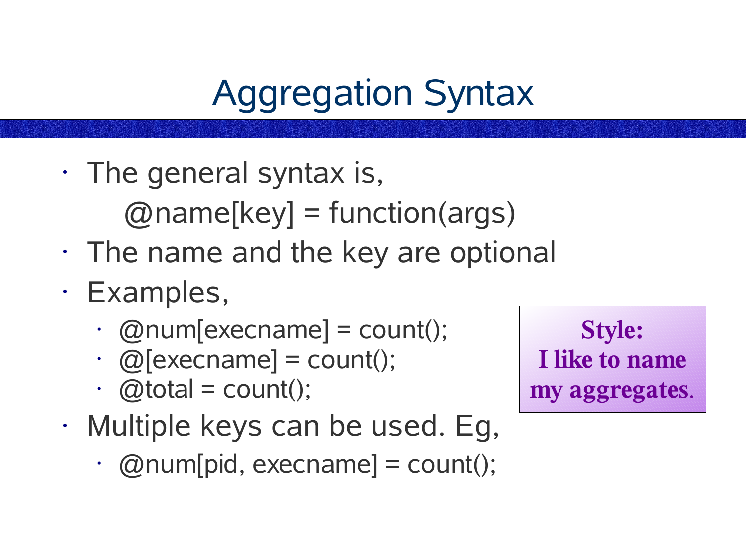# Aggregation Syntax

- The general syntax is,

  @name[key] = function(args)

- The name and the key are optional
- Examples,
  - @num[execname] = count();
  - @[execname] = count();
  - @total = count();
- Multiple keys can be used. Eg,
  - @num[pid, execname] = count();

**Style:**
**I like to name my aggregates.**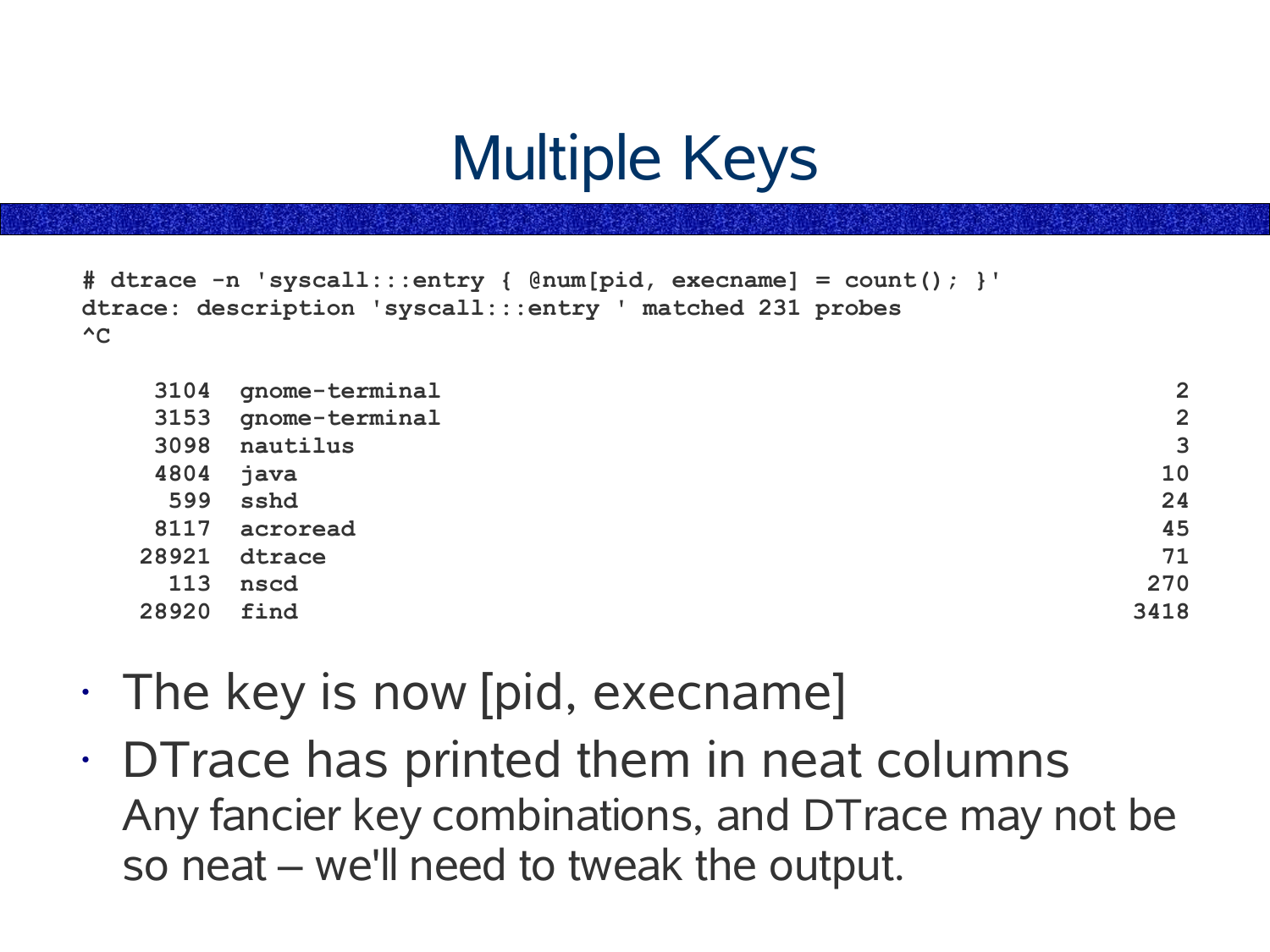# Multiple Keys

```
# dtrace -n 'syscall:::entry { @num[pid, execname] = count(); }'
dtrace: description 'syscall:::entry ' matched 231 probes
^C

     3104  gnome-terminal                                                    2
     3153  gnome-terminal                                                    2
     3098  nautilus                                                          3
     4804  java                                                             10
      599  sshd                                                             24
     8117  acroread                                                         45
    28921  dtrace                                                           71
      113  nscd                                                            270
    28920  find                                                           3418
```

- The key is now [pid, execname]
- DTrace has printed them in neat columns
  Any fancier key combinations, and DTrace may not be so neat – we'll need to tweak the output.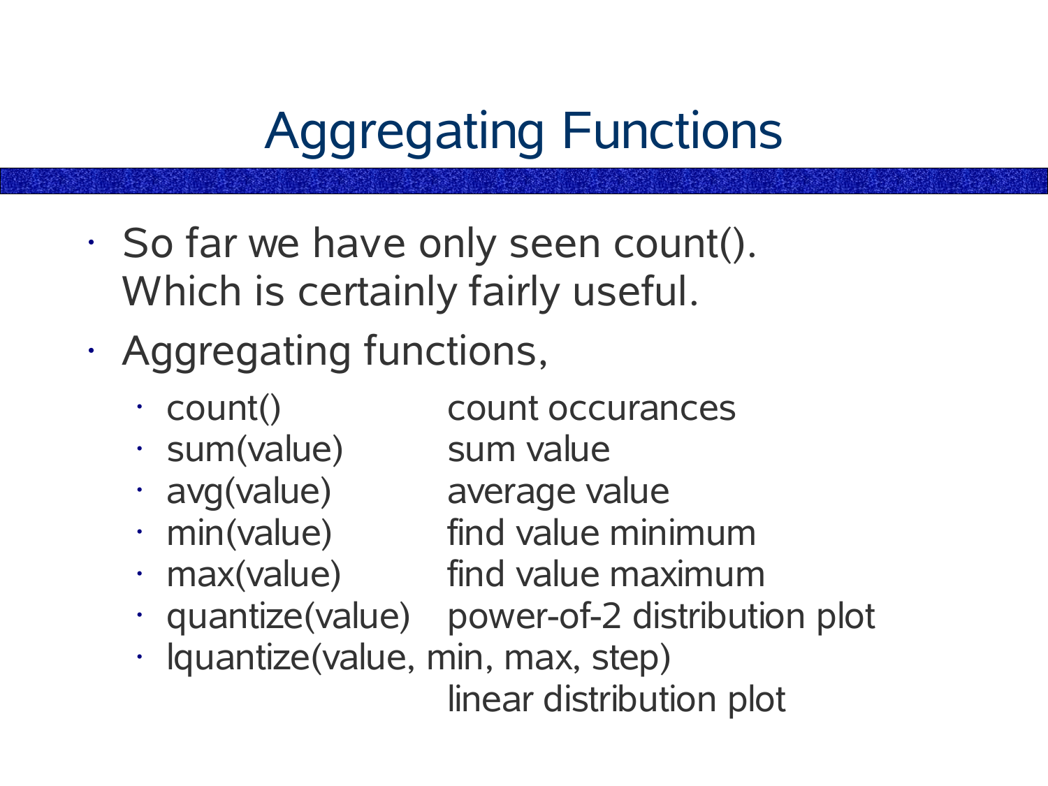# Aggregating Functions

- So far we have only seen count(). Which is certainly fairly useful.
- Aggregating functions,
  - count()                    count occurances
  - sum(value)             sum value
  - avg(value)              average value
  - min(value)              find value minimum
  - max(value)             find value maximum
  - quantize(value)     power-of-2 distribution plot
  - lquantize(value, min, max, step)
    linear distribution plot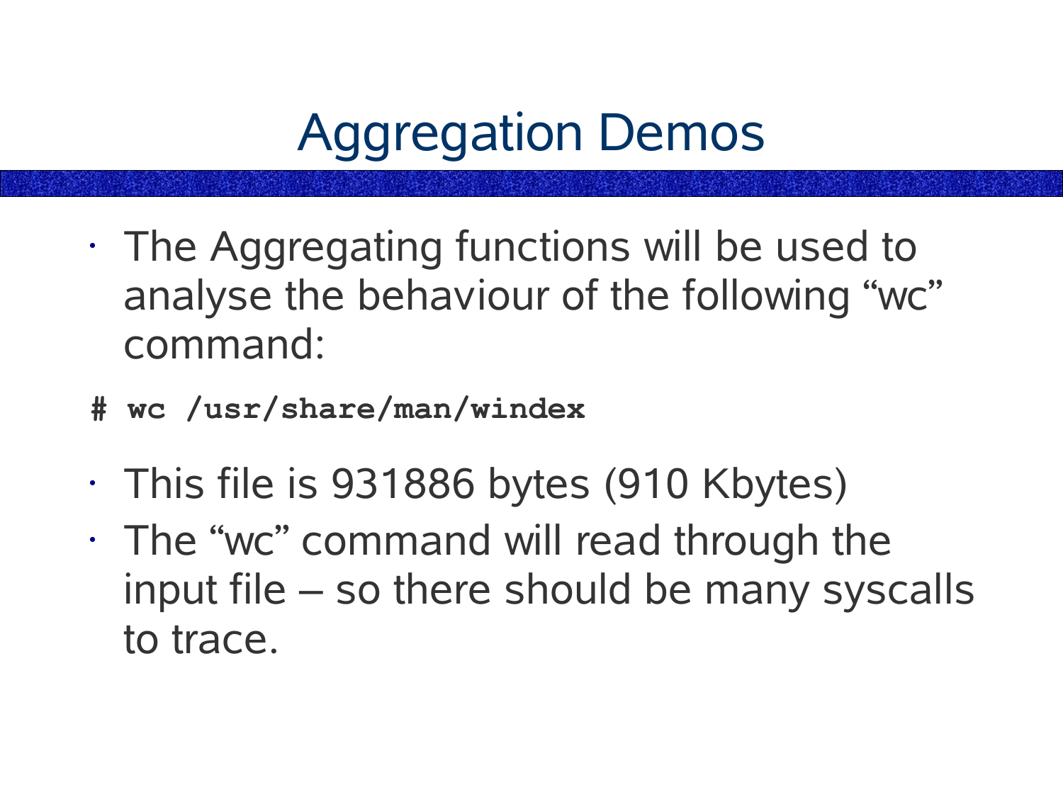# Aggregation Demos

- The Aggregating functions will be used to analyse the behaviour of the following “wc” command:

```
# wc /usr/share/man/windex
```

- This file is 931886 bytes (910 Kbytes)
- The “wc” command will read through the input file – so there should be many syscalls to trace.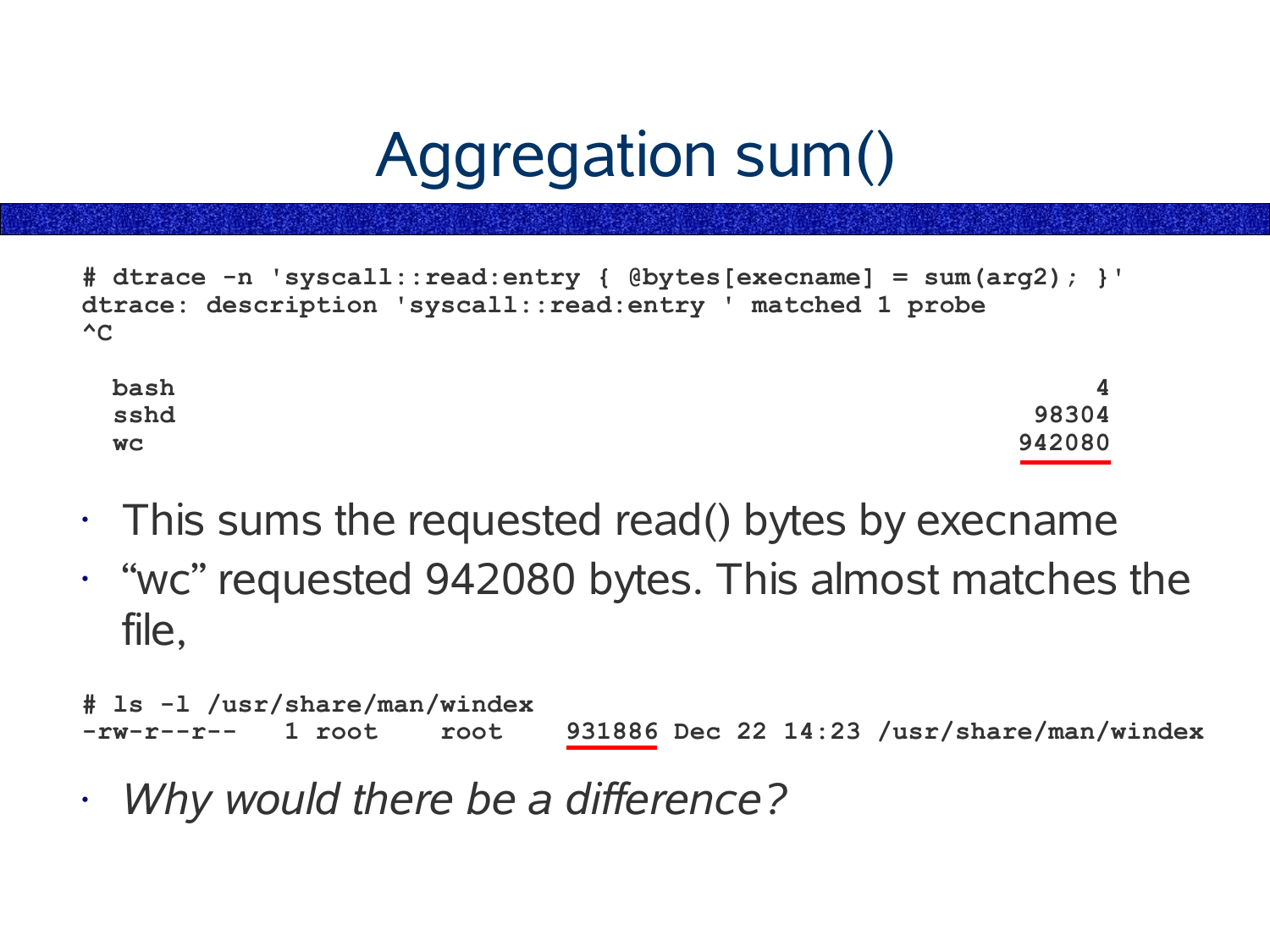# Aggregation sum()

```
# dtrace -n 'syscall::read:entry { @bytes[execname] = sum(arg2); }'
dtrace: description 'syscall::read:entry ' matched 1 probe
^C

  bash                                                                 4
  sshd                                                             98304
  wc                                                              942080
```

- This sums the requested read() bytes by execname
- “wc” requested 942080 bytes. This almost matches the file,

```
# ls -l /usr/share/man/windex
-rw-r--r--   1 root    root     931886 Dec 22 14:23 /usr/share/man/windex
```

- *Why would there be a difference?*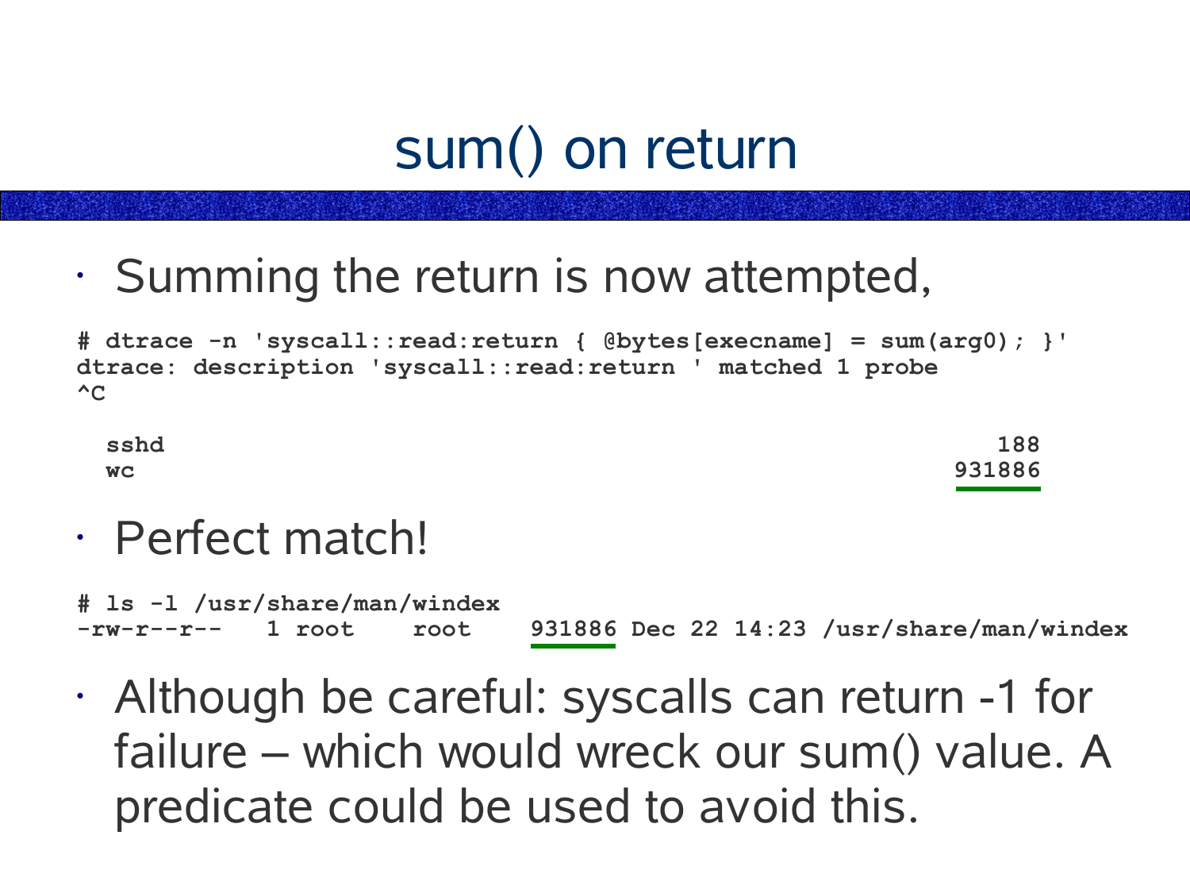# sum() on return

- Summing the return is now attempted,

```
# dtrace -n 'syscall::read:return { @bytes[execname] = sum(arg0); }'
dtrace: description 'syscall::read:return ' matched 1 probe
^C

  sshd                                                             188
  wc                                                            931886
```

- Perfect match!

```
# ls -l /usr/share/man/windex
-rw-r--r--   1 root     root      931886 Dec 22 14:23 /usr/share/man/windex
```

- Although be careful: syscalls can return -1 for failure – which would wreck our sum() value. A predicate could be used to avoid this.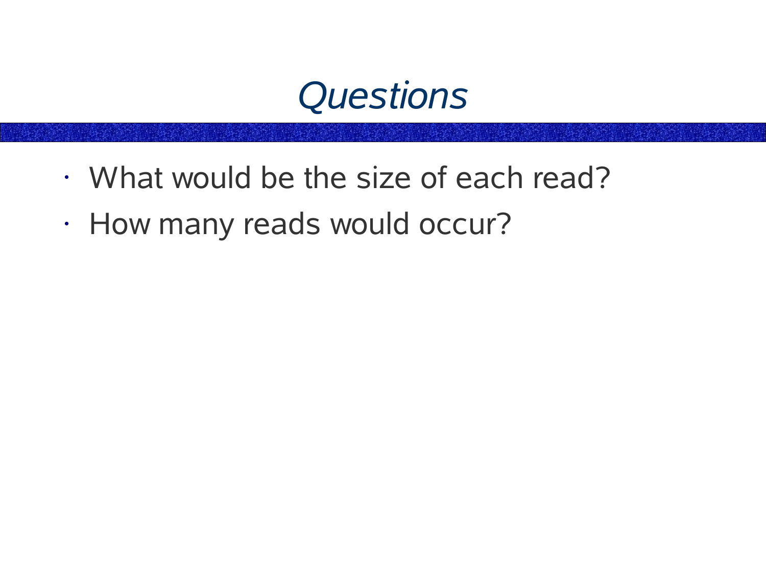# *Questions*

- What would be the size of each read?
- How many reads would occur?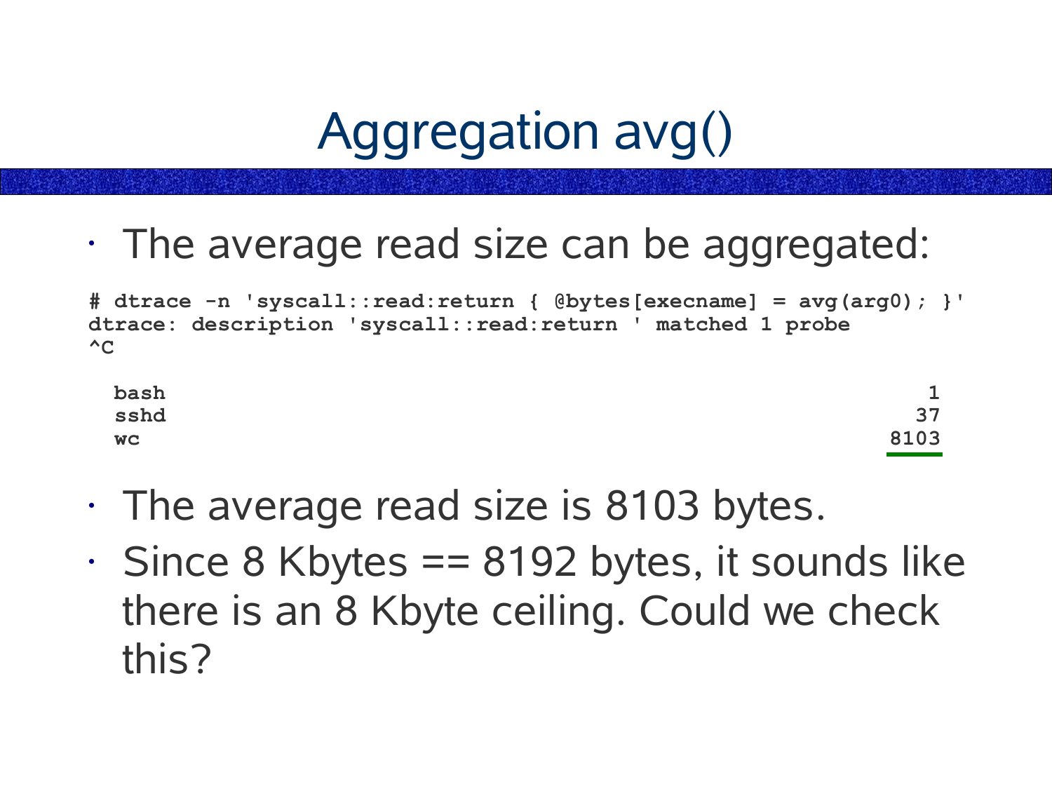# Aggregation avg()

- The average read size can be aggregated:

```
# dtrace -n 'syscall::read:return { @bytes[execname] = avg(arg0); }'
dtrace: description 'syscall::read:return ' matched 1 probe
^C

  bash                                                              1
  sshd                                                             37
  wc                                                             8103
```

- The average read size is 8103 bytes.
- Since 8 Kbytes == 8192 bytes, it sounds like there is an 8 Kbyte ceiling. Could we check this?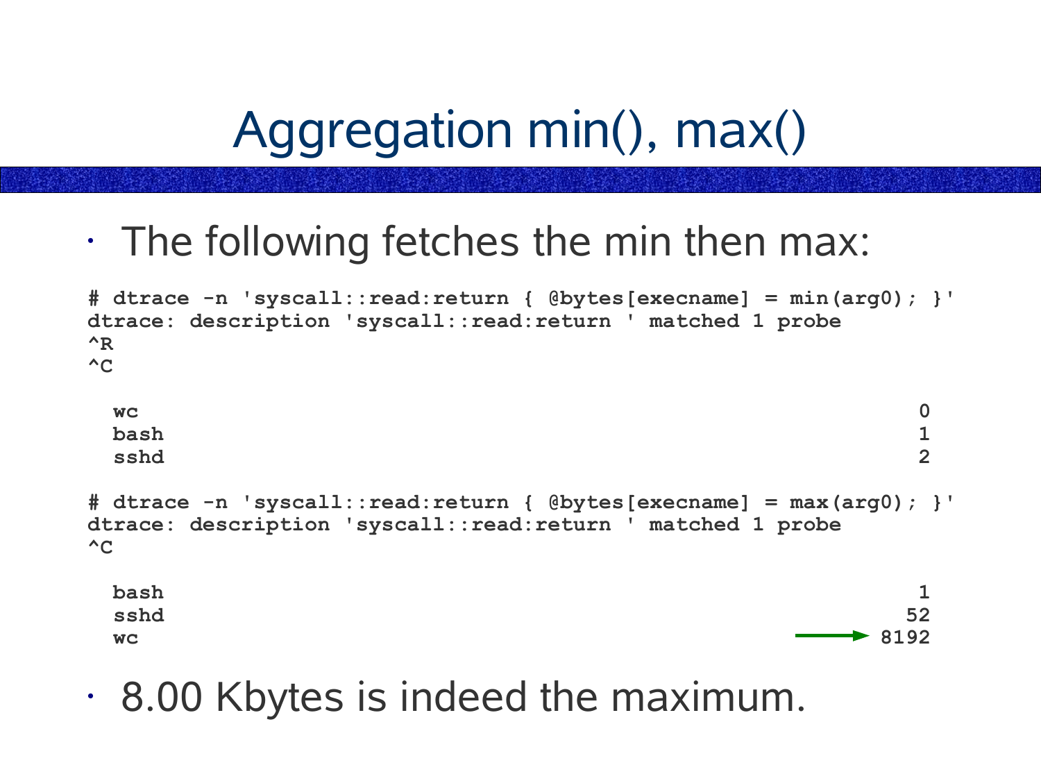# Aggregation min(), max()

- The following fetches the min then max:

```
# dtrace -n 'syscall::read:return { @bytes[execname] = min(arg0); }'
dtrace: description 'syscall::read:return ' matched 1 probe
^R
^C

  wc                                                                0
  bash                                                              1
  sshd                                                              2

# dtrace -n 'syscall::read:return { @bytes[execname] = max(arg0); }'
dtrace: description 'syscall::read:return ' matched 1 probe
^C

  bash                                                              1
  sshd                                                             52
  wc                                                             8192
```

- 8.00 Kbytes is indeed the maximum.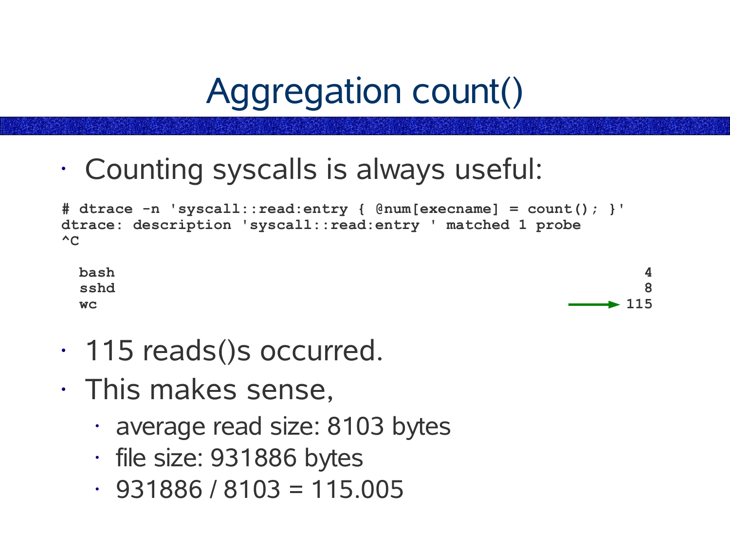# Aggregation count()

- Counting syscalls is always useful:

```
# dtrace -n 'syscall::read:entry { @num[execname] = count(); }'
dtrace: description 'syscall::read:entry ' matched 1 probe
^C

  bash                                                              4
  sshd                                                              8
  wc                                                              115
```

- 115 reads()s occurred.
- This makes sense,
  - average read size: 8103 bytes
  - file size: 931886 bytes
  - 931886 / 8103 = 115.005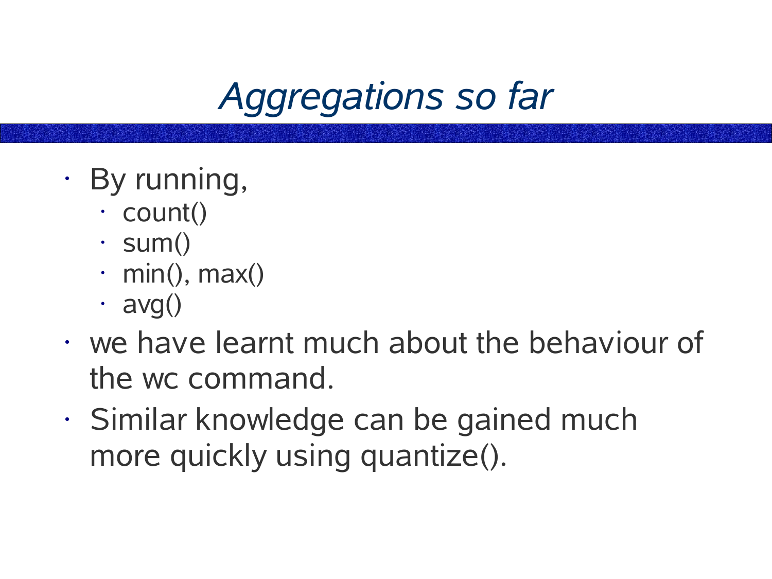# *Aggregations so far*

- By running,
  - count()
  - sum()
  - min(), max()
  - avg()
- we have learnt much about the behaviour of the wc command.
- Similar knowledge can be gained much more quickly using quantize().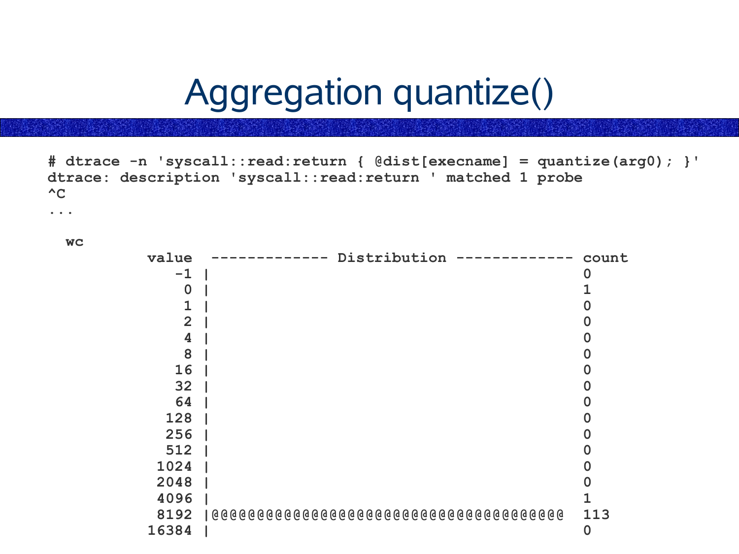# Aggregation quantize()

```
# dtrace -n 'syscall::read:return { @dist[execname] = quantize(arg0); }'
dtrace: description 'syscall::read:return ' matched 1 probe
^C
...

  wc
           value  ------------- Distribution ------------- count
              -1 |                                         0
               0 |                                         1
               1 |                                         0
               2 |                                         0
               4 |                                         0
               8 |                                         0
              16 |                                         0
              32 |                                         0
              64 |                                         0
             128 |                                         0
             256 |                                         0
             512 |                                         0
            1024 |                                         0
            2048 |                                         0
            4096 |                                         1
            8192 |@@@@@@@@@@@@@@@@@@@@@@@@@@@@@@@@@@@@@@@@  113
           16384 |                                         0
```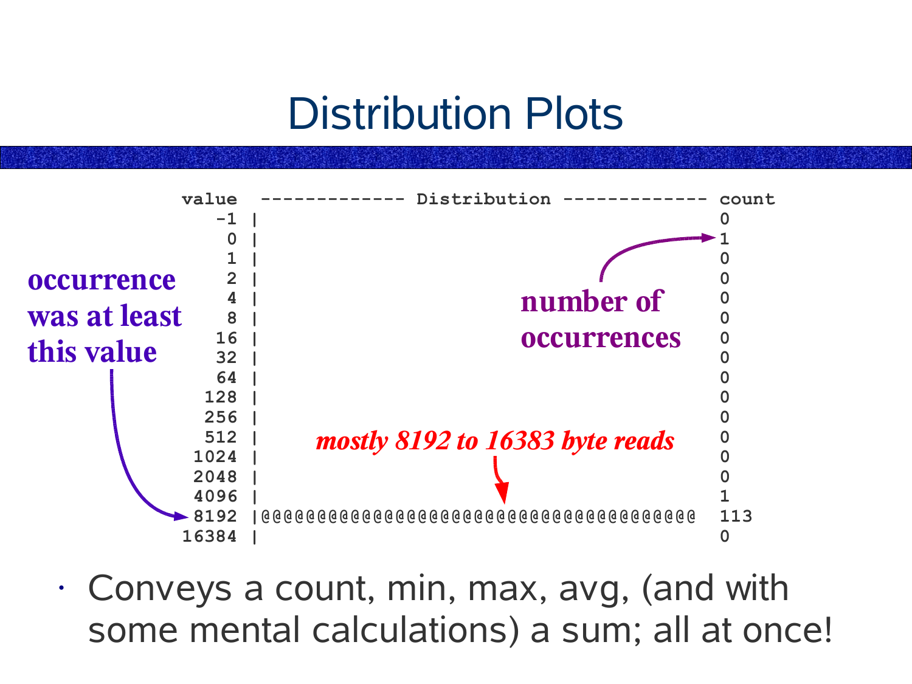# Distribution Plots

```
           value  ------------- Distribution ------------- count
              -1 |                                         0
               0 |                                         1
               1 |                                         0
               2 |                                         0
               4 |                                         0
               8 |                                         0
              16 |                                         0
              32 |                                         0
              64 |                                         0
             128 |                                         0
             256 |                                         0
             512 |                                         0
            1024 |                                         0
            2048 |                                         0
            4096 |                                         1
            8192 |@@@@@@@@@@@@@@@@@@@@@@@@@@@@@@@@@@@@@@@  113
           16384 |                                         0
```

**occurrence was at least this value** (pointing to 8192)

**number of occurrences** (pointing to count)

***mostly 8192 to 16383 byte reads***

- Conveys a count, min, max, avg, (and with some mental calculations) a sum; all at once!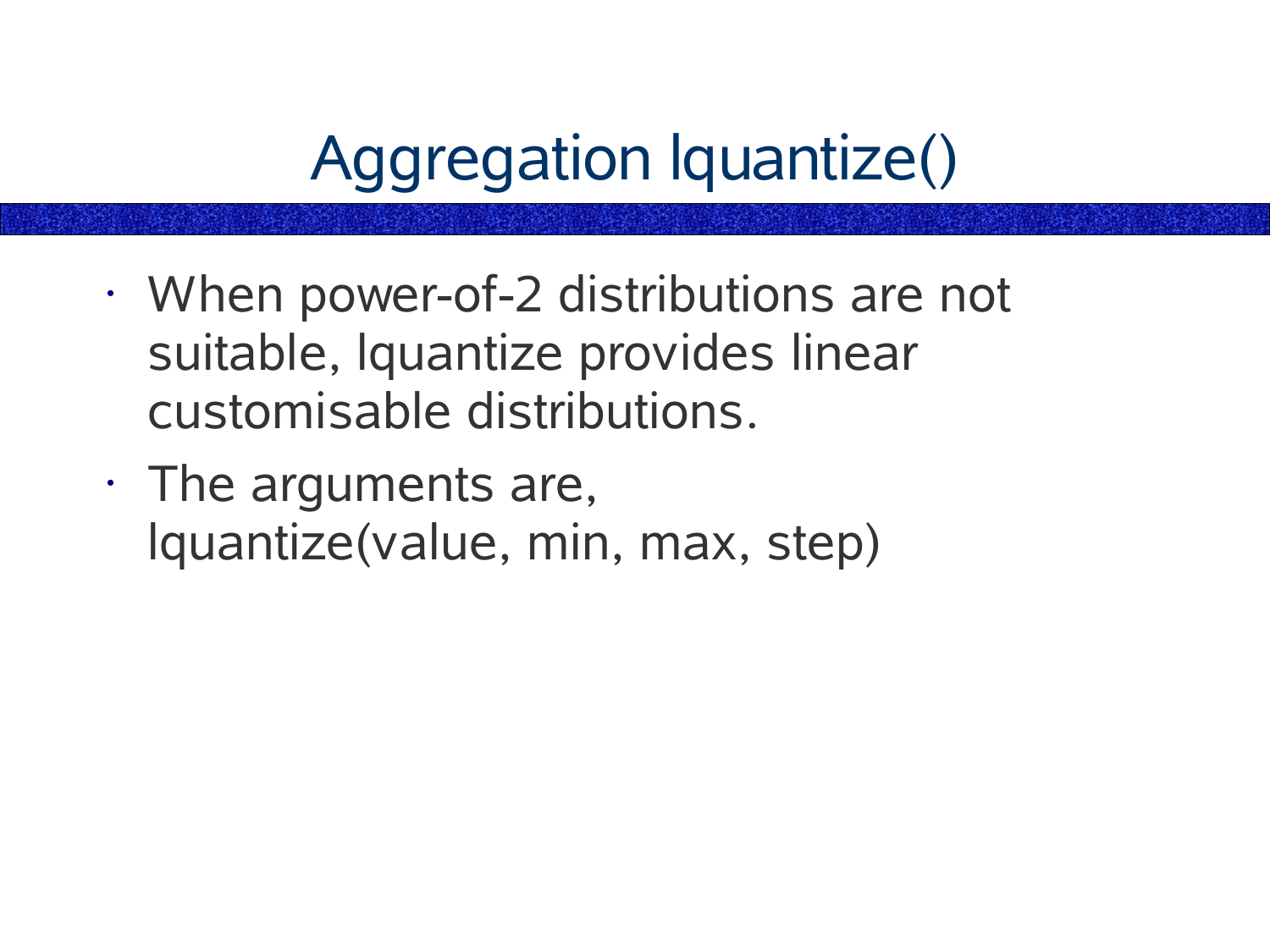# Aggregation lquantize()

- When power-of-2 distributions are not suitable, lquantize provides linear customisable distributions.
- The arguments are, lquantize(value, min, max, step)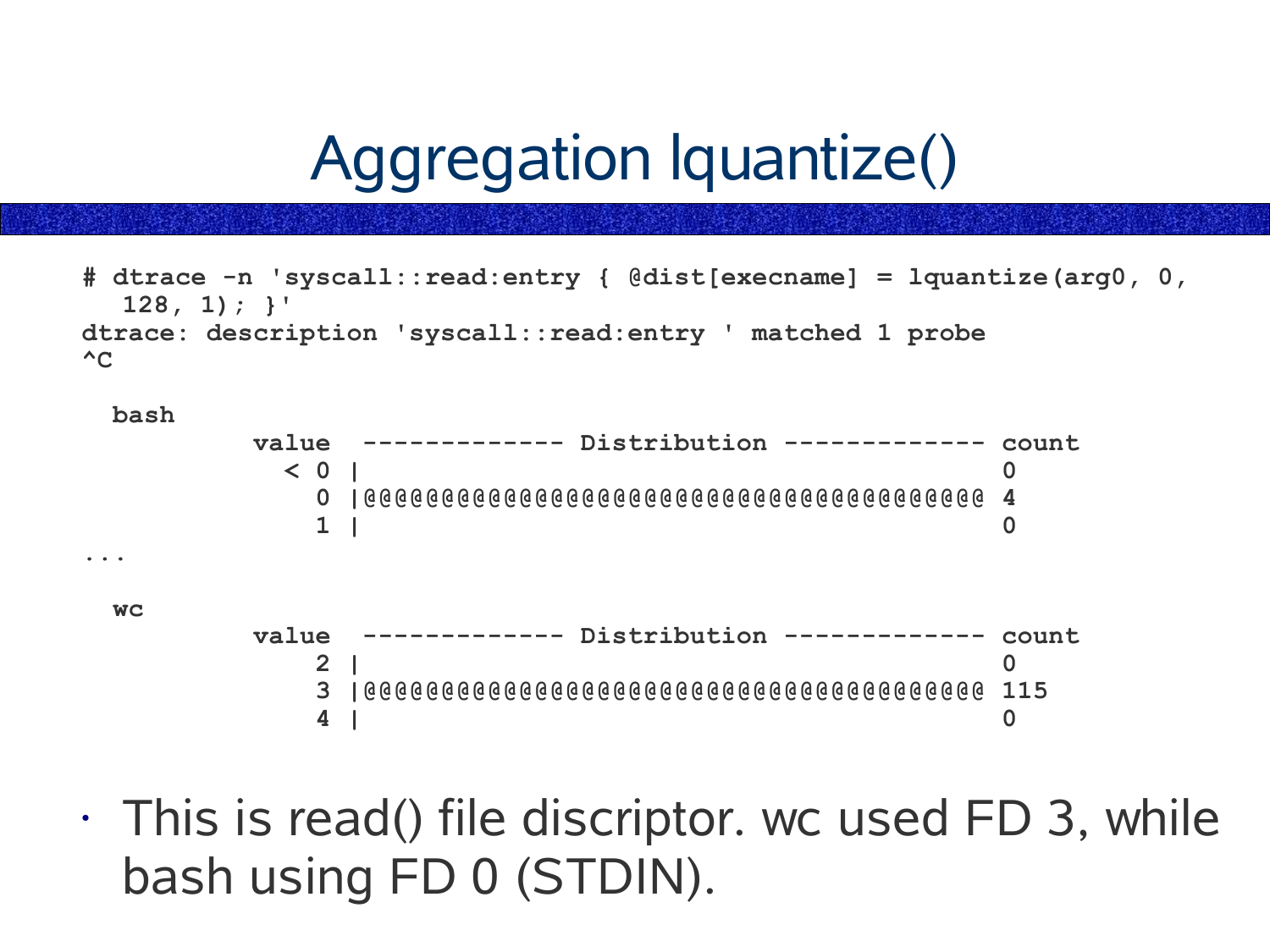# Aggregation lquantize()

```
# dtrace -n 'syscall::read:entry { @dist[execname] = lquantize(arg0, 0,
   128, 1); }'
dtrace: description 'syscall::read:entry ' matched 1 probe
^C

  bash
           value  ------------- Distribution ------------- count
             < 0 |                                         0
               0 |@@@@@@@@@@@@@@@@@@@@@@@@@@@@@@@@@@@@@@@@ 4
               1 |                                         0
...

  wc
           value  ------------- Distribution ------------- count
               2 |                                         0
               3 |@@@@@@@@@@@@@@@@@@@@@@@@@@@@@@@@@@@@@@@@ 115
               4 |                                         0
```

- This is read() file discriptor. wc used FD 3, while bash using FD 0 (STDIN).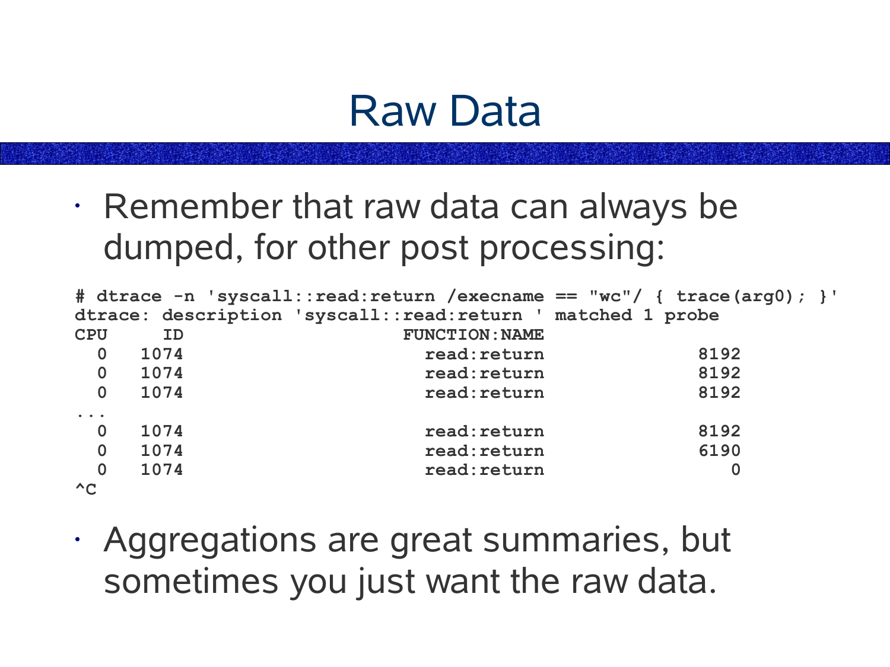# Raw Data

- Remember that raw data can always be dumped, for other post processing:

```
# dtrace -n 'syscall::read:return /execname == "wc"/ { trace(arg0); }'
dtrace: description 'syscall::read:return ' matched 1 probe
CPU     ID                    FUNCTION:NAME
  0   1074                     read:return              8192
  0   1074                     read:return              8192
  0   1074                     read:return              8192
...
  0   1074                     read:return              8192
  0   1074                     read:return              6190
  0   1074                     read:return                 0
^C
```

- Aggregations are great summaries, but sometimes you just want the raw data.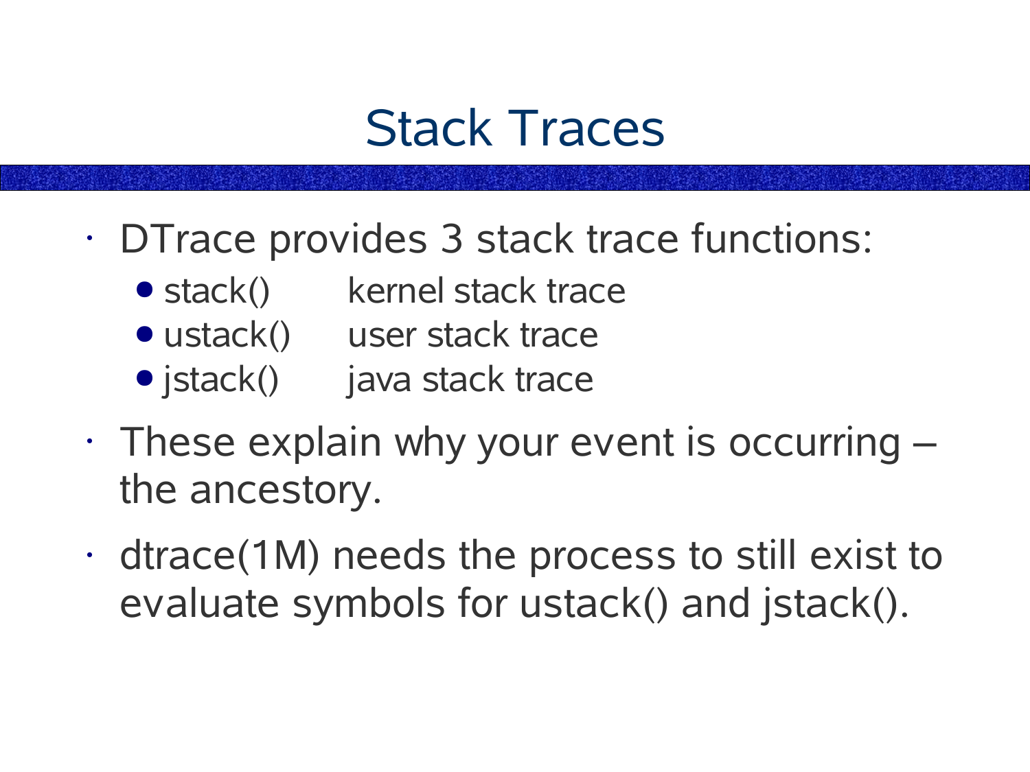# Stack Traces

- DTrace provides 3 stack trace functions:
  - stack() kernel stack trace
  - ustack() user stack trace
  - jstack() java stack trace
- These explain why your event is occurring – the ancestory.
- dtrace(1M) needs the process to still exist to evaluate symbols for ustack() and jstack().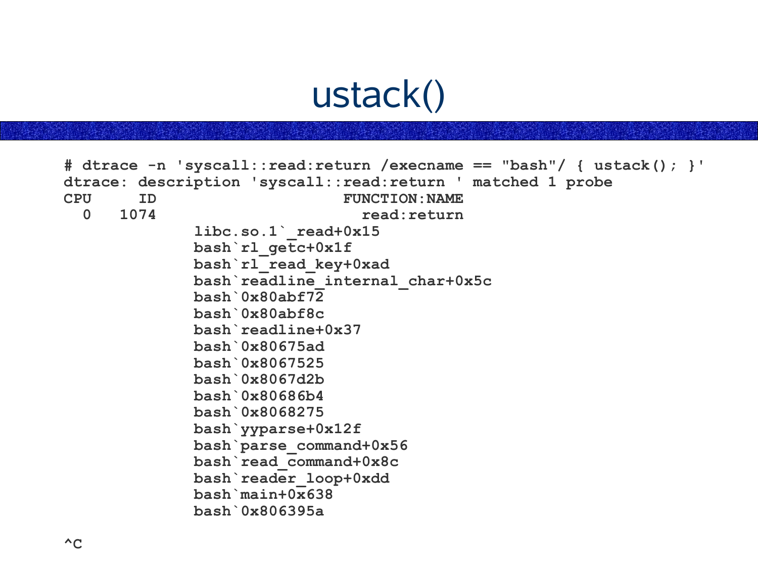# ustack()

```
# dtrace -n 'syscall::read:return /execname == "bash"/ { ustack(); }'
dtrace: description 'syscall::read:return ' matched 1 probe
CPU     ID                    FUNCTION:NAME
  0   1074                      read:return
              libc.so.1`_read+0x15
              bash`rl_getc+0x1f
              bash`rl_read_key+0xad
              bash`readline_internal_char+0x5c
              bash`0x80abf72
              bash`0x80abf8c
              bash`readline+0x37
              bash`0x80675ad
              bash`0x8067525
              bash`0x8067d2b
              bash`0x80686b4
              bash`0x8068275
              bash`yyparse+0x12f
              bash`parse_command+0x56
              bash`read_command+0x8c
              bash`reader_loop+0xdd
              bash`main+0x638
              bash`0x806395a

^C
```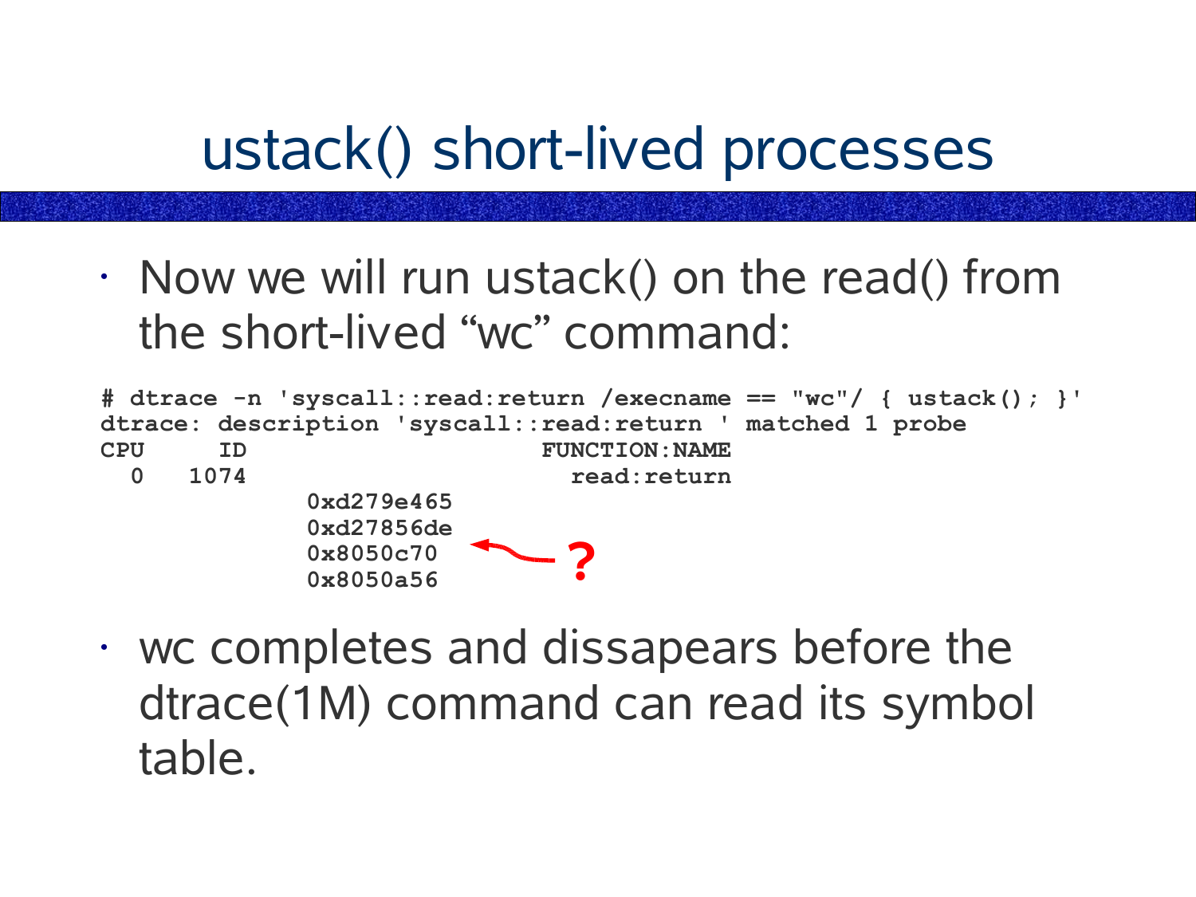# ustack() short-lived processes

- Now we will run ustack() on the read() from the short-lived “wc” command:

```
# dtrace -n 'syscall::read:return /execname == "wc"/ { ustack(); }'
dtrace: description 'syscall::read:return ' matched 1 probe
CPU     ID                    FUNCTION:NAME
  0   1074                      read:return
              0xd279e465
              0xd27856de
              0x8050c70
              0x8050a56
```

?

- wc completes and dissapears before the dtrace(1M) command can read its symbol table.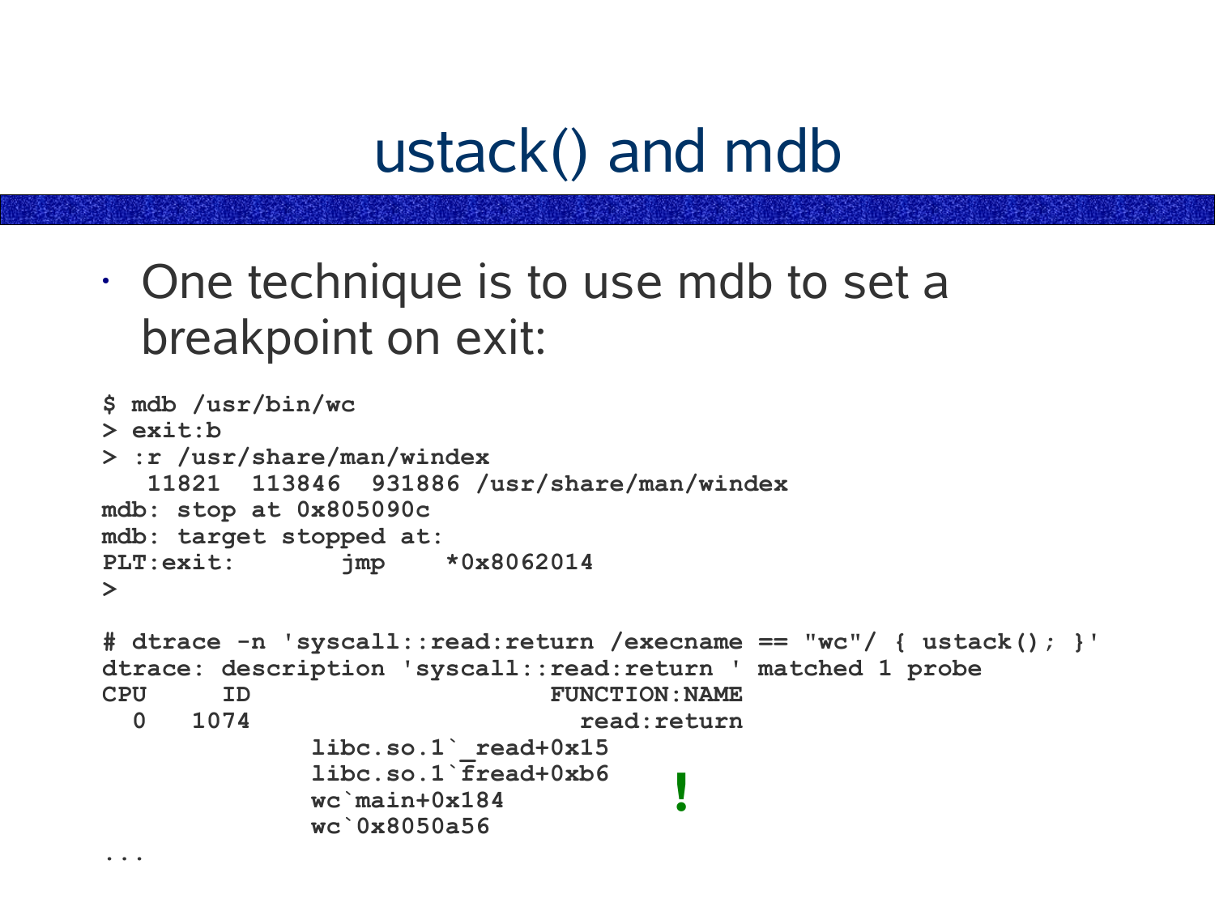# ustack() and mdb

- One technique is to use mdb to set a breakpoint on exit:

```
$ mdb /usr/bin/wc
> exit:b
> :r /usr/share/man/windex
   11821  113846  931886 /usr/share/man/windex
mdb: stop at 0x805090c
mdb: target stopped at:
PLT:exit:       jmp    *0x8062014
>

# dtrace -n 'syscall::read:return /execname == "wc"/ { ustack(); }'
dtrace: description 'syscall::read:return ' matched 1 probe
CPU     ID                    FUNCTION:NAME
  0   1074                      read:return
              libc.so.1`_read+0x15
              libc.so.1`fread+0xb6
              wc`main+0x184
              wc`0x8050a56
...
```

!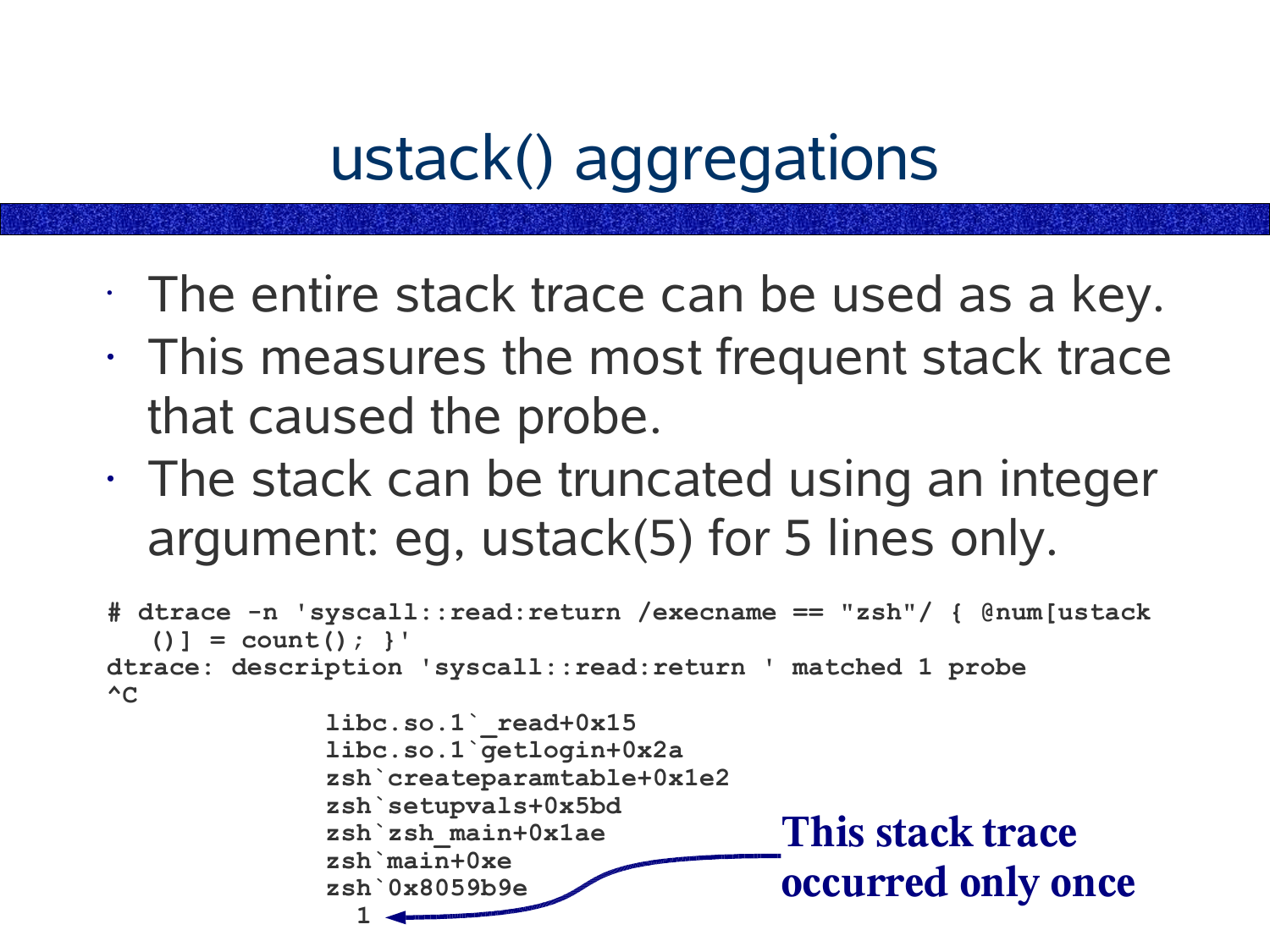# ustack() aggregations

- The entire stack trace can be used as a key.
- This measures the most frequent stack trace that caused the probe.
- The stack can be truncated using an integer argument: eg, ustack(5) for 5 lines only.

```
# dtrace -n 'syscall::read:return /execname == "zsh"/ { @num[ustack
   ()] = count(); }'
dtrace: description 'syscall::read:return ' matched 1 probe
^C
              libc.so.1`_read+0x15
              libc.so.1`getlogin+0x2a
              zsh`createparamtable+0x1e2
              zsh`setupvals+0x5bd
              zsh`zsh_main+0x1ae
              zsh`main+0xe
              zsh`0x8059b9e
                1
```

**This stack trace occurred only once**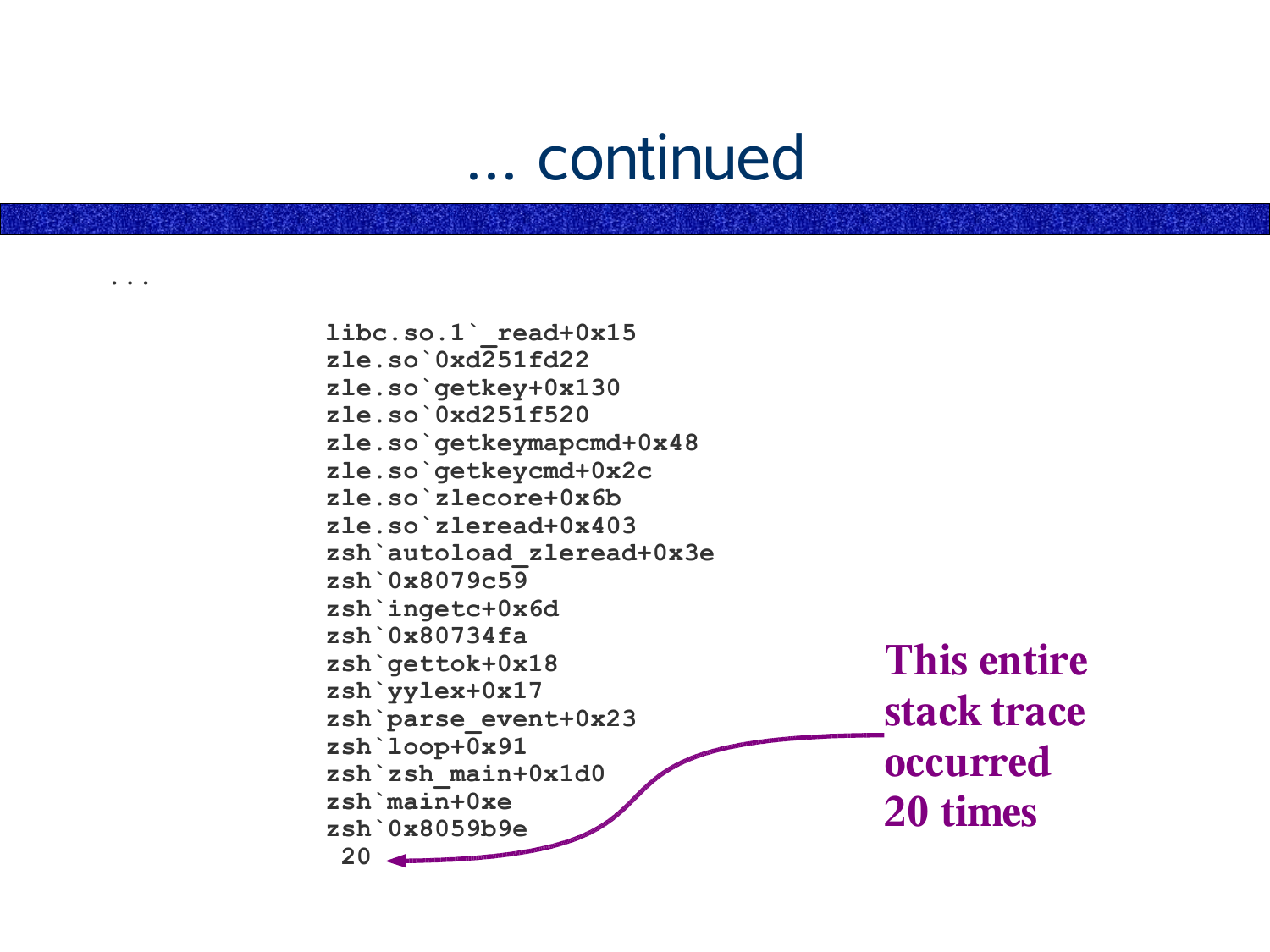# ... continued

```
...

              libc.so.1`_read+0x15
              zle.so`0xd251fd22
              zle.so`getkey+0x130
              zle.so`0xd251f520
              zle.so`getkeymapcmd+0x48
              zle.so`getkeycmd+0x2c
              zle.so`zlecore+0x6b
              zle.so`zleread+0x403
              zsh`autoload_zleread+0x3e
              zsh`0x8079c59
              zsh`ingetc+0x6d
              zsh`0x80734fa
              zsh`gettok+0x18
              zsh`yylex+0x17
              zsh`parse_event+0x23
              zsh`loop+0x91
              zsh`zsh_main+0x1d0
              zsh`main+0xe
              zsh`0x8059b9e
               20
```

**This entire stack trace occurred 20 times**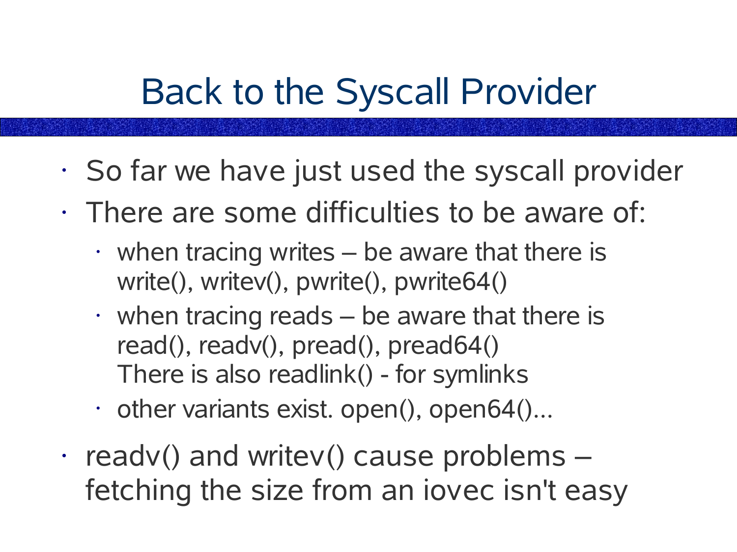# Back to the Syscall Provider

- So far we have just used the syscall provider
- There are some difficulties to be aware of:
  - when tracing writes – be aware that there is write(), writev(), pwrite(), pwrite64()
  - when tracing reads – be aware that there is read(), readv(), pread(), pread64()
    There is also readlink() - for symlinks
  - other variants exist. open(), open64()...
- readv() and writev() cause problems – fetching the size from an iovec isn't easy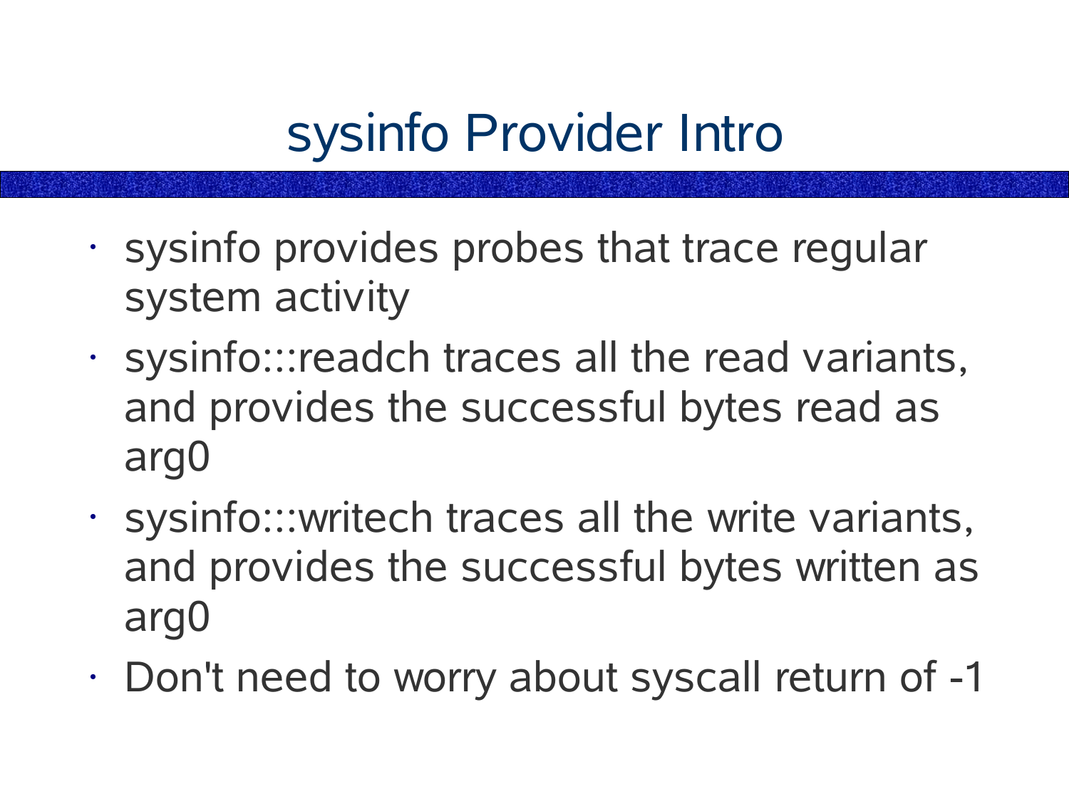# sysinfo Provider Intro

- sysinfo provides probes that trace regular system activity
- sysinfo:::readch traces all the read variants, and provides the successful bytes read as arg0
- sysinfo:::writech traces all the write variants, and provides the successful bytes written as arg0
- Don't need to worry about syscall return of -1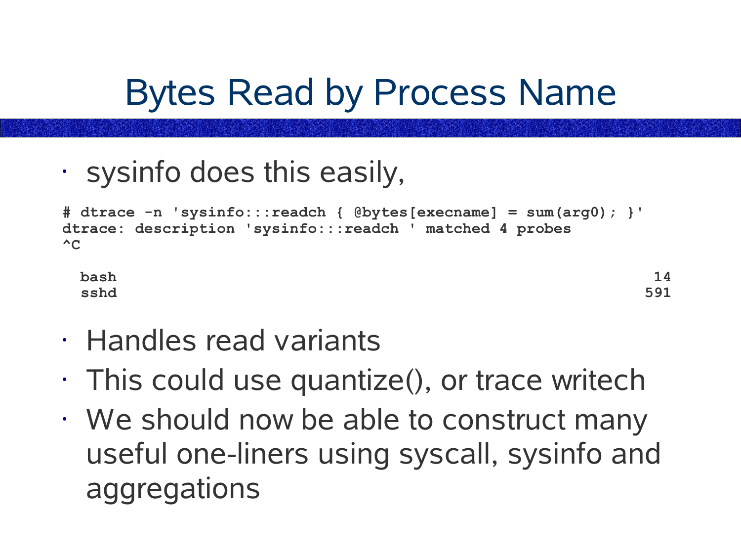# Bytes Read by Process Name

- sysinfo does this easily,

```
# dtrace -n 'sysinfo:::readch { @bytes[execname] = sum(arg0); }'
dtrace: description 'sysinfo:::readch ' matched 4 probes
^C

  bash                                                              14
  sshd                                                             591
```

- Handles read variants
- This could use quantize(), or trace writech
- We should now be able to construct many useful one-liners using syscall, sysinfo and aggregations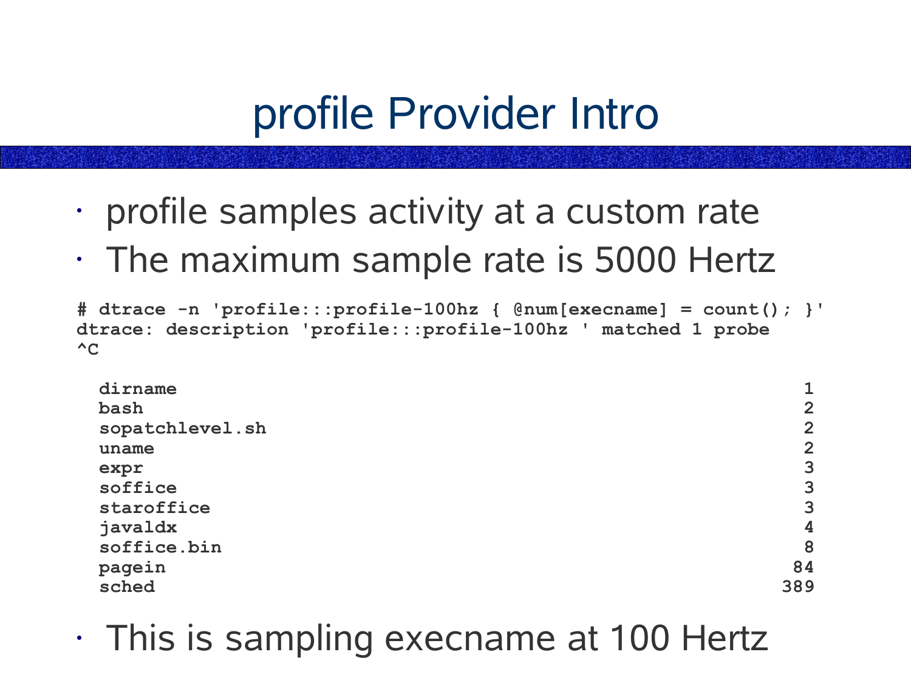# profile Provider Intro

- profile samples activity at a custom rate
- The maximum sample rate is 5000 Hertz

```
# dtrace -n 'profile:::profile-100hz { @num[execname] = count(); }'
dtrace: description 'profile:::profile-100hz ' matched 1 probe
^C

  dirname                                                          1
  bash                                                             2
  sopatchlevel.sh                                                  2
  uname                                                            2
  expr                                                             3
  soffice                                                          3
  staroffice                                                       3
  javaldx                                                          4
  soffice.bin                                                      8
  pagein                                                          84
  sched                                                          389
```

- This is sampling execname at 100 Hertz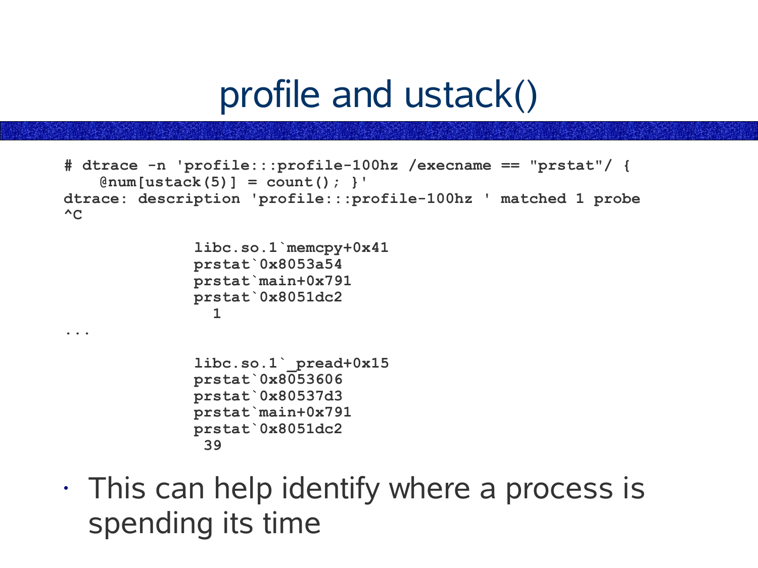# profile and ustack()

```
# dtrace -n 'profile:::profile-100hz /execname == "prstat"/ {
    @num[ustack(5)] = count(); }'
dtrace: description 'profile:::profile-100hz ' matched 1 probe
^C

              libc.so.1`memcpy+0x41
              prstat`0x8053a54
              prstat`main+0x791
              prstat`0x8051dc2
                1
...

              libc.so.1`_pread+0x15
              prstat`0x8053606
              prstat`0x80537d3
              prstat`main+0x791
              prstat`0x8051dc2
               39
```

- This can help identify where a process is spending its time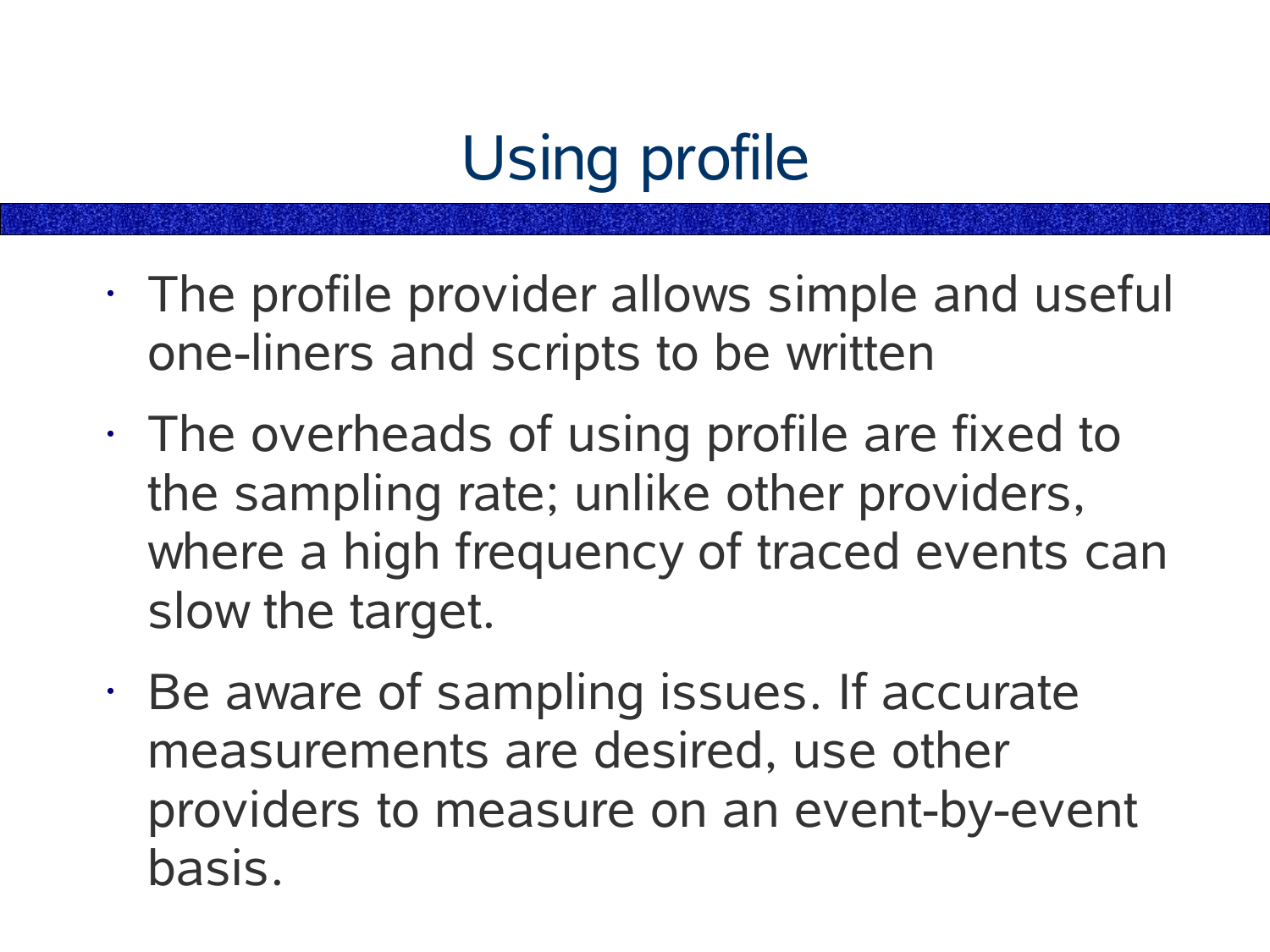# Using profile

- The profile provider allows simple and useful one-liners and scripts to be written
- The overheads of using profile are fixed to the sampling rate; unlike other providers, where a high frequency of traced events can slow the target.
- Be aware of sampling issues. If accurate measurements are desired, use other providers to measure on an event-by-event basis.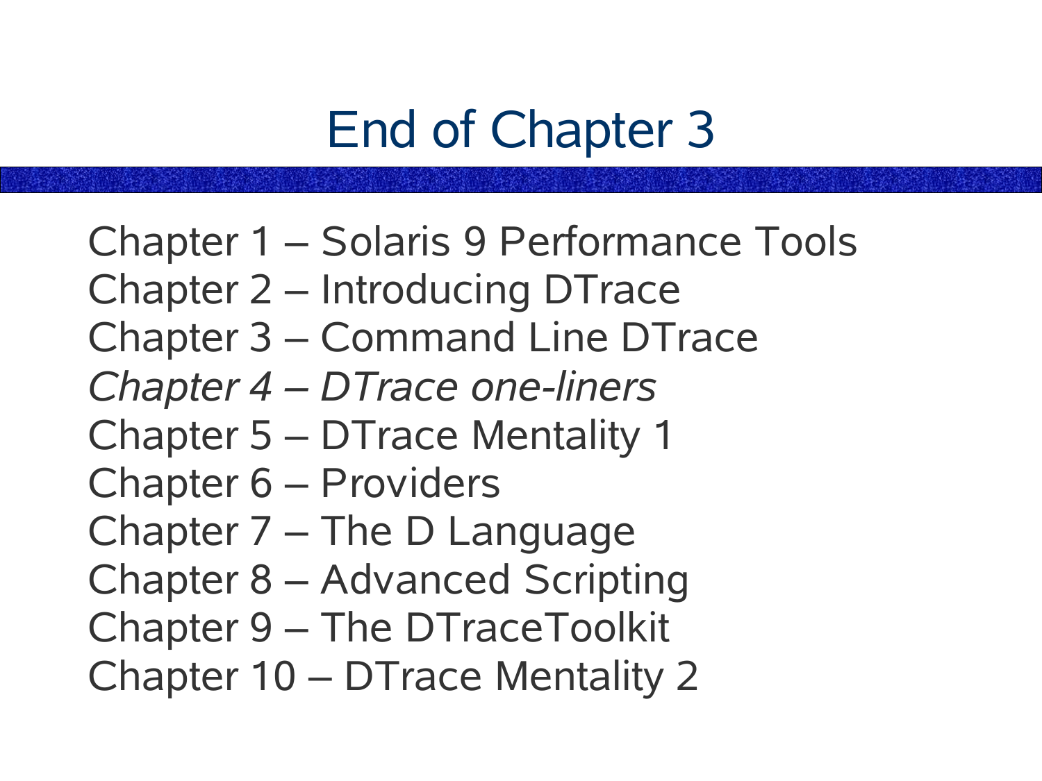# End of Chapter 3

Chapter 1 – Solaris 9 Performance Tools
Chapter 2 – Introducing DTrace
Chapter 3 – Command Line DTrace
*Chapter 4 – DTrace one-liners*
Chapter 5 – DTrace Mentality 1
Chapter 6 – Providers
Chapter 7 – The D Language
Chapter 8 – Advanced Scripting
Chapter 9 – The DTraceToolkit
Chapter 10 – DTrace Mentality 2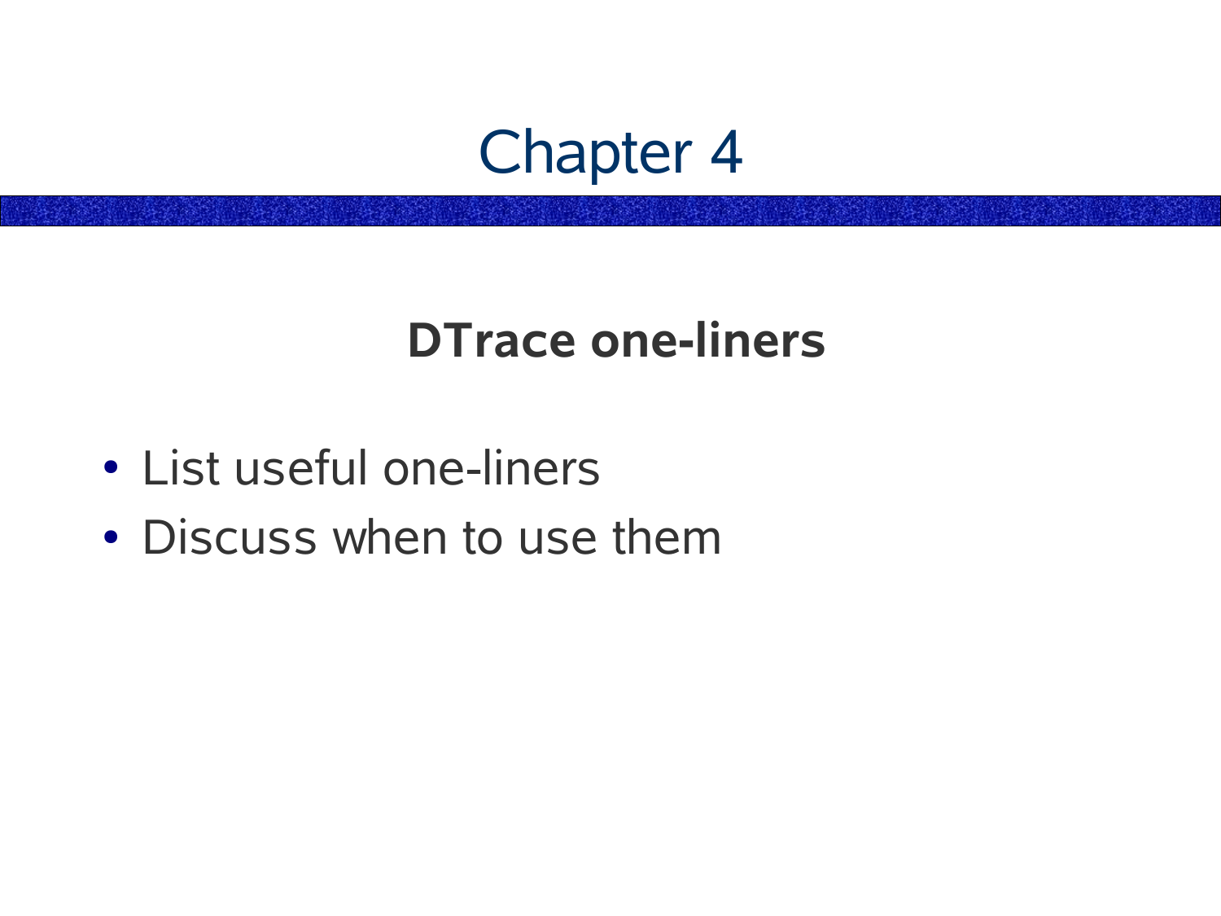# Chapter 4

## DTrace one-liners

- List useful one-liners
- Discuss when to use them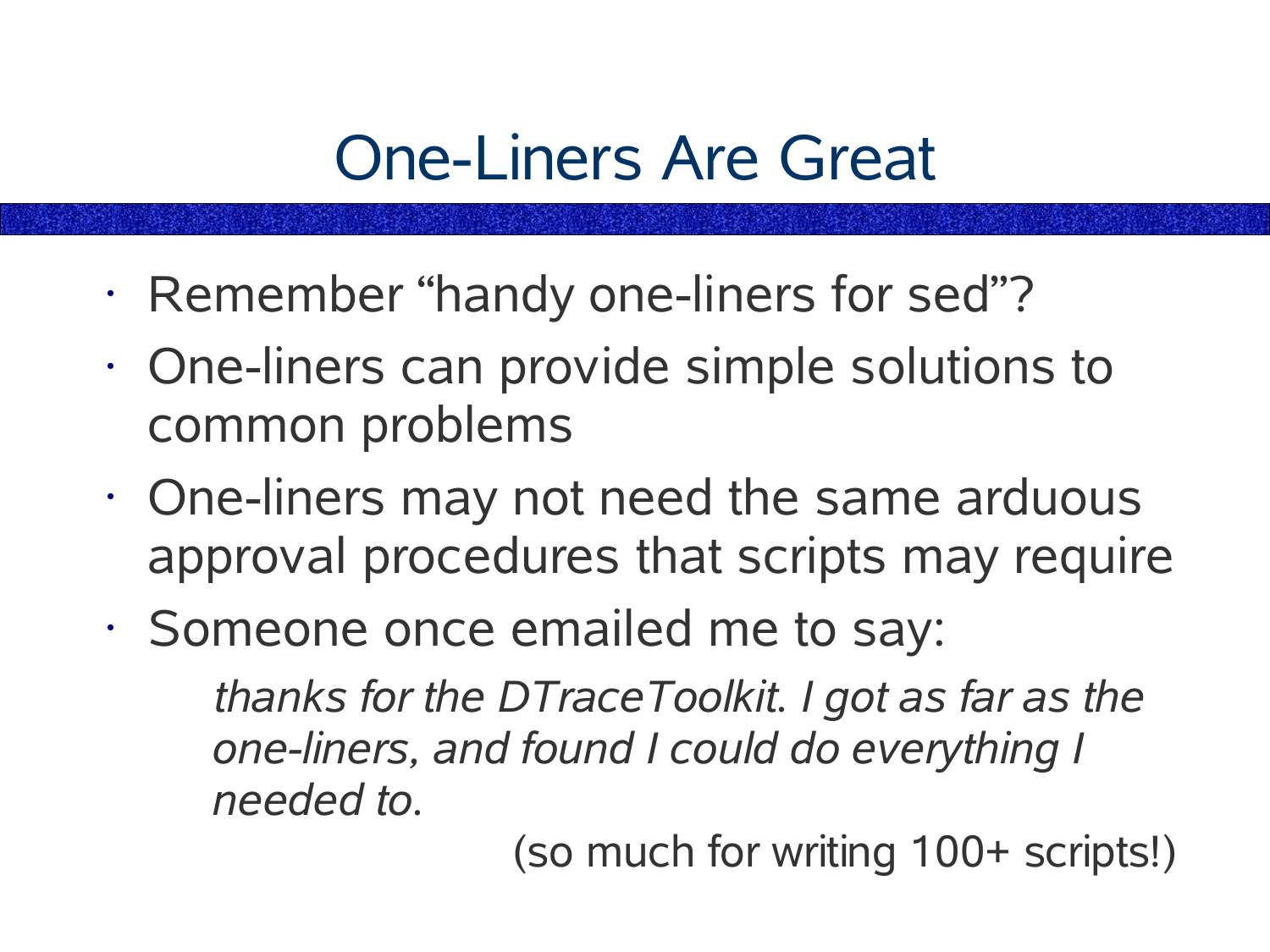# One-Liners Are Great

- Remember “handy one-liners for sed”?
- One-liners can provide simple solutions to common problems
- One-liners may not need the same arduous approval procedures that scripts may require
- Someone once emailed me to say:

  *thanks for the DTraceToolkit. I got as far as the one-liners, and found I could do everything I needed to.*

  (so much for writing 100+ scripts!)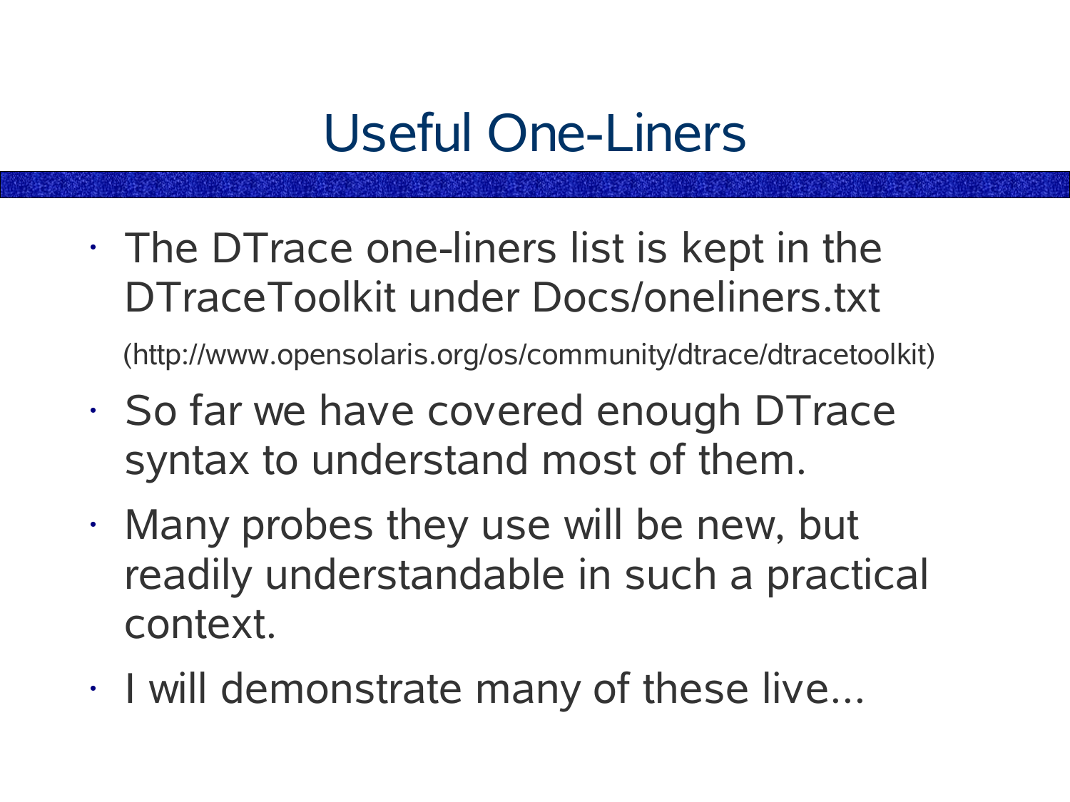# Useful One-Liners

- The DTrace one-liners list is kept in the DTraceToolkit under Docs/oneliners.txt

  (http://www.opensolaris.org/os/community/dtrace/dtracetoolkit)

- So far we have covered enough DTrace syntax to understand most of them.
- Many probes they use will be new, but readily understandable in such a practical context.
- I will demonstrate many of these live...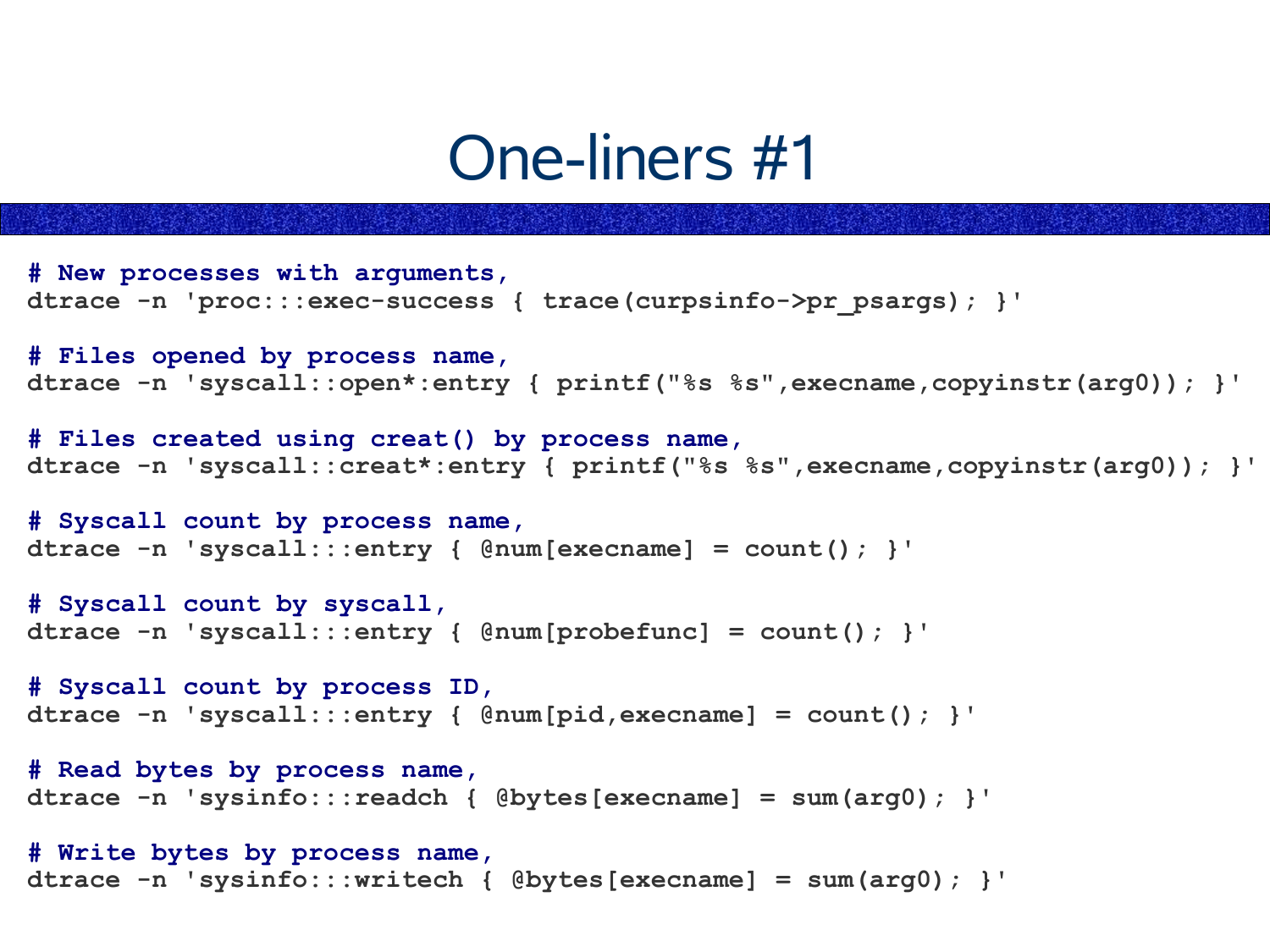# One-liners #1

```
# New processes with arguments,
dtrace -n 'proc:::exec-success { trace(curpsinfo->pr_psargs); }'

# Files opened by process name,
dtrace -n 'syscall::open*:entry { printf("%s %s",execname,copyinstr(arg0)); }'

# Files created using creat() by process name,
dtrace -n 'syscall::creat*:entry { printf("%s %s",execname,copyinstr(arg0)); }'

# Syscall count by process name,
dtrace -n 'syscall:::entry { @num[execname] = count(); }'

# Syscall count by syscall,
dtrace -n 'syscall:::entry { @num[probefunc] = count(); }'

# Syscall count by process ID,
dtrace -n 'syscall:::entry { @num[pid,execname] = count(); }'

# Read bytes by process name,
dtrace -n 'sysinfo:::readch { @bytes[execname] = sum(arg0); }'

# Write bytes by process name,
dtrace -n 'sysinfo:::writech { @bytes[execname] = sum(arg0); }'
```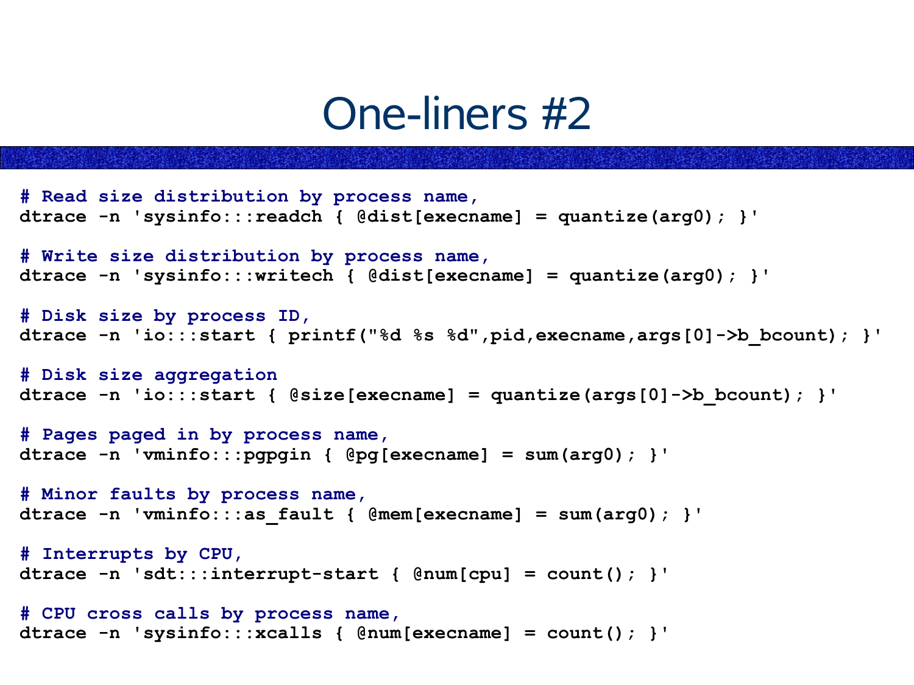# One-liners #2

```
# Read size distribution by process name,
dtrace -n 'sysinfo:::readch { @dist[execname] = quantize(arg0); }'

# Write size distribution by process name,
dtrace -n 'sysinfo:::writech { @dist[execname] = quantize(arg0); }'

# Disk size by process ID,
dtrace -n 'io:::start { printf("%d %s %d",pid,execname,args[0]->b_bcount); }'

# Disk size aggregation
dtrace -n 'io:::start { @size[execname] = quantize(args[0]->b_bcount); }'

# Pages paged in by process name,
dtrace -n 'vminfo:::pgpgin { @pg[execname] = sum(arg0); }'

# Minor faults by process name,
dtrace -n 'vminfo:::as_fault { @mem[execname] = sum(arg0); }'

# Interrupts by CPU,
dtrace -n 'sdt:::interrupt-start { @num[cpu] = count(); }'

# CPU cross calls by process name,
dtrace -n 'sysinfo:::xcalls { @num[execname] = count(); }'
```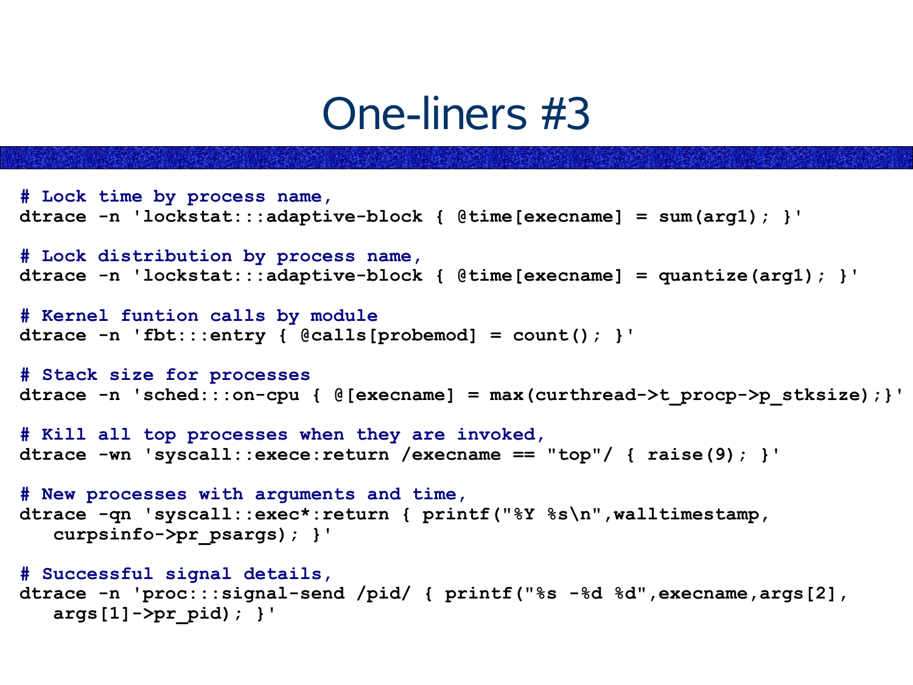# One-liners #3

```
# Lock time by process name,
dtrace -n 'lockstat:::adaptive-block { @time[execname] = sum(arg1); }'

# Lock distribution by process name,
dtrace -n 'lockstat:::adaptive-block { @time[execname] = quantize(arg1); }'

# Kernel funtion calls by module
dtrace -n 'fbt:::entry { @calls[probemod] = count(); }'

# Stack size for processes
dtrace -n 'sched:::on-cpu { @[execname] = max(curthread->t_procp->p_stksize);}'

# Kill all top processes when they are invoked,
dtrace -wn 'syscall::exece:return /execname == "top"/ { raise(9); }'

# New processes with arguments and time,
dtrace -qn 'syscall::exec*:return { printf("%Y %s\n",walltimestamp,
   curpsinfo->pr_psargs); }'

# Successful signal details,
dtrace -n 'proc:::signal-send /pid/ { printf("%s -%d %d",execname,args[2],
   args[1]->pr_pid); }'
```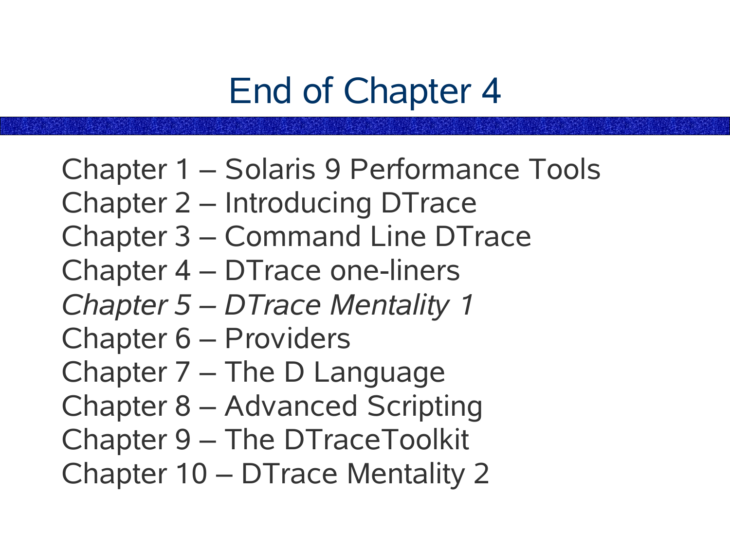# End of Chapter 4

Chapter 1 – Solaris 9 Performance Tools
Chapter 2 – Introducing DTrace
Chapter 3 – Command Line DTrace
Chapter 4 – DTrace one-liners
*Chapter 5 – DTrace Mentality 1*
Chapter 6 – Providers
Chapter 7 – The D Language
Chapter 8 – Advanced Scripting
Chapter 9 – The DTraceToolkit
Chapter 10 – DTrace Mentality 2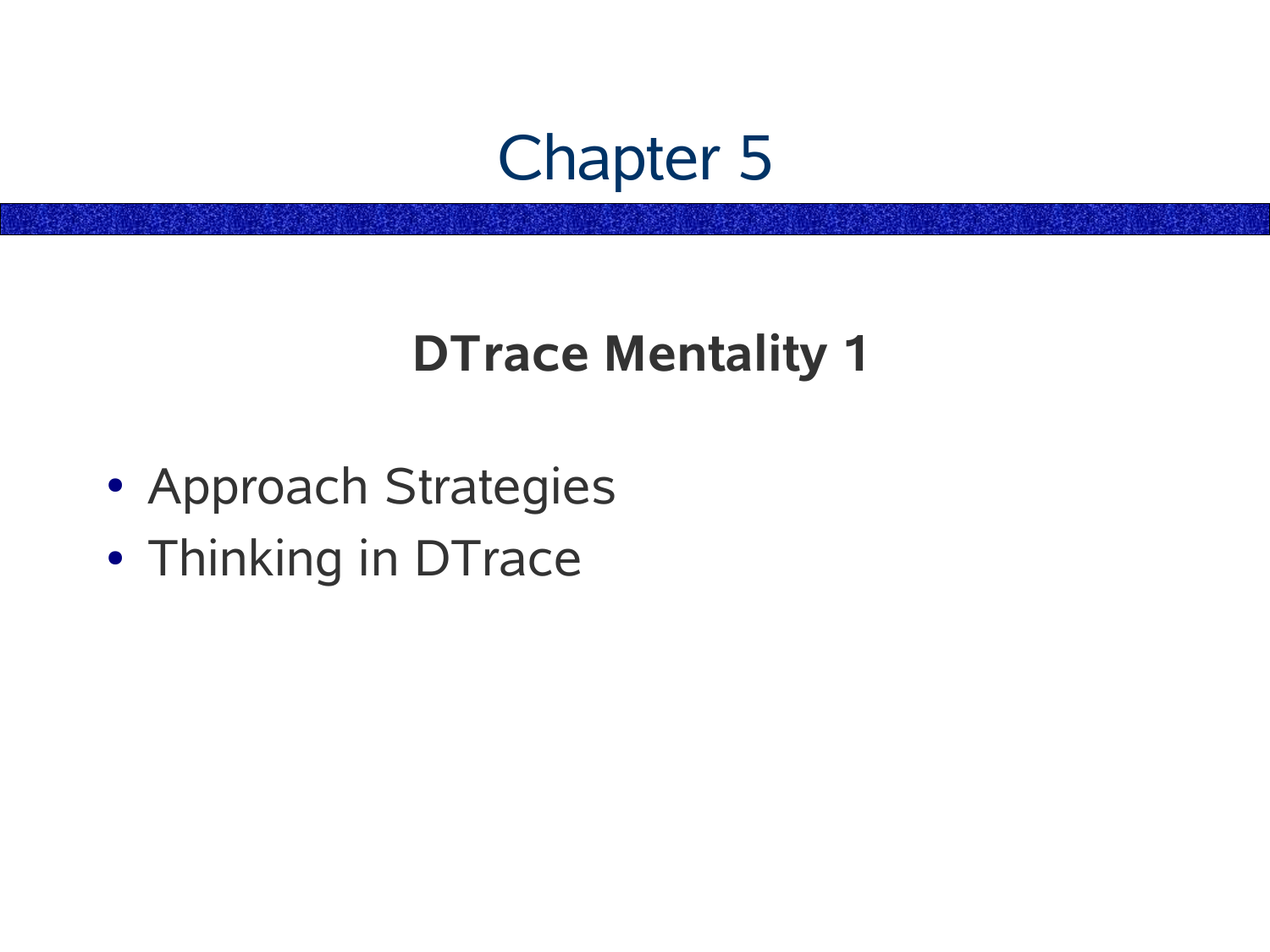# Chapter 5

## DTrace Mentality 1

- Approach Strategies
- Thinking in DTrace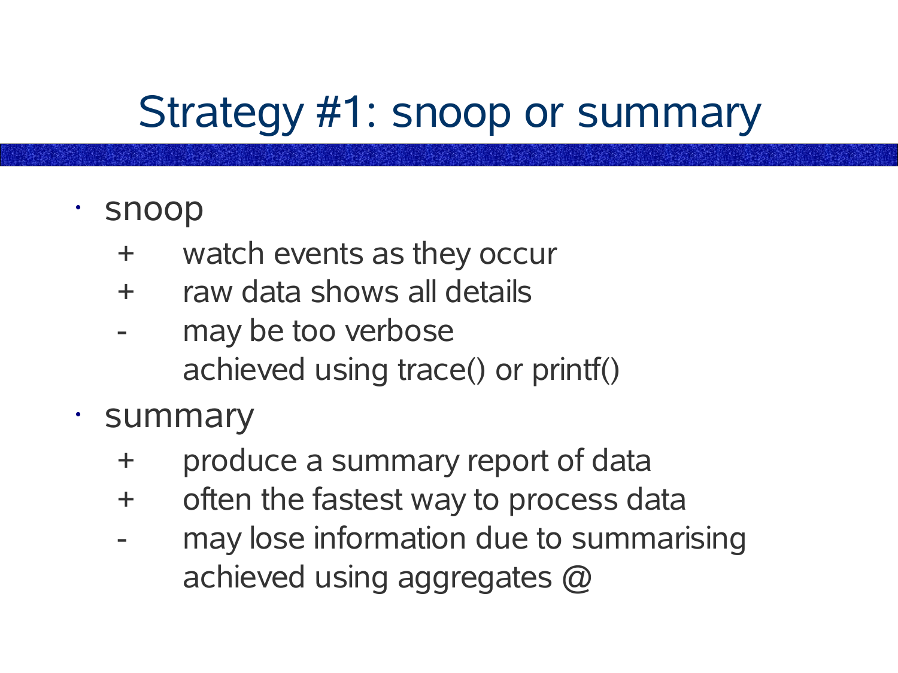# Strategy #1: snoop or summary

- snoop
  - \+ watch events as they occur
  - \+ raw data shows all details
  - \- may be too verbose

    achieved using trace() or printf()
- summary
  - \+ produce a summary report of data
  - \+ often the fastest way to process data
  - \- may lose information due to summarising

    achieved using aggregates @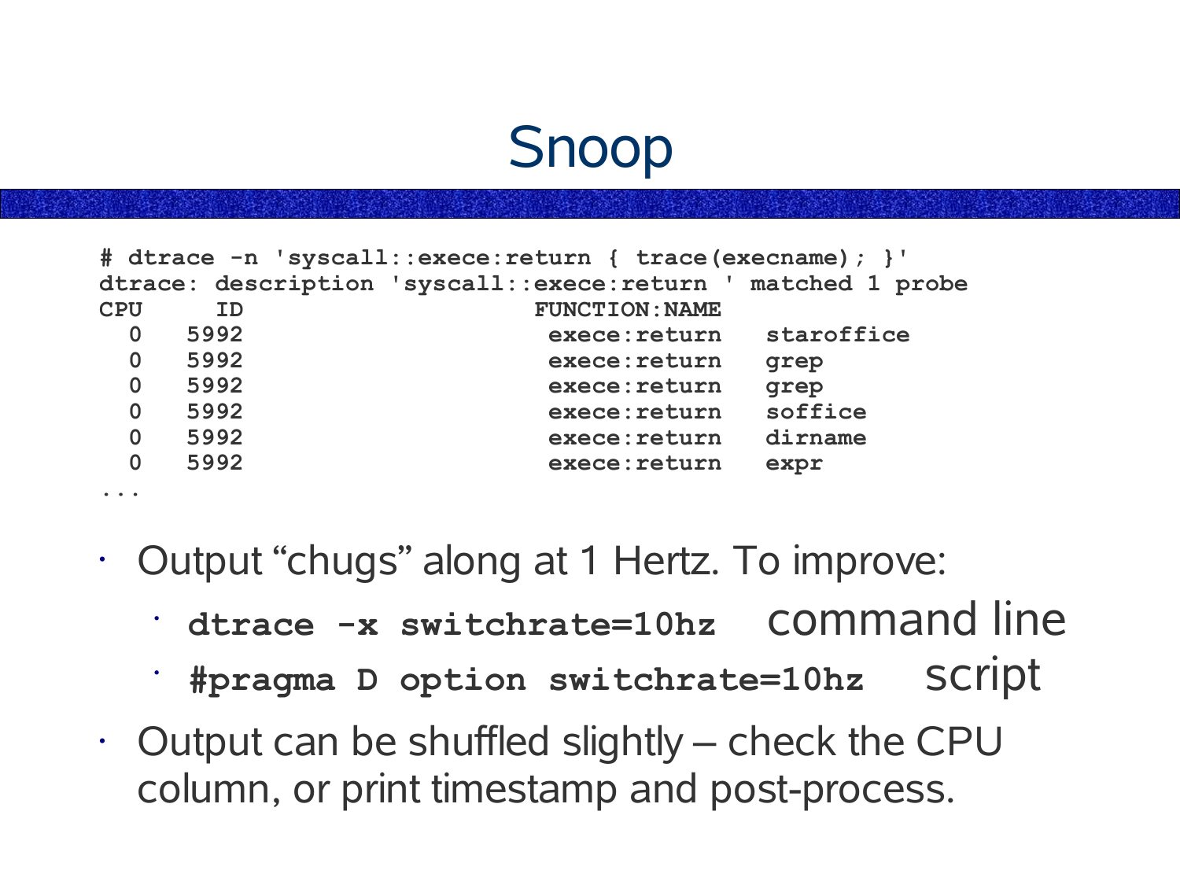# Snoop

```
# dtrace -n 'syscall::exece:return { trace(execname); }'
dtrace: description 'syscall::exece:return ' matched 1 probe
CPU     ID                    FUNCTION:NAME
  0   5992                    exece:return   staroffice
  0   5992                    exece:return   grep
  0   5992                    exece:return   grep
  0   5992                    exece:return   soffice
  0   5992                    exece:return   dirname
  0   5992                    exece:return   expr
...
```

- Output “chugs” along at 1 Hertz. To improve:
  - **`dtrace -x switchrate=10hz`** command line
  - **`#pragma D option switchrate=10hz`** script
- Output can be shuffled slightly – check the CPU column, or print timestamp and post-process.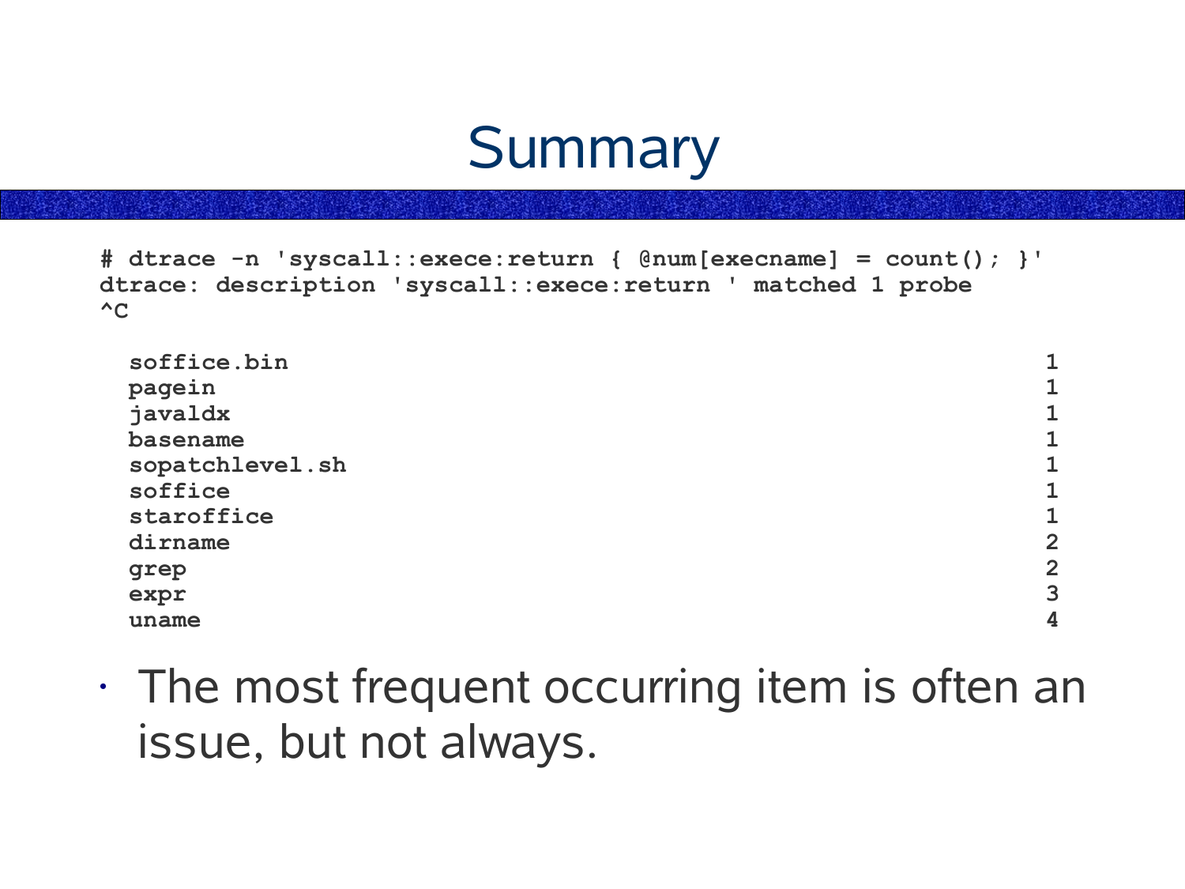# Summary

```
# dtrace -n 'syscall::exece:return { @num[execname] = count(); }'
dtrace: description 'syscall::exece:return ' matched 1 probe
^C

  soffice.bin                                                       1
  pagein                                                            1
  javaldx                                                           1
  basename                                                          1
  sopatchlevel.sh                                                   1
  soffice                                                           1
  staroffice                                                        1
  dirname                                                           2
  grep                                                              2
  expr                                                              3
  uname                                                             4
```

- The most frequent occurring item is often an issue, but not always.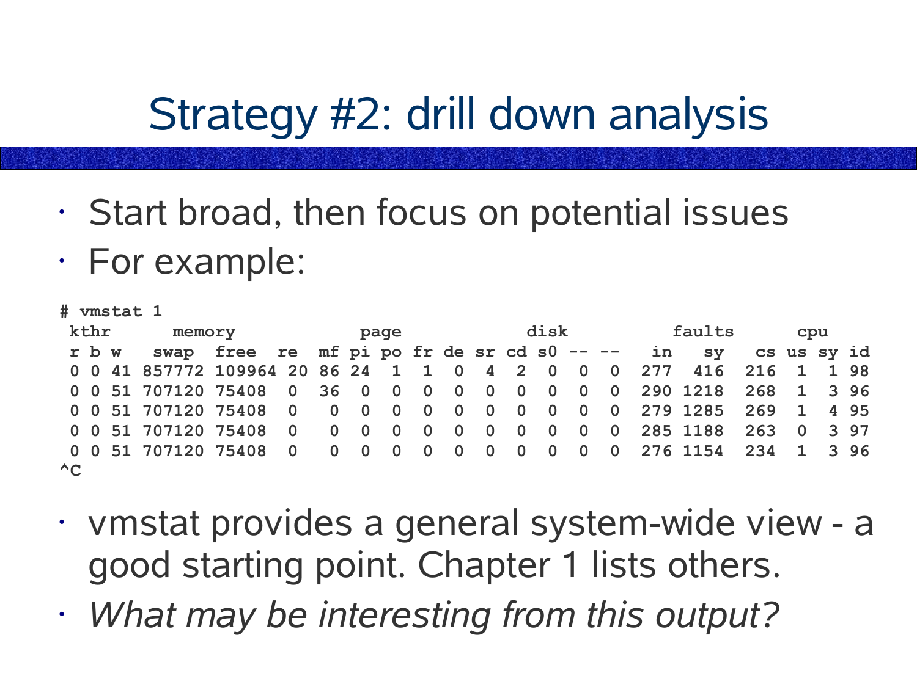# Strategy #2: drill down analysis

- Start broad, then focus on potential issues
- For example:

```
# vmstat 1
 kthr      memory            page            disk          faults      cpu
 r b w   swap  free  re  mf pi po fr de sr cd s0 -- --   in   sy   cs us sy id
 0 0 41 857772 109964 20 86 24  1  1  0  4  2  0  0  0  277  416  216  1  1 98
 0 0 51 707120 75408  0  36  0  0  0  0  0  0  0  0  0  290 1218  268  1  3 96
 0 0 51 707120 75408  0   0  0  0  0  0  0  0  0  0  0  279 1285  269  1  4 95
 0 0 51 707120 75408  0   0  0  0  0  0  0  0  0  0  0  285 1188  263  0  3 97
 0 0 51 707120 75408  0   0  0  0  0  0  0  0  0  0  0  276 1154  234  1  3 96
^C
```

- vmstat provides a general system-wide view - a good starting point. Chapter 1 lists others.
- *What may be interesting from this output?*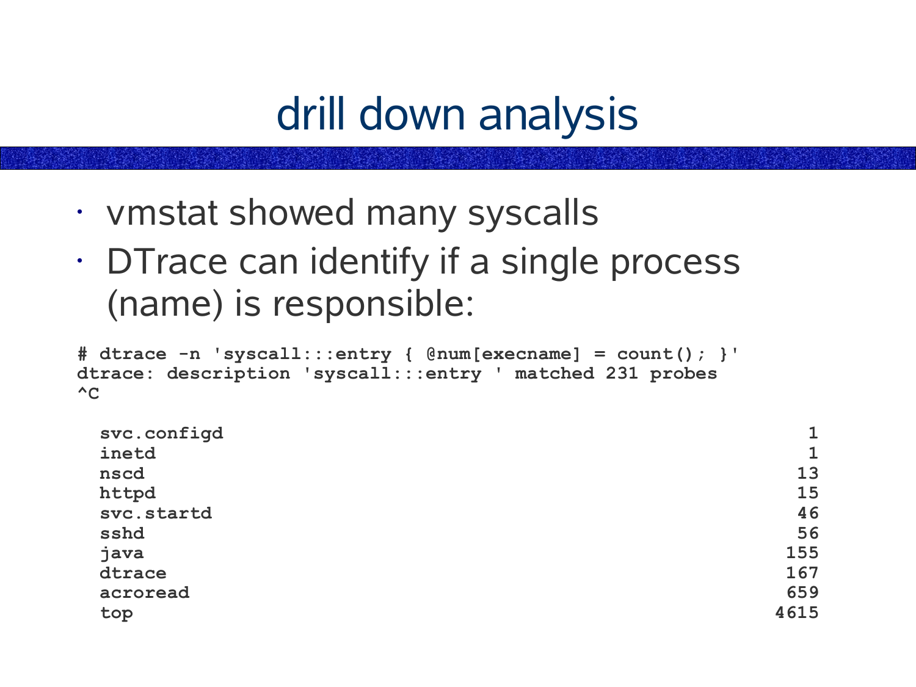# drill down analysis

- vmstat showed many syscalls
- DTrace can identify if a single process (name) is responsible:

```
# dtrace -n 'syscall:::entry { @num[execname] = count(); }'
dtrace: description 'syscall:::entry ' matched 231 probes
^C

  svc.configd                                                       1
  inetd                                                             1
  nscd                                                             13
  httpd                                                            15
  svc.startd                                                       46
  sshd                                                             56
  java                                                            155
  dtrace                                                          167
  acroread                                                        659
  top                                                            4615
```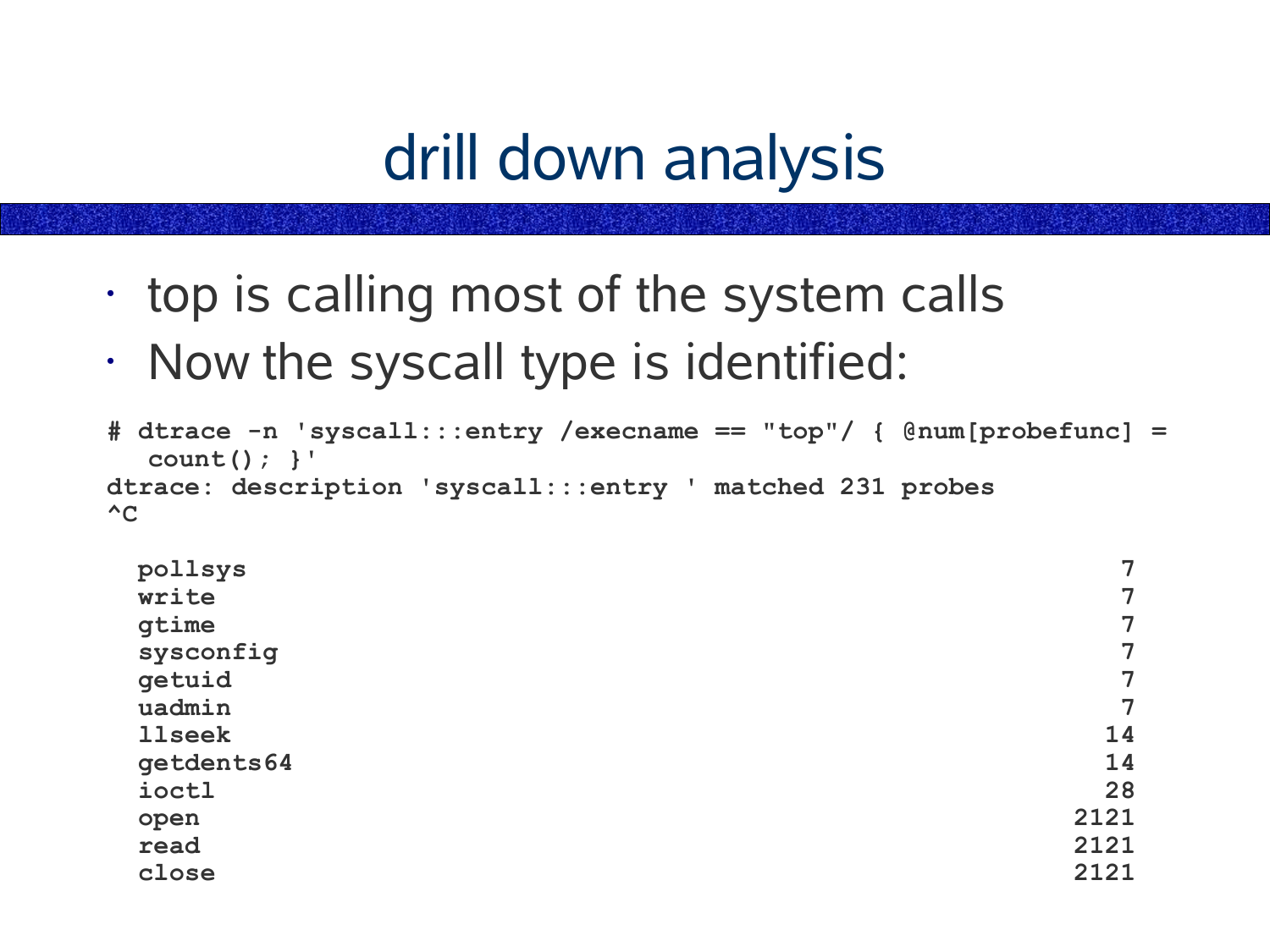# drill down analysis

- top is calling most of the system calls
- Now the syscall type is identified:

```
# dtrace -n 'syscall:::entry /execname == "top"/ { @num[probefunc] =
   count(); }'
dtrace: description 'syscall:::entry ' matched 231 probes
^C

  pollsys                                                          7
  write                                                            7
  gtime                                                            7
  sysconfig                                                        7
  getuid                                                           7
  uadmin                                                           7
  llseek                                                          14
  getdents64                                                      14
  ioctl                                                           28
  open                                                          2121
  read                                                          2121
  close                                                         2121
```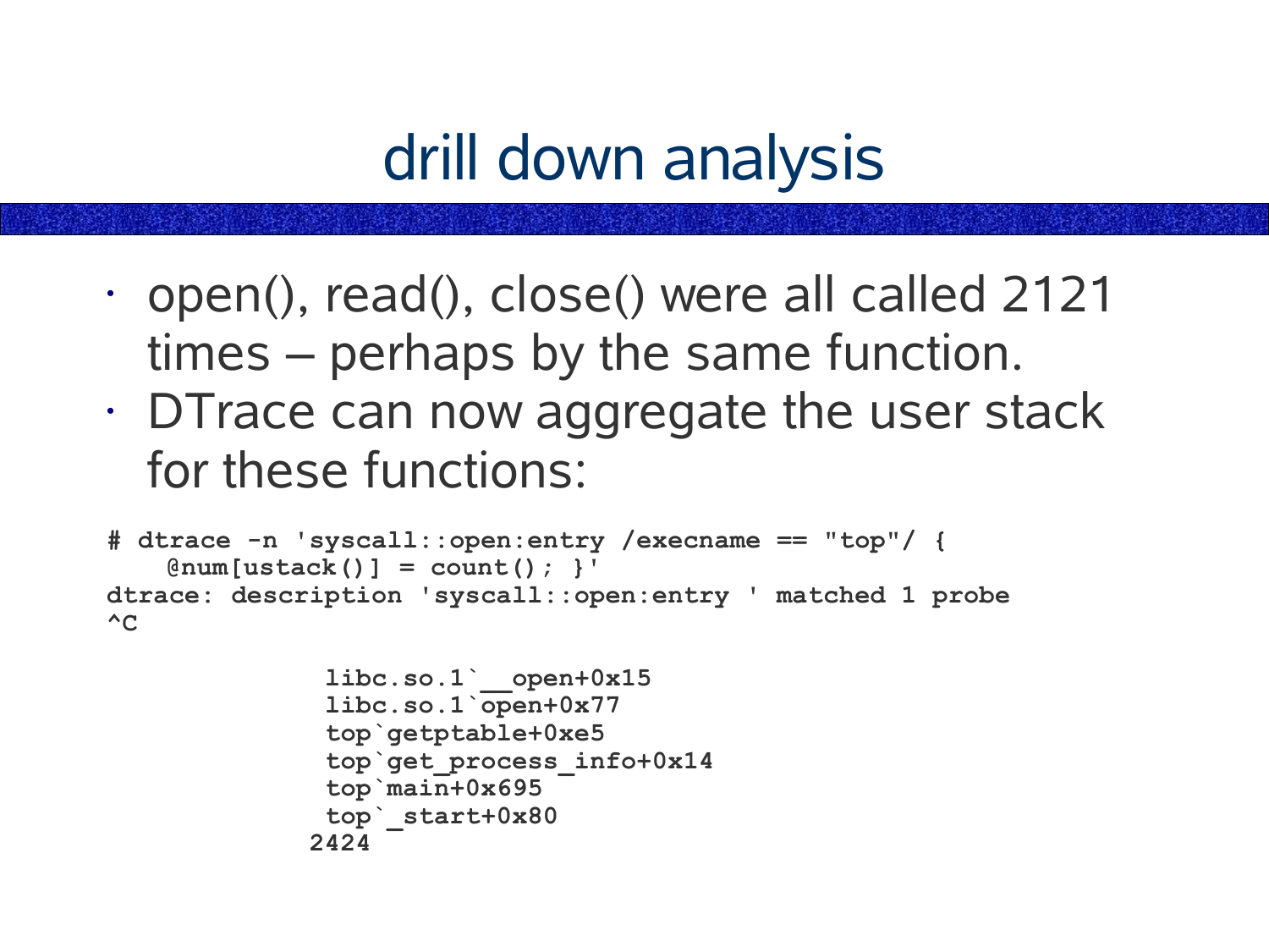# drill down analysis

- open(), read(), close() were all called 2121 times – perhaps by the same function.
- DTrace can now aggregate the user stack for these functions:

```
# dtrace -n 'syscall::open:entry /execname == "top"/ {
    @num[ustack()] = count(); }'
dtrace: description 'syscall::open:entry ' matched 1 probe
^C

              libc.so.1`__open+0x15
              libc.so.1`open+0x77
              top`getptable+0xe5
              top`get_process_info+0x14
              top`main+0x695
              top`_start+0x80
             2424
```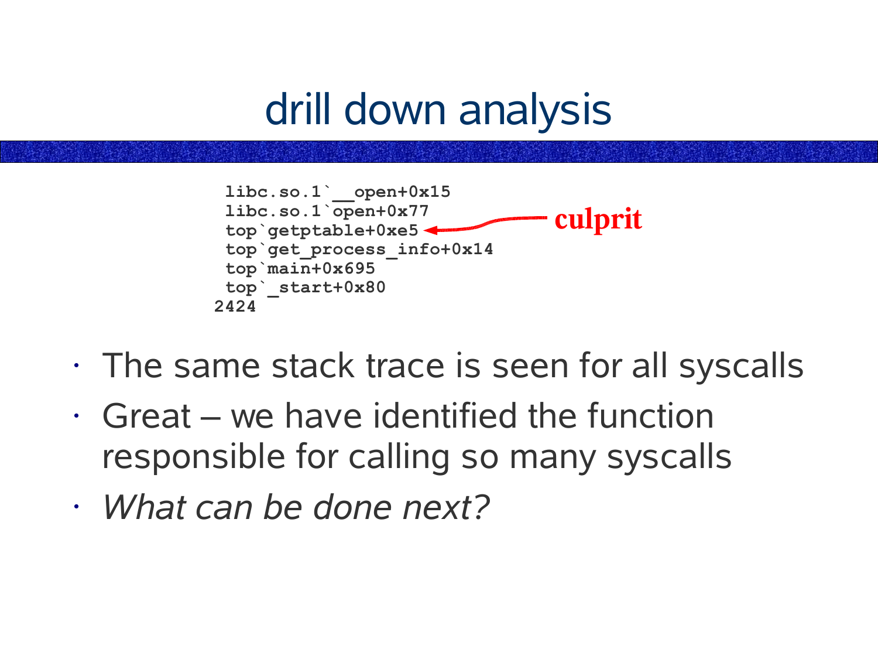# drill down analysis

```
 libc.so.1`__open+0x15
 libc.so.1`open+0x77
 top`getptable+0xe5     <---- culprit
 top`get_process_info+0x14
 top`main+0x695
 top`_start+0x80
2424
```

- The same stack trace is seen for all syscalls
- Great – we have identified the function responsible for calling so many syscalls
- *What can be done next?*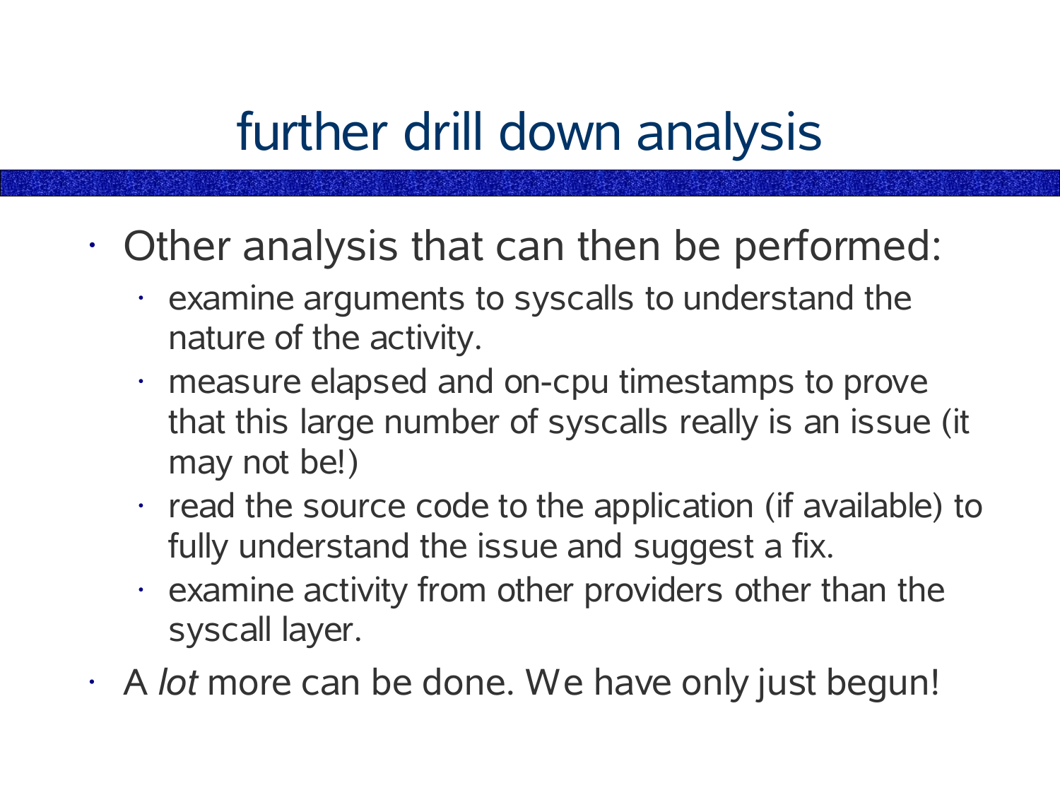# further drill down analysis

- Other analysis that can then be performed:
  - examine arguments to syscalls to understand the nature of the activity.
  - measure elapsed and on-cpu timestamps to prove that this large number of syscalls really is an issue (it may not be!)
  - read the source code to the application (if available) to fully understand the issue and suggest a fix.
  - examine activity from other providers other than the syscall layer.
- A *lot* more can be done. We have only just begun!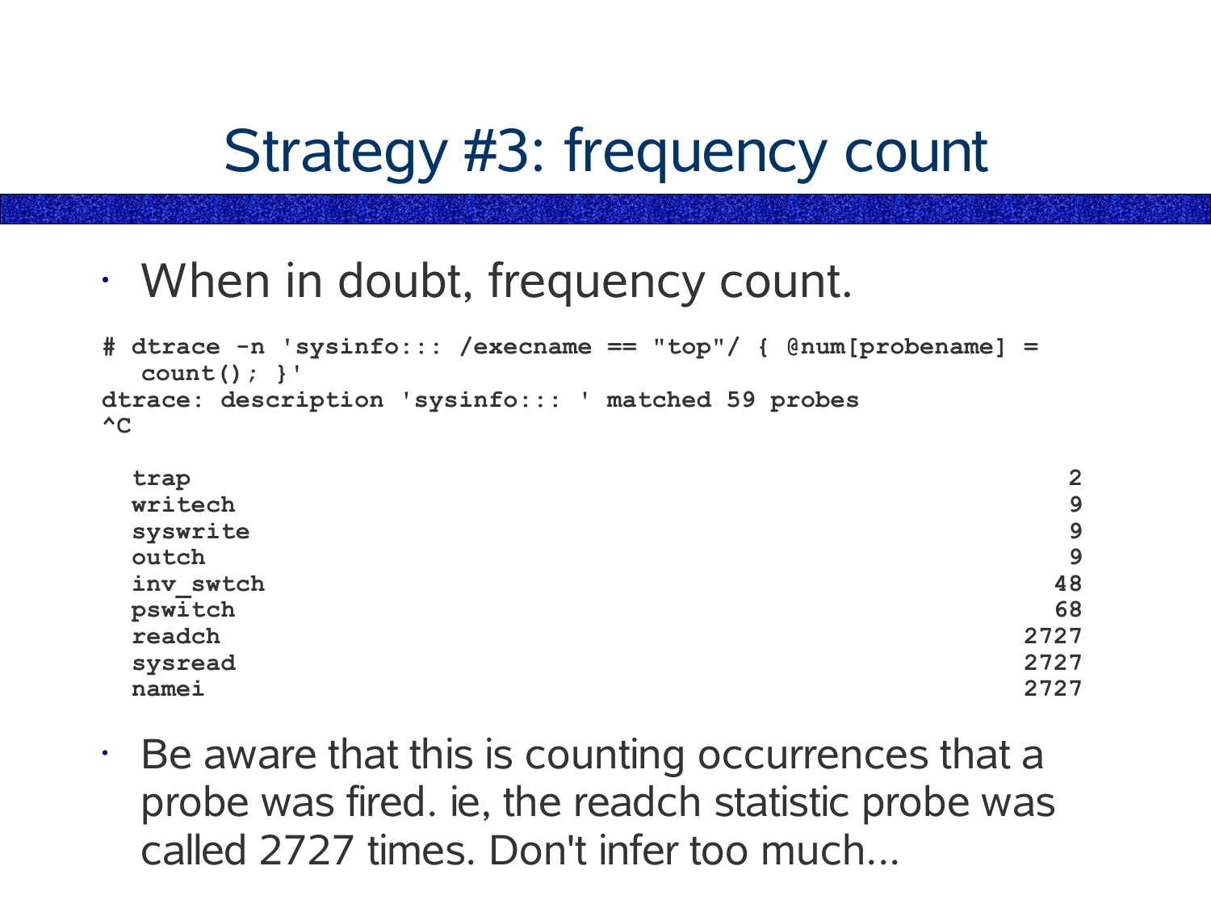# Strategy #3: frequency count

- When in doubt, frequency count.

```
# dtrace -n 'sysinfo::: /execname == "top"/ { @num[probename] =
   count(); }'
dtrace: description 'sysinfo::: ' matched 59 probes
^C

  trap                                                              2
  writech                                                           9
  syswrite                                                          9
  outch                                                             9
  inv_swtch                                                        48
  pswitch                                                          68
  readch                                                         2727
  sysread                                                        2727
  namei                                                          2727
```

- Be aware that this is counting occurrences that a probe was fired. ie, the readch statistic probe was called 2727 times. Don't infer too much...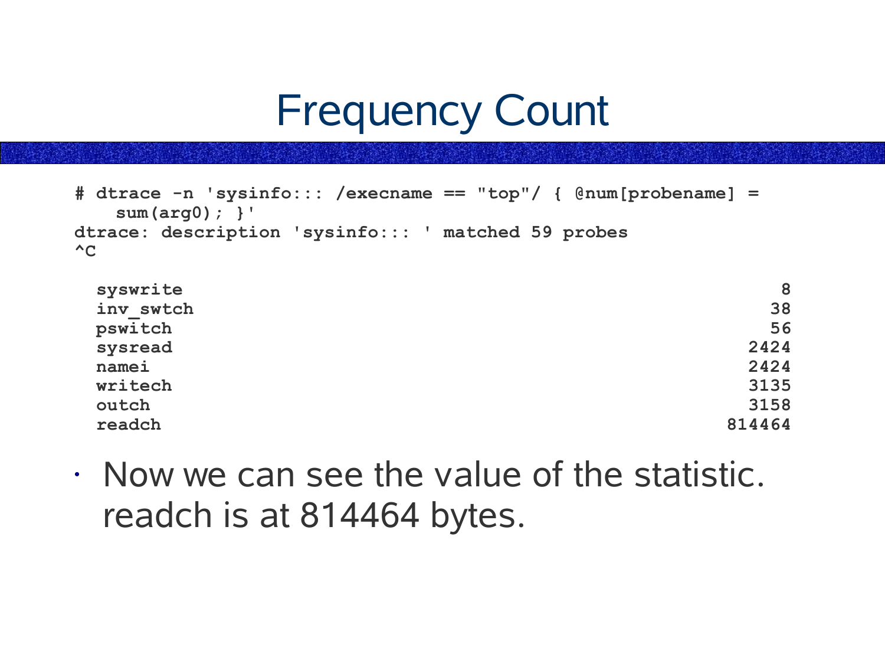# Frequency Count

```
# dtrace -n 'sysinfo::: /execname == "top"/ { @num[probename] =
    sum(arg0); }'
dtrace: description 'sysinfo::: ' matched 59 probes
^C

  syswrite                                                          8
  inv_swtch                                                        38
  pswitch                                                          56
  sysread                                                        2424
  namei                                                          2424
  writech                                                        3135
  outch                                                          3158
  readch                                                       814464
```

- Now we can see the value of the statistic. readch is at 814464 bytes.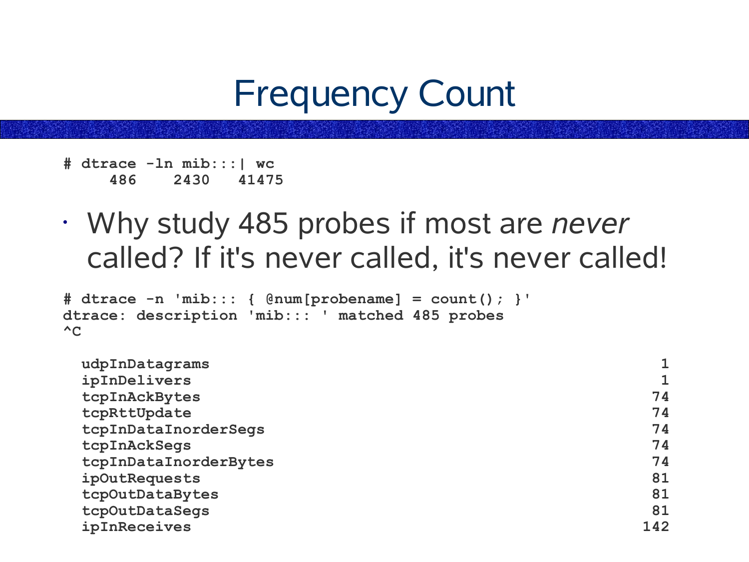# Frequency Count

```
# dtrace -ln mib:::| wc
     486    2430   41475
```

- Why study 485 probes if most are *never* called? If it's never called, it's never called!

```
# dtrace -n 'mib::: { @num[probename] = count(); }'
dtrace: description 'mib::: ' matched 485 probes
^C

  udpInDatagrams                                                    1
  ipInDelivers                                                      1
  tcpInAckBytes                                                    74
  tcpRttUpdate                                                     74
  tcpInDataInorderSegs                                             74
  tcpInAckSegs                                                     74
  tcpInDataInorderBytes                                            74
  ipOutRequests                                                    81
  tcpOutDataBytes                                                  81
  tcpOutDataSegs                                                   81
  ipInReceives                                                    142
```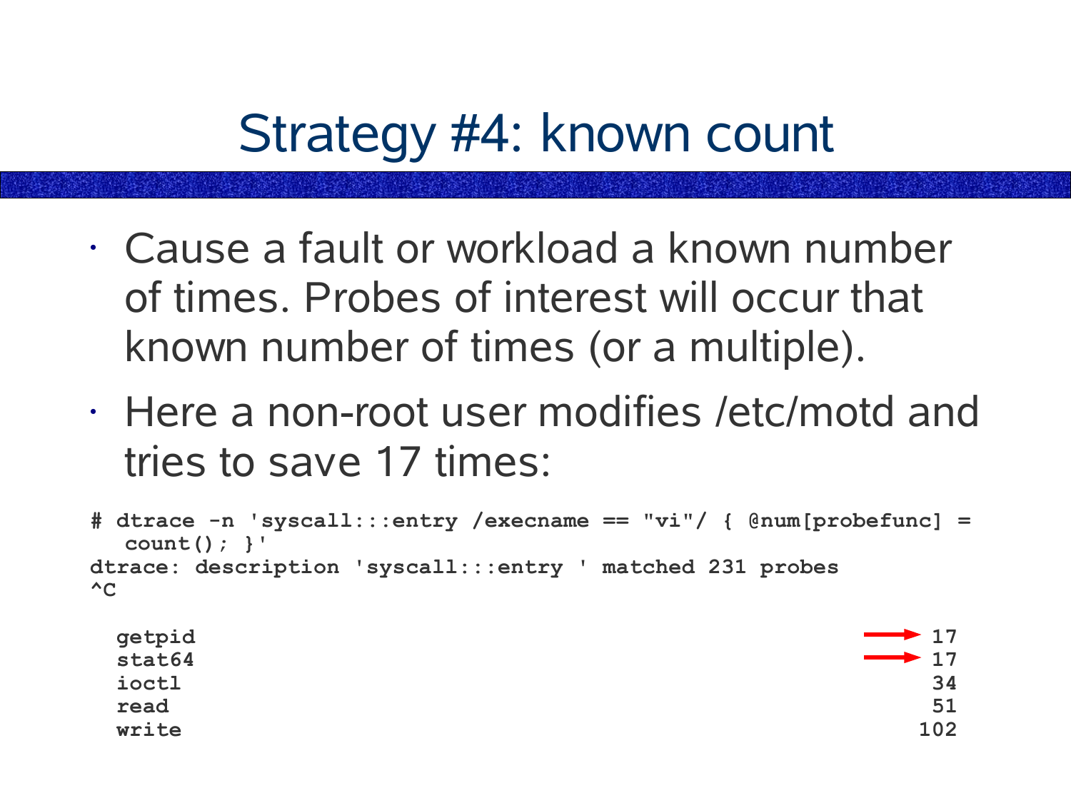# Strategy #4: known count

- Cause a fault or workload a known number of times. Probes of interest will occur that known number of times (or a multiple).
- Here a non-root user modifies /etc/motd and tries to save 17 times:

```
# dtrace -n 'syscall:::entry /execname == "vi"/ { @num[probefunc] =
   count(); }'
dtrace: description 'syscall:::entry ' matched 231 probes
^C

  getpid                                                    → 17
  stat64                                                    → 17
  ioctl                                                       34
  read                                                        51
  write                                                      102
```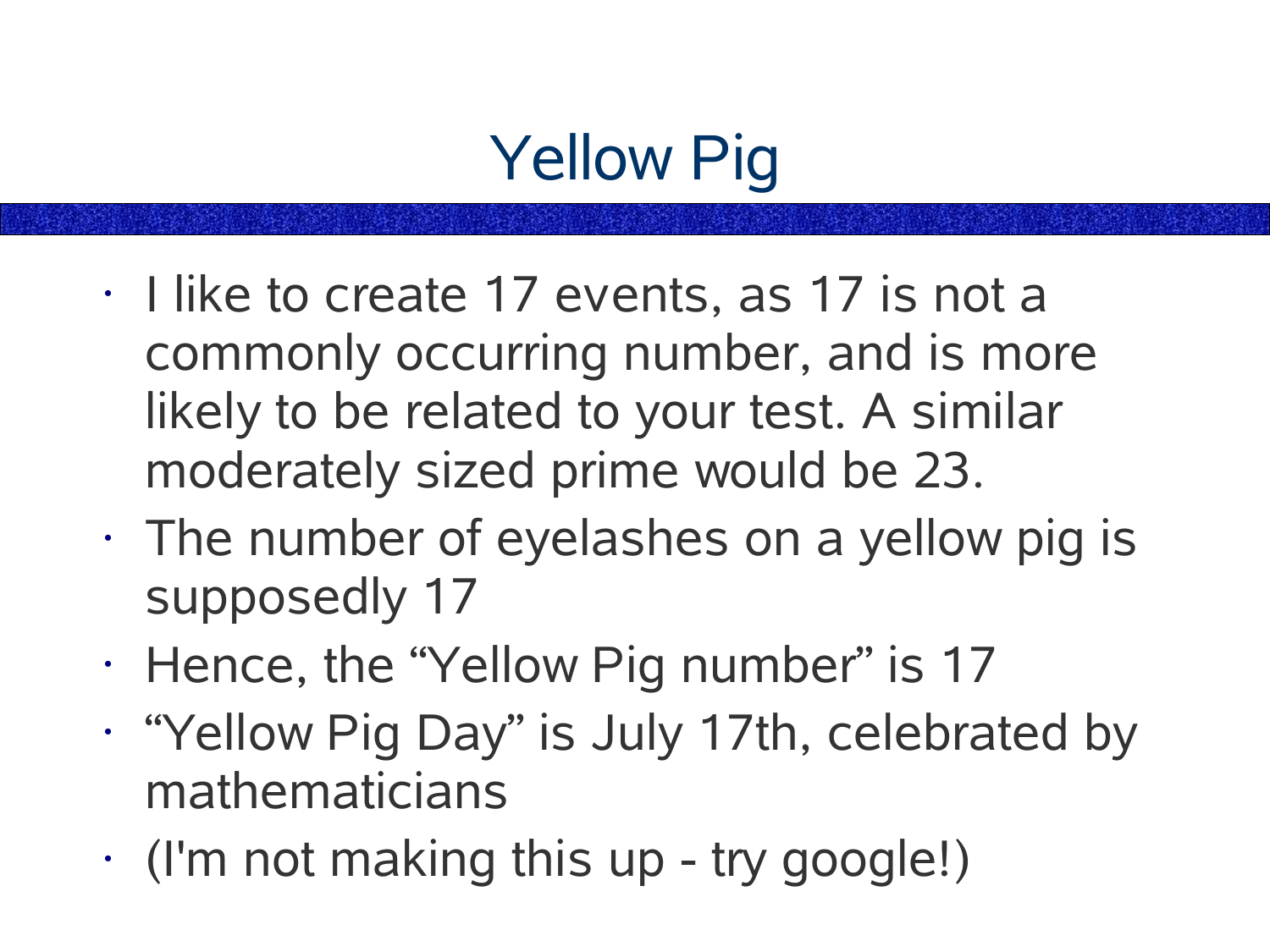# Yellow Pig

- I like to create 17 events, as 17 is not a commonly occurring number, and is more likely to be related to your test. A similar moderately sized prime would be 23.
- The number of eyelashes on a yellow pig is supposedly 17
- Hence, the "Yellow Pig number" is 17
- "Yellow Pig Day" is July 17th, celebrated by mathematicians
- (I'm not making this up - try google!)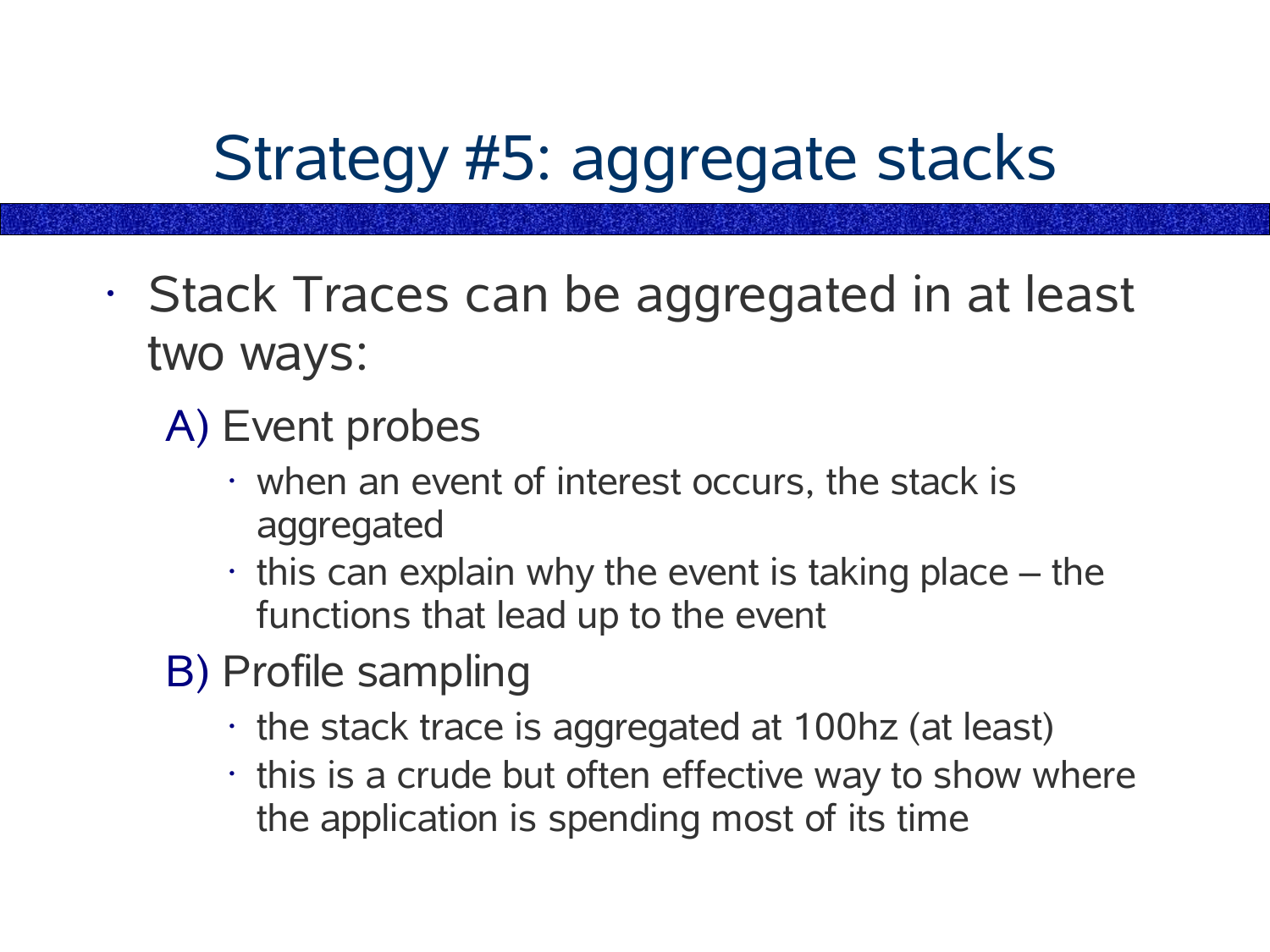# Strategy #5: aggregate stacks

- Stack Traces can be aggregated in at least two ways:
  - A) Event probes
    - when an event of interest occurs, the stack is aggregated
    - this can explain why the event is taking place – the functions that lead up to the event
  - B) Profile sampling
    - the stack trace is aggregated at 100hz (at least)
    - this is a crude but often effective way to show where the application is spending most of its time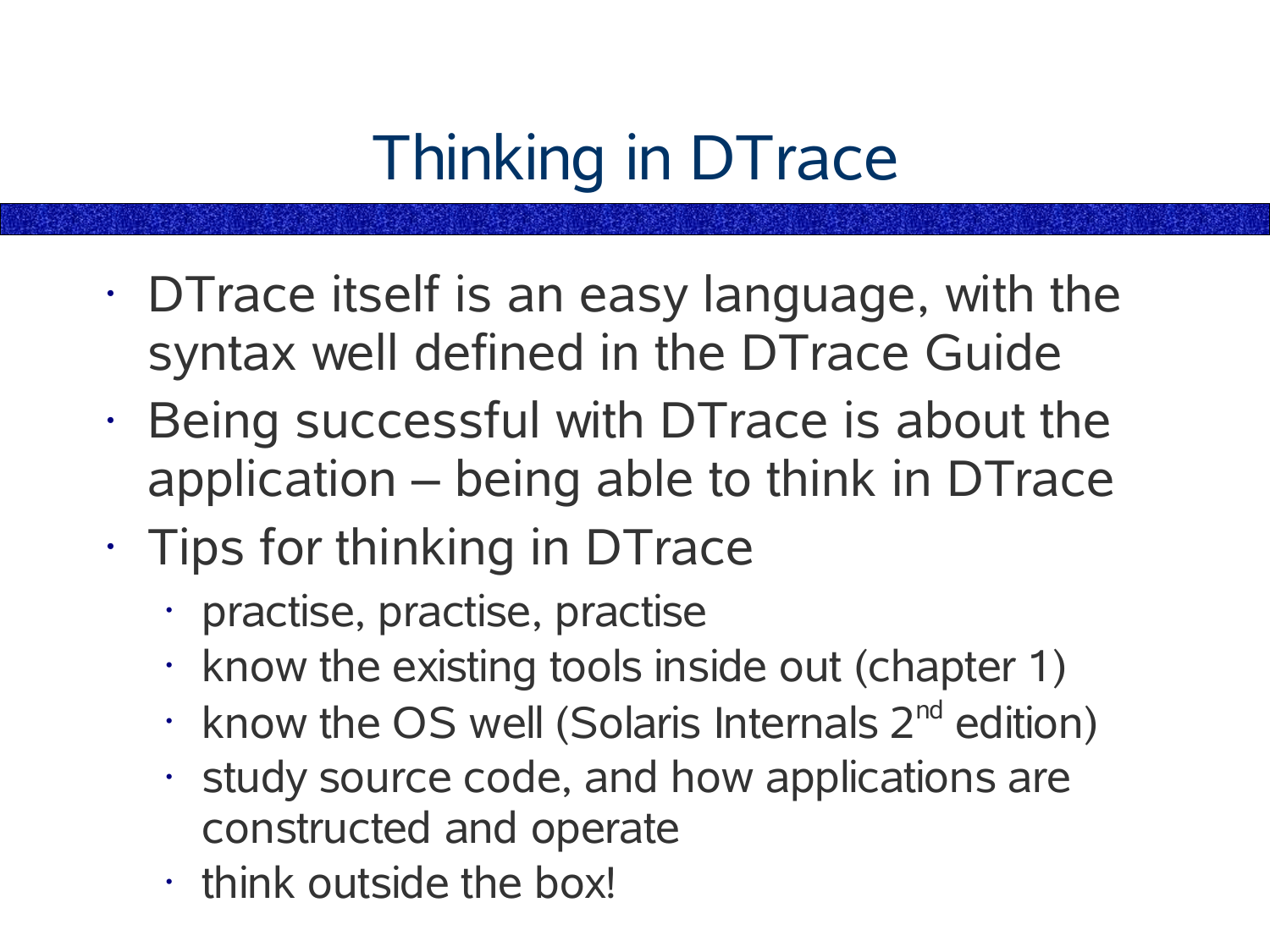# Thinking in DTrace

- DTrace itself is an easy language, with the syntax well defined in the DTrace Guide
- Being successful with DTrace is about the application – being able to think in DTrace
- Tips for thinking in DTrace
  - practise, practise, practise
  - know the existing tools inside out (chapter 1)
  - know the OS well (Solaris Internals 2nd edition)
  - study source code, and how applications are constructed and operate
  - think outside the box!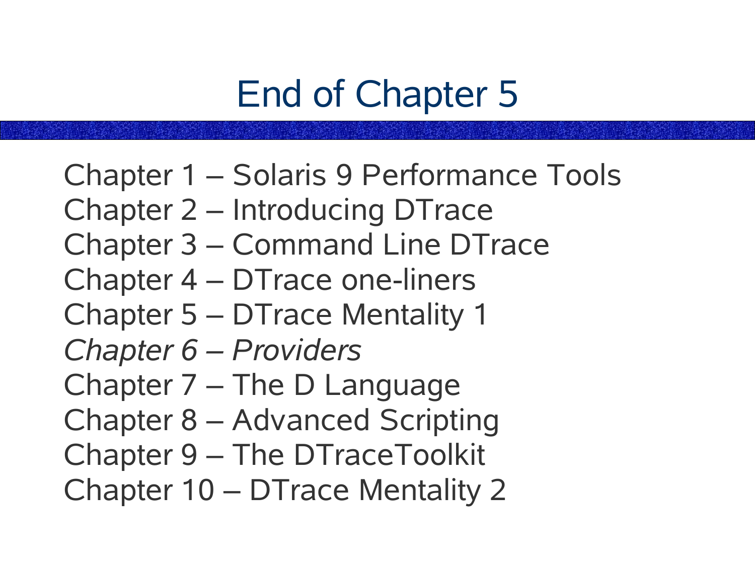# End of Chapter 5

Chapter 1 – Solaris 9 Performance Tools
Chapter 2 – Introducing DTrace
Chapter 3 – Command Line DTrace
Chapter 4 – DTrace one-liners
Chapter 5 – DTrace Mentality 1
*Chapter 6 – Providers*
Chapter 7 – The D Language
Chapter 8 – Advanced Scripting
Chapter 9 – The DTraceToolkit
Chapter 10 – DTrace Mentality 2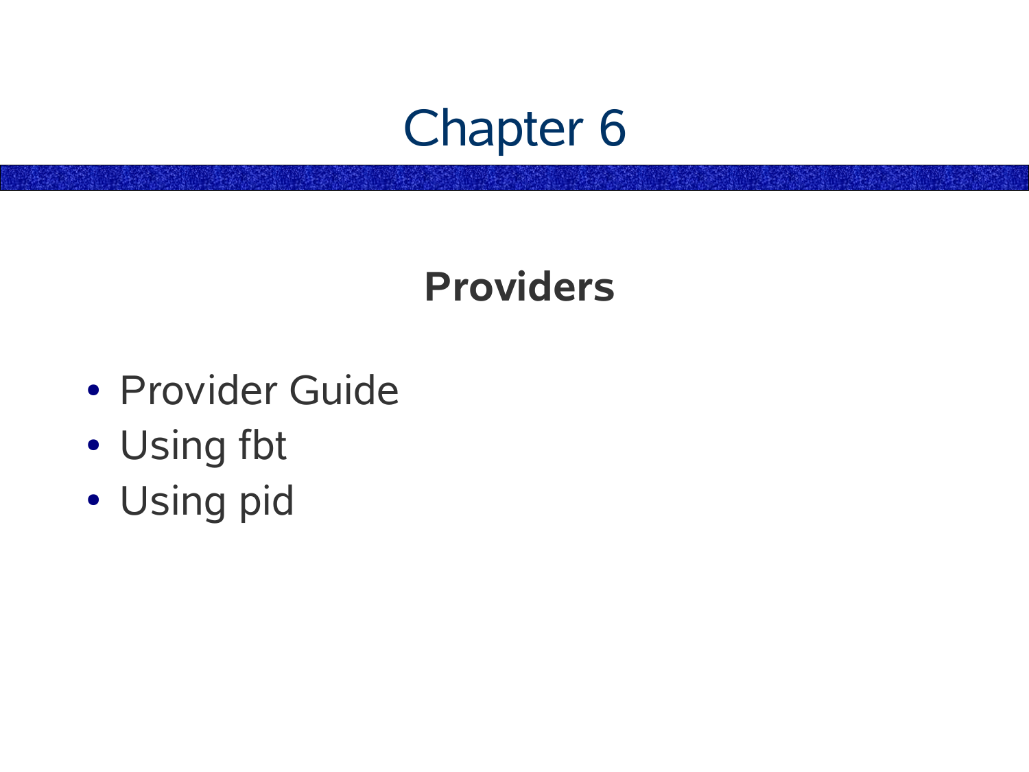# Chapter 6

## Providers

- Provider Guide
- Using fbt
- Using pid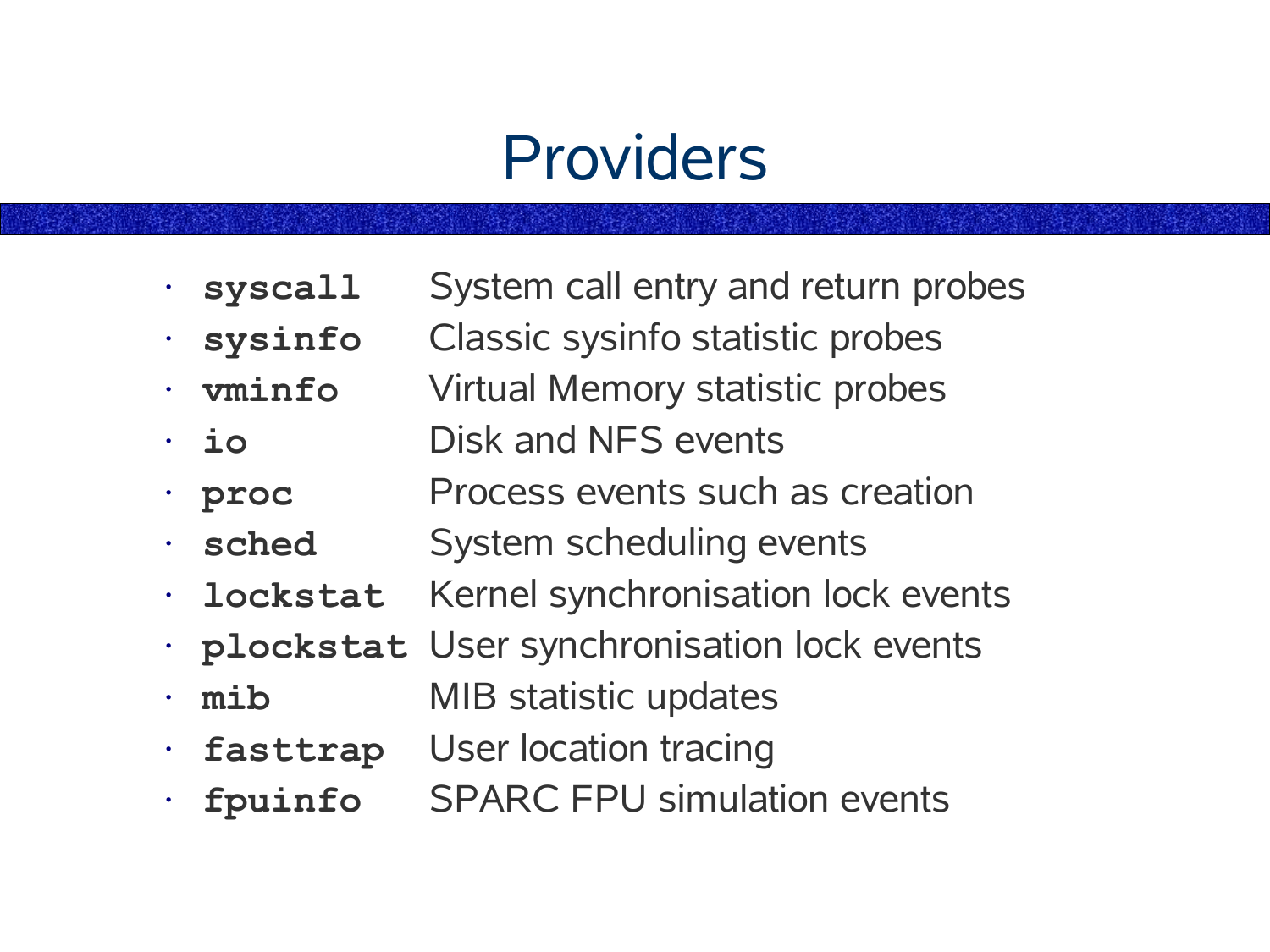# Providers

- **`syscall`** System call entry and return probes
- **`sysinfo`** Classic sysinfo statistic probes
- **`vminfo`** Virtual Memory statistic probes
- **`io`** Disk and NFS events
- **`proc`** Process events such as creation
- **`sched`** System scheduling events
- **`lockstat`** Kernel synchronisation lock events
- **`plockstat`** User synchronisation lock events
- **`mib`** MIB statistic updates
- **`fasttrap`** User location tracing
- **`fpuinfo`** SPARC FPU simulation events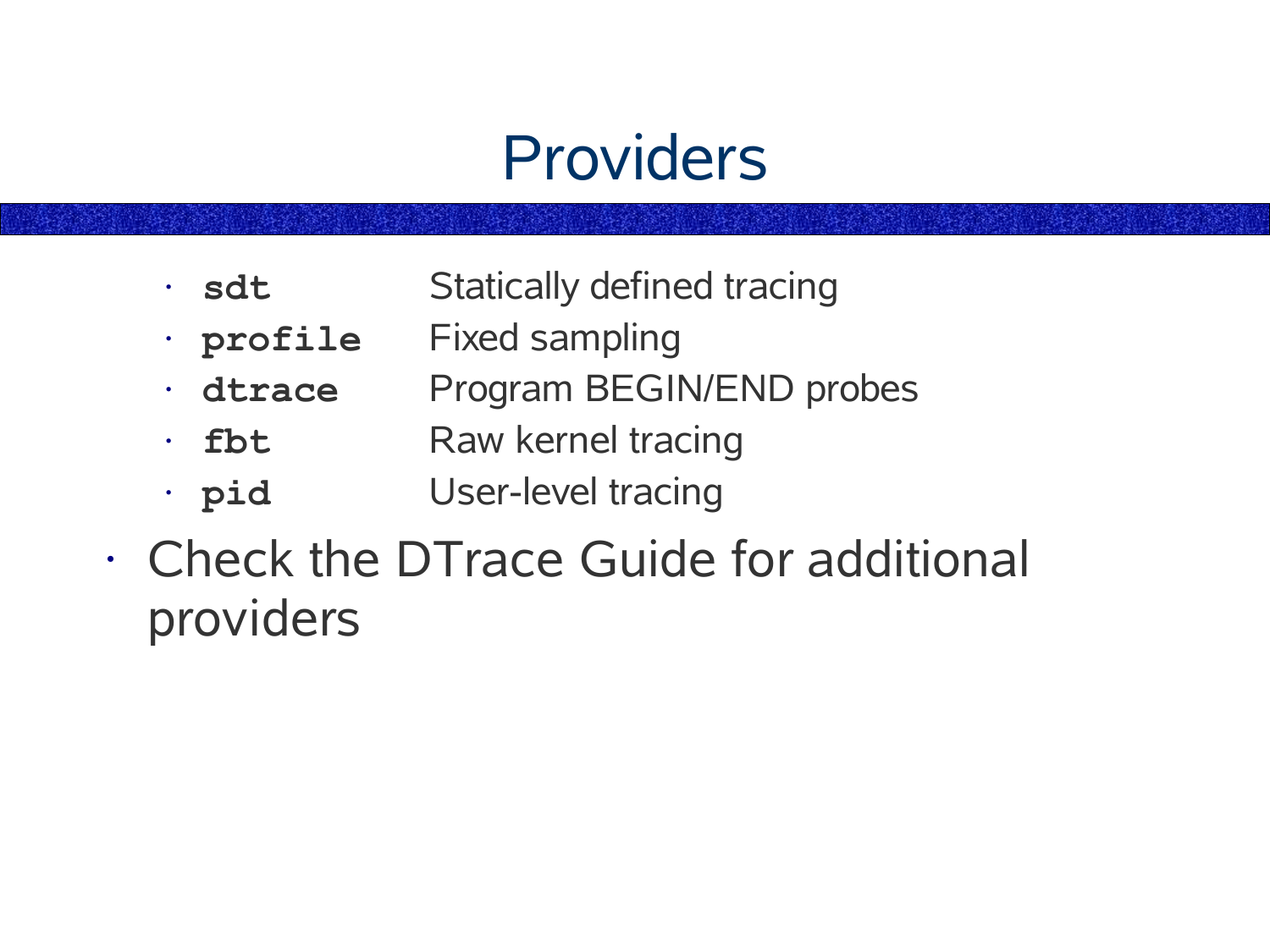# Providers

- **`sdt`** Statically defined tracing
- **`profile`** Fixed sampling
- **`dtrace`** Program BEGIN/END probes
- **`fbt`** Raw kernel tracing
- **`pid`** User-level tracing

- Check the DTrace Guide for additional providers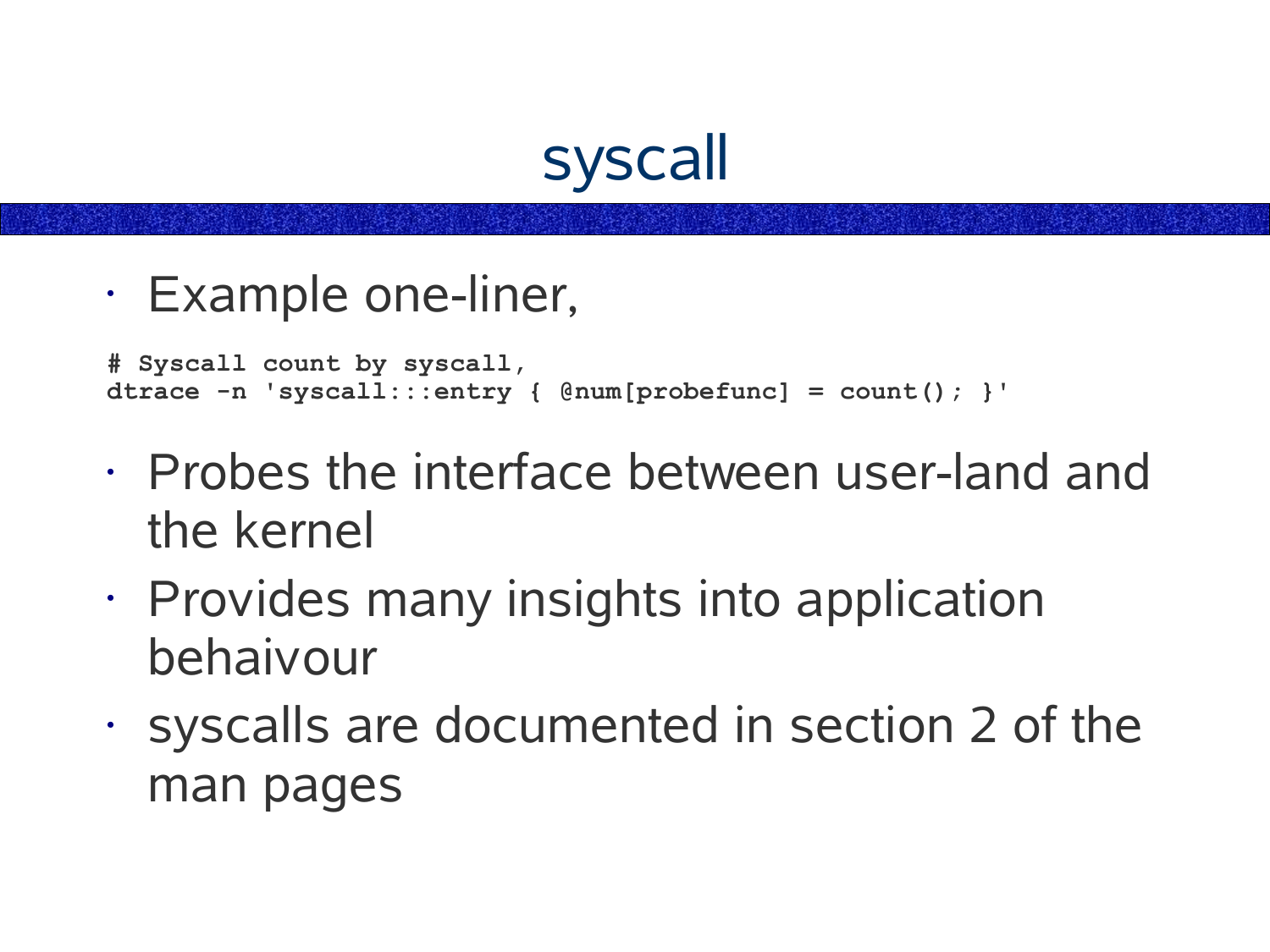# syscall

- Example one-liner,

```
# Syscall count by syscall,
dtrace -n 'syscall:::entry { @num[probefunc] = count(); }'
```

- Probes the interface between user-land and the kernel
- Provides many insights into application behaivour
- syscalls are documented in section 2 of the man pages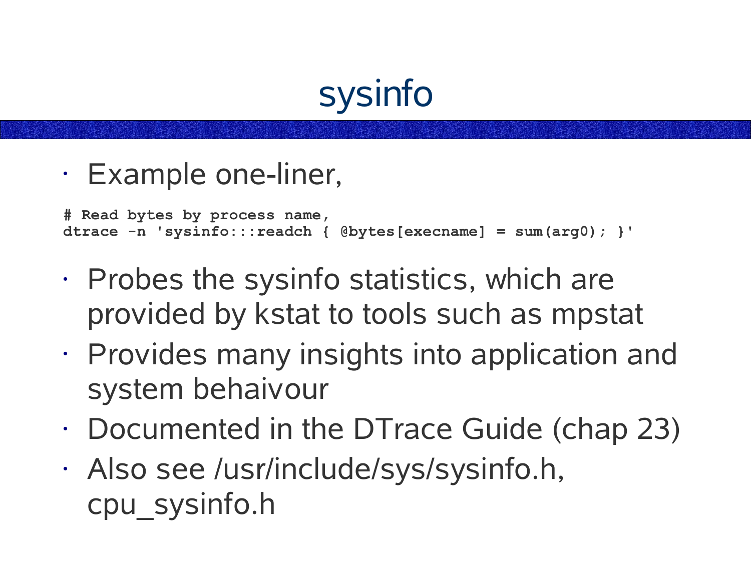# sysinfo

- Example one-liner,

```
# Read bytes by process name,
dtrace -n 'sysinfo:::readch { @bytes[execname] = sum(arg0); }'
```

- Probes the sysinfo statistics, which are provided by kstat to tools such as mpstat
- Provides many insights into application and system behaviour
- Documented in the DTrace Guide (chap 23)
- Also see /usr/include/sys/sysinfo.h, cpu_sysinfo.h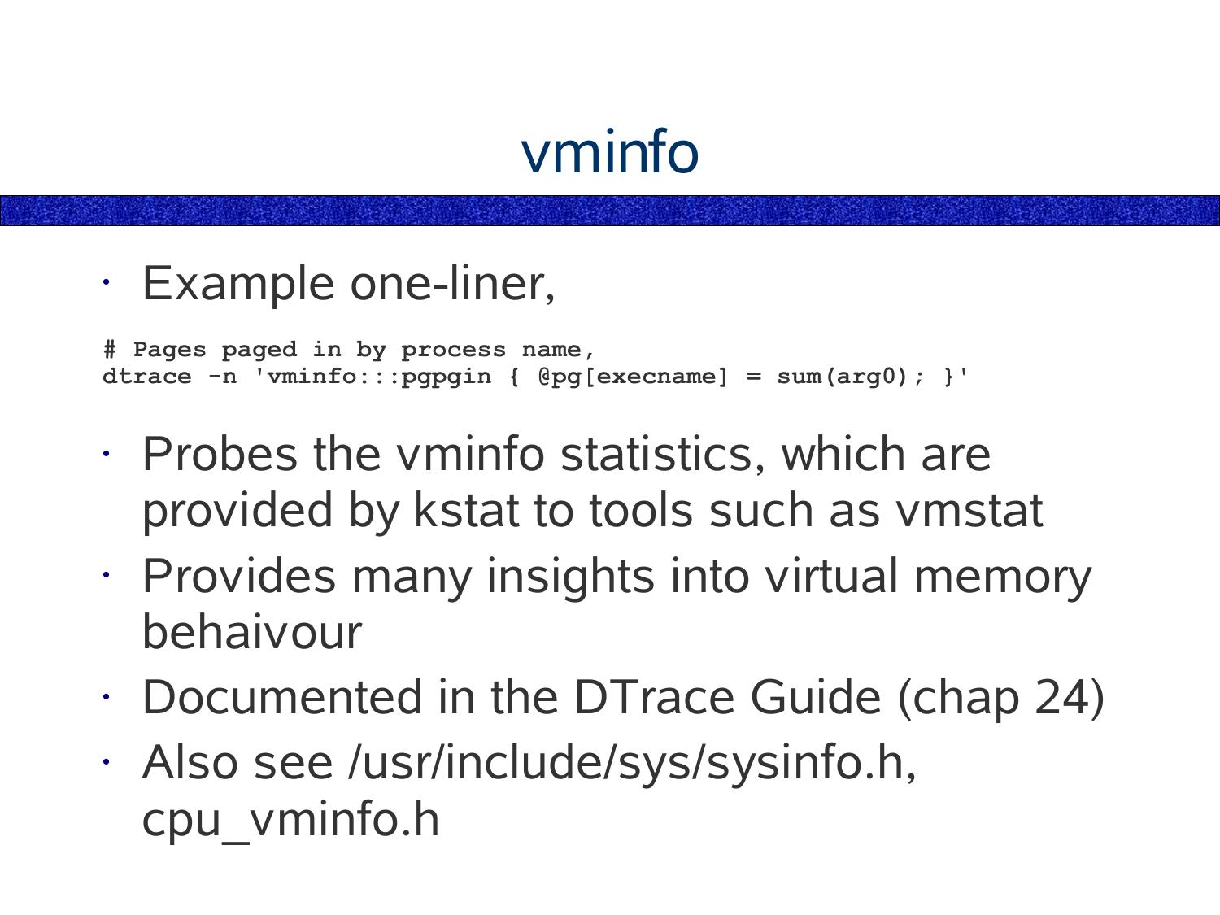# vminfo

- Example one-liner,

```
# Pages paged in by process name,
dtrace -n 'vminfo:::pgpgin { @pg[execname] = sum(arg0); }'
```

- Probes the vminfo statistics, which are provided by kstat to tools such as vmstat
- Provides many insights into virtual memory behaivour
- Documented in the DTrace Guide (chap 24)
- Also see /usr/include/sys/sysinfo.h, cpu_vminfo.h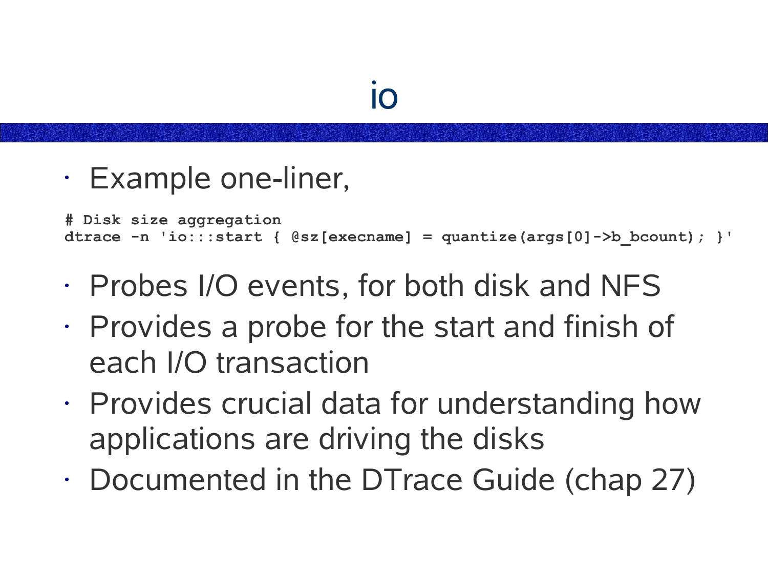# io

- Example one-liner,

```
# Disk size aggregation
dtrace -n 'io:::start { @sz[execname] = quantize(args[0]->b_bcount); }'
```

- Probes I/O events, for both disk and NFS
- Provides a probe for the start and finish of each I/O transaction
- Provides crucial data for understanding how applications are driving the disks
- Documented in the DTrace Guide (chap 27)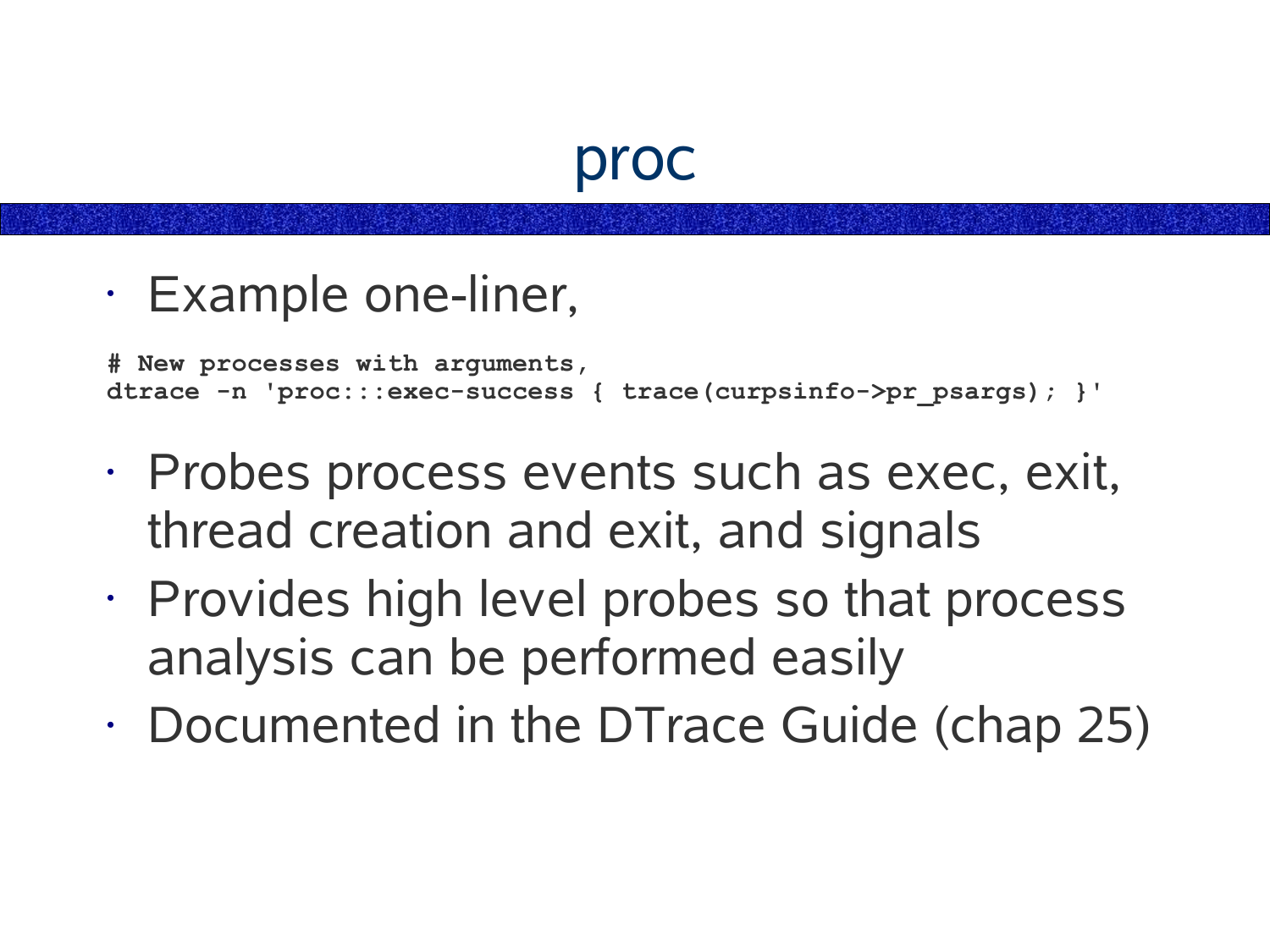# proc

- Example one-liner,

```
# New processes with arguments,
dtrace -n 'proc:::exec-success { trace(curpsinfo->pr_psargs); }'
```

- Probes process events such as exec, exit, thread creation and exit, and signals
- Provides high level probes so that process analysis can be performed easily
- Documented in the DTrace Guide (chap 25)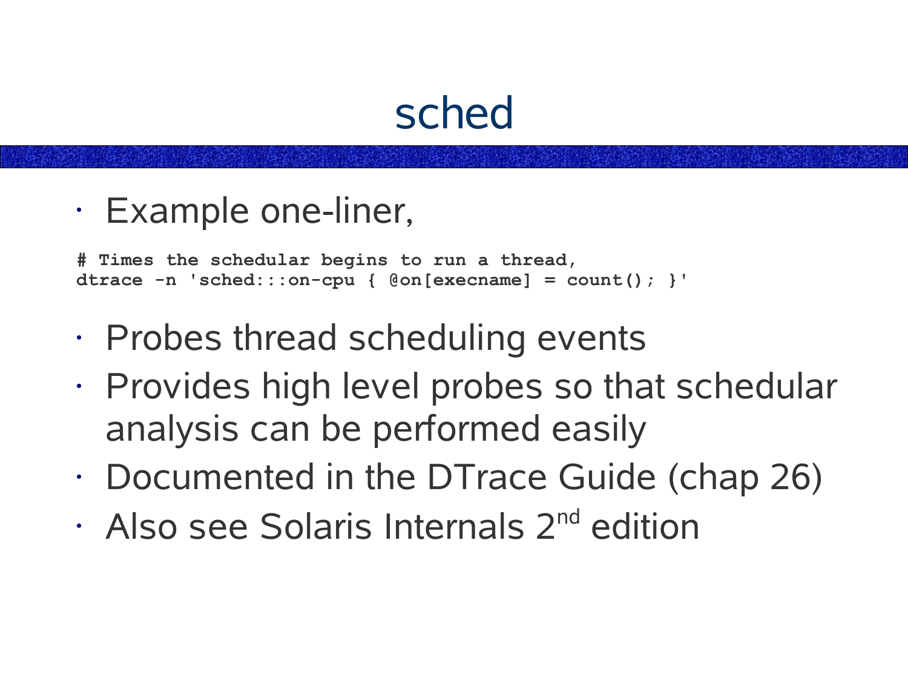# sched

- Example one-liner,

```
# Times the schedular begins to run a thread,
dtrace -n 'sched:::on-cpu { @on[execname] = count(); }'
```

- Probes thread scheduling events
- Provides high level probes so that schedular analysis can be performed easily
- Documented in the DTrace Guide (chap 26)
- Also see Solaris Internals 2nd edition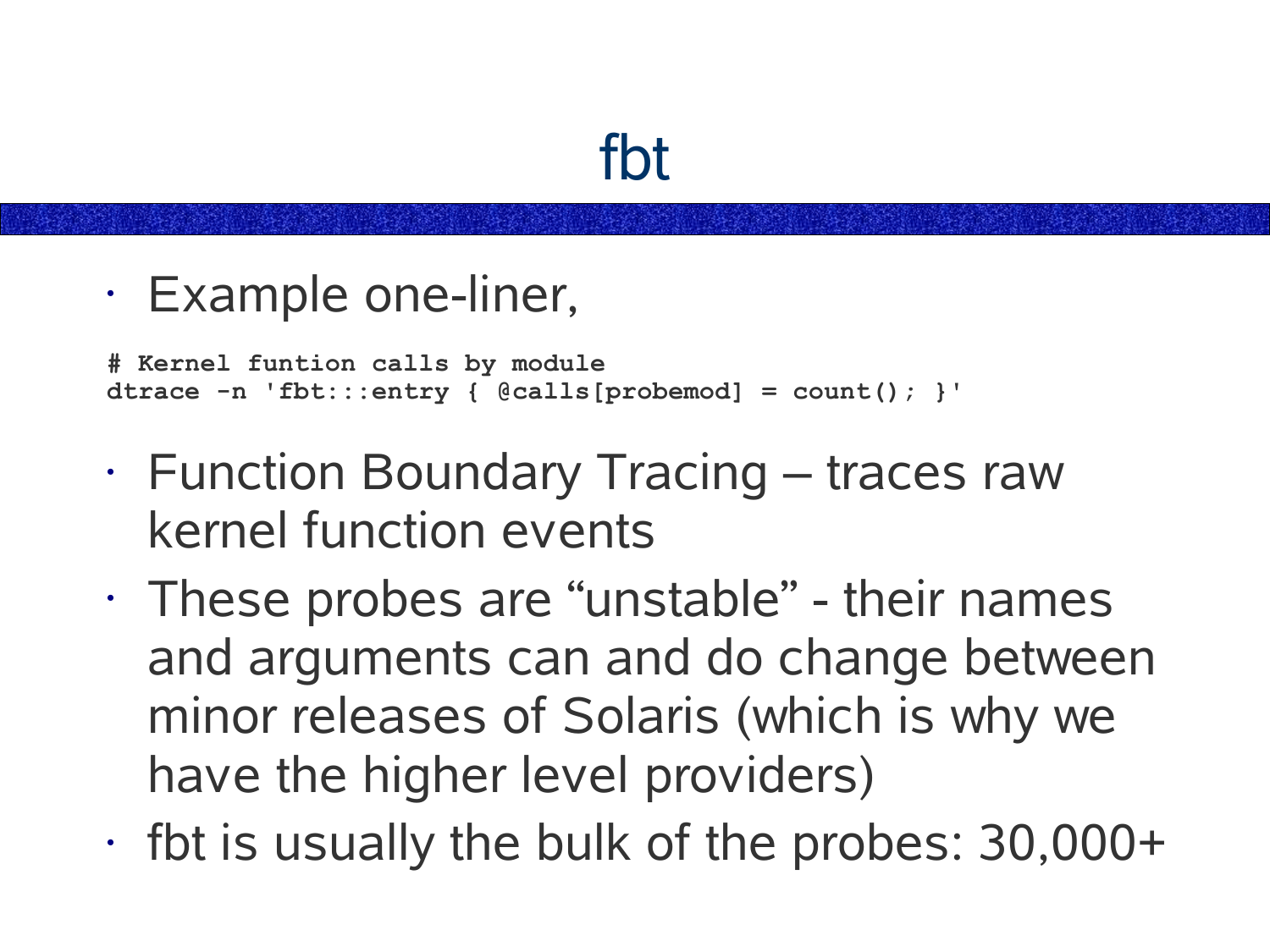# fbt

- Example one-liner,

```
# Kernel funtion calls by module
dtrace -n 'fbt:::entry { @calls[probemod] = count(); }'
```

- Function Boundary Tracing – traces raw kernel function events
- These probes are “unstable” - their names and arguments can and do change between minor releases of Solaris (which is why we have the higher level providers)
- fbt is usually the bulk of the probes: 30,000+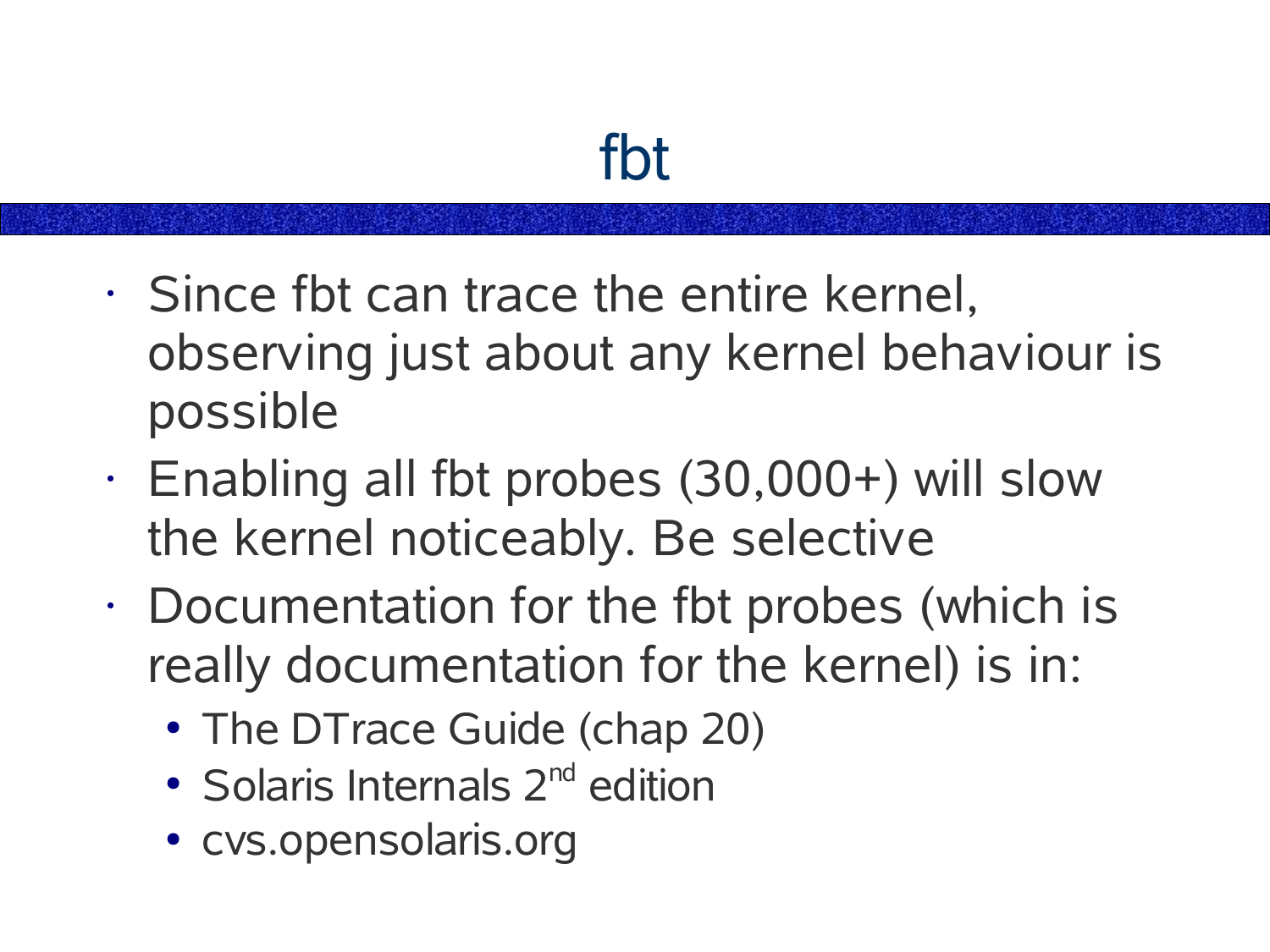# fbt

- Since fbt can trace the entire kernel, observing just about any kernel behaviour is possible
- Enabling all fbt probes (30,000+) will slow the kernel noticeably. Be selective
- Documentation for the fbt probes (which is really documentation for the kernel) is in:
  - The DTrace Guide (chap 20)
  - Solaris Internals 2nd edition
  - cvs.opensolaris.org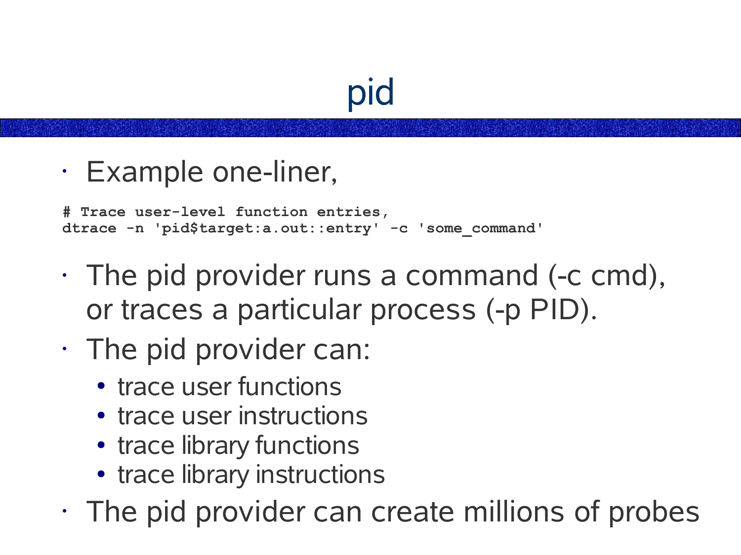# pid

- Example one-liner,

```
# Trace user-level function entries,
dtrace -n 'pid$target:a.out::entry' -c 'some_command'
```

- The pid provider runs a command (-c cmd), or traces a particular process (-p PID).
- The pid provider can:
  - trace user functions
  - trace user instructions
  - trace library functions
  - trace library instructions
- The pid provider can create millions of probes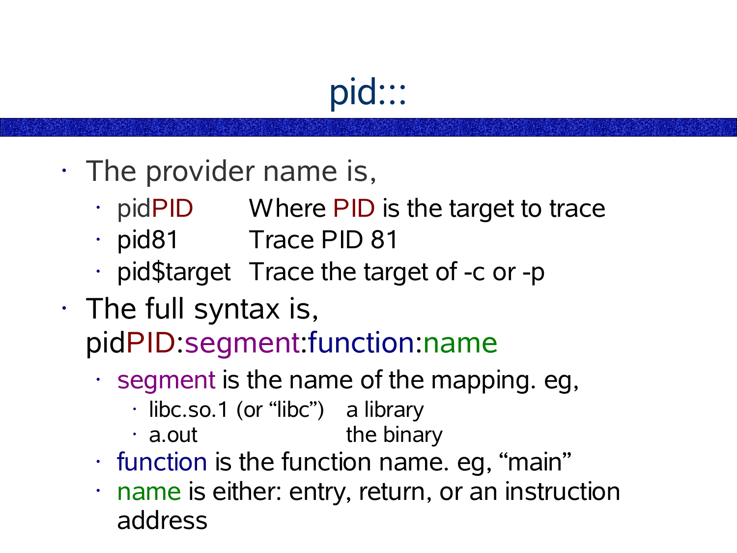# pid:::

- The provider name is,
  - pidPID    Where PID is the target to trace
  - pid81    Trace PID 81
  - pid$target  Trace the target of -c or -p
- The full syntax is,
  pidPID:segment:function:name
  - segment is the name of the mapping. eg,
    - libc.so.1 (or "libc")  a library
    - a.out  the binary
  - function is the function name. eg, "main"
  - name is either: entry, return, or an instruction address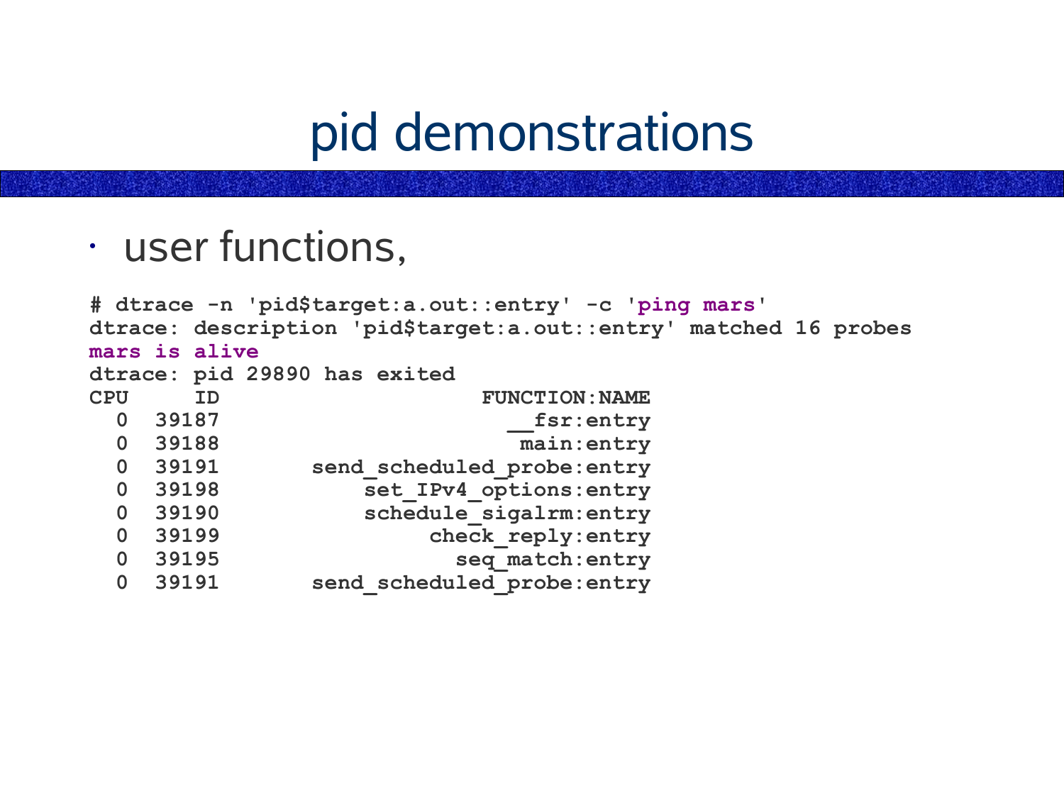# pid demonstrations

- user functions,

```
# dtrace -n 'pid$target:a.out::entry' -c 'ping mars'
dtrace: description 'pid$target:a.out::entry' matched 16 probes
mars is alive
dtrace: pid 29890 has exited
CPU     ID                    FUNCTION:NAME
  0  39187                     __fsr:entry
  0  39188                      main:entry
  0  39191       send_scheduled_probe:entry
  0  39198           set_IPv4_options:entry
  0  39190           schedule_sigalrm:entry
  0  39199                check_reply:entry
  0  39195                  seq_match:entry
  0  39191       send_scheduled_probe:entry
```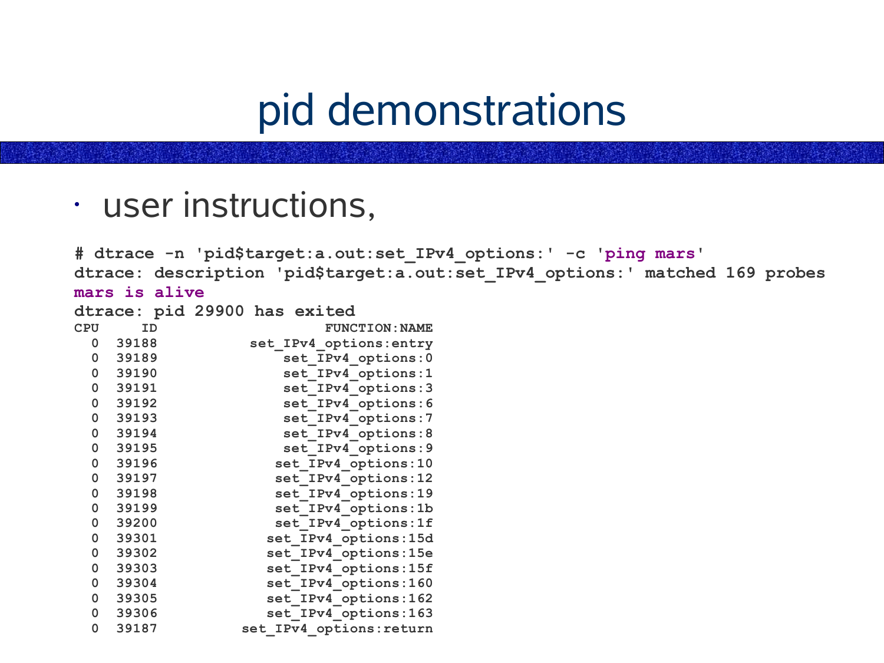# pid demonstrations

- user instructions,

```
# dtrace -n 'pid$target:a.out:set_IPv4_options:' -c 'ping mars'
dtrace: description 'pid$target:a.out:set_IPv4_options:' matched 169 probes
mars is alive
dtrace: pid 29900 has exited
CPU     ID                    FUNCTION:NAME
  0  39188          set_IPv4_options:entry
  0  39189              set_IPv4_options:0
  0  39190              set_IPv4_options:1
  0  39191              set_IPv4_options:3
  0  39192              set_IPv4_options:6
  0  39193              set_IPv4_options:7
  0  39194              set_IPv4_options:8
  0  39195              set_IPv4_options:9
  0  39196             set_IPv4_options:10
  0  39197             set_IPv4_options:12
  0  39198             set_IPv4_options:19
  0  39199             set_IPv4_options:1b
  0  39200             set_IPv4_options:1f
  0  39301            set_IPv4_options:15d
  0  39302            set_IPv4_options:15e
  0  39303            set_IPv4_options:15f
  0  39304            set_IPv4_options:160
  0  39305            set_IPv4_options:162
  0  39306            set_IPv4_options:163
  0  39187         set_IPv4_options:return
```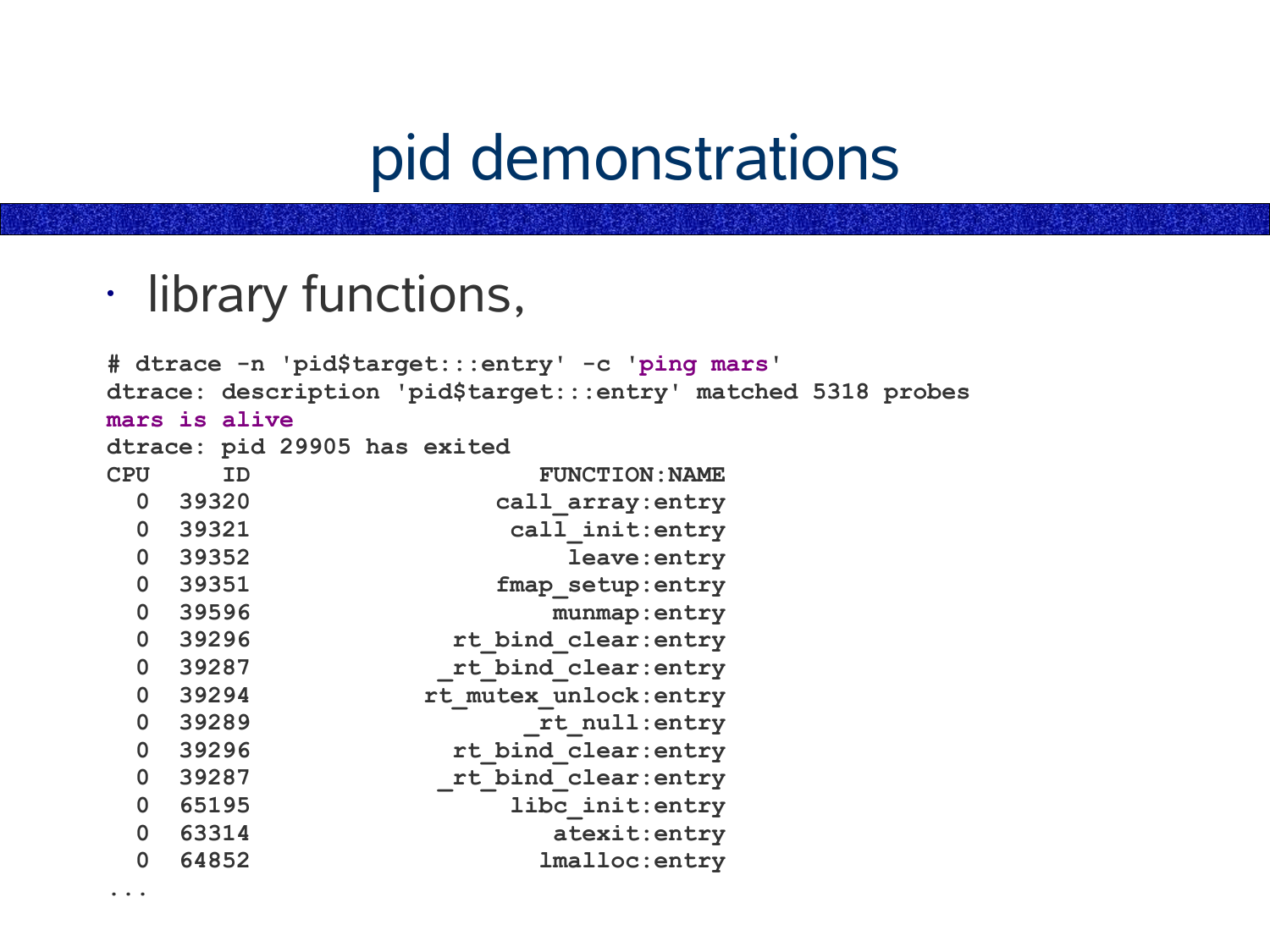# pid demonstrations

- library functions,

```
# dtrace -n 'pid$target:::entry' -c 'ping mars'
dtrace: description 'pid$target:::entry' matched 5318 probes
mars is alive
dtrace: pid 29905 has exited
CPU     ID                    FUNCTION:NAME
  0  39320                 call_array:entry
  0  39321                  call_init:entry
  0  39352                      leave:entry
  0  39351                 fmap_setup:entry
  0  39596                     munmap:entry
  0  39296              rt_bind_clear:entry
  0  39287             _rt_bind_clear:entry
  0  39294            rt_mutex_unlock:entry
  0  39289                   _rt_null:entry
  0  39296              rt_bind_clear:entry
  0  39287             _rt_bind_clear:entry
  0  65195                  libc_init:entry
  0  63314                     atexit:entry
  0  64852                    lmalloc:entry
...
```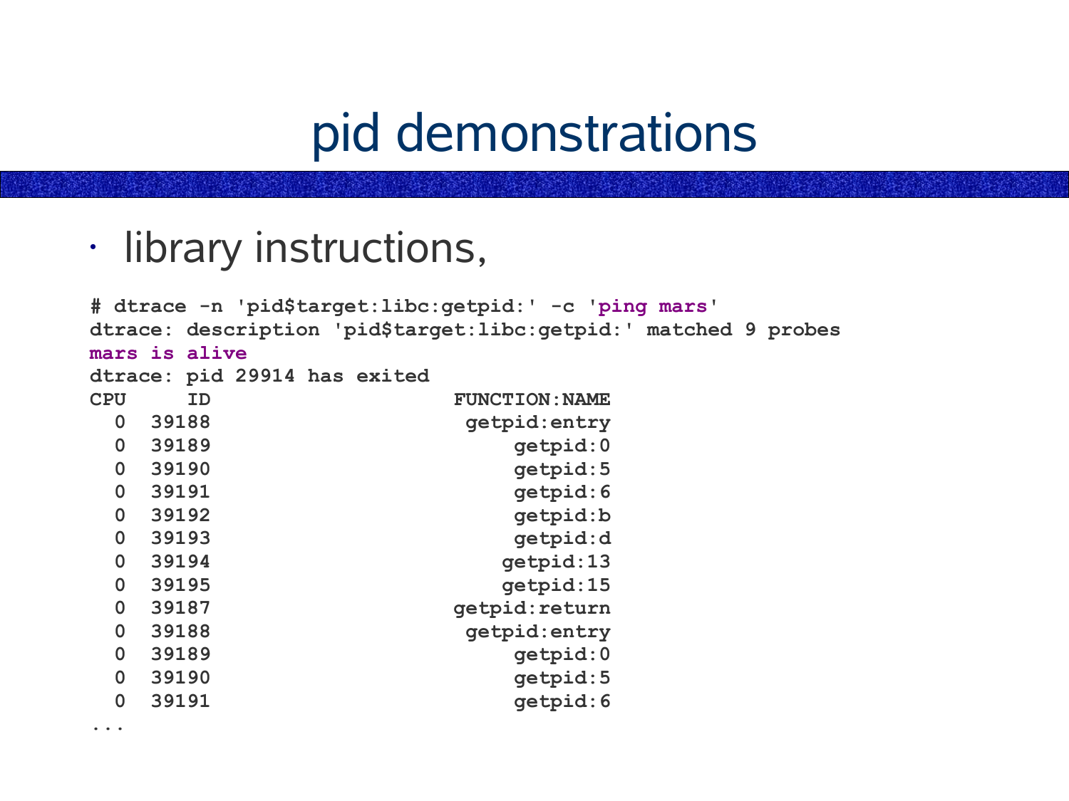# pid demonstrations

- library instructions,

```
# dtrace -n 'pid$target:libc:getpid:' -c 'ping mars'
dtrace: description 'pid$target:libc:getpid:' matched 9 probes
mars is alive
dtrace: pid 29914 has exited
CPU     ID                    FUNCTION:NAME
  0  39188                     getpid:entry
  0  39189                         getpid:0
  0  39190                         getpid:5
  0  39191                         getpid:6
  0  39192                         getpid:b
  0  39193                         getpid:d
  0  39194                        getpid:13
  0  39195                        getpid:15
  0  39187                    getpid:return
  0  39188                     getpid:entry
  0  39189                         getpid:0
  0  39190                         getpid:5
  0  39191                         getpid:6
...
```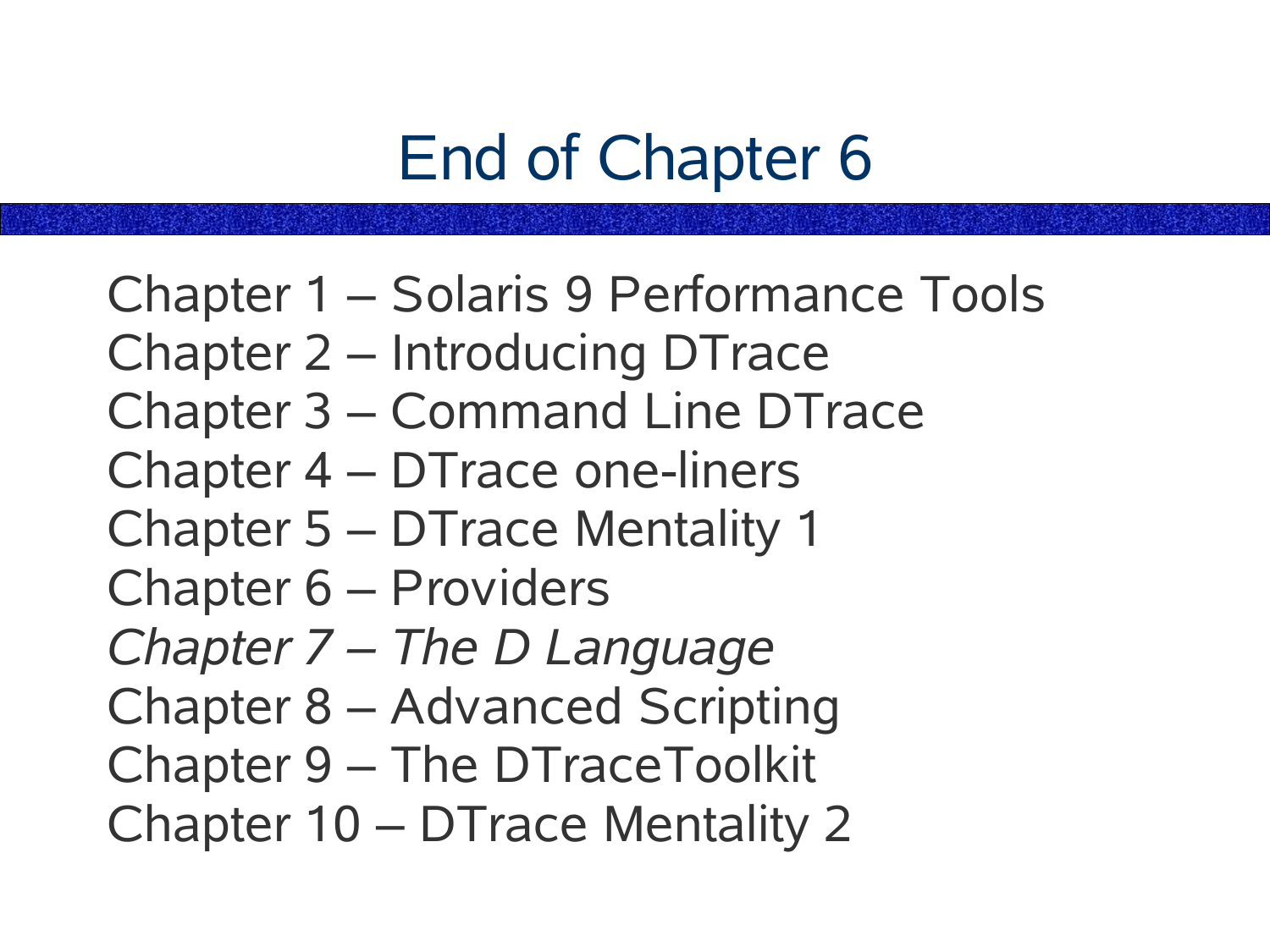# End of Chapter 6

Chapter 1 – Solaris 9 Performance Tools
Chapter 2 – Introducing DTrace
Chapter 3 – Command Line DTrace
Chapter 4 – DTrace one-liners
Chapter 5 – DTrace Mentality 1
Chapter 6 – Providers
*Chapter 7 – The D Language*
Chapter 8 – Advanced Scripting
Chapter 9 – The DTraceToolkit
Chapter 10 – DTrace Mentality 2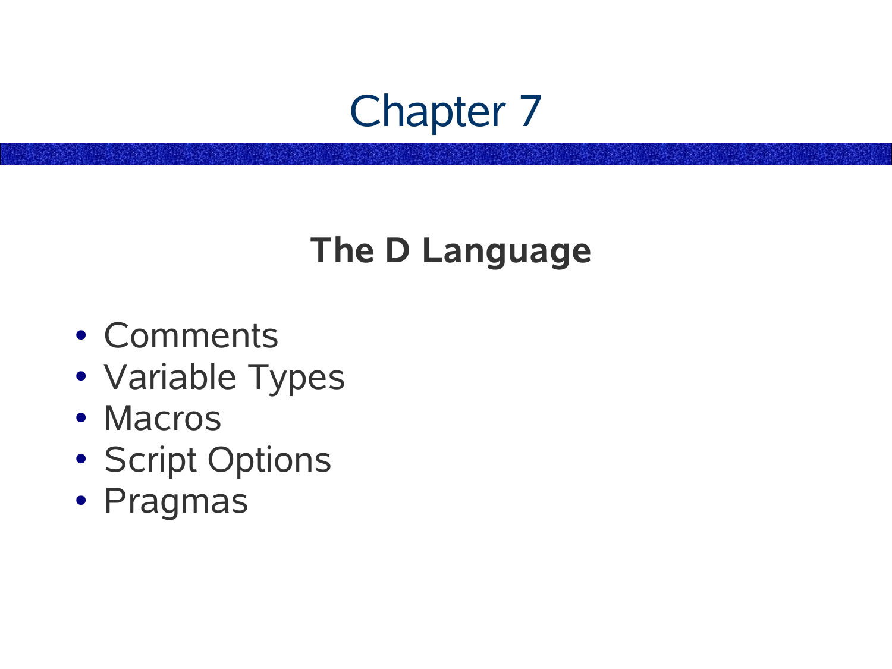# Chapter 7

## The D Language

- Comments
- Variable Types
- Macros
- Script Options
- Pragmas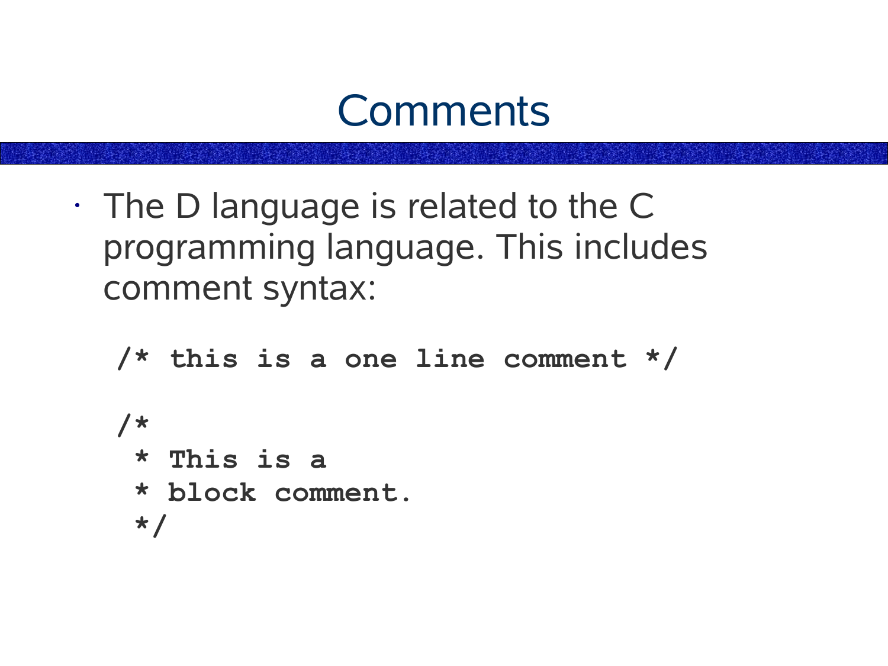# Comments

- The D language is related to the C programming language. This includes comment syntax:

```
/* this is a one line comment */

/*
 * This is a
 * block comment.
 */
```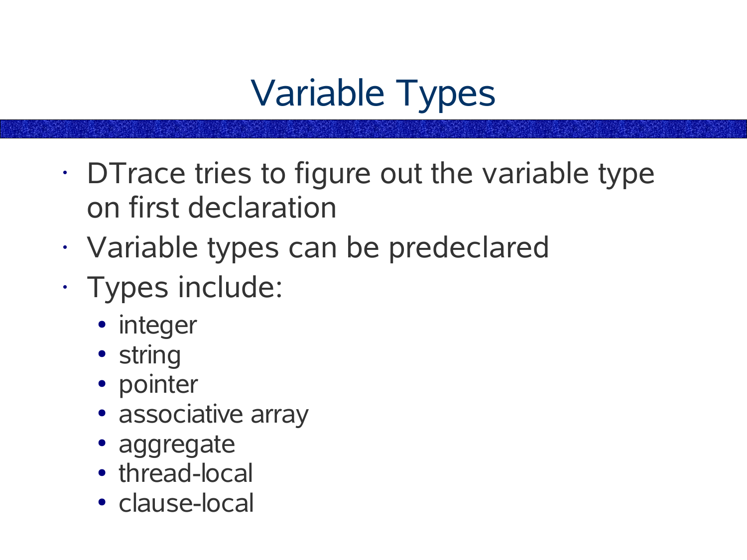# Variable Types

- DTrace tries to figure out the variable type on first declaration
- Variable types can be predeclared
- Types include:
  - integer
  - string
  - pointer
  - associative array
  - aggregate
  - thread-local
  - clause-local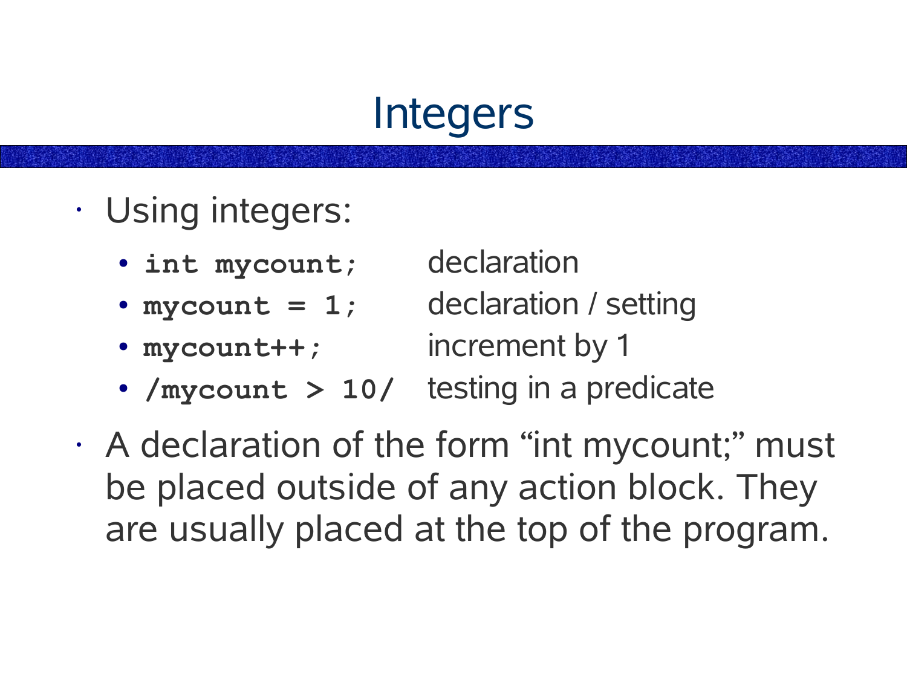# Integers

- Using integers:
  - **`int mycount;`** declaration
  - **`mycount = 1;`** declaration / setting
  - **`mycount++;`** increment by 1
  - **`/mycount > 10/`** testing in a predicate
- A declaration of the form “int mycount;” must be placed outside of any action block. They are usually placed at the top of the program.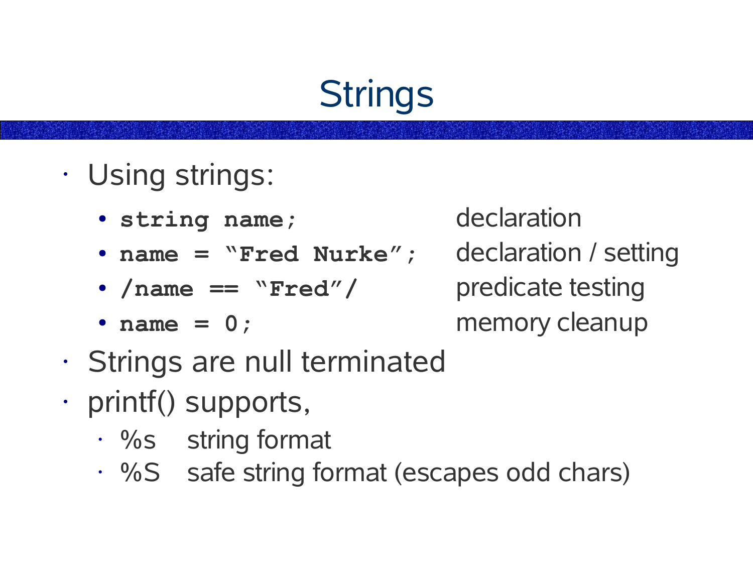# Strings

- Using strings:
  - `string name;` declaration
  - `name = “Fred Nurke”;` declaration / setting
  - `/name == “Fred”/` predicate testing
  - `name = 0;` memory cleanup
- Strings are null terminated
- printf() supports,
  - %s string format
  - %S safe string format (escapes odd chars)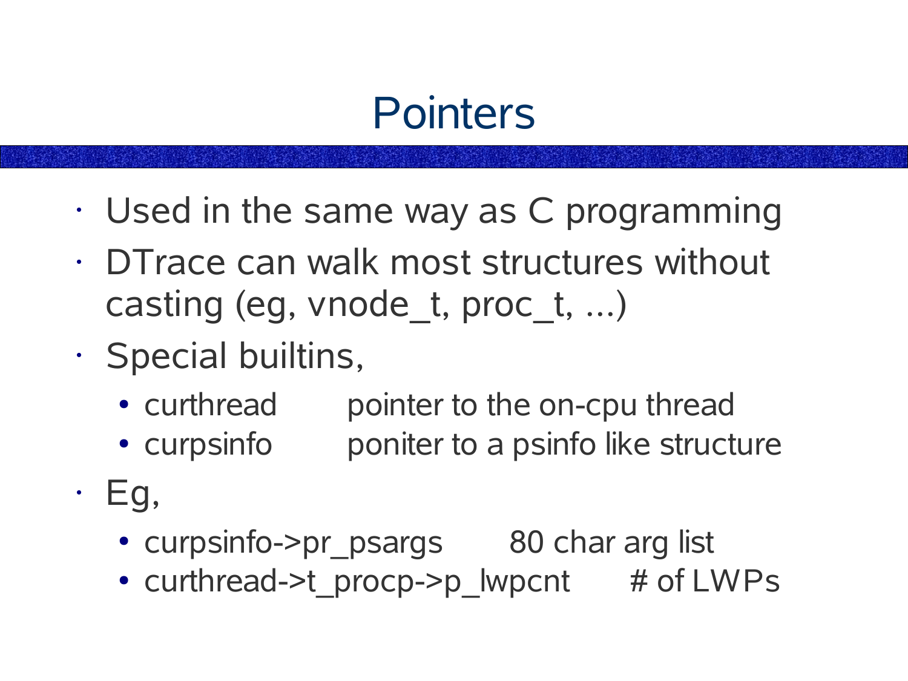# Pointers

- Used in the same way as C programming
- DTrace can walk most structures without casting (eg, vnode_t, proc_t, ...)
- Special builtins,
  - curthread        pointer to the on-cpu thread
  - curpsinfo        poniter to a psinfo like structure
- Eg,
  - curpsinfo->pr_psargs        80 char arg list
  - curthread->t_procp->p_lwpcnt        # of LWPs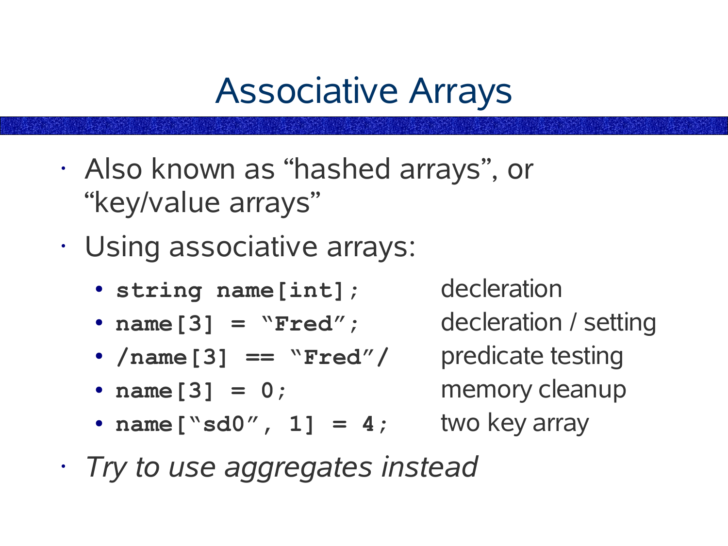# Associative Arrays

- Also known as “hashed arrays”, or “key/value arrays”
- Using associative arrays:
  - `string name[int];` decleration
  - `name[3] = “Fred”;` decleration / setting
  - `/name[3] == “Fred”/` predicate testing
  - `name[3] = 0;` memory cleanup
  - `name[“sd0”, 1] = 4;` two key array
- *Try to use aggregates instead*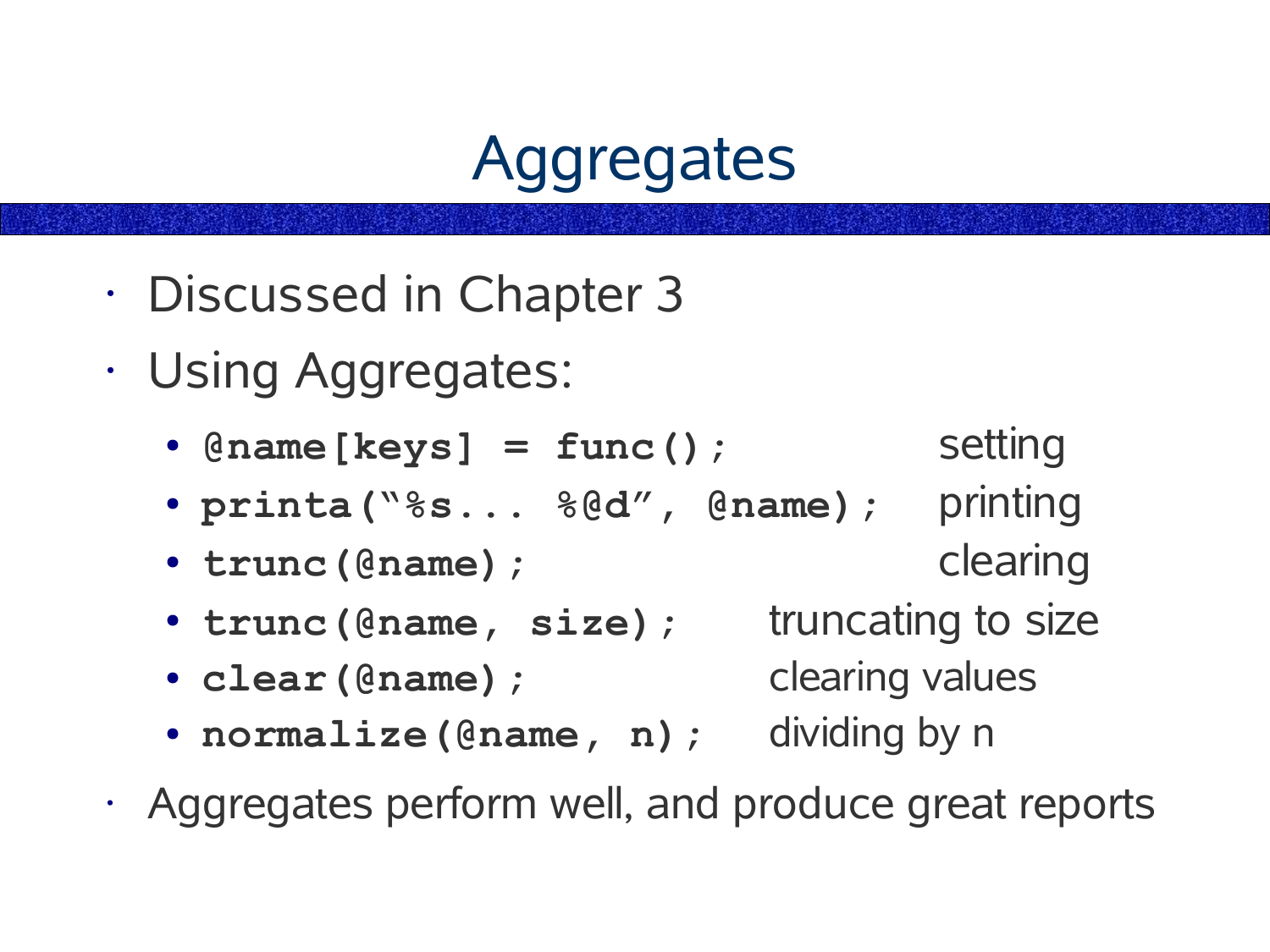# Aggregates

- Discussed in Chapter 3
- Using Aggregates:
  - `@name[keys] = func();` setting
  - `printa("%s... %@d", @name);` printing
  - `trunc(@name);` clearing
  - `trunc(@name, size);` truncating to size
  - `clear(@name);` clearing values
  - `normalize(@name, n);` dividing by n
- Aggregates perform well, and produce great reports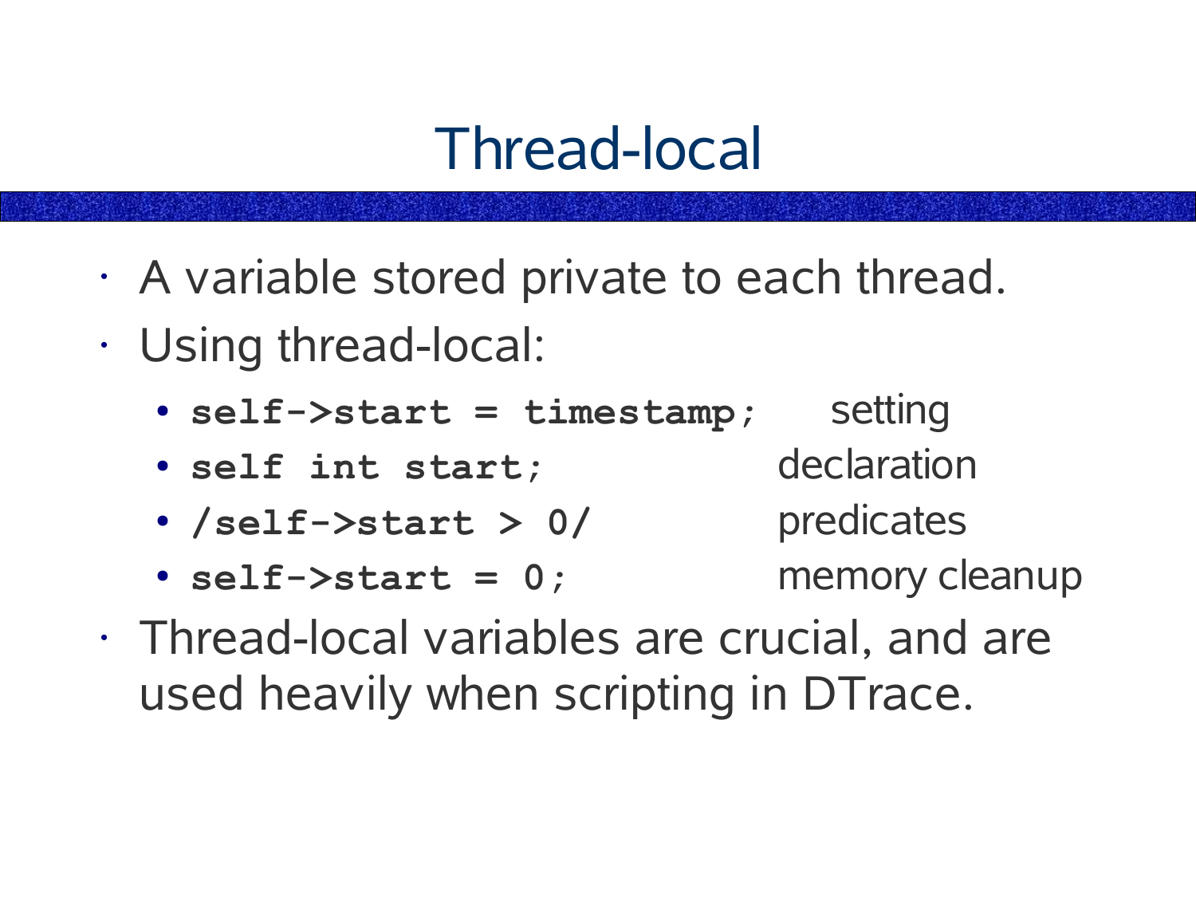# Thread-local

- A variable stored private to each thread.
- Using thread-local:
  - `self->start = timestamp;` setting
  - `self int start;` declaration
  - `/self->start > 0/` predicates
  - `self->start = 0;` memory cleanup
- Thread-local variables are crucial, and are used heavily when scripting in DTrace.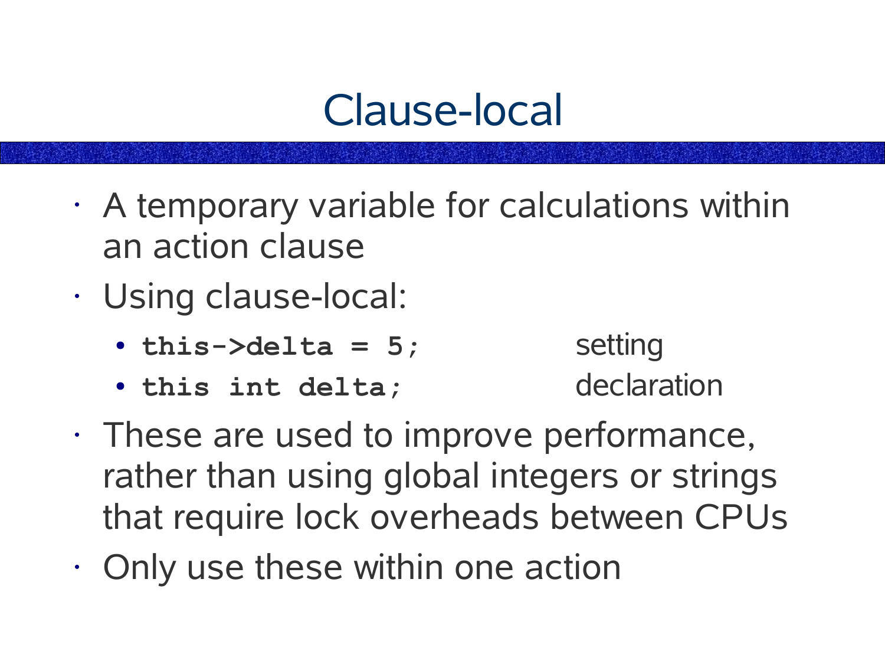# Clause-local

- A temporary variable for calculations within an action clause
- Using clause-local:
  - `this->delta = 5;` setting
  - `this int delta;` declaration
- These are used to improve performance, rather than using global integers or strings that require lock overheads between CPUs
- Only use these within one action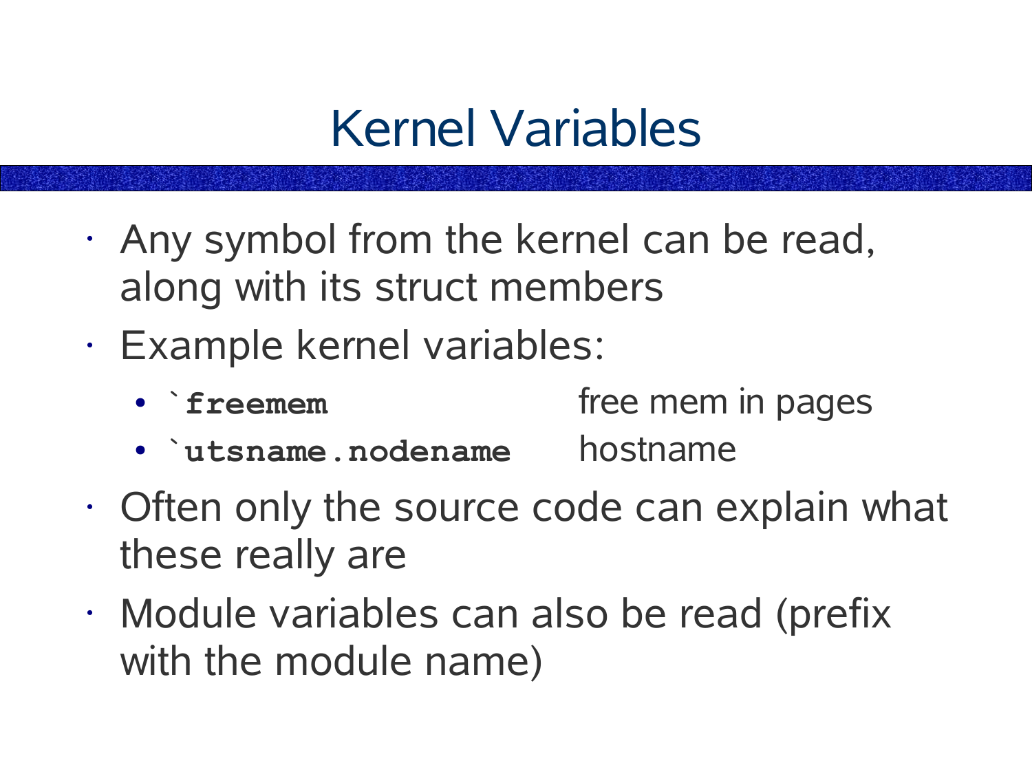# Kernel Variables

- Any symbol from the kernel can be read, along with its struct members
- Example kernel variables:
  - **`` `freemem ``** free mem in pages
  - **`` `utsname.nodename ``** hostname
- Often only the source code can explain what these really are
- Module variables can also be read (prefix with the module name)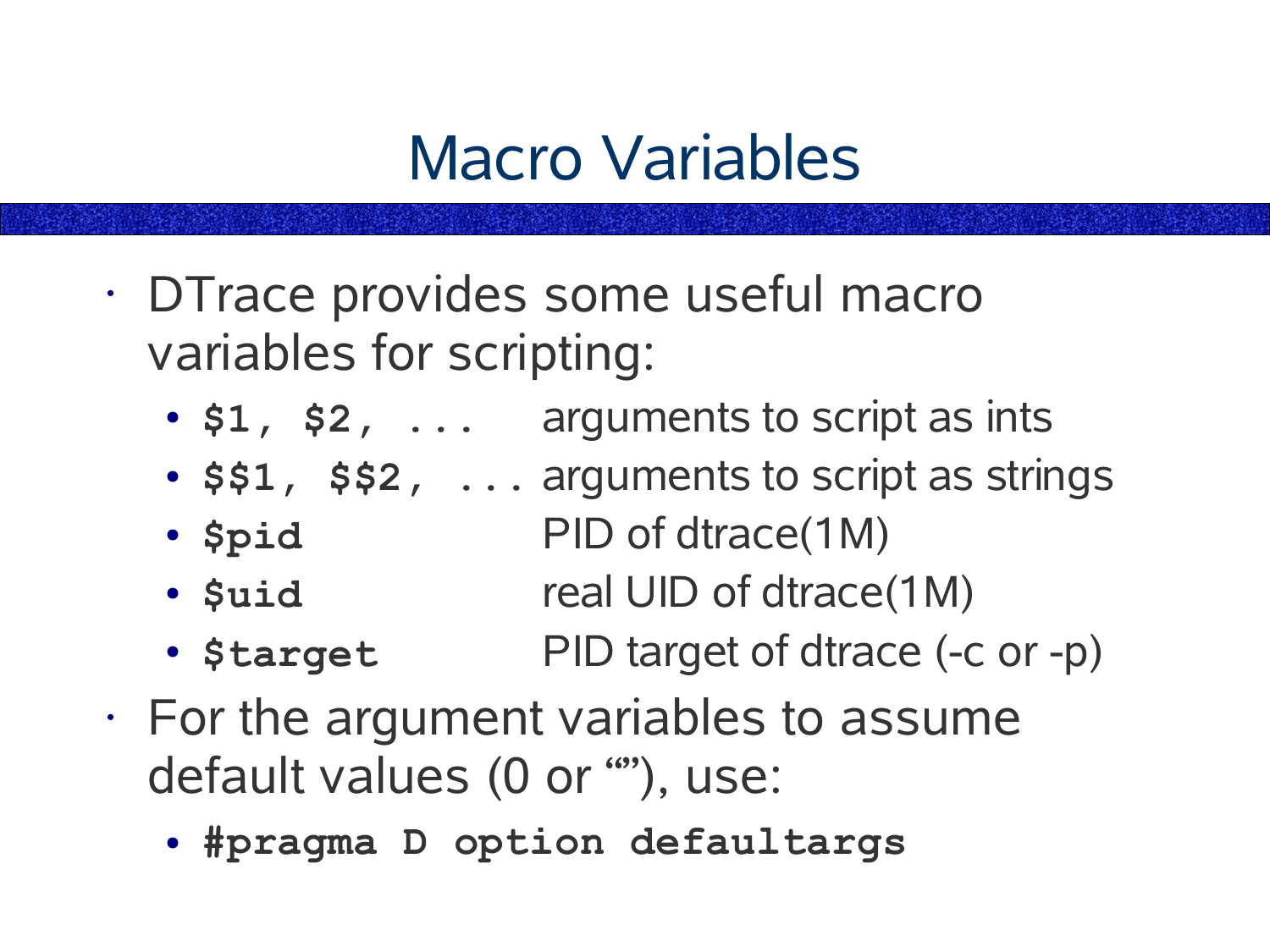# Macro Variables

- DTrace provides some useful macro variables for scripting:
  - `$1, $2, ...` arguments to script as ints
  - `$$1, $$2, ...` arguments to script as strings
  - `$pid` PID of dtrace(1M)
  - `$uid` real UID of dtrace(1M)
  - `$target` PID target of dtrace (-c or -p)
- For the argument variables to assume default values (0 or “”), use:
  - `#pragma D option defaultargs`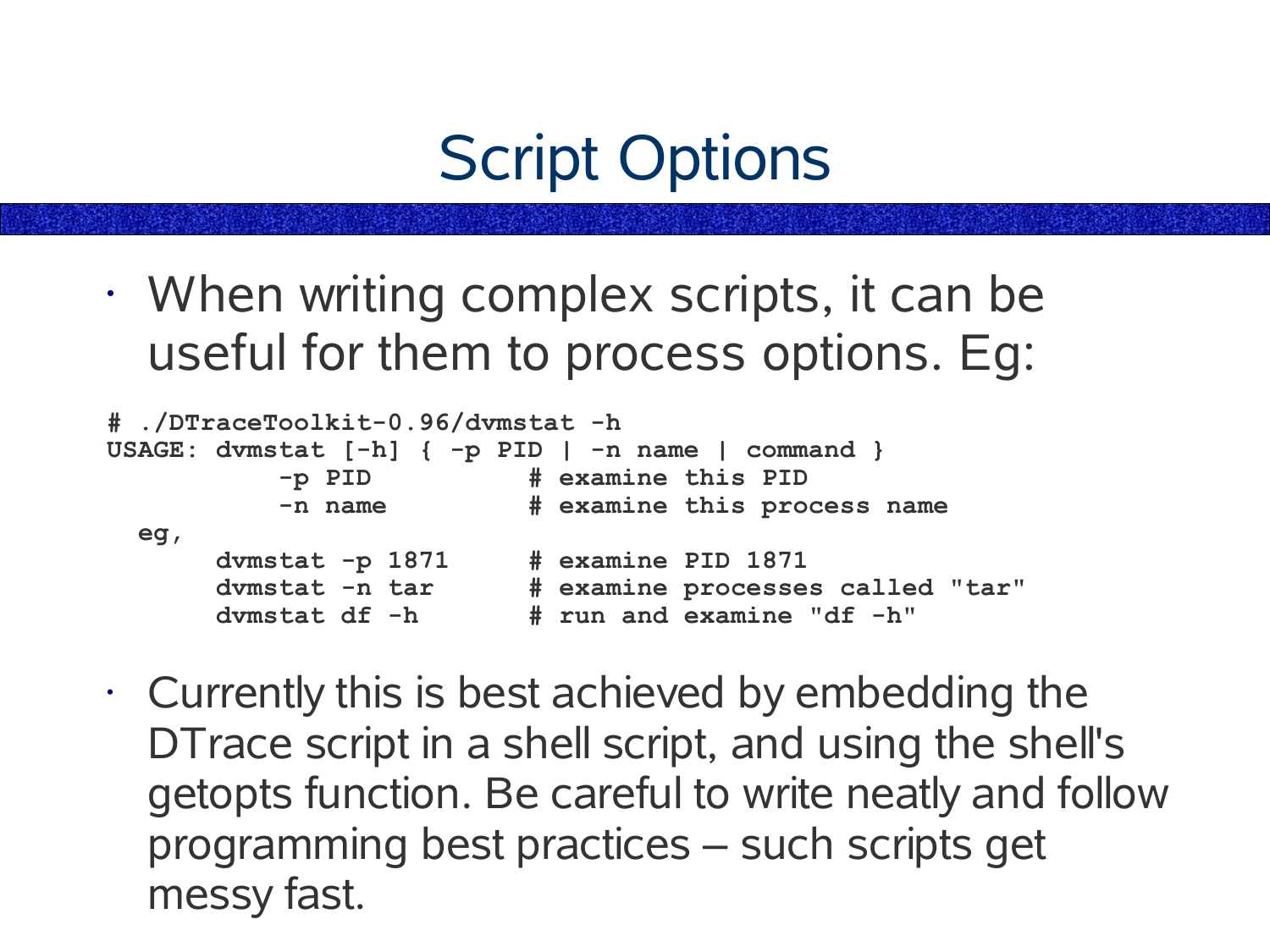# Script Options

- When writing complex scripts, it can be useful for them to process options. Eg:

```
# ./DTraceToolkit-0.96/dvmstat -h
USAGE: dvmstat [-h] { -p PID | -n name | command }
          -p PID          # examine this PID
          -n name         # examine this process name
  eg,
       dvmstat -p 1871     # examine PID 1871
       dvmstat -n tar      # examine processes called "tar"
       dvmstat df -h       # run and examine "df -h"
```

- Currently this is best achieved by embedding the DTrace script in a shell script, and using the shell's getopts function. Be careful to write neatly and follow programming best practices – such scripts get messy fast.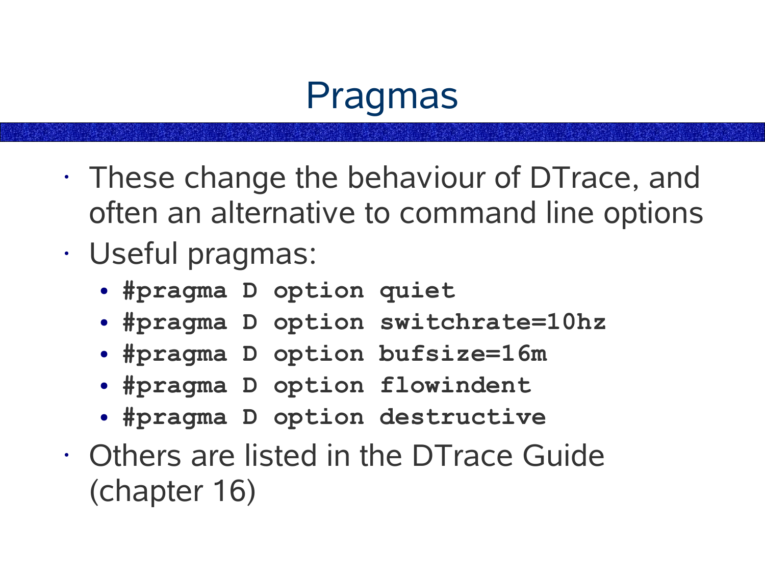# Pragmas

- These change the behaviour of DTrace, and often an alternative to command line options
- Useful pragmas:
  - **`#pragma D option quiet`**
  - **`#pragma D option switchrate=10hz`**
  - **`#pragma D option bufsize=16m`**
  - **`#pragma D option flowindent`**
  - **`#pragma D option destructive`**
- Others are listed in the DTrace Guide (chapter 16)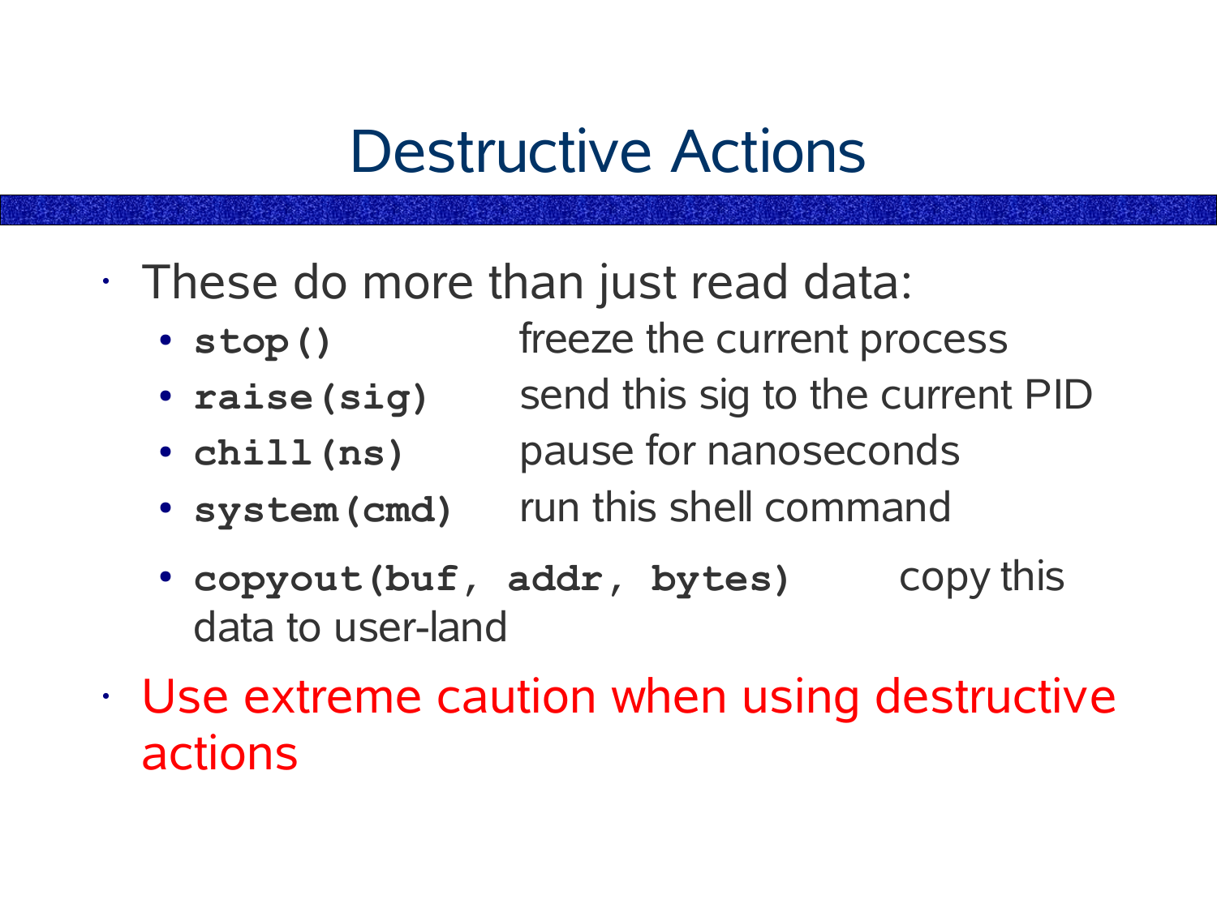# Destructive Actions

- These do more than just read data:
  - **`stop()`** freeze the current process
  - **`raise(sig)`** send this sig to the current PID
  - **`chill(ns)`** pause for nanoseconds
  - **`system(cmd)`** run this shell command
  - **`copyout(buf, addr, bytes)`** copy this data to user-land
- Use extreme caution when using destructive actions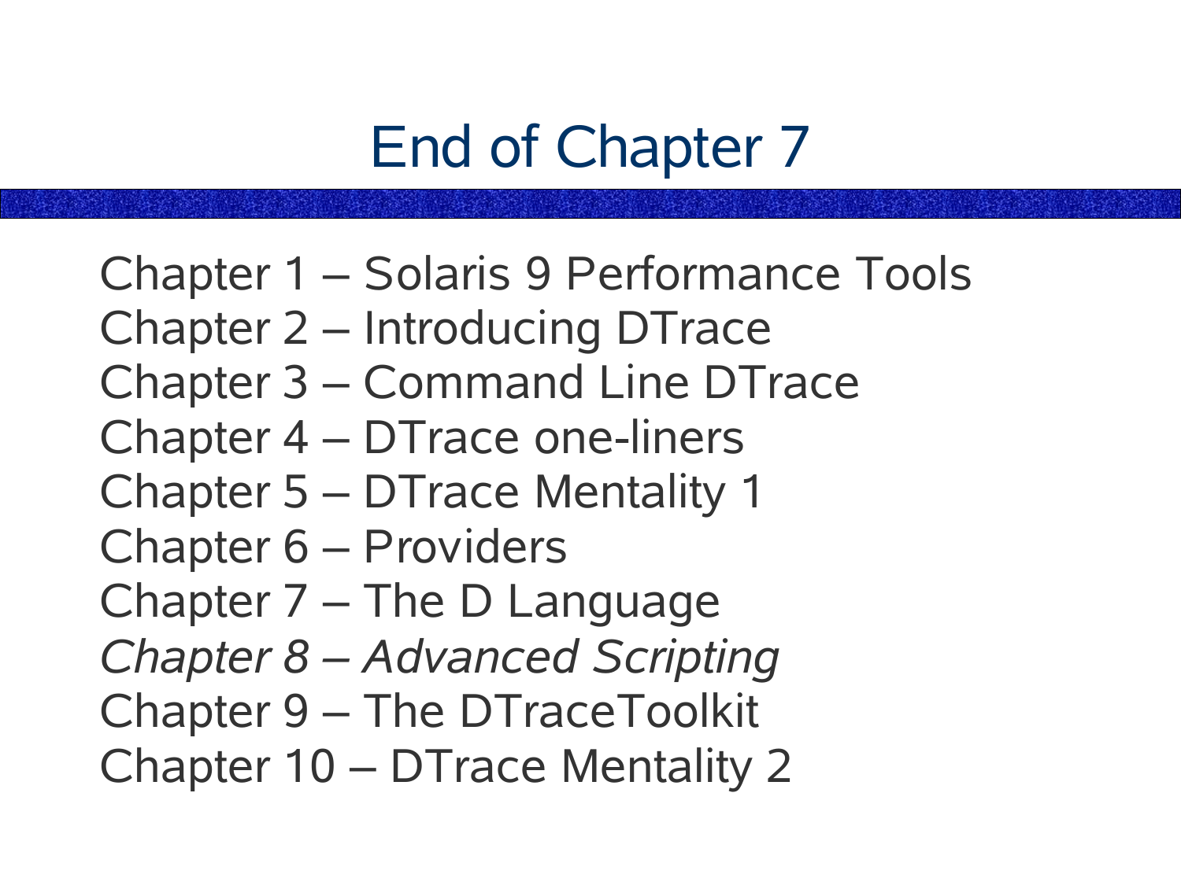# End of Chapter 7

Chapter 1 – Solaris 9 Performance Tools
Chapter 2 – Introducing DTrace
Chapter 3 – Command Line DTrace
Chapter 4 – DTrace one-liners
Chapter 5 – DTrace Mentality 1
Chapter 6 – Providers
Chapter 7 – The D Language
*Chapter 8 – Advanced Scripting*
Chapter 9 – The DTraceToolkit
Chapter 10 – DTrace Mentality 2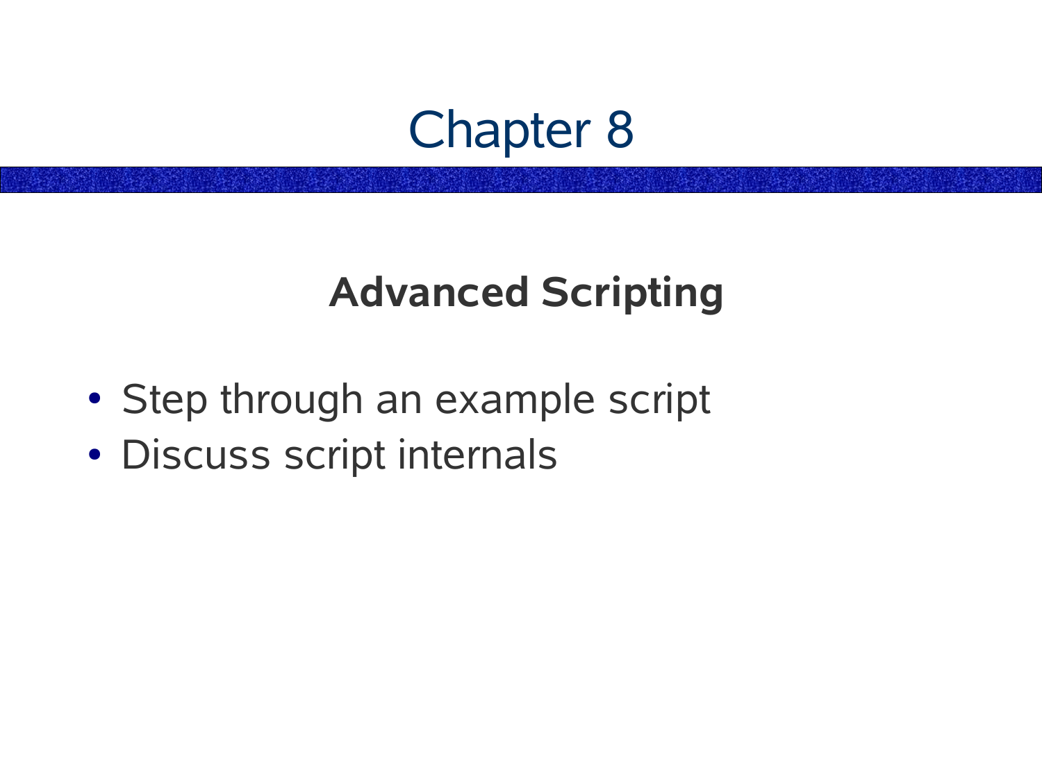# Chapter 8

## Advanced Scripting

- Step through an example script
- Discuss script internals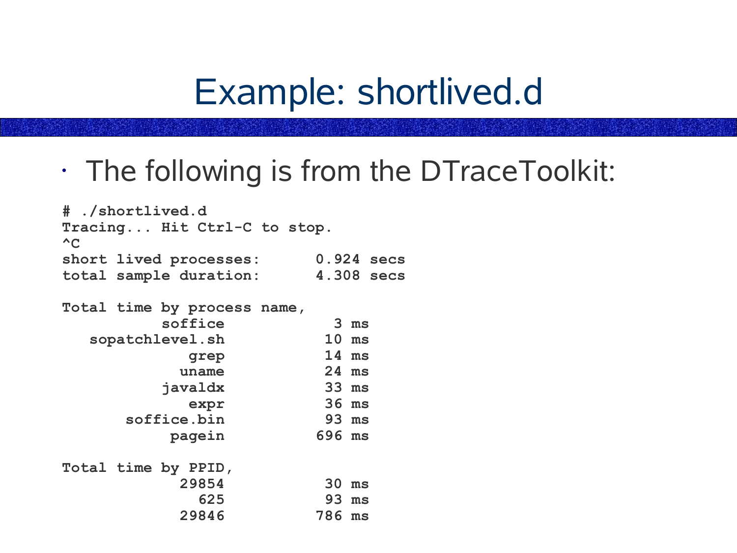# Example: shortlived.d

- The following is from the DTraceToolkit:

```
# ./shortlived.d
Tracing... Hit Ctrl-C to stop.
^C
short lived processes:      0.924 secs
total sample duration:      4.308 secs

Total time by process name,
           soffice             3 ms
   sopatchlevel.sh            10 ms
              grep            14 ms
             uname            24 ms
           javaldx            33 ms
              expr            36 ms
       soffice.bin            93 ms
            pagein           696 ms

Total time by PPID,
             29854            30 ms
               625            93 ms
             29846           786 ms
```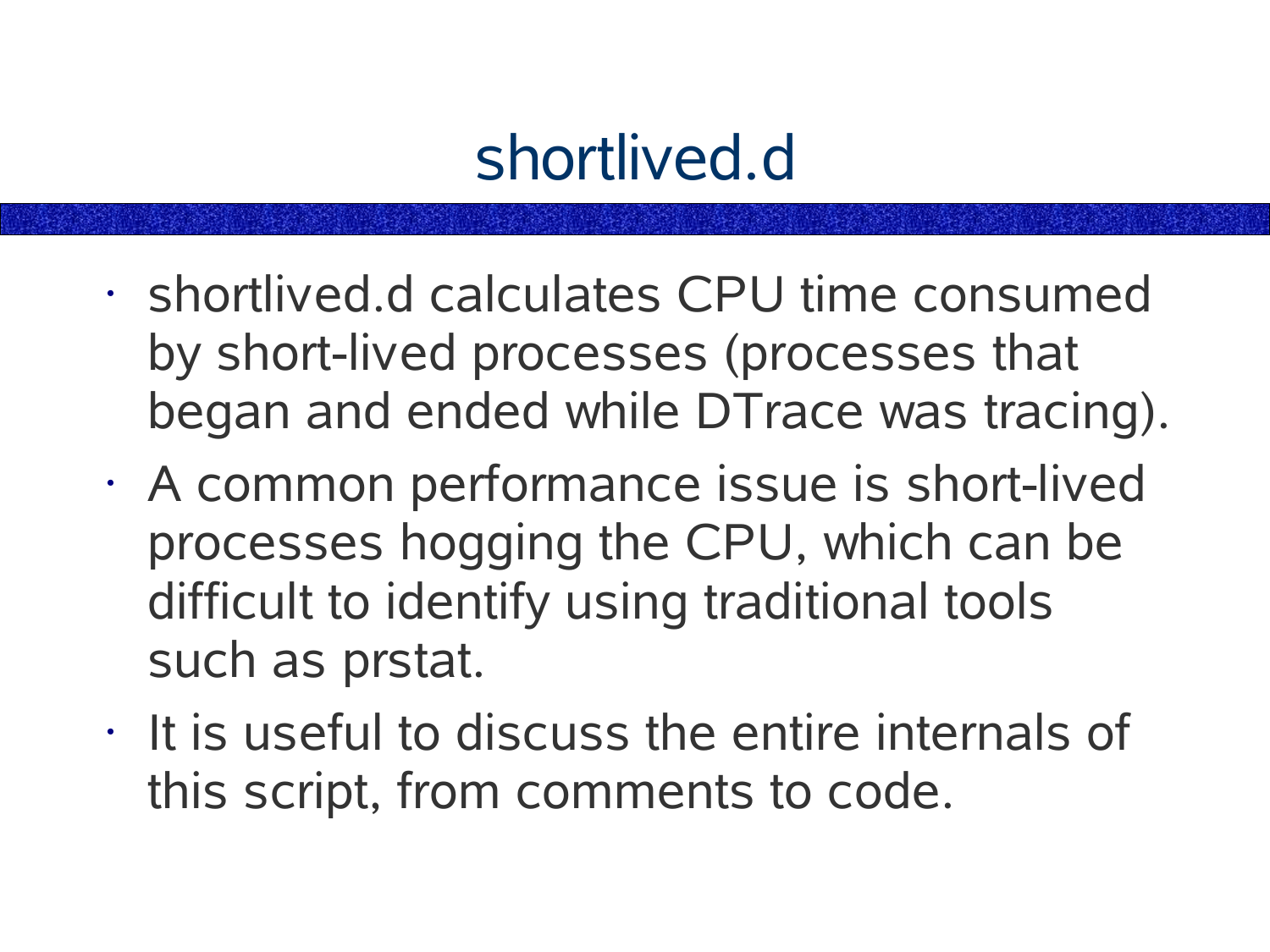# shortlived.d

- shortlived.d calculates CPU time consumed by short-lived processes (processes that began and ended while DTrace was tracing).
- A common performance issue is short-lived processes hogging the CPU, which can be difficult to identify using traditional tools such as prstat.
- It is useful to discuss the entire internals of this script, from comments to code.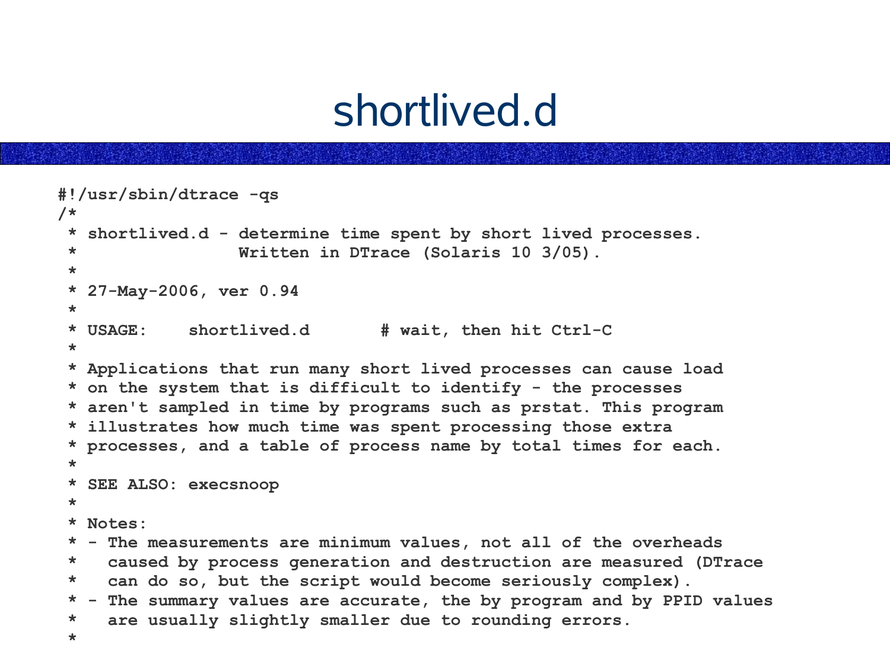# shortlived.d

```
#!/usr/sbin/dtrace -qs
/*
 * shortlived.d - determine time spent by short lived processes.
 *                Written in DTrace (Solaris 10 3/05).
 *
 * 27-May-2006, ver 0.94
 *
 * USAGE:    shortlived.d       # wait, then hit Ctrl-C
 *
 * Applications that run many short lived processes can cause load
 * on the system that is difficult to identify - the processes
 * aren't sampled in time by programs such as prstat. This program
 * illustrates how much time was spent processing those extra
 * processes, and a table of process name by total times for each.
 *
 * SEE ALSO: execsnoop
 *
 * Notes:
 * - The measurements are minimum values, not all of the overheads
 *   caused by process generation and destruction are measured (DTrace
 *   can do so, but the script would become seriously complex).
 * - The summary values are accurate, the by program and by PPID values
 *   are usually slightly smaller due to rounding errors.
 *
```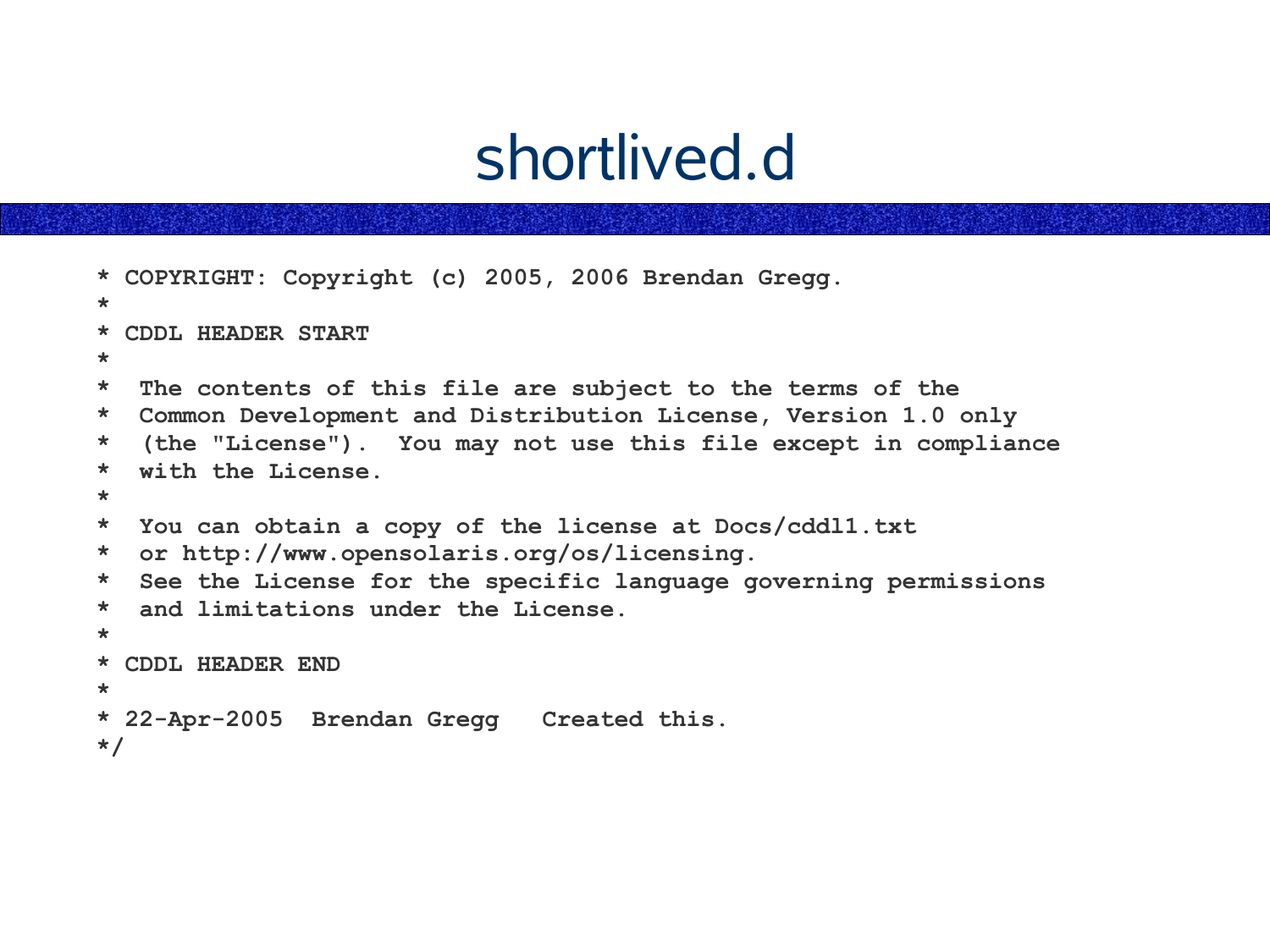# shortlived.d

```
* COPYRIGHT: Copyright (c) 2005, 2006 Brendan Gregg.
*
* CDDL HEADER START
*
*  The contents of this file are subject to the terms of the
*  Common Development and Distribution License, Version 1.0 only
*  (the "License").  You may not use this file except in compliance
*  with the License.
*
*  You can obtain a copy of the license at Docs/cddl1.txt
*  or http://www.opensolaris.org/os/licensing.
*  See the License for the specific language governing permissions
*  and limitations under the License.
*
* CDDL HEADER END
*
* 22-Apr-2005  Brendan Gregg   Created this.
*/
```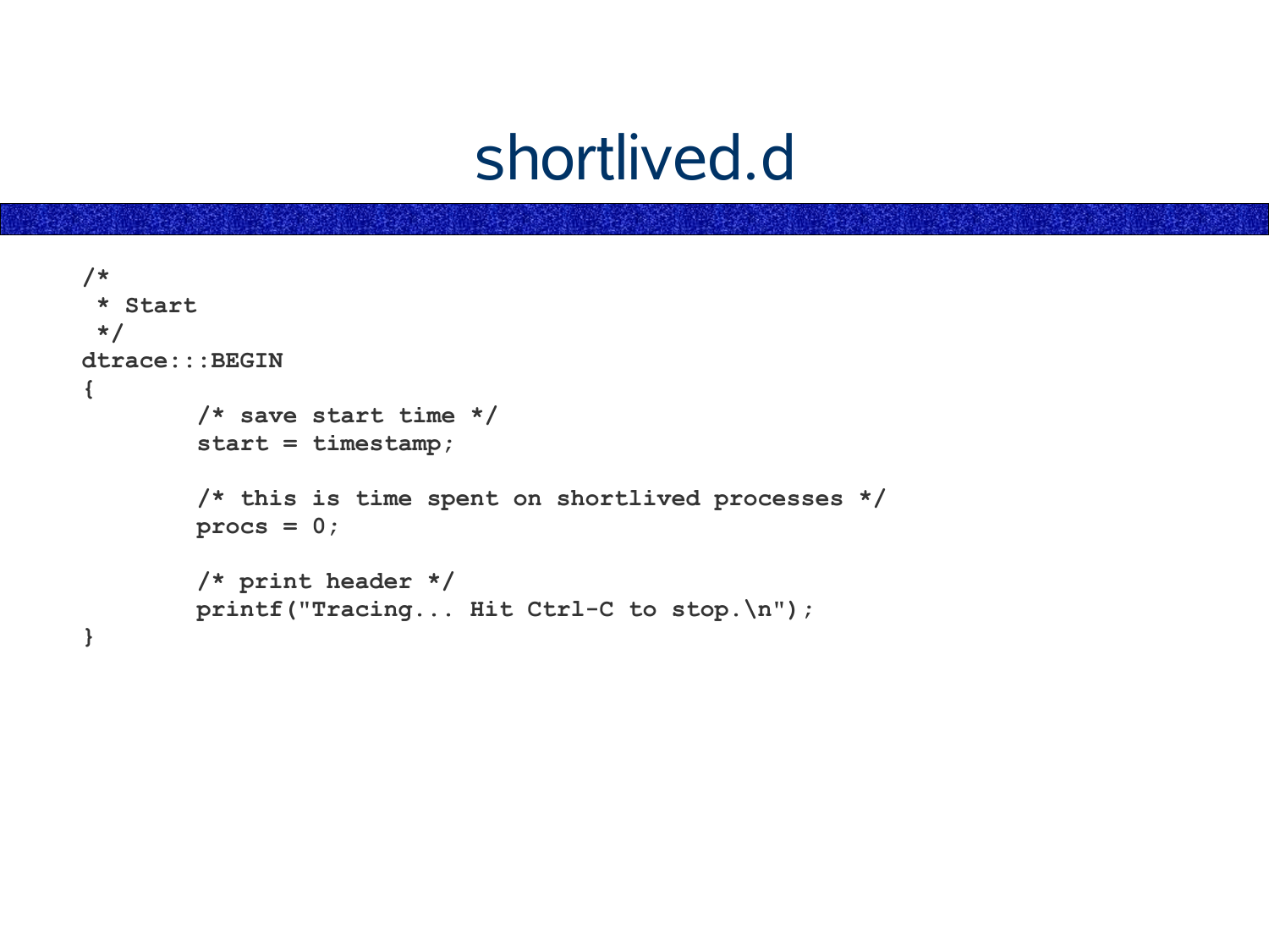# shortlived.d

```
/*
 * Start
 */
dtrace:::BEGIN
{
        /* save start time */
        start = timestamp;

        /* this is time spent on shortlived processes */
        procs = 0;

        /* print header */
        printf("Tracing... Hit Ctrl-C to stop.\n");
}
```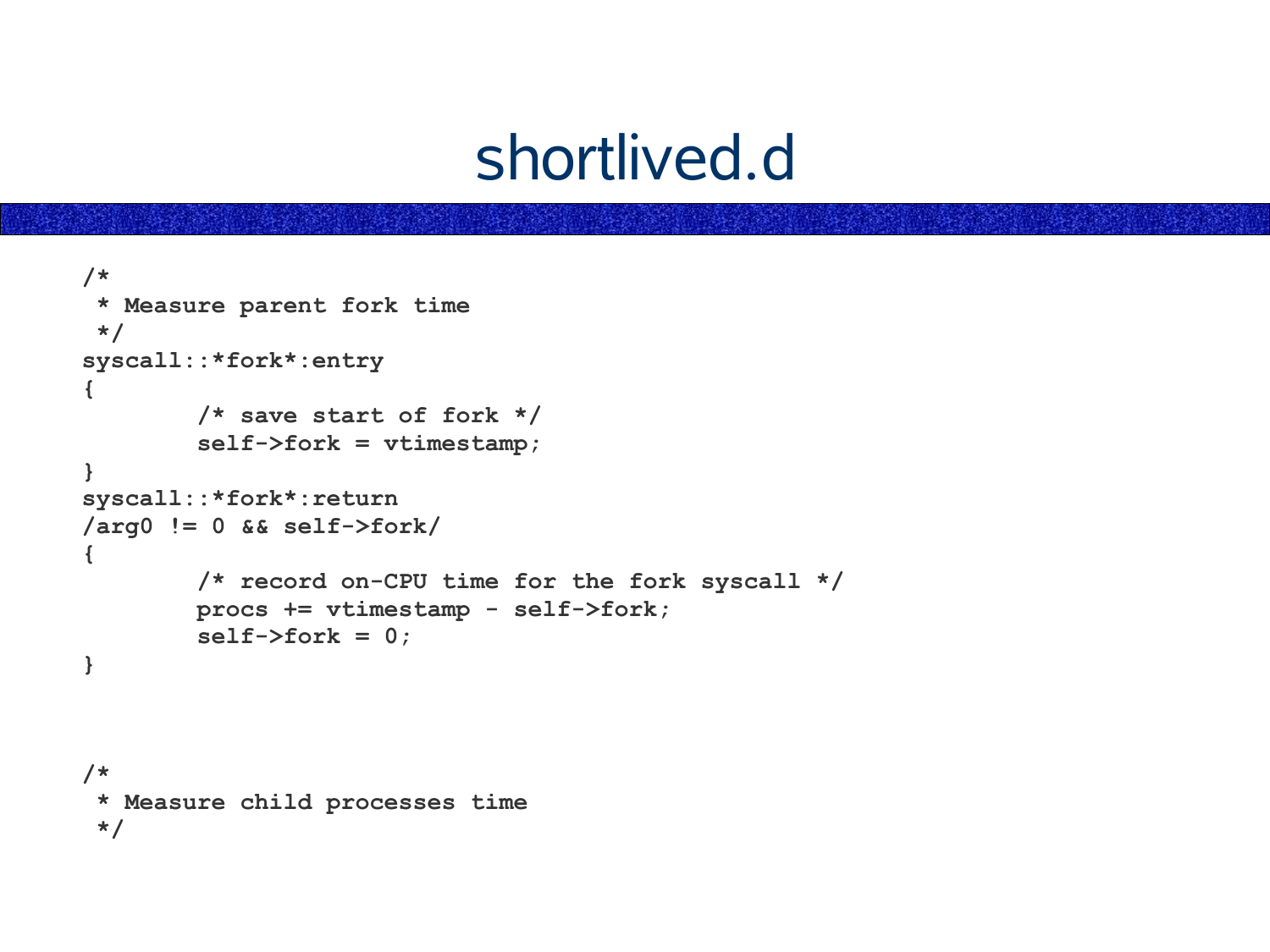# shortlived.d

```
/*
 * Measure parent fork time
 */
syscall::*fork*:entry
{
        /* save start of fork */
        self->fork = vtimestamp;
}
syscall::*fork*:return
/arg0 != 0 && self->fork/
{
        /* record on-CPU time for the fork syscall */
        procs += vtimestamp - self->fork;
        self->fork = 0;
}



/*
 * Measure child processes time
 */
```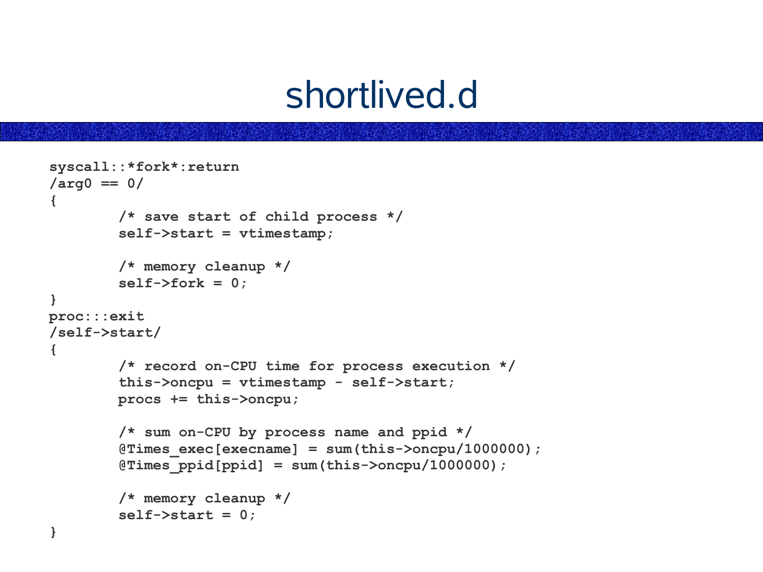# shortlived.d

```
syscall::*fork*:return
/arg0 == 0/
{
        /* save start of child process */
        self->start = vtimestamp;

        /* memory cleanup */
        self->fork = 0;
}
proc:::exit
/self->start/
{
        /* record on-CPU time for process execution */
        this->oncpu = vtimestamp - self->start;
        procs += this->oncpu;

        /* sum on-CPU by process name and ppid */
        @Times_exec[execname] = sum(this->oncpu/1000000);
        @Times_ppid[ppid] = sum(this->oncpu/1000000);

        /* memory cleanup */
        self->start = 0;
}
```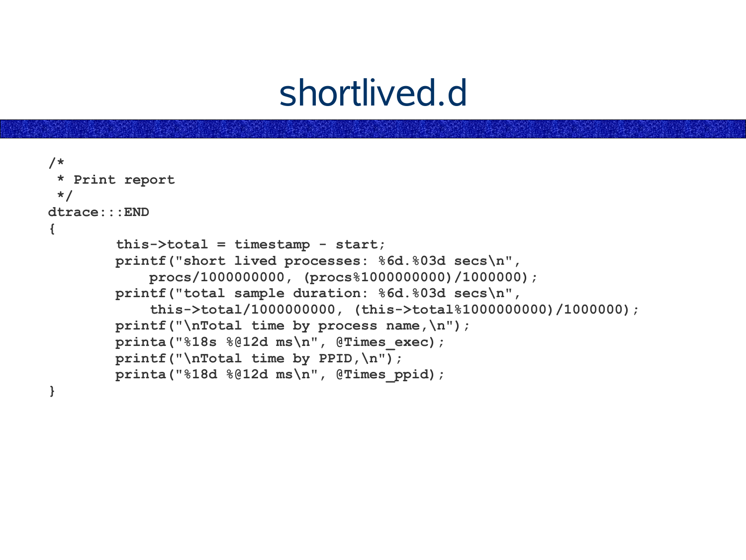# shortlived.d

```
/*
 * Print report
 */
dtrace:::END
{
        this->total = timestamp - start;
        printf("short lived processes: %6d.%03d secs\n",
            procs/1000000000, (procs%1000000000)/1000000);
        printf("total sample duration: %6d.%03d secs\n",
            this->total/1000000000, (this->total%1000000000)/1000000);
        printf("\nTotal time by process name,\n");
        printa("%18s %@12d ms\n", @Times_exec);
        printf("\nTotal time by PPID,\n");
        printa("%18d %@12d ms\n", @Times_ppid);
}
```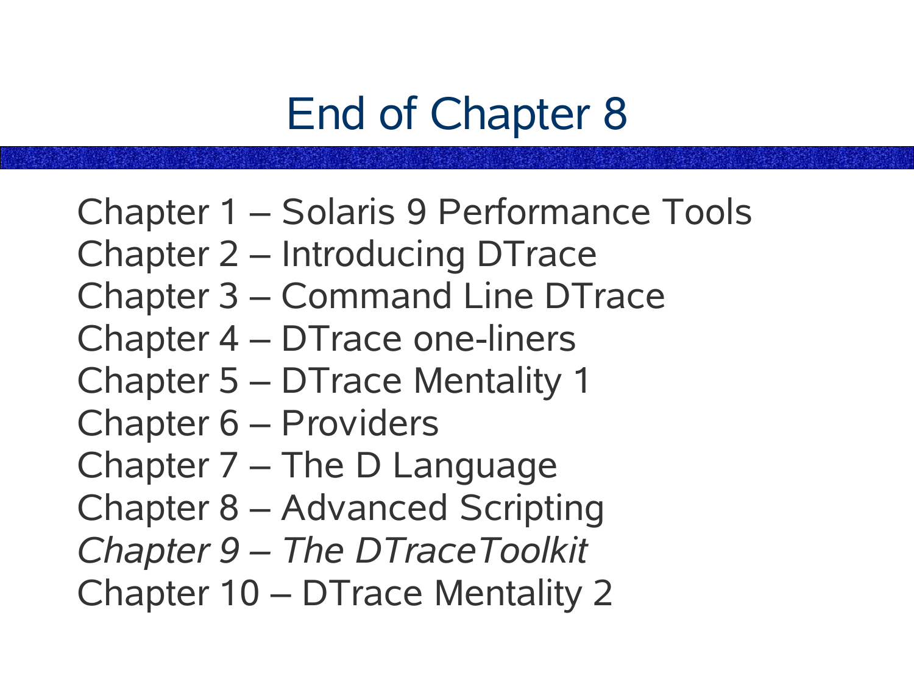# End of Chapter 8

Chapter 1 – Solaris 9 Performance Tools
Chapter 2 – Introducing DTrace
Chapter 3 – Command Line DTrace
Chapter 4 – DTrace one-liners
Chapter 5 – DTrace Mentality 1
Chapter 6 – Providers
Chapter 7 – The D Language
Chapter 8 – Advanced Scripting
*Chapter 9 – The DTraceToolkit*
Chapter 10 – DTrace Mentality 2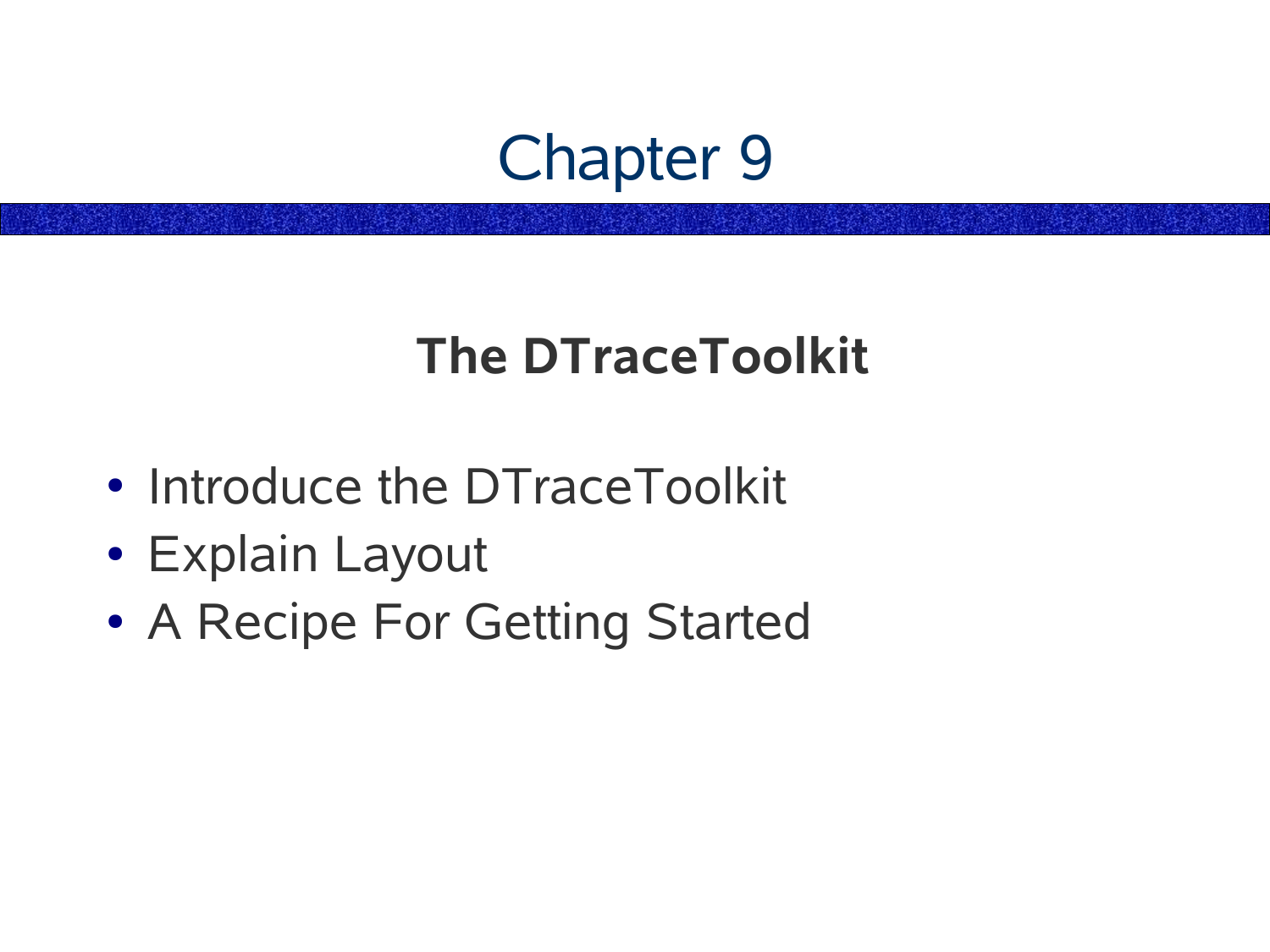# Chapter 9

## The DTraceToolkit

- Introduce the DTraceToolkit
- Explain Layout
- A Recipe For Getting Started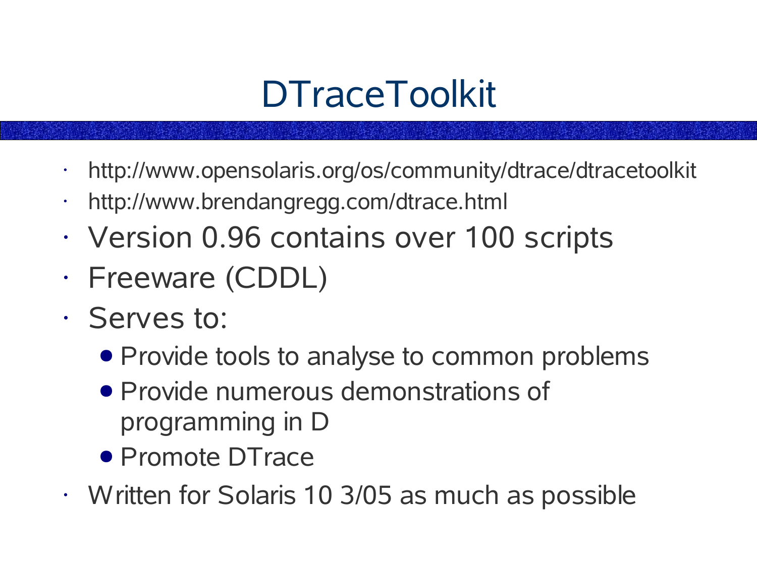# DTraceToolkit

- http://www.opensolaris.org/os/community/dtrace/dtracetoolkit
- http://www.brendangregg.com/dtrace.html
- Version 0.96 contains over 100 scripts
- Freeware (CDDL)
- Serves to:
  - Provide tools to analyse to common problems
  - Provide numerous demonstrations of programming in D
  - Promote DTrace
- Written for Solaris 10 3/05 as much as possible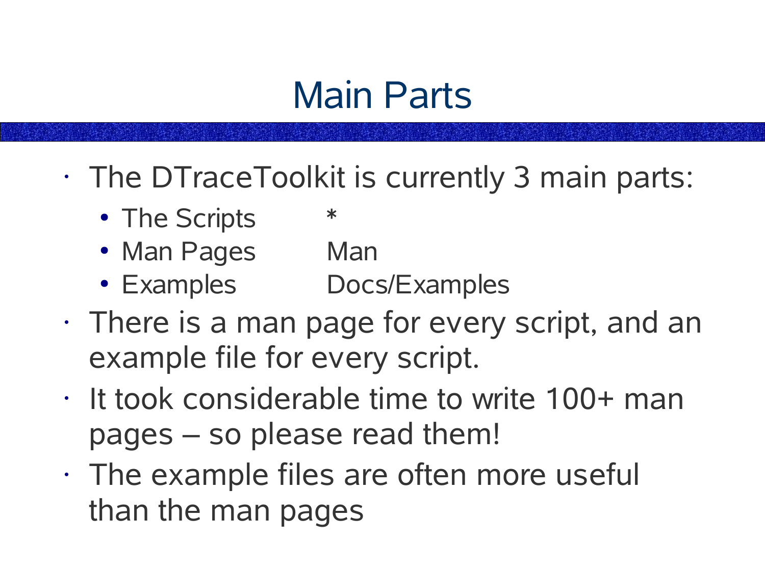# Main Parts

- The DTraceToolkit is currently 3 main parts:
  - The Scripts *
  - Man Pages Man
  - Examples Docs/Examples
- There is a man page for every script, and an example file for every script.
- It took considerable time to write 100+ man pages – so please read them!
- The example files are often more useful than the man pages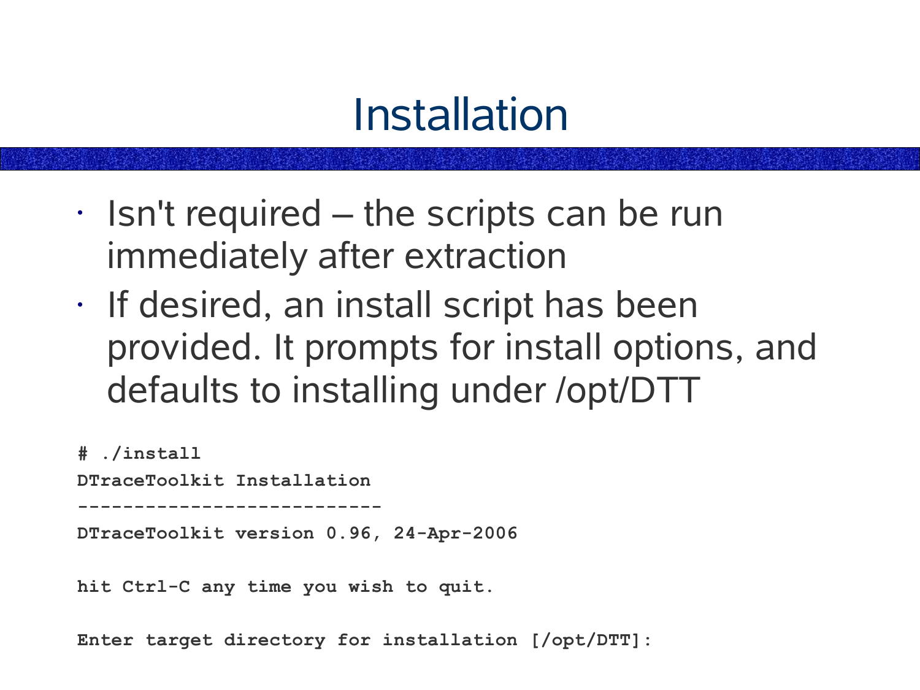# Installation

- Isn't required – the scripts can be run immediately after extraction
- If desired, an install script has been provided. It prompts for install options, and defaults to installing under /opt/DTT

```
# ./install
DTraceToolkit Installation
---------------------------
DTraceToolkit version 0.96, 24-Apr-2006

hit Ctrl-C any time you wish to quit.

Enter target directory for installation [/opt/DTT]:
```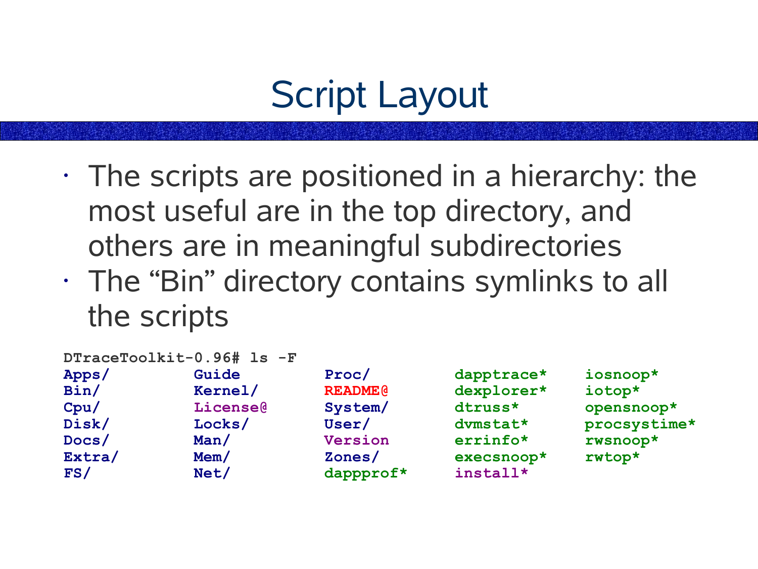# Script Layout

- The scripts are positioned in a hierarchy: the most useful are in the top directory, and others are in meaningful subdirectories
- The “Bin” directory contains symlinks to all the scripts

```
DTraceToolkit-0.96# ls -F
Apps/        Guide        Proc/        dapptrace*   iosnoop*
Bin/         Kernel/      README@      dexplorer*   iotop*
Cpu/         License@     System/      dtruss*      opensnoop*
Disk/        Locks/       User/        dvmstat*     procsystime*
Docs/        Man/         Version      errinfo*     rwsnoop*
Extra/       Mem/         Zones/       execsnoop*   rwtop*
FS/          Net/         dappprof*    install*
```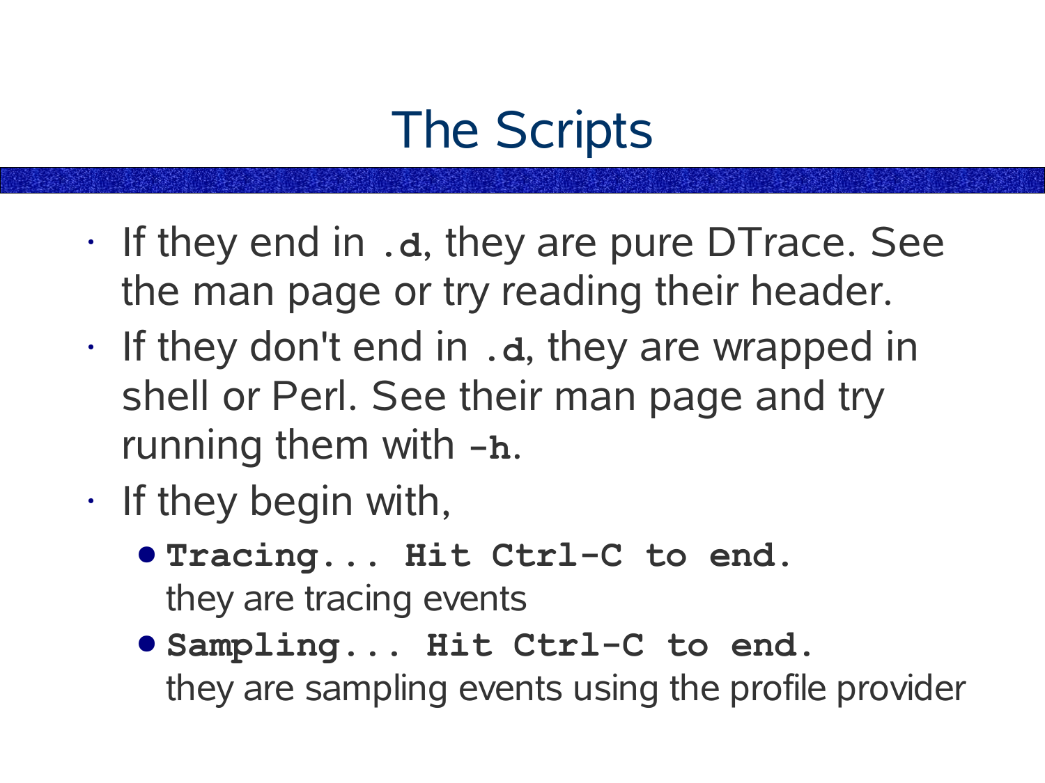# The Scripts

- If they end in **`.d`**, they are pure DTrace. See the man page or try reading their header.
- If they don't end in **`.d`**, they are wrapped in shell or Perl. See their man page and try running them with **`-h`**.
- If they begin with,
  - **`Tracing... Hit Ctrl-C to end.`**
    they are tracing events
  - **`Sampling... Hit Ctrl-C to end.`**
    they are sampling events using the profile provider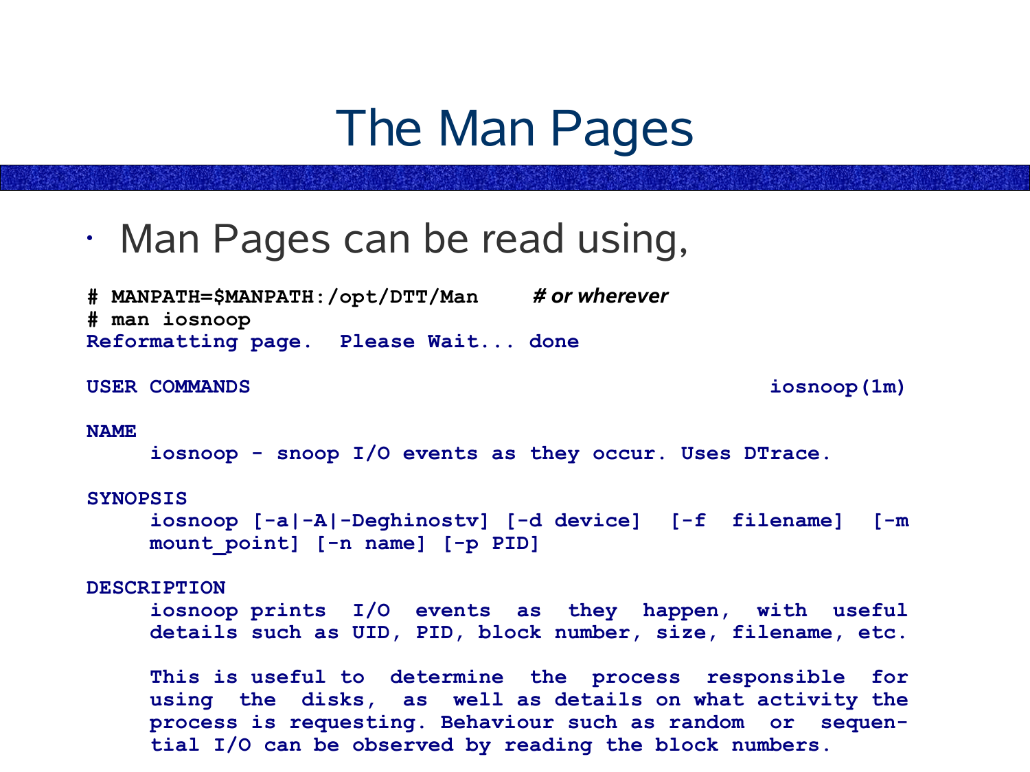# The Man Pages

- Man Pages can be read using,

```
# MANPATH=$MANPATH:/opt/DTT/Man     # or wherever
# man iosnoop
Reformatting page.  Please Wait... done

USER COMMANDS                                          iosnoop(1m)

NAME
     iosnoop - snoop I/O events as they occur. Uses DTrace.

SYNOPSIS
     iosnoop [-a|-A|-Deghinostv] [-d device]  [-f  filename]  [-m
     mount_point] [-n name] [-p PID]

DESCRIPTION
     iosnoop prints  I/O  events  as  they  happen,  with  useful
     details such as UID, PID, block number, size, filename, etc.

     This is useful to  determine  the  process  responsible  for
     using  the  disks,  as  well as details on what activity the
     process is requesting. Behaviour such as random  or  sequen-
     tial I/O can be observed by reading the block numbers.
```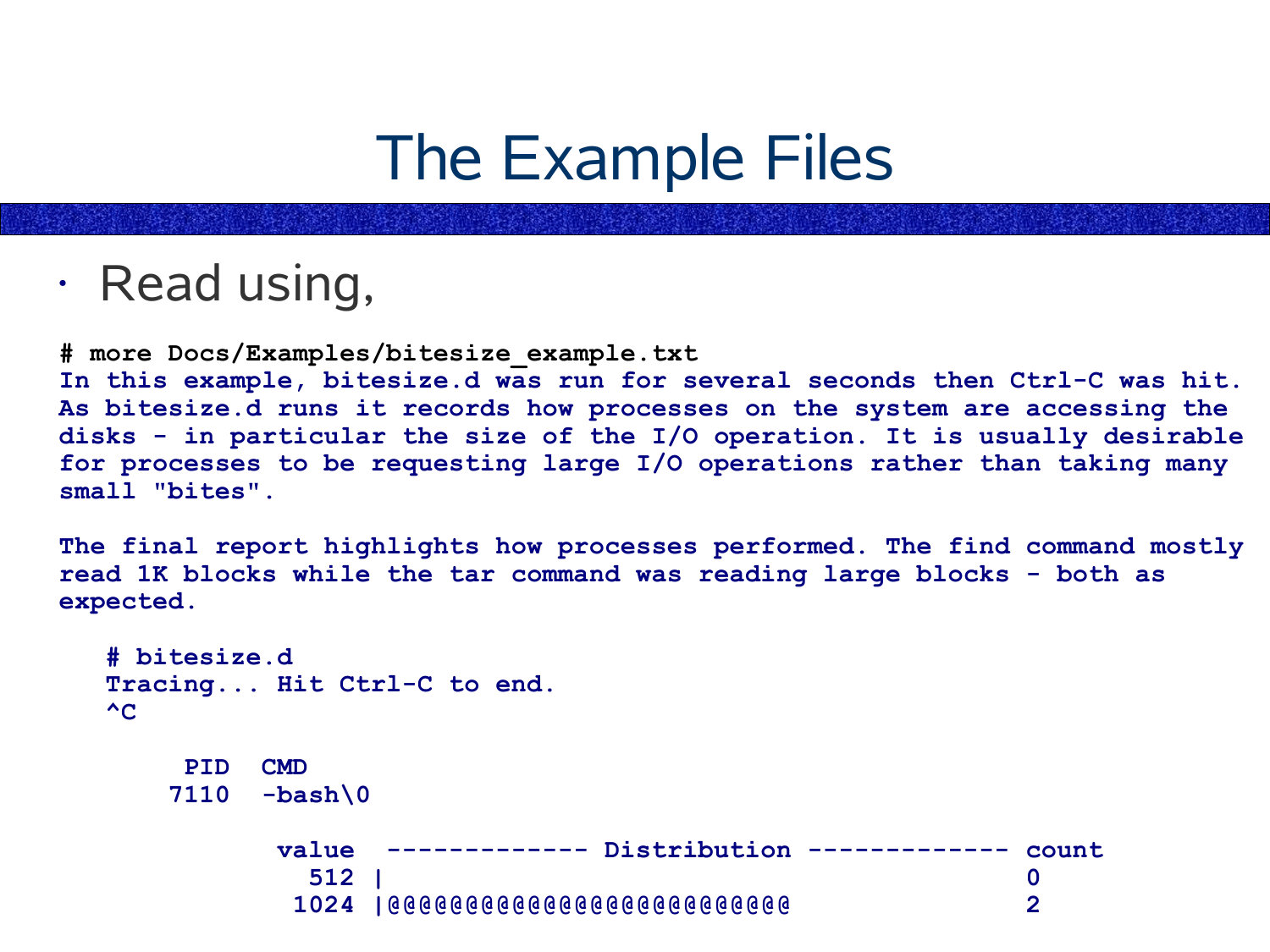# The Example Files

- Read using,

```
# more Docs/Examples/bitesize_example.txt
In this example, bitesize.d was run for several seconds then Ctrl-C was hit.
As bitesize.d runs it records how processes on the system are accessing the
disks - in particular the size of the I/O operation. It is usually desirable
for processes to be requesting large I/O operations rather than taking many
small "bites".

The final report highlights how processes performed. The find command mostly
read 1K blocks while the tar command was reading large blocks - both as
expected.

   # bitesize.d
   Tracing... Hit Ctrl-C to end.
   ^C

        PID  CMD
       7110  -bash\0

            value  ------------- Distribution ------------- count
              512 |                                         0
             1024 |@@@@@@@@@@@@@@@@@@@@@@@@@@               2
```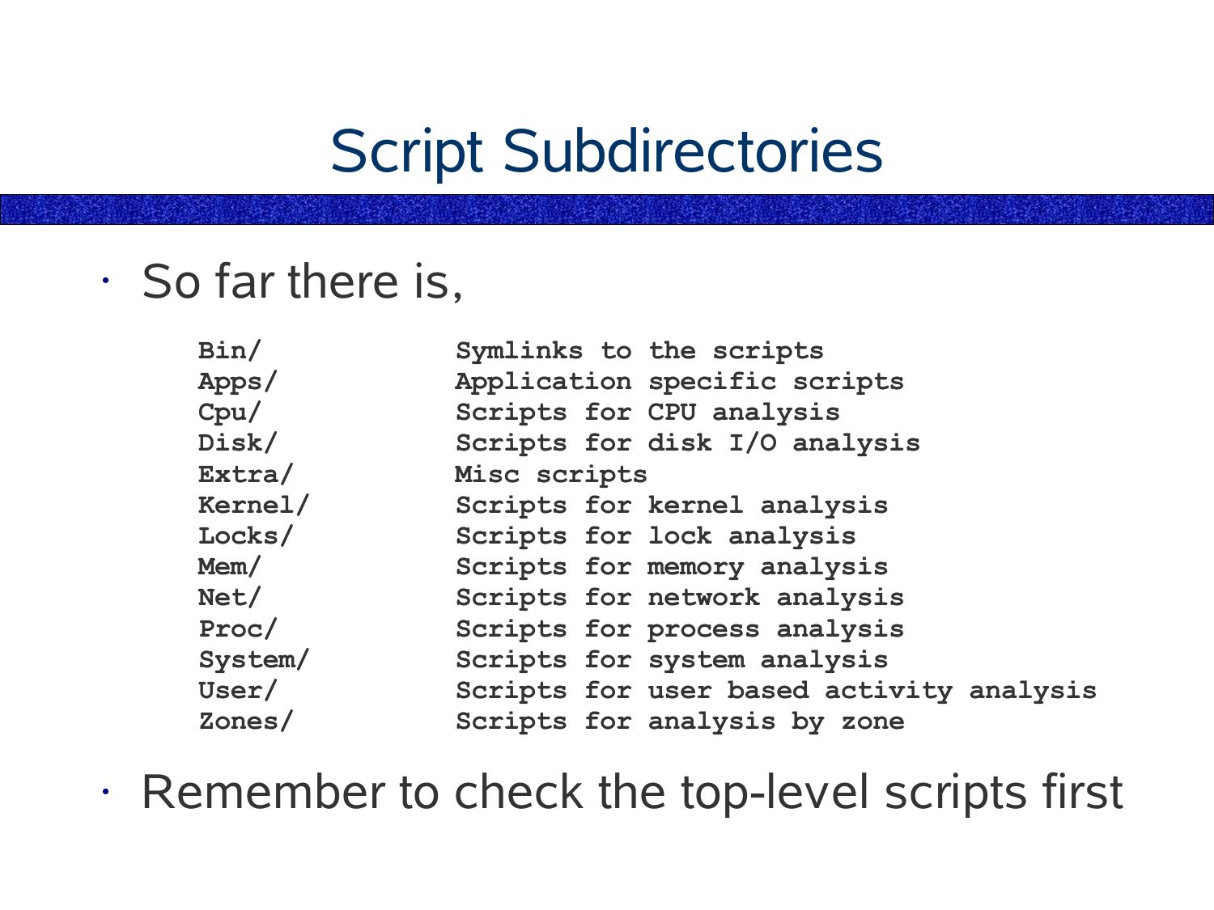# Script Subdirectories

- So far there is,

```
Bin/            Symlinks to the scripts
Apps/           Application specific scripts
Cpu/            Scripts for CPU analysis
Disk/           Scripts for disk I/O analysis
Extra/          Misc scripts
Kernel/         Scripts for kernel analysis
Locks/          Scripts for lock analysis
Mem/            Scripts for memory analysis
Net/            Scripts for network analysis
Proc/           Scripts for process analysis
System/         Scripts for system analysis
User/           Scripts for user based activity analysis
Zones/          Scripts for analysis by zone
```

- Remember to check the top-level scripts first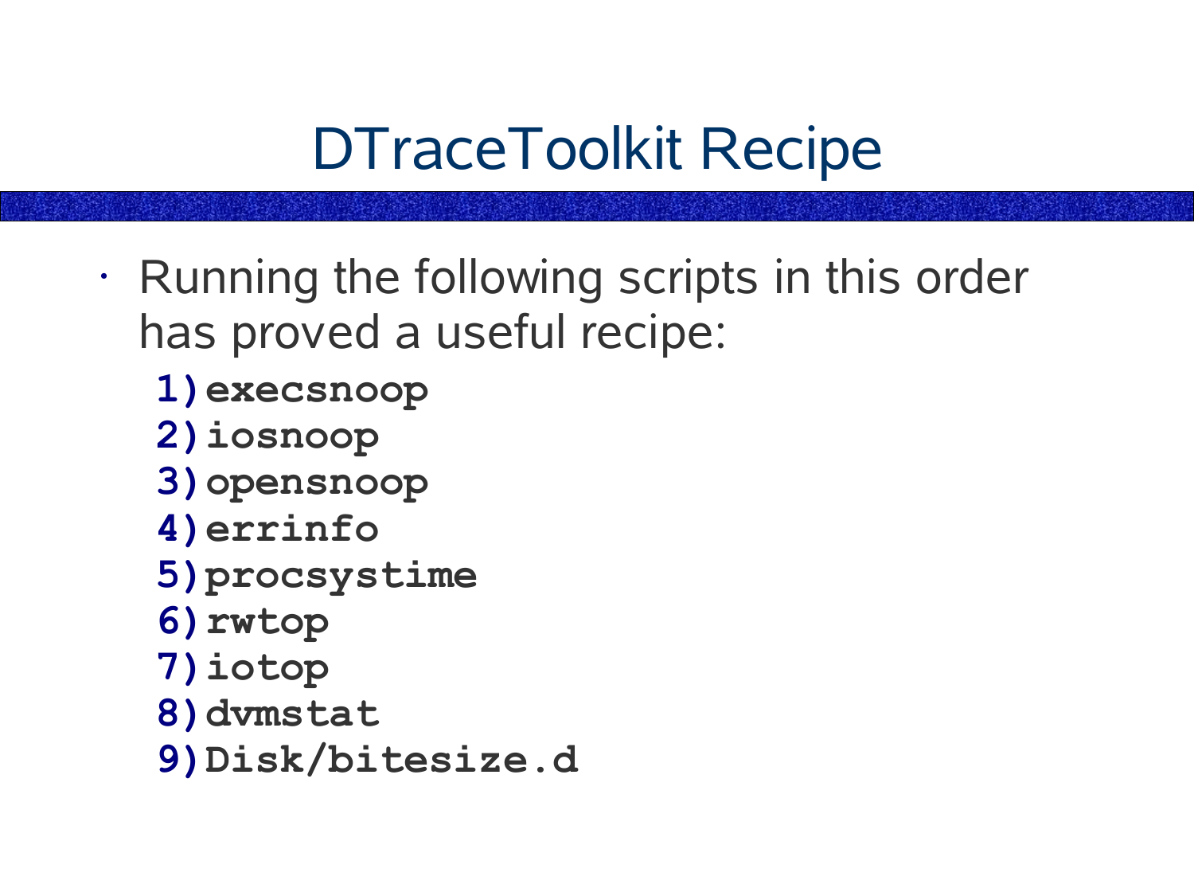# DTraceToolkit Recipe

- Running the following scripts in this order has proved a useful recipe:
  1) **execsnoop**
  2) **iosnoop**
  3) **opensnoop**
  4) **errinfo**
  5) **procsystime**
  6) **rwtop**
  7) **iotop**
  8) **dvmstat**
  9) **Disk/bitesize.d**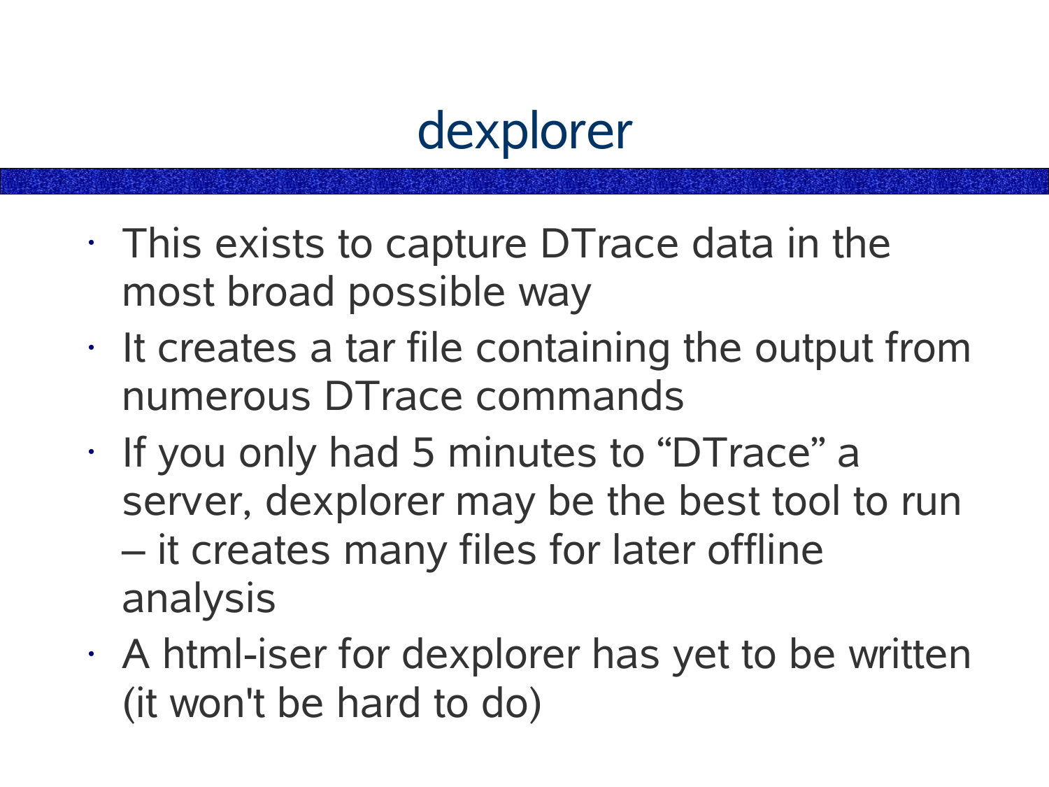# dexplorer

- This exists to capture DTrace data in the most broad possible way
- It creates a tar file containing the output from numerous DTrace commands
- If you only had 5 minutes to “DTrace” a server, dexplorer may be the best tool to run – it creates many files for later offline analysis
- A html-iser for dexplorer has yet to be written (it won't be hard to do)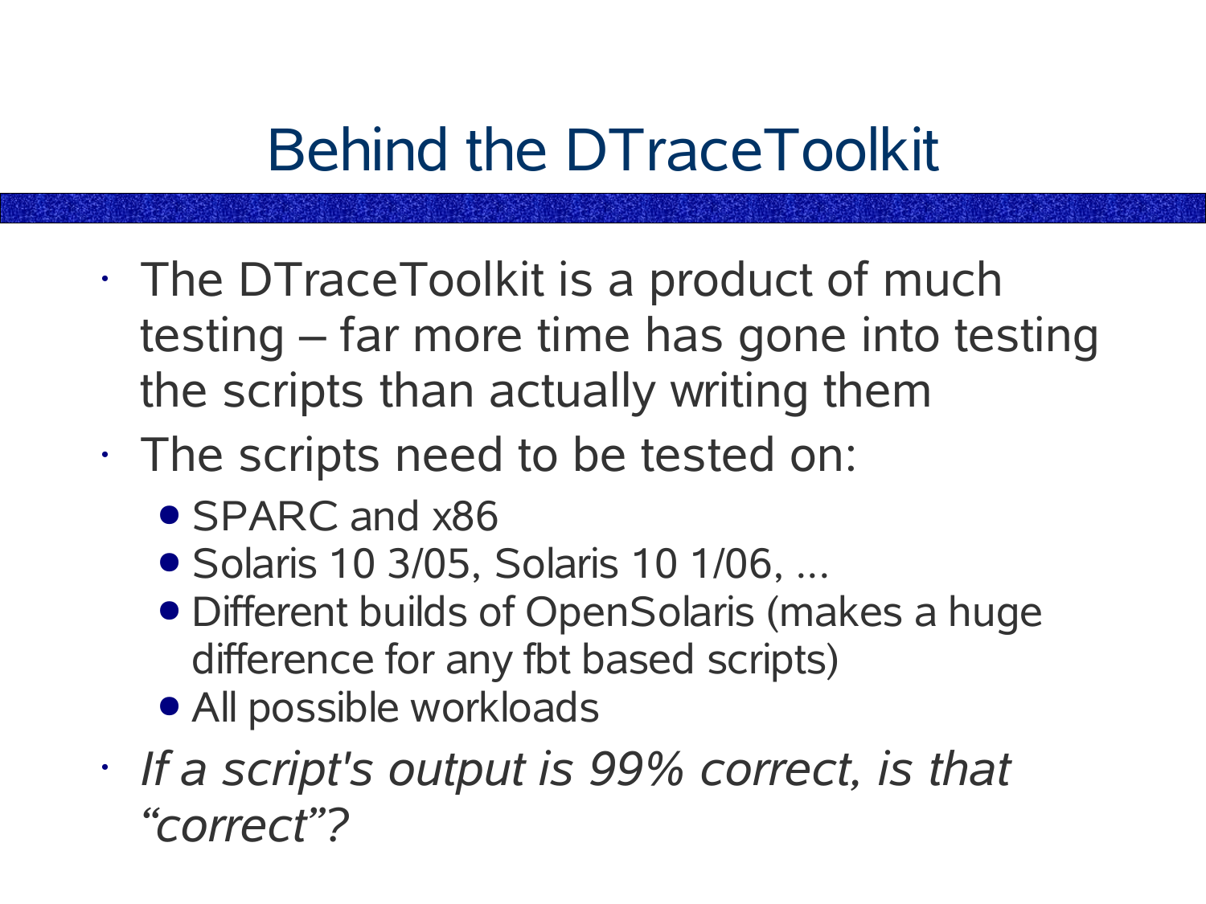# Behind the DTraceToolkit

- The DTraceToolkit is a product of much testing – far more time has gone into testing the scripts than actually writing them
- The scripts need to be tested on:
  - SPARC and x86
  - Solaris 10 3/05, Solaris 10 1/06, ...
  - Different builds of OpenSolaris (makes a huge difference for any fbt based scripts)
  - All possible workloads
- *If a script's output is 99% correct, is that "correct"?*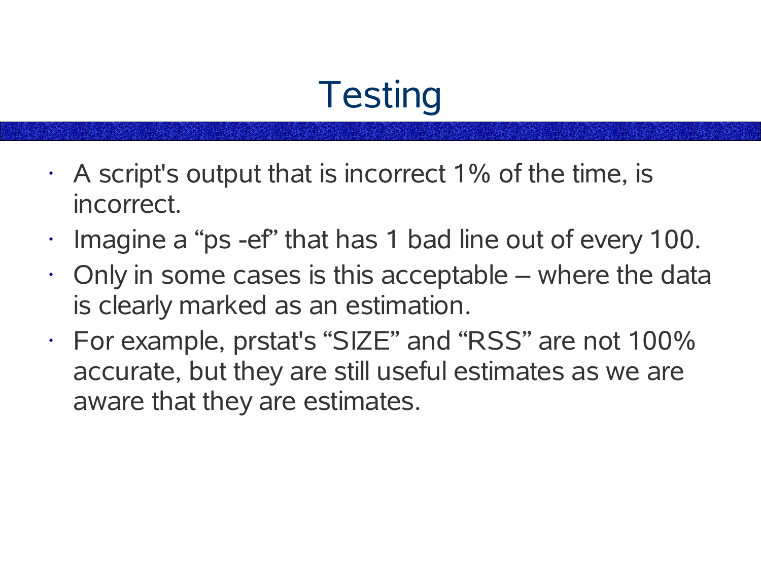# Testing

- A script's output that is incorrect 1% of the time, is incorrect.
- Imagine a “ps -ef” that has 1 bad line out of every 100.
- Only in some cases is this acceptable – where the data is clearly marked as an estimation.
- For example, prstat's “SIZE” and “RSS” are not 100% accurate, but they are still useful estimates as we are aware that they are estimates.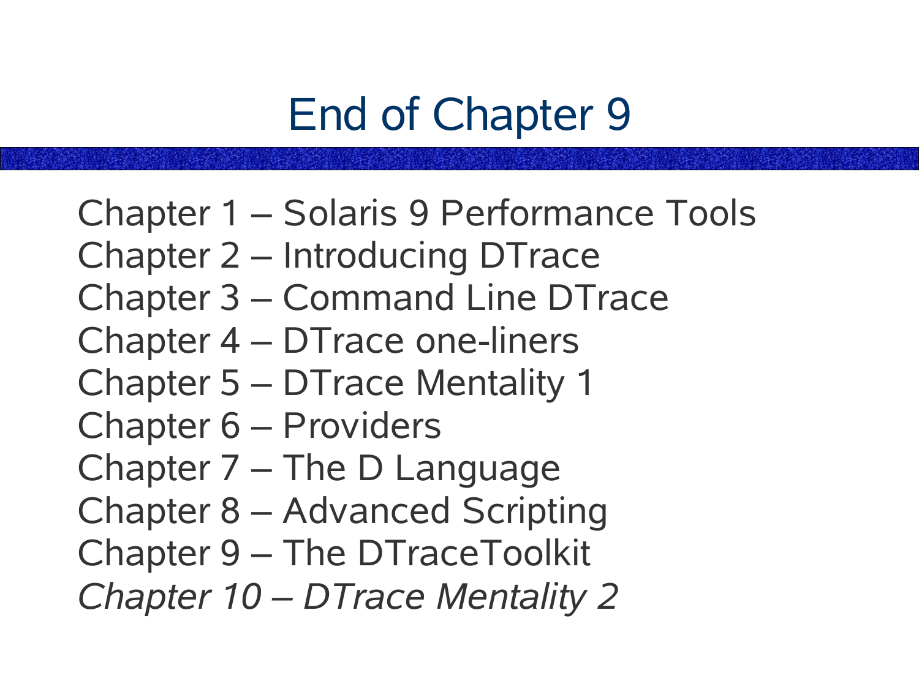# End of Chapter 9

Chapter 1 – Solaris 9 Performance Tools
Chapter 2 – Introducing DTrace
Chapter 3 – Command Line DTrace
Chapter 4 – DTrace one-liners
Chapter 5 – DTrace Mentality 1
Chapter 6 – Providers
Chapter 7 – The D Language
Chapter 8 – Advanced Scripting
Chapter 9 – The DTraceToolkit
*Chapter 10 – DTrace Mentality 2*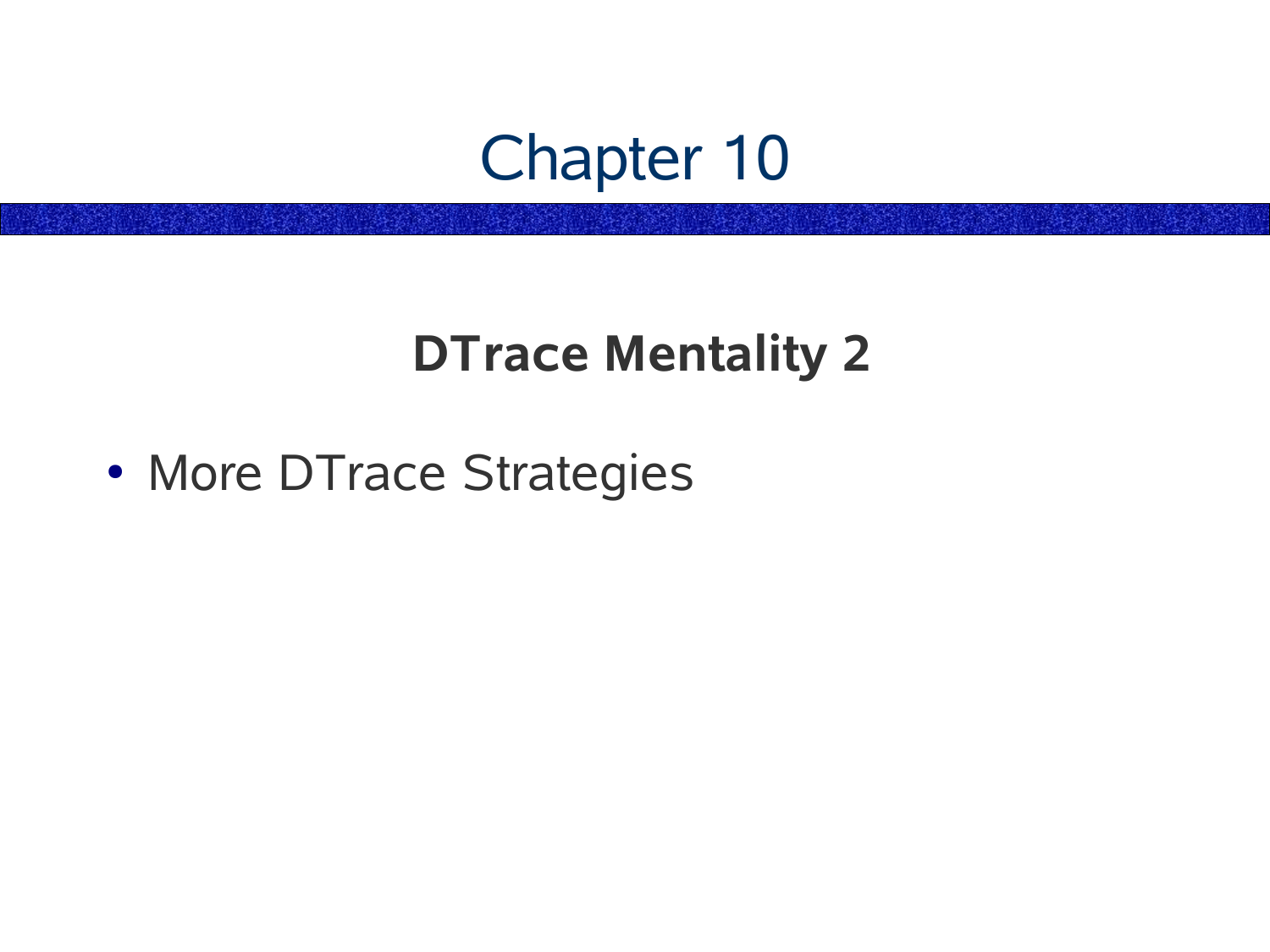# Chapter 10

## DTrace Mentality 2

- More DTrace Strategies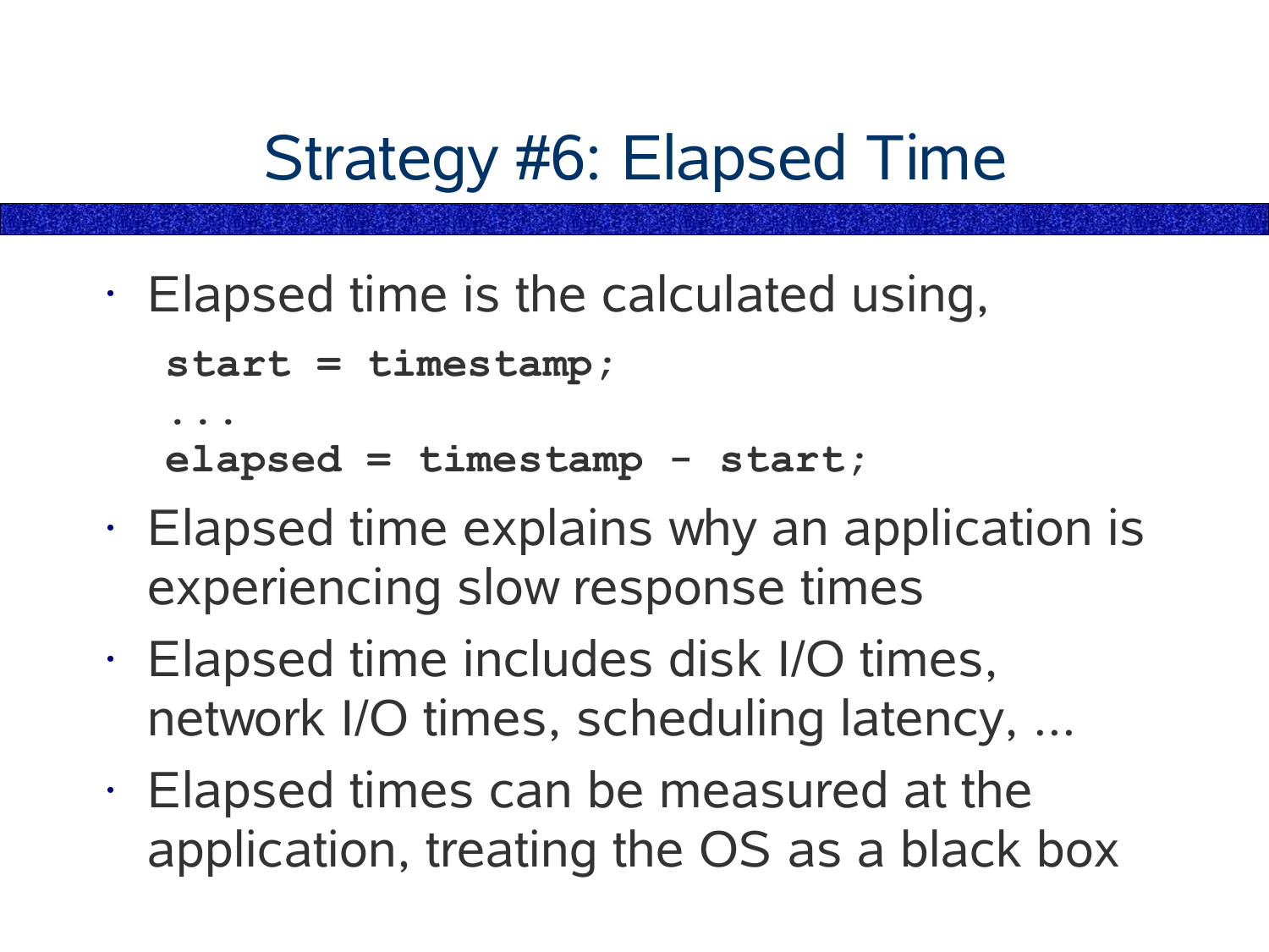# Strategy #6: Elapsed Time

- Elapsed time is the calculated using,

```
start = timestamp;
...
elapsed = timestamp - start;
```

- Elapsed time explains why an application is experiencing slow response times
- Elapsed time includes disk I/O times, network I/O times, scheduling latency, ...
- Elapsed times can be measured at the application, treating the OS as a black box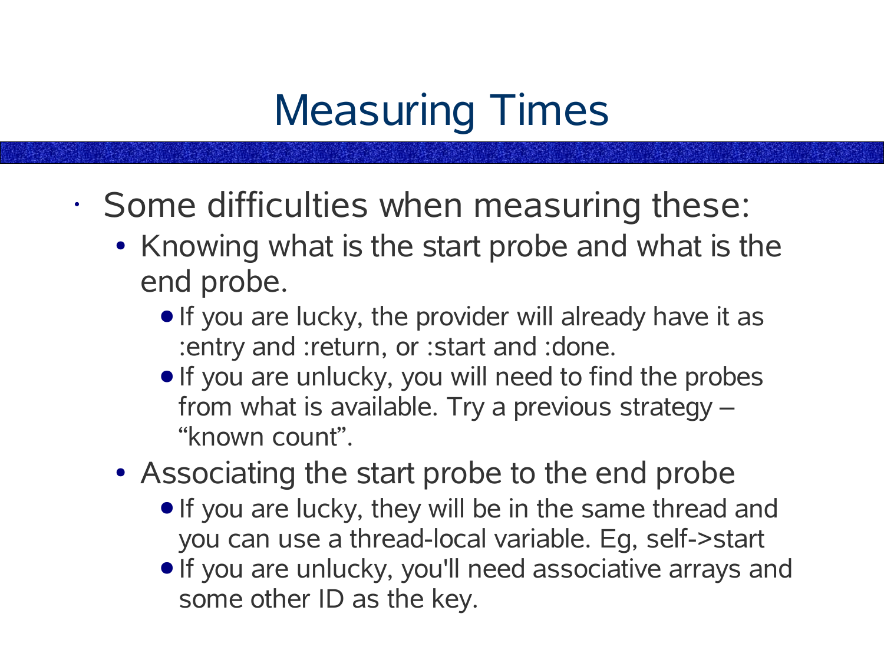# Measuring Times

- Some difficulties when measuring these:
  - Knowing what is the start probe and what is the end probe.
    - If you are lucky, the provider will already have it as :entry and :return, or :start and :done.
    - If you are unlucky, you will need to find the probes from what is available. Try a previous strategy – “known count”.
  - Associating the start probe to the end probe
    - If you are lucky, they will be in the same thread and you can use a thread-local variable. Eg, self->start
    - If you are unlucky, you'll need associative arrays and some other ID as the key.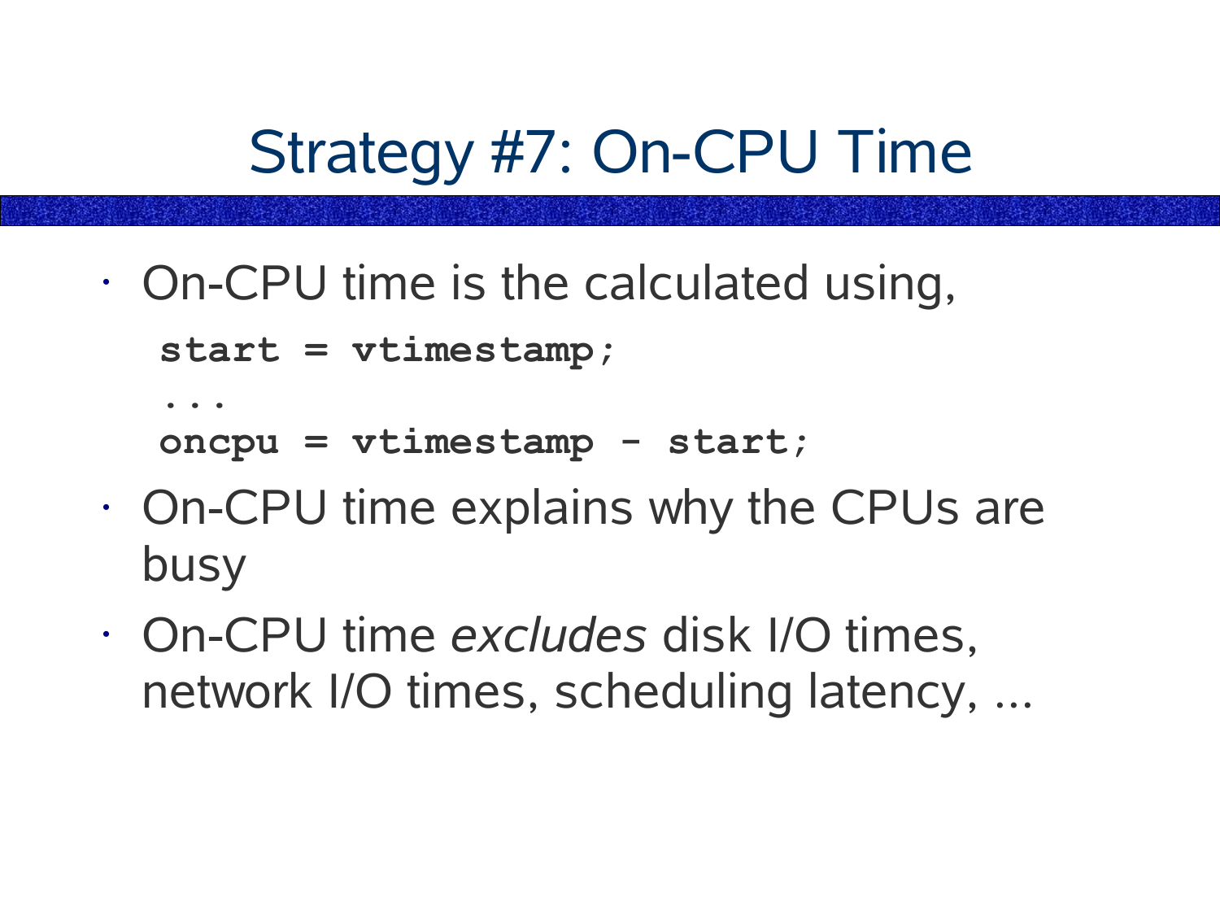# Strategy #7: On-CPU Time

- On-CPU time is the calculated using,

```
start = vtimestamp;
...
oncpu = vtimestamp - start;
```

- On-CPU time explains why the CPUs are busy
- On-CPU time *excludes* disk I/O times, network I/O times, scheduling latency, ...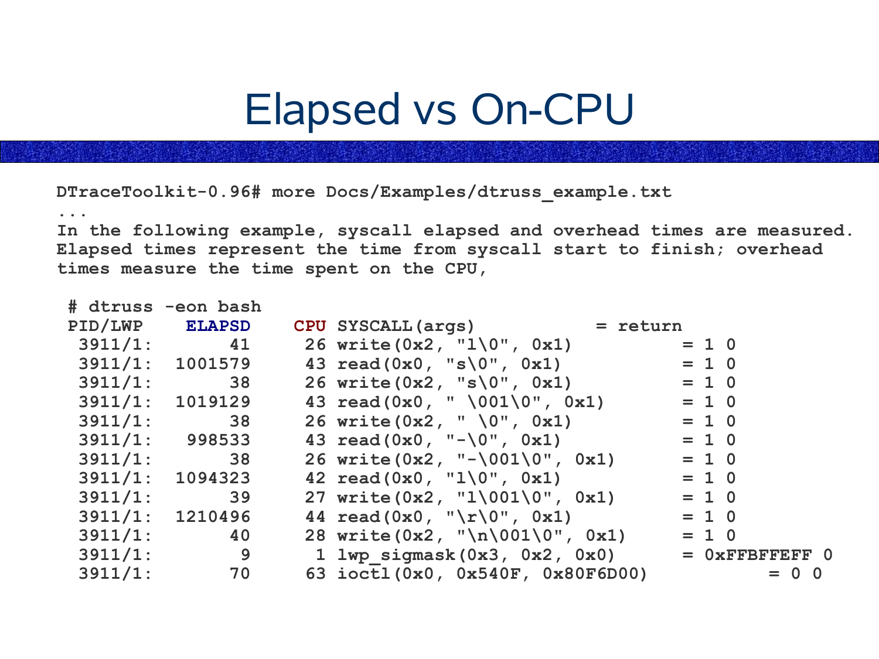# Elapsed vs On-CPU

```
DTraceToolkit-0.96# more Docs/Examples/dtruss_example.txt
...
In the following example, syscall elapsed and overhead times are measured.
Elapsed times represent the time from syscall start to finish; overhead
times measure the time spent on the CPU,

 # dtruss -eon bash
 PID/LWP    ELAPSD    CPU SYSCALL(args)              = return
  3911/1:       41     26 write(0x2, "l\0", 0x1)          = 1 0
  3911/1:  1001579     43 read(0x0, "s\0", 0x1)           = 1 0
  3911/1:       38     26 write(0x2, "s\0", 0x1)          = 1 0
  3911/1:  1019129     43 read(0x0, " \001\0", 0x1)       = 1 0
  3911/1:       38     26 write(0x2, " \0", 0x1)          = 1 0
  3911/1:   998533     43 read(0x0, "-\0", 0x1)           = 1 0
  3911/1:       38     26 write(0x2, "-\001\0", 0x1)      = 1 0
  3911/1:  1094323     42 read(0x0, "l\0", 0x1)           = 1 0
  3911/1:       39     27 write(0x2, "l\001\0", 0x1)      = 1 0
  3911/1:  1210496     44 read(0x0, "\r\0", 0x1)          = 1 0
  3911/1:       40     28 write(0x2, "\n\001\0", 0x1)     = 1 0
  3911/1:        9      1 lwp_sigmask(0x3, 0x2, 0x0)      = 0xFFBFFEFF 0
  3911/1:       70     63 ioctl(0x0, 0x540F, 0x80F6D00)           = 0 0
```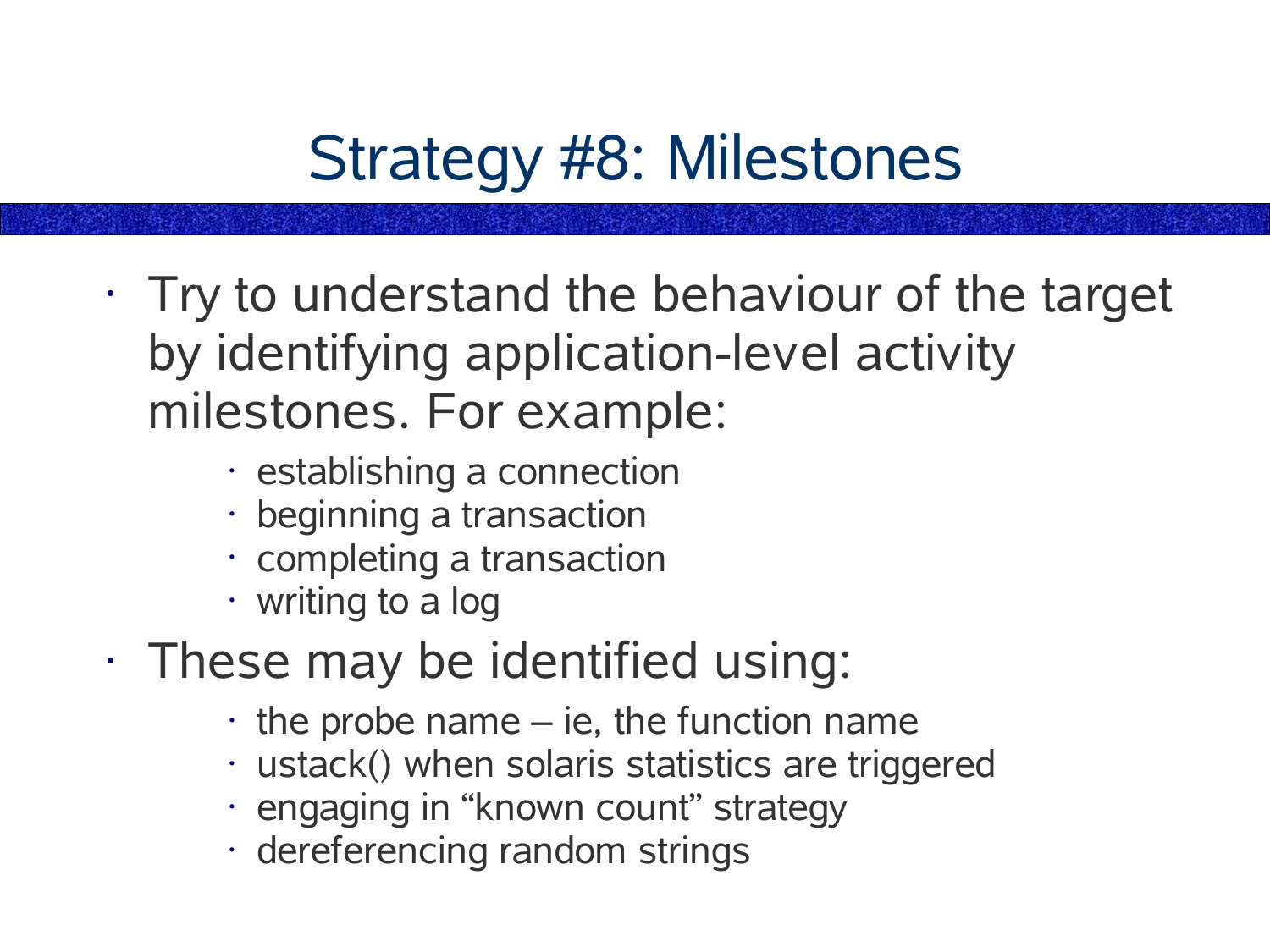# Strategy #8: Milestones

- Try to understand the behaviour of the target by identifying application-level activity milestones. For example:
    - establishing a connection
    - beginning a transaction
    - completing a transaction
    - writing to a log
- These may be identified using:
    - the probe name – ie, the function name
    - ustack() when solaris statistics are triggered
    - engaging in “known count” strategy
    - dereferencing random strings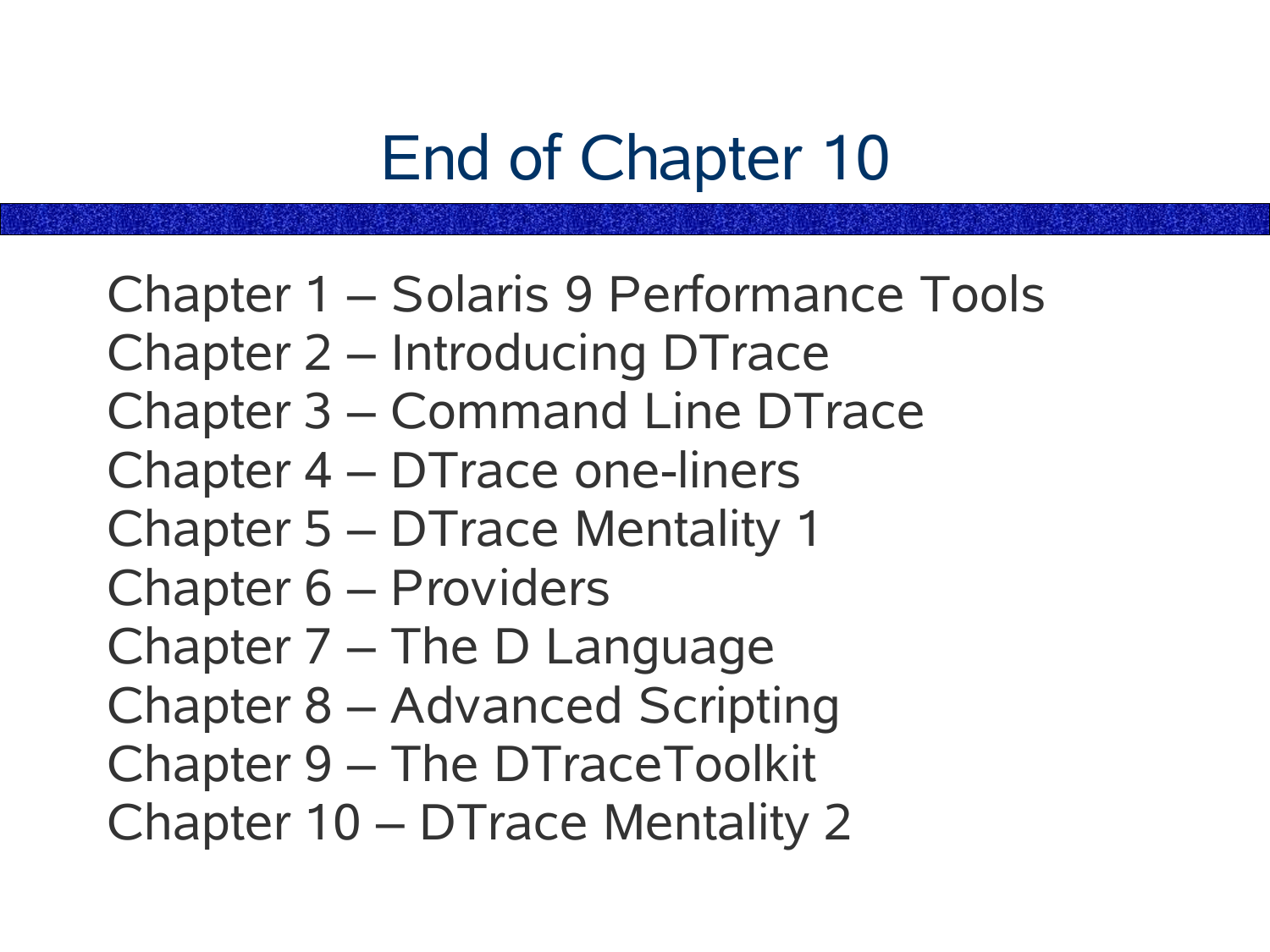# End of Chapter 10

Chapter 1 – Solaris 9 Performance Tools
Chapter 2 – Introducing DTrace
Chapter 3 – Command Line DTrace
Chapter 4 – DTrace one-liners
Chapter 5 – DTrace Mentality 1
Chapter 6 – Providers
Chapter 7 – The D Language
Chapter 8 – Advanced Scripting
Chapter 9 – The DTraceToolkit
Chapter 10 – DTrace Mentality 2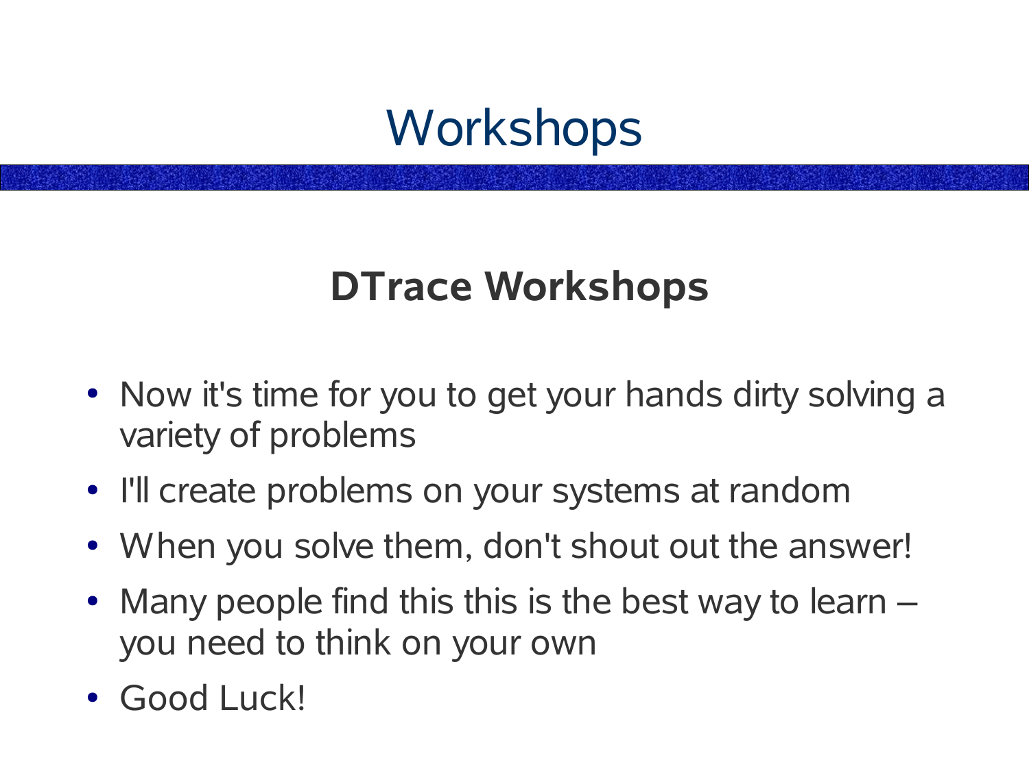# Workshops

## DTrace Workshops

- Now it's time for you to get your hands dirty solving a variety of problems
- I'll create problems on your systems at random
- When you solve them, don't shout out the answer!
- Many people find this this is the best way to learn – you need to think on your own
- Good Luck!